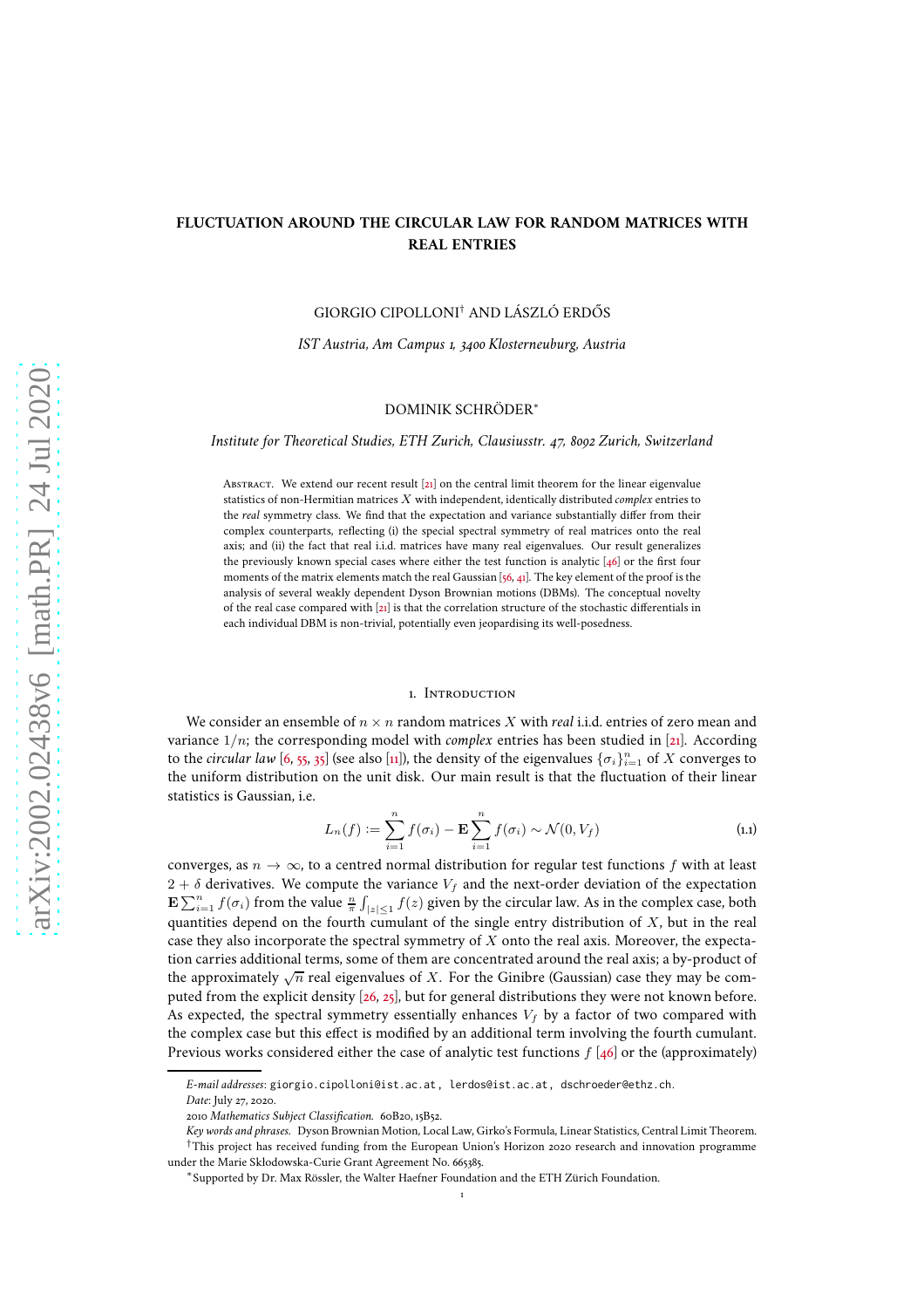# FLUCTUATION AROUND THE CIRCULAR LAW FOR RANDOM MATRICES WITH REAL ENTRIES

GIORGIO CIPOLLONI[†] AND LÁSZLÓ ERDŐS

*IST Austria, Am Campus 1, 3400 Klosterneuburg, Austria*

DOMINIK SCHRÖDER[*]

*Institute for Theoretical Studies, ETH Zurich, Clausiusstr. 47, 8092 Zurich, Switzerland*

Abstract. We extend our recent result [21] on the central limit theorem for the linear eigenvalue statistics of non-Hermitian matrices $X$ with independent, identically distributed *complex* entries to the *real* symmetry class. We find that the expectation and variance substantially differ from their complex counterparts, reflecting (i) the special spectral symmetry of real matrices onto the real axis; and (ii) the fact that real i.i.d. matrices have many real eigenvalues. Our result generalizes the previously known special cases where either the test function is analytic [46] or the first four moments of the matrix elements match the real Gaussian [56, 41]. The key element of the proof is the analysis of several weakly dependent Dyson Brownian motions (DBMs). The conceptual novelty of the real case compared with [21] is that the correlation structure of the stochastic differentials in each individual DBM is non-trivial, potentially even jeopardising its well-posedness.

## 1. Introduction

We consider an ensemble of $n \times n$ random matrices $X$ with *real* i.i.d. entries of zero mean and variance $1/n$; the corresponding model with *complex* entries has been studied in [21]. According to the *circular law* [6, 55, 35] (see also [11]), the density of the eigenvalues $\{\sigma_i\}_{i=1}^n$ of $X$ converges to the uniform distribution on the unit disk. Our main result is that the fluctuation of their linear statistics is Gaussian, i.e.

$$L_n(f) := \sum_{i=1}^n f(\sigma_i) - \mathbf{E} \sum_{i=1}^n f(\sigma_i) \sim \mathcal{N}(0, V_f) \tag{1.1}$$

converges, as $n \to \infty$, to a centred normal distribution for regular test functions $f$ with at least $2 + \delta$ derivatives. We compute the variance $V_f$ and the next-order deviation of the expectation $\mathbf{E} \sum_{i=1}^n f(\sigma_i)$ from the value $\frac{n}{\pi} \int_{|z| \le 1} f(z)$ given by the circular law. As in the complex case, both quantities depend on the fourth cumulant of the single entry distribution of $X$, but in the real case they also incorporate the spectral symmetry of $X$ onto the real axis. Moreover, the expectation carries additional terms, some of them are concentrated around the real axis; a by-product of the approximately $\sqrt{n}$ real eigenvalues of $X$. For the Ginibre (Gaussian) case they may be computed from the explicit density [26, 25], but for general distributions they were not known before. As expected, the spectral symmetry essentially enhances $V_f$ by a factor of two compared with the complex case but this effect is modified by an additional term involving the fourth cumulant. Previous works considered either the case of analytic test functions $f$ [46] or the (approximately)

---

*E-mail addresses*: giorgio.cipolloni@ist.ac.at, lerdos@ist.ac.at, dschroeder@ethz.ch.

*Date*: July 27, 2020.

2010 *Mathematics Subject Classification.* 60B20, 15B52.

*Key words and phrases.* Dyson Brownian Motion, Local Law, Girko's Formula, Linear Statistics, Central Limit Theorem.

[†]This project has received funding from the European Union's Horizon 2020 research and innovation programme under the Marie Skłodowska-Curie Grant Agreement No. 665385.

[*]Supported by Dr. Max Rössler, the Walter Haefner Foundation and the ETH Zürich Foundation.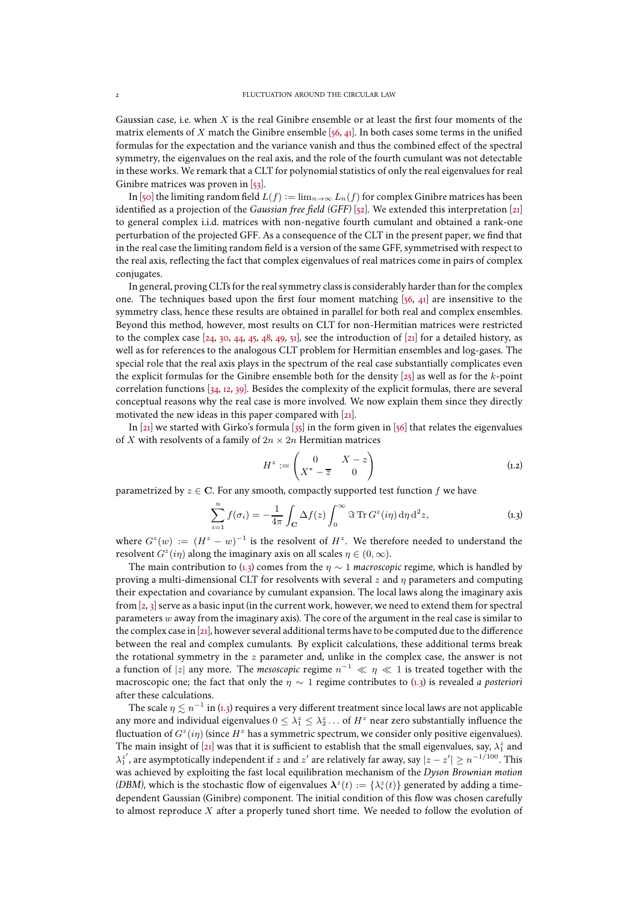Gaussian case, i.e. when $X$ is the real Ginibre ensemble or at least the first four moments of the matrix elements of $X$ match the Ginibre ensemble [56, 41]. In both cases some terms in the unified formulas for the expectation and the variance vanish and thus the combined effect of the spectral symmetry, the eigenvalues on the real axis, and the role of the fourth cumulant was not detectable in these works. We remark that a CLT for polynomial statistics of only the real eigenvalues for real Ginibre matrices was proven in [53].

In [50] the limiting random field $L(f) := \lim_{n\to\infty} L_n(f)$ for complex Ginibre matrices has been identified as a projection of the *Gaussian free field (GFF)* [52]. We extended this interpretation [21] to general complex i.i.d. matrices with non-negative fourth cumulant and obtained a rank-one perturbation of the projected GFF. As a consequence of the CLT in the present paper, we find that in the real case the limiting random field is a version of the same GFF, symmetrised with respect to the real axis, reflecting the fact that complex eigenvalues of real matrices come in pairs of complex conjugates.

In general, proving CLTs for the real symmetry class is considerably harder than for the complex one. The techniques based upon the first four moment matching [56, 41] are insensitive to the symmetry class, hence these results are obtained in parallel for both real and complex ensembles. Beyond this method, however, most results on CLT for non-Hermitian matrices were restricted to the complex case [24, 30, 44, 45, 48, 49, 51], see the introduction of [21] for a detailed history, as well as for references to the analogous CLT problem for Hermitian ensembles and log-gases. The special role that the real axis plays in the spectrum of the real case substantially complicates even the explicit formulas for the Ginibre ensemble both for the density [25] as well as for the $k$-point correlation functions [34, 12, 39]. Besides the complexity of the explicit formulas, there are several conceptual reasons why the real case is more involved. We now explain them since they directly motivated the new ideas in this paper compared with [21].

In [21] we started with Girko's formula [35] in the form given in [56] that relates the eigenvalues of $X$ with resolvents of a family of $2n \times 2n$ Hermitian matrices

$$H^z := \begin{pmatrix} 0 & X - z \\ X^* - \overline{z} & 0 \end{pmatrix} \tag{1.2}$$

parametrized by $z \in \mathbf{C}$. For any smooth, compactly supported test function $f$ we have

$$\sum_{i=1}^n f(\sigma_i) = -\frac{1}{4\pi}\int_{\mathbf{C}} \Delta f(z) \int_0^\infty \Im \operatorname{Tr} G^z(i\eta)\,\mathrm{d}\eta\,\mathrm{d}^2 z, \tag{1.3}$$

where $G^z(w) := (H^z - w)^{-1}$ is the resolvent of $H^z$. We therefore needed to understand the resolvent $G^z(i\eta)$ along the imaginary axis on all scales $\eta \in (0,\infty)$.

The main contribution to (1.3) comes from the $\eta \sim 1$ *macroscopic* regime, which is handled by proving a multi-dimensional CLT for resolvents with several $z$ and $\eta$ parameters and computing their expectation and covariance by cumulant expansion. The local laws along the imaginary axis from [2, 3] serve as a basic input (in the current work, however, we need to extend them for spectral parameters $w$ away from the imaginary axis). The core of the argument in the real case is similar to the complex case in [21], however several additional terms have to be computed due to the difference between the real and complex cumulants. By explicit calculations, these additional terms break the rotational symmetry in the $z$ parameter and, unlike in the complex case, the answer is not a function of $|z|$ any more. The *mesoscopic* regime $n^{-1} \ll \eta \ll 1$ is treated together with the macroscopic one; the fact that only the $\eta \sim 1$ regime contributes to (1.3) is revealed *a posteriori* after these calculations.

The scale $\eta \lesssim n^{-1}$ in (1.3) requires a very different treatment since local laws are not applicable any more and individual eigenvalues $0 \le \lambda_1^z \le \lambda_2^z \ldots$ of $H^z$ near zero substantially influence the fluctuation of $G^z(i\eta)$ (since $H^z$ has a symmetric spectrum, we consider only positive eigenvalues). The main insight of [21] was that it is sufficient to establish that the small eigenvalues, say, $\lambda_1^z$ and $\lambda_1^{z'}$, are asymptotically independent if $z$ and $z'$ are relatively far away, say $|z - z'| \ge n^{-1/100}$. This was achieved by exploiting the fast local equilibration mechanism of the *Dyson Brownian motion (DBM)*, which is the stochastic flow of eigenvalues $\boldsymbol{\lambda}^z(t) := \{\lambda_i^z(t)\}$ generated by adding a time-dependent Gaussian (Ginibre) component. The initial condition of this flow was chosen carefully to almost reproduce $X$ after a properly tuned short time. We needed to follow the evolution of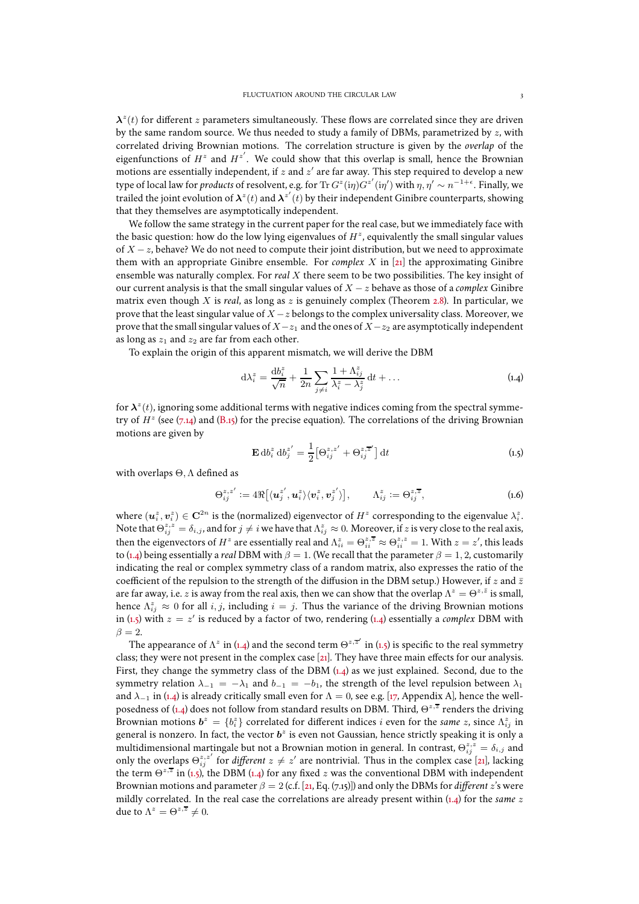$\boldsymbol{\lambda}^z(t)$ for different $z$ parameters simultaneously. These flows are correlated since they are driven by the same random source. We thus needed to study a family of DBMs, parametrized by $z$, with correlated driving Brownian motions. The correlation structure is given by the *overlap* of the eigenfunctions of $H^z$ and $H^{z'}$. We could show that this overlap is small, hence the Brownian motions are essentially independent, if $z$ and $z'$ are far away. This step required to develop a new type of local law for *products* of resolvent, e.g. for $\operatorname{Tr} G^z(\mathrm{i}\eta)G^{z'}(\mathrm{i}\eta')$ with $\eta, \eta' \sim n^{-1+\epsilon}$. Finally, we trailed the joint evolution of $\boldsymbol{\lambda}^z(t)$ and $\boldsymbol{\lambda}^{z'}(t)$ by their independent Ginibre counterparts, showing that they themselves are asymptotically independent.

We follow the same strategy in the current paper for the real case, but we immediately face with the basic question: how do the low lying eigenvalues of $H^z$, equivalently the small singular values of $X - z$, behave? We do not need to compute their joint distribution, but we need to approximate them with an appropriate Ginibre ensemble. For *complex* $X$ in [21] the approximating Ginibre ensemble was naturally complex. For *real* $X$ there seem to be two possibilities. The key insight of our current analysis is that the small singular values of $X - z$ behave as those of a *complex* Ginibre matrix even though $X$ is *real*, as long as $z$ is genuinely complex (Theorem 2.8). In particular, we prove that the least singular value of $X-z$ belongs to the complex universality class. Moreover, we prove that the small singular values of $X-z_1$ and the ones of $X-z_2$ are asymptotically independent as long as $z_1$ and $z_2$ are far from each other.

To explain the origin of this apparent mismatch, we will derive the DBM

$$\mathrm{d}\lambda_i^z = \frac{\mathrm{d}b_i^z}{\sqrt{n}} + \frac{1}{2n}\sum_{j\neq i} \frac{1+\Lambda_{ij}^z}{\lambda_i^z - \lambda_j^z}\,\mathrm{d}t + \ldots \tag{1.4}$$

for $\boldsymbol{\lambda}^z(t)$, ignoring some additional terms with negative indices coming from the spectral symmetry of $H^z$ (see (7.14) and (B.15) for the precise equation). The correlations of the driving Brownian motions are given by

$$\mathbf{E}\,\mathrm{d}b_i^z\,\mathrm{d}b_j^{z'} = \frac{1}{2}\big[\Theta_{ij}^{z,z'} + \Theta_{ij}^{z,\overline{z}'}\big]\,\mathrm{d}t \tag{1.5}$$

with overlaps $\Theta, \Lambda$ defined as

$$\Theta_{ij}^{z,z'} := 4\Re\big[\langle \boldsymbol{u}_j^{z'}, \boldsymbol{u}_i^z\rangle\langle \boldsymbol{v}_i^z, \boldsymbol{v}_j^{z'}\rangle\big], \qquad \Lambda_{ij}^z := \Theta_{ij}^{z,\overline{z}}, \tag{1.6}$$

where $(\boldsymbol{u}_i^z, \boldsymbol{v}_i^z) \in \mathbf{C}^{2n}$ is the (normalized) eigenvector of $H^z$ corresponding to the eigenvalue $\lambda_i^z$. Note that $\Theta_{ij}^{z,z} = \delta_{i,j}$, and for $j \neq i$ we have that $\Lambda_{ij}^z \approx 0$. Moreover, if $z$ is very close to the real axis, then the eigenvectors of $H^z$ are essentially real and $\Lambda_{ii}^z = \Theta_{ii}^{z,\overline{z}} \approx \Theta_{ii}^{z,z} = 1$. With $z = z'$, this leads to (1.4) being essentially a *real* DBM with $\beta = 1$. (We recall that the parameter $\beta = 1, 2$, customarily indicating the real or complex symmetry class of a random matrix, also expresses the ratio of the coefficient of the repulsion to the strength of the diffusion in the DBM setup.) However, if $z$ and $\bar{z}$ are far away, i.e. $z$ is away from the real axis, then we can show that the overlap $\Lambda^z = \Theta^{z,\bar{z}}$ is small, hence $\Lambda_{ij}^z \approx 0$ for all $i, j$, including $i = j$. Thus the variance of the driving Brownian motions in (1.5) with $z = z'$ is reduced by a factor of two, rendering (1.4) essentially a *complex* DBM with $\beta = 2$.

The appearance of $\Lambda^z$ in (1.4) and the second term $\Theta^{z,\overline{z}'}$ in (1.5) is specific to the real symmetry class; they were not present in the complex case [21]. They have three main effects for our analysis. First, they change the symmetry class of the DBM (1.4) as we just explained. Second, due to the symmetry relation $\lambda_{-1} = -\lambda_1$ and $b_{-1} = -b_1$, the strength of the level repulsion between $\lambda_1$ and $\lambda_{-1}$ in (1.4) is already critically small even for $\Lambda = 0$, see e.g. [17, Appendix A], hence the well-posedness of (1.4) does not follow from standard results on DBM. Third, $\Theta^{z,\overline{z}}$ renders the driving Brownian motions $\boldsymbol{b}^z = \{b_i^z\}$ correlated for different indices $i$ even for the *same* $z$, since $\Lambda_{ij}^z$ in general is nonzero. In fact, the vector $\boldsymbol{b}^z$ is even not Gaussian, hence strictly speaking it is only a multidimensional martingale but not a Brownian motion in general. In contrast, $\Theta_{ij}^{z,z} = \delta_{i,j}$ and only the overlaps $\Theta_{ij}^{z,z'}$ for *different* $z \neq z'$ are nontrivial. Thus in the complex case [21], lacking the term $\Theta^{z,\overline{z}}$ in (1.5), the DBM (1.4) for any fixed $z$ was the conventional DBM with independent Brownian motions and parameter $\beta = 2$ (c.f. [21, Eq. (7.15)]) and only the DBMs for *different* $z$'s were mildly correlated. In the real case the correlations are already present within (1.4) for the *same* $z$ due to $\Lambda^z = \Theta^{z,\overline{z}} \neq 0$.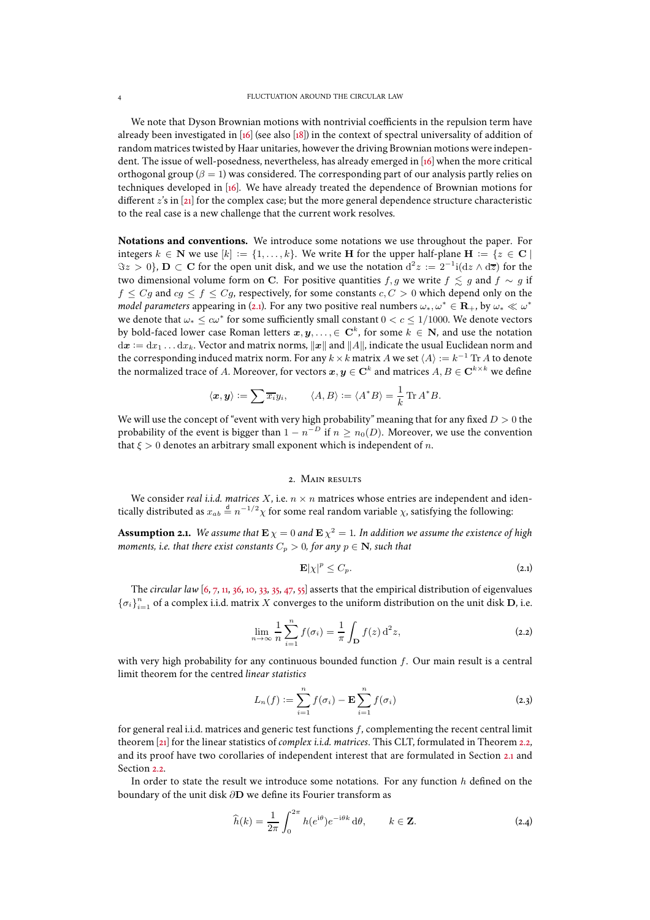We note that Dyson Brownian motions with nontrivial coefficients in the repulsion term have already been investigated in [16] (see also [18]) in the context of spectral universality of addition of random matrices twisted by Haar unitaries, however the driving Brownian motions were independent. The issue of well-posedness, nevertheless, has already emerged in [16] when the more critical orthogonal group ($\beta = 1$) was considered. The corresponding part of our analysis partly relies on techniques developed in [16]. We have already treated the dependence of Brownian motions for different $z$'s in [21] for the complex case; but the more general dependence structure characteristic to the real case is a new challenge that the current work resolves.

**Notations and conventions.** We introduce some notations we use throughout the paper. For integers $k \in \mathbf{N}$ we use $[k] := \{1, \dots, k\}$. We write $\mathbf{H}$ for the upper half-plane $\mathbf{H} := \{z \in \mathbf{C} \mid \Im z > 0\}$, $\mathbf{D} \subset \mathbf{C}$ for the open unit disk, and we use the notation $\mathrm{d}^2 z := 2^{-1}\mathrm{i}(\mathrm{d}z \wedge \mathrm{d}\overline{z})$ for the two dimensional volume form on $\mathbf{C}$. For positive quantities $f, g$ we write $f \lesssim g$ and $f \sim g$ if $f \le Cg$ and $cg \le f \le Cg$, respectively, for some constants $c, C > 0$ which depend only on the *model parameters* appearing in (2.1). For any two positive real numbers $\omega_*, \omega^* \in \mathbf{R}_+$, by $\omega_* \ll \omega^*$ we denote that $\omega_* \le c\omega^*$ for some sufficiently small constant $0 < c \le 1/1000$. We denote vectors by bold-faced lower case Roman letters $\boldsymbol{x}, \boldsymbol{y}, \dots, \in \mathbf{C}^k$, for some $k \in \mathbf{N}$, and use the notation $\mathrm{d}\boldsymbol{x} := \mathrm{d}x_1 \dots \mathrm{d}x_k$. Vector and matrix norms, $\|\boldsymbol{x}\|$ and $\|A\|$, indicate the usual Euclidean norm and the corresponding induced matrix norm. For any $k \times k$ matrix $A$ we set $\langle A \rangle := k^{-1} \operatorname{Tr} A$ to denote the normalized trace of $A$. Moreover, for vectors $\boldsymbol{x}, \boldsymbol{y} \in \mathbf{C}^k$ and matrices $A, B \in \mathbf{C}^{k \times k}$ we define

$$
\langle \boldsymbol{x}, \boldsymbol{y} \rangle := \sum \overline{x_i} y_i, \qquad \langle A, B \rangle := \langle A^* B \rangle = \frac{1}{k} \operatorname{Tr} A^* B.
$$

We will use the concept of "event with very high probability" meaning that for any fixed $D > 0$ the probability of the event is bigger than $1 - n^{-D}$ if $n \ge n_0(D)$. Moreover, we use the convention that $\xi > 0$ denotes an arbitrary small exponent which is independent of $n$.

## 2. Main results

We consider *real i.i.d. matrices* $X$, i.e. $n \times n$ matrices whose entries are independent and identically distributed as $x_{ab} \stackrel{\mathrm{d}}{=} n^{-1/2}\chi$ for some real random variable $\chi$, satisfying the following:

**Assumption 2.1.** *We assume that $\mathbf{E}\,\chi = 0$ and $\mathbf{E}\,\chi^2 = 1$. In addition we assume the existence of high moments, i.e. that there exist constants $C_p > 0$, for any $p \in \mathbf{N}$, such that*

$$
\mathbf{E}|\chi|^p \le C_p. \tag{2.1}
$$

The *circular law* [6, 7, 11, 36, 10, 33, 35, 47, 55] asserts that the empirical distribution of eigenvalues $\{\sigma_i\}_{i=1}^n$ of a complex i.i.d. matrix $X$ converges to the uniform distribution on the unit disk $\mathbf{D}$, i.e.

$$
\lim_{n \to \infty} \frac{1}{n} \sum_{i=1}^{n} f(\sigma_i) = \frac{1}{\pi} \int_{\mathbf{D}} f(z)\, \mathrm{d}^2 z, \tag{2.2}
$$

with very high probability for any continuous bounded function $f$. Our main result is a central limit theorem for the centred *linear statistics*

$$
L_n(f) := \sum_{i=1}^{n} f(\sigma_i) - \mathbf{E} \sum_{i=1}^{n} f(\sigma_i) \tag{2.3}
$$

for general real i.i.d. matrices and generic test functions $f$, complementing the recent central limit theorem [21] for the linear statistics of *complex i.i.d. matrices*. This CLT, formulated in Theorem 2.2, and its proof have two corollaries of independent interest that are formulated in Section 2.1 and Section 2.2.

In order to state the result we introduce some notations. For any function $h$ defined on the boundary of the unit disk $\partial\mathbf{D}$ we define its Fourier transform as

$$
\widehat{h}(k) = \frac{1}{2\pi} \int_0^{2\pi} h(e^{\mathrm{i}\theta}) e^{-\mathrm{i}\theta k}\, \mathrm{d}\theta, \qquad k \in \mathbf{Z}. \tag{2.4}
$$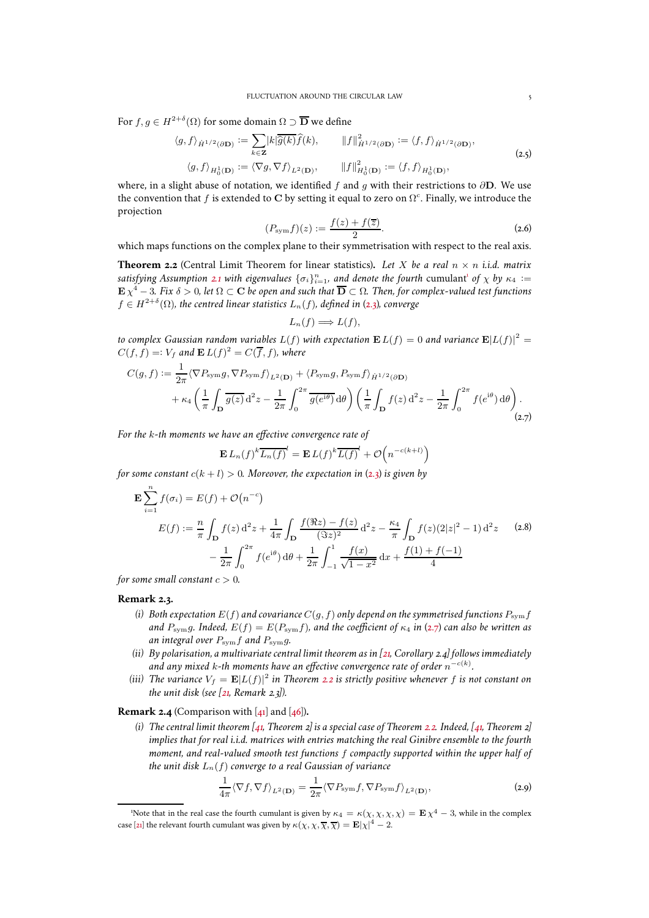For $f, g \in H^{2+\delta}(\Omega)$ for some domain $\Omega \supset \overline{\mathbf{D}}$ we define

$$
\begin{aligned}
\langle g, f\rangle_{\dot{H}^{1/2}(\partial\mathbf{D})} &:= \sum_{k\in\mathbf{Z}} |k| \overline{\widehat{g}(k)} \widehat{f}(k), \qquad \|f\|^2_{\dot{H}^{1/2}(\partial\mathbf{D})} := \langle f, f\rangle_{\dot{H}^{1/2}(\partial\mathbf{D})}, \\
\langle g, f\rangle_{H_0^1(\mathbf{D})} &:= \langle \nabla g, \nabla f\rangle_{L^2(\mathbf{D})}, \qquad \|f\|^2_{H_0^1(\mathbf{D})} := \langle f, f\rangle_{H_0^1(\mathbf{D})},
\end{aligned}
\tag{2.5}
$$

where, in a slight abuse of notation, we identified $f$ and $g$ with their restrictions to $\partial\mathbf{D}$. We use the convention that $f$ is extended to $\mathbf{C}$ by setting it equal to zero on $\Omega^c$. Finally, we introduce the projection

$$
(P_{\mathrm{sym}} f)(z) := \frac{f(z) + f(\overline{z})}{2}. \tag{2.6}
$$

which maps functions on the complex plane to their symmetrisation with respect to the real axis.

**Theorem 2.2** (Central Limit Theorem for linear statistics)**.** *Let $X$ be a real $n \times n$ i.i.d. matrix satisfying Assumption 2.1 with eigenvalues $\{\sigma_i\}_{i=1}^n$, and denote the fourth cumulant*[1] *of $\chi$ by $\kappa_4 := \mathbf{E}\,\chi^4 - 3$. Fix $\delta > 0$, let $\Omega \subset \mathbf{C}$ be open and such that $\overline{\mathbf{D}} \subset \Omega$. Then, for complex-valued test functions $f \in H^{2+\delta}(\Omega)$, the centred linear statistics $L_n(f)$, defined in (2.3), converge*

$$
L_n(f) \Longrightarrow L(f),
$$

*to complex Gaussian random variables $L(f)$ with expectation $\mathbf{E}\,L(f) = 0$ and variance $\mathbf{E}|L(f)|^2 = C(f,f) =: V_f$ and $\mathbf{E}\,L(f)^2 = C(\overline{f}, f)$, where*

$$
\begin{aligned}
C(g,f) := &\frac{1}{2\pi}\langle \nabla P_{\mathrm{sym}} g, \nabla P_{\mathrm{sym}} f\rangle_{L^2(\mathbf{D})} + \langle P_{\mathrm{sym}} g, P_{\mathrm{sym}} f\rangle_{\dot{H}^{1/2}(\partial\mathbf{D})} \\
&+ \kappa_4 \left( \frac{1}{\pi}\int_{\mathbf{D}} \overline{g(z)}\,\mathrm{d}^2 z - \frac{1}{2\pi}\int_0^{2\pi} \overline{g(e^{\mathrm{i}\theta})}\,\mathrm{d}\theta \right)\left( \frac{1}{\pi}\int_{\mathbf{D}} f(z)\,\mathrm{d}^2 z - \frac{1}{2\pi}\int_0^{2\pi} f(e^{\mathrm{i}\theta})\,\mathrm{d}\theta \right).
\end{aligned}
\tag{2.7}
$$

*For the $k$-th moments we have an effective convergence rate of*

$$
\mathbf{E}\,L_n(f)^k \overline{L_n(f)}^l = \mathbf{E}\,L(f)^k \overline{L(f)}^l + \mathcal{O}\Big(n^{-c(k+l)}\Big)
$$

*for some constant $c(k+l) > 0$. Moreover, the expectation in (2.3) is given by*

$$
\begin{aligned}
\mathbf{E}\sum_{i=1}^n f(\sigma_i) &= E(f) + \mathcal{O}\big(n^{-c}\big) \\
E(f) := \frac{n}{\pi}\int_{\mathbf{D}} f(z)\,\mathrm{d}^2 z &+ \frac{1}{4\pi}\int_{\mathbf{D}} \frac{f(\Re z) - f(z)}{(\Im z)^2}\,\mathrm{d}^2 z - \frac{\kappa_4}{\pi}\int_{\mathbf{D}} f(z)(2|z|^2 - 1)\,\mathrm{d}^2 z \\
&- \frac{1}{2\pi}\int_0^{2\pi} f(e^{\mathrm{i}\theta})\,\mathrm{d}\theta + \frac{1}{2\pi}\int_{-1}^1 \frac{f(x)}{\sqrt{1-x^2}}\,\mathrm{d}x + \frac{f(1) + f(-1)}{4}
\end{aligned}
\tag{2.8}
$$

*for some small constant $c > 0$.*

**Remark 2.3.**

*(i) Both expectation $E(f)$ and covariance $C(g,f)$ only depend on the symmetrised functions $P_{\mathrm{sym}} f$ and $P_{\mathrm{sym}} g$. Indeed, $E(f) = E(P_{\mathrm{sym}} f)$, and the coefficient of $\kappa_4$ in (2.7) can also be written as an integral over $P_{\mathrm{sym}} f$ and $P_{\mathrm{sym}} g$.*

*(ii) By polarisation, a multivariate central limit theorem as in [21, Corollary 2.4] follows immediately and any mixed $k$-th moments have an effective convergence rate of order $n^{-c(k)}$.*

*(iii) The variance $V_f = \mathbf{E}|L(f)|^2$ in Theorem 2.2 is strictly positive whenever $f$ is not constant on the unit disk (see [21, Remark 2.3]).*

**Remark 2.4** (Comparison with [41] and [46])**.**

*(i) The central limit theorem [41, Theorem 2] is a special case of Theorem 2.2. Indeed, [41, Theorem 2] implies that for real i.i.d. matrices with entries matching the real Ginibre ensemble to the fourth moment, and real-valued smooth test functions $f$ compactly supported within the upper half of the unit disk $L_n(f)$ converge to a real Gaussian of variance*

$$
\frac{1}{4\pi}\langle \nabla f, \nabla f\rangle_{L^2(\mathbf{D})} = \frac{1}{2\pi}\langle \nabla P_{\mathrm{sym}} f, \nabla P_{\mathrm{sym}} f\rangle_{L^2(\mathbf{D})}, \tag{2.9}
$$

[1] Note that in the real case the fourth cumulant is given by $\kappa_4 = \kappa(\chi,\chi,\chi,\chi) = \mathbf{E}\,\chi^4 - 3$, while in the complex case [21] the relevant fourth cumulant was given by $\kappa(\chi,\chi,\overline{\chi},\overline{\chi}) = \mathbf{E}|\chi|^4 - 2$.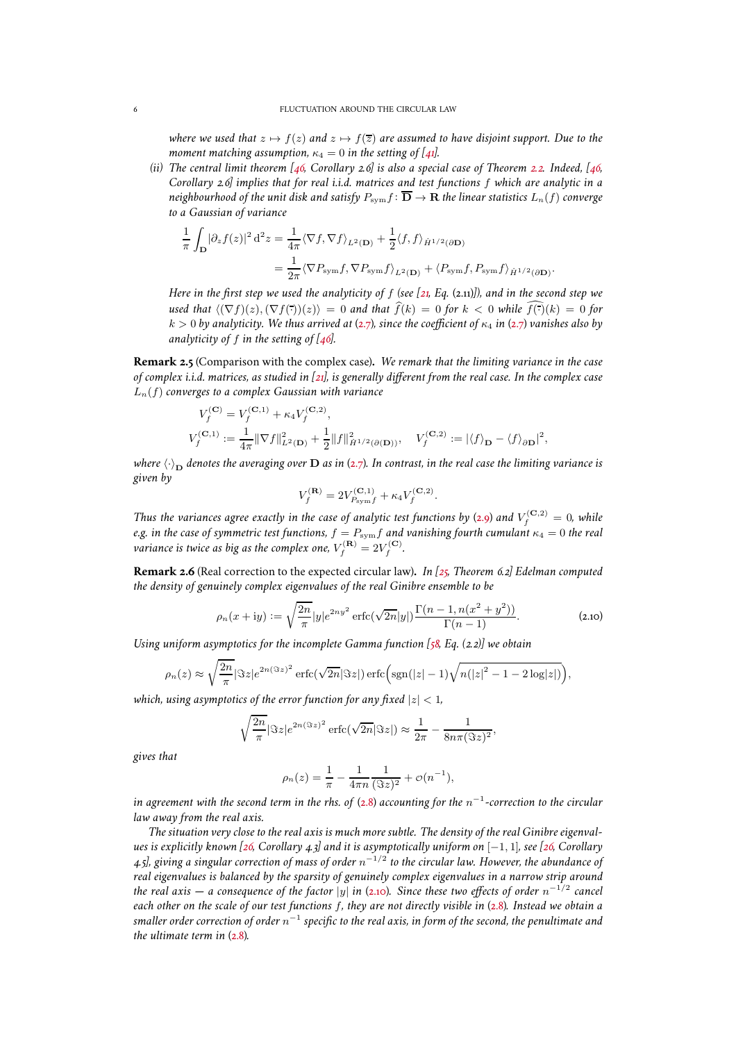*where we used that $z \mapsto f(z)$ and $z \mapsto f(\overline{z})$ are assumed to have disjoint support. Due to the moment matching assumption, $\kappa_4 = 0$ in the setting of [41].*

*(ii) The central limit theorem [46, Corollary 2.6] is also a special case of Theorem 2.2. Indeed, [46, Corollary 2.6] implies that for real i.i.d. matrices and test functions $f$ which are analytic in a neighbourhood of the unit disk and satisfy $P_{\mathrm{sym}} f \colon \overline{\mathbf{D}} \to \mathbf{R}$ the linear statistics $L_n(f)$ converge to a Gaussian of variance*

$$
\begin{aligned}
\frac{1}{\pi}\int_{\mathbf{D}} |\partial_z f(z)|^2 \,\mathrm{d}^2 z &= \frac{1}{4\pi}\langle \nabla f, \nabla f\rangle_{L^2(\mathbf{D})} + \frac{1}{2}\langle f, f\rangle_{\dot H^{1/2}(\partial \mathbf{D})} \\
&= \frac{1}{2\pi}\langle \nabla P_{\mathrm{sym}} f, \nabla P_{\mathrm{sym}} f\rangle_{L^2(\mathbf{D})} + \langle P_{\mathrm{sym}} f, P_{\mathrm{sym}} f\rangle_{\dot H^{1/2}(\partial \mathbf{D})}.
\end{aligned}
$$

*Here in the first step we used the analyticity of $f$ (see [21, Eq. (2.11)]), and in the second step we used that $\langle (\nabla f)(z), (\nabla f(\overline{\cdot}))(z)\rangle = 0$ and that $\widehat{f}(k) = 0$ for $k < 0$ while $\widehat{f(\overline{\cdot})}(k) = 0$ for $k > 0$ by analyticity. We thus arrived at (2.7), since the coefficient of $\kappa_4$ in (2.7) vanishes also by analyticity of $f$ in the setting of [46].*

**Remark 2.5** (Comparison with the complex case)**.** *We remark that the limiting variance in the case of complex i.i.d. matrices, as studied in [21], is generally different from the real case. In the complex case $L_n(f)$ converges to a complex Gaussian with variance*

$$
\begin{aligned}
&V_f^{(\mathbf{C})} = V_f^{(\mathbf{C},1)} + \kappa_4 V_f^{(\mathbf{C},2)}, \\
&V_f^{(\mathbf{C},1)} := \frac{1}{4\pi}\|\nabla f\|^2_{L^2(\mathbf{D})} + \frac{1}{2}\|f\|^2_{\dot H^{1/2}(\partial(\mathbf{D}))}, \qquad V_f^{(\mathbf{C},2)} := |\langle f\rangle_{\mathbf{D}} - \langle f\rangle_{\partial \mathbf{D}}|^2,
\end{aligned}
$$

*where $\langle\cdot\rangle_{\mathbf{D}}$ denotes the averaging over $\mathbf{D}$ as in (2.7). In contrast, in the real case the limiting variance is given by*

$$
V_f^{(\mathbf{R})} = 2V_{P_{\mathrm{sym}} f}^{(\mathbf{C},1)} + \kappa_4 V_f^{(\mathbf{C},2)}.
$$

*Thus the variances agree exactly in the case of analytic test functions by (2.9) and $V_f^{(\mathbf{C},2)} = 0$, while e.g. in the case of symmetric test functions, $f = P_{\mathrm{sym}} f$ and vanishing fourth cumulant $\kappa_4 = 0$ the real variance is twice as big as the complex one, $V_f^{(\mathbf{R})} = 2V_f^{(\mathbf{C})}$.*

**Remark 2.6** (Real correction to the expected circular law)**.** *In [25, Theorem 6.2] Edelman computed the density of genuinely complex eigenvalues of the real Ginibre ensemble to be*

$$
\rho_n(x+\mathrm{i}y) := \sqrt{\frac{2n}{\pi}}|y|e^{2ny^2}\operatorname{erfc}(\sqrt{2n}|y|)\frac{\Gamma(n-1, n(x^2+y^2))}{\Gamma(n-1)}. \tag{2.10}
$$

*Using uniform asymptotics for the incomplete Gamma function [58, Eq. (2.2)] we obtain*

$$
\rho_n(z) \approx \sqrt{\frac{2n}{\pi}}|\Im z|e^{2n(\Im z)^2}\operatorname{erfc}(\sqrt{2n}|\Im z|)\operatorname{erfc}\Big(\operatorname{sgn}(|z|-1)\sqrt{n(|z|^2-1-2\log|z|)}\Big),
$$

*which, using asymptotics of the error function for any fixed $|z|<1$,*

$$
\sqrt{\frac{2n}{\pi}}|\Im z|e^{2n(\Im z)^2}\operatorname{erfc}(\sqrt{2n}|\Im z|) \approx \frac{1}{2\pi} - \frac{1}{8n\pi(\Im z)^2},
$$

*gives that*

$$
\rho_n(z) = \frac{1}{\pi} - \frac{1}{4\pi n}\frac{1}{(\Im z)^2} + \mathcal{O}(n^{-1}),
$$

*in agreement with the second term in the rhs. of (2.8) accounting for the $n^{-1}$-correction to the circular law away from the real axis.*

*The situation very close to the real axis is much more subtle. The density of the real Ginibre eigenvalues is explicitly known [26, Corollary 4.3] and it is asymptotically uniform on $[-1,1]$, see [26, Corollary 4.5], giving a singular correction of mass of order $n^{-1/2}$ to the circular law. However, the abundance of real eigenvalues is balanced by the sparsity of genuinely complex eigenvalues in a narrow strip around the real axis — a consequence of the factor $|y|$ in (2.10). Since these two effects of order $n^{-1/2}$ cancel each other on the scale of our test functions $f$, they are not directly visible in (2.8). Instead we obtain a smaller order correction of order $n^{-1}$ specific to the real axis, in form of the second, the penultimate and the ultimate term in (2.8).*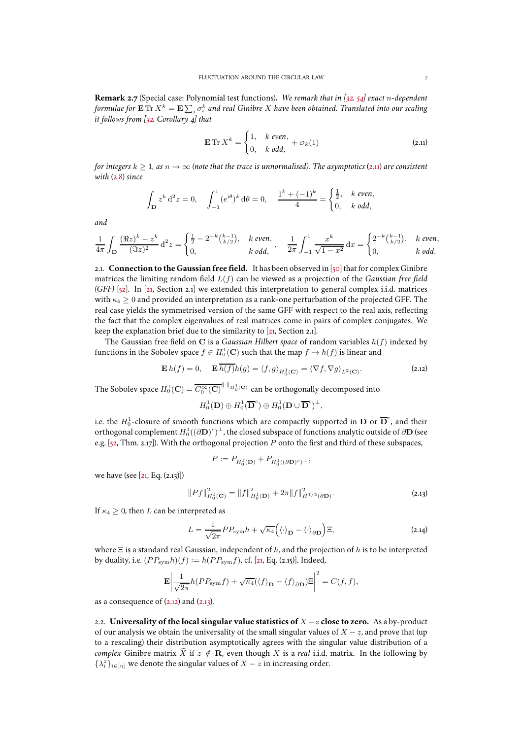**Remark 2.7** (Special case: Polynomial test functions)**.** *We remark that in [32, 54] exact $n$-dependent formulae for $\mathbf{E}\operatorname{Tr} X^k = \mathbf{E}\sum_i \sigma_i^k$ and real Ginibre $X$ have been obtained. Translated into our scaling it follows from [32, Corollary 4] that*

$$\mathbf{E}\operatorname{Tr} X^k = \begin{cases} 1, & k \text{ even}, \\ 0, & k \text{ odd}, \end{cases} + o_k(1) \tag{2.11}$$

*for integers $k \geq 1$, as $n \to \infty$ (note that the trace is unnormalised). The asymptotics (2.11) are consistent with (2.8) since*

$$\int_{\mathbf{D}} z^k \, \mathrm{d}^2 z = 0, \quad \int_{-1}^{1} (e^{\mathrm{i}\theta})^k \, \mathrm{d}\theta = 0, \quad \frac{1^k + (-1)^k}{4} = \begin{cases} \frac{1}{2}, & k \text{ even}, \\ 0, & k \text{ odd}, \end{cases}$$

*and*

$$\frac{1}{4\pi} \int_{\mathbf{D}} \frac{(\Re z)^k - z^k}{(\Im z)^2} \, \mathrm{d}^2 z = \begin{cases} \frac{1}{2} - 2^{-k}\binom{k-1}{k/2}, & k \text{ even}, \\ 0, & k \text{ odd}, \end{cases}, \quad \frac{1}{2\pi} \int_{-1}^{1} \frac{x^k}{\sqrt{1-x^2}} \, \mathrm{d}x = \begin{cases} 2^{-k}\binom{k-1}{k/2}, & k \text{ even}, \\ 0, & k \text{ odd}. \end{cases}$$

## 2.1. Connection to the Gaussian free field.

It has been observed in [50] that for complex Ginibre matrices the limiting random field $L(f)$ can be viewed as a projection of the *Gaussian free field (GFF)* [52]. In [21, Section 2.1] we extended this interpretation to general complex i.i.d. matrices with $\kappa_4 \geq 0$ and provided an interpretation as a rank-one perturbation of the projected GFF. The real case yields the symmetrised version of the same GFF with respect to the real axis, reflecting the fact that the complex eigenvalues of real matrices come in pairs of complex conjugates. We keep the explanation brief due to the similarity to [21, Section 2.1].

The Gaussian free field on $\mathbf{C}$ is a *Gaussian Hilbert space* of random variables $h(f)$ indexed by functions in the Sobolev space $f \in H_0^1(\mathbf{C})$ such that the map $f \mapsto h(f)$ is linear and

$$\mathbf{E}\, h(f) = 0, \quad \mathbf{E}\, \overline{h(f)} h(g) = \langle f, g \rangle_{H_0^1(\mathbf{C})} = \langle \nabla f, \nabla g \rangle_{L^2(\mathbf{C})}. \tag{2.12}$$

The Sobolev space $H_0^1(\mathbf{C}) = \overline{C_0^\infty(\mathbf{C})}^{\|\cdot\|_{H_0^1(\mathbf{C})}}$ can be orthogonally decomposed into

$$H_0^1(\mathbf{D}) \oplus H_0^1(\overline{\mathbf{D}}^c) \oplus H_0^1(\mathbf{D} \cup \overline{\mathbf{D}}^c)^\perp,$$

i.e. the $H_0^1$-closure of smooth functions which are compactly supported in $\mathbf{D}$ or $\overline{\mathbf{D}}^c$, and their orthogonal complement $H_0^1((\partial\mathbf{D})^c)^\perp$, the closed subspace of functions analytic outside of $\partial\mathbf{D}$ (see e.g. [52, Thm. 2.17]). With the orthogonal projection $P$ onto the first and third of these subspaces,

$$P := P_{H_0^1(\mathbf{D})} + P_{H_0^1((\partial\mathbf{D})^c)^\perp},$$

we have (see [21, Eq. (2.13)])

$$\|Pf\|_{H_0^1(\mathbf{C})}^2 = \|f\|_{H_0^1(\mathbf{D})}^2 + 2\pi \|f\|_{\dot{H}^{1/2}(\partial\mathbf{D})}^2. \tag{2.13}$$

If $\kappa_4 \geq 0$, then $L$ can be interpreted as

$$L = \frac{1}{\sqrt{2\pi}} P P_{\mathrm{sym}} h + \sqrt{\kappa_4} \Big( \langle \cdot \rangle_{\mathbf{D}} - \langle \cdot \rangle_{\partial\mathbf{D}} \Big) \Xi, \tag{2.14}$$

where $\Xi$ is a standard real Gaussian, independent of $h$, and the projection of $h$ is to be interpreted by duality, i.e. $(PP_{\mathrm{sym}} h)(f) := h(PP_{\mathrm{sym}} f)$, cf. [21, Eq. (2.15)]. Indeed,

$$\mathbf{E} \left| \frac{1}{\sqrt{2\pi}} h(PP_{\mathrm{sym}} f) + \sqrt{\kappa_4} (\langle f \rangle_{\mathbf{D}} - \langle f \rangle_{\partial\mathbf{D}}) \Xi \right|^2 = C(f, f),$$

as a consequence of (2.12) and (2.13).

## 2.2. Universality of the local singular value statistics of $X - z$ close to zero.

As a by-product of our analysis we obtain the universality of the small singular values of $X - z$, and prove that (up to a rescaling) their distribution asymptotically agrees with the singular value distribution of a *complex* Ginibre matrix $\widetilde{X}$ if $z \notin \mathbf{R}$, even though $X$ is a *real* i.i.d. matrix. In the following by $\{\lambda_i^z\}_{i \in [n]}$ we denote the singular values of $X - z$ in increasing order.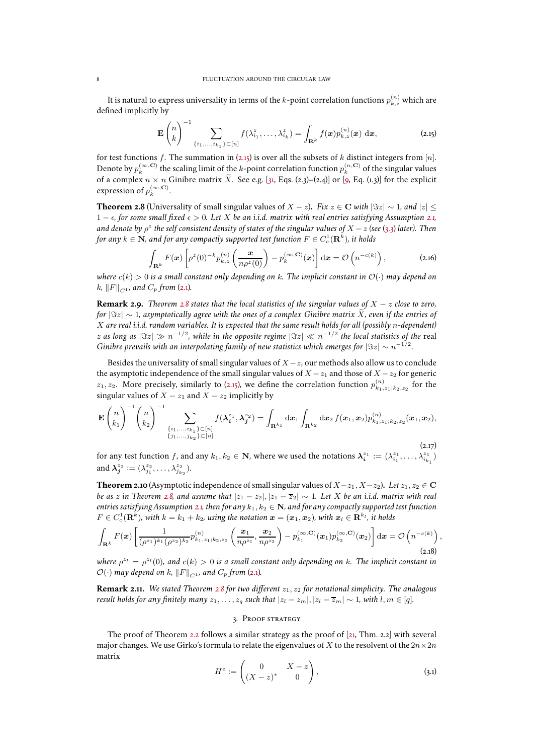It is natural to express universality in terms of the $k$-point correlation functions $p_{k,z}^{(n)}$ which are defined implicitly by

$$\mathbf{E}\binom{n}{k}^{-1}\sum_{\{i_1,\dots,i_{k_1}\}\subset[n]} f(\lambda_{i_1}^z,\dots,\lambda_{i_k}^z)=\int_{\mathbf{R}^k} f(\boldsymbol{x})p_{k,z}^{(n)}(\boldsymbol{x})\,\mathrm{d}\boldsymbol{x}, \tag{2.15}$$

for test functions $f$. The summation in (2.15) is over all the subsets of $k$ distinct integers from $[n]$. Denote by $p_k^{(\infty,\mathbf{C})}$ the scaling limit of the $k$-point correlation function $p_k^{(n,\mathbf{C})}$ of the singular values of a complex $n\times n$ Ginibre matrix $\widetilde{X}$. See e.g. [31, Eqs. (2.3)–(2.4)] or [9, Eq. (1.3)] for the explicit expression of $p_k^{(\infty,\mathbf{C})}$.

**Theorem 2.8** (Universality of small singular values of $X-z$)**.** *Fix $z\in\mathbf{C}$ with $|\Im z|\sim 1$, and $|z|\le 1-\epsilon$, for some small fixed $\epsilon>0$. Let $X$ be an i.i.d. matrix with real entries satisfying Assumption 2.1, and denote by $\rho^z$ the self consistent density of states of the singular values of $X-z$ (see (3.3) later). Then for any $k\in\mathbf{N}$, and for any compactly supported test function $F\in C_c^1(\mathbf{R}^k)$, it holds*

$$\int_{\mathbf{R}^k} F(\boldsymbol{x})\left[\rho^z(0)^{-k}p_{k,z}^{(n)}\left(\frac{\boldsymbol{x}}{n\rho^z(0)}\right)-p_k^{(\infty,\mathbf{C})}(\boldsymbol{x})\right]\mathrm{d}\boldsymbol{x}=\mathcal{O}\left(n^{-c(k)}\right), \tag{2.16}$$

*where $c(k)>0$ is a small constant only depending on $k$. The implicit constant in $\mathcal{O}(\cdot)$ may depend on $k$, $\|F\|_{C^1}$, and $C_p$ from (2.1).*

**Remark 2.9.** *Theorem 2.8 states that the local statistics of the singular values of $X-z$ close to zero, for $|\Im z|\sim 1$, asymptotically agree with the ones of a complex Ginibre matrix $\widetilde{X}$, even if the entries of $X$ are real i.i.d. random variables. It is expected that the same result holds for all (possibly $n$-dependent) $z$ as long as $|\Im z|\gg n^{-1/2}$, while in the opposite regime $|\Im z|\ll n^{-1/2}$ the local statistics of the* real *Ginibre prevails with an interpolating family of new statistics which emerges for $|\Im z|\sim n^{-1/2}$.*

Besides the universality of small singular values of $X-z$, our methods also allow us to conclude the asymptotic independence of the small singular values of $X-z_1$ and those of $X-z_2$ for generic $z_1,z_2$. More precisely, similarly to (2.15), we define the correlation function $p_{k_1,z_1;k_2,z_2}^{(n)}$ for the singular values of $X-z_1$ and $X-z_2$ implicitly by

$$\mathbf{E}\binom{n}{k_1}^{-1}\binom{n}{k_2}^{-1}\sum_{\substack{\{i_1,\dots,i_{k_1}\}\subset[n]\\ \{j_1,\dots,j_{k_2}\}\subset[n]}} f(\boldsymbol{\lambda}_{\boldsymbol{i}}^{z_1},\boldsymbol{\lambda}_{\boldsymbol{j}}^{z_2})=\int_{\mathbf{R}^{k_1}}\mathrm{d}\boldsymbol{x}_1\int_{\mathbf{R}^{k_2}}\mathrm{d}\boldsymbol{x}_2\, f(\boldsymbol{x}_1,\boldsymbol{x}_2)p_{k_1,z_1;k_2,z_2}^{(n)}(\boldsymbol{x}_1,\boldsymbol{x}_2), \tag{2.17}$$

for any test function $f$, and any $k_1,k_2\in\mathbf{N}$, where we used the notations $\boldsymbol{\lambda}_{\boldsymbol{i}}^{z_1}:=(\lambda_{i_1}^{z_1},\dots,\lambda_{i_{k_1}}^{z_1})$ and $\boldsymbol{\lambda}_{\boldsymbol{j}}^{z_2}:=(\lambda_{j_1}^{z_2},\dots,\lambda_{j_{k_2}}^{z_2})$.

**Theorem 2.10** (Asymptotic independence of small singular values of $X-z_1, X-z_2$)**.** *Let $z_1,z_2\in\mathbf{C}$ be as $z$ in Theorem 2.8, and assume that $|z_1-z_2|, |z_1-\overline{z}_2|\sim 1$. Let $X$ be an i.i.d. matrix with real entries satisfying Assumption 2.1, then for any $k_1,k_2\in\mathbf{N}$, and for any compactly supported test function $F\in C_c^1(\mathbf{R}^k)$, with $k=k_1+k_2$, using the notation $\boldsymbol{x}=(\boldsymbol{x}_1,\boldsymbol{x}_2)$, with $\boldsymbol{x}_l\in\mathbf{R}^{k_l}$, it holds*

$$\int_{\mathbf{R}^k} F(\boldsymbol{x})\left[\frac{1}{(\rho^{z_1})^{k_1}(\rho^{z_2})^{k_2}}p_{k_1,z_1;k_2,z_2}^{(n)}\left(\frac{\boldsymbol{x}_1}{n\rho^{z_1}},\frac{\boldsymbol{x}_2}{n\rho^{z_2}}\right)-p_{k_1}^{(\infty,\mathbf{C})}(\boldsymbol{x}_1)p_{k_2}^{(\infty,\mathbf{C})}(\boldsymbol{x}_2)\right]\mathrm{d}\boldsymbol{x}=\mathcal{O}\left(n^{-c(k)}\right), \tag{2.18}$$

*where $\rho^{z_l}=\rho^{z_l}(0)$, and $c(k)>0$ is a small constant only depending on $k$. The implicit constant in $\mathcal{O}(\cdot)$ may depend on $k$, $\|F\|_{C^1}$, and $C_p$ from (2.1).*

**Remark 2.11.** *We stated Theorem 2.8 for two different $z_1,z_2$ for notational simplicity. The analogous result holds for any finitely many $z_1,\dots,z_q$ such that $|z_l-z_m|, |z_l-\overline{z}_m|\sim 1$, with $l,m\in[q]$.*

## 3. Proof strategy

The proof of Theorem 2.2 follows a similar strategy as the proof of [21, Thm. 2.2] with several major changes. We use Girko's formula to relate the eigenvalues of $X$ to the resolvent of the $2n\times 2n$ matrix

$$H^z:=\begin{pmatrix} 0 & X-z\\ (X-z)^* & 0\end{pmatrix}, \tag{3.1}$$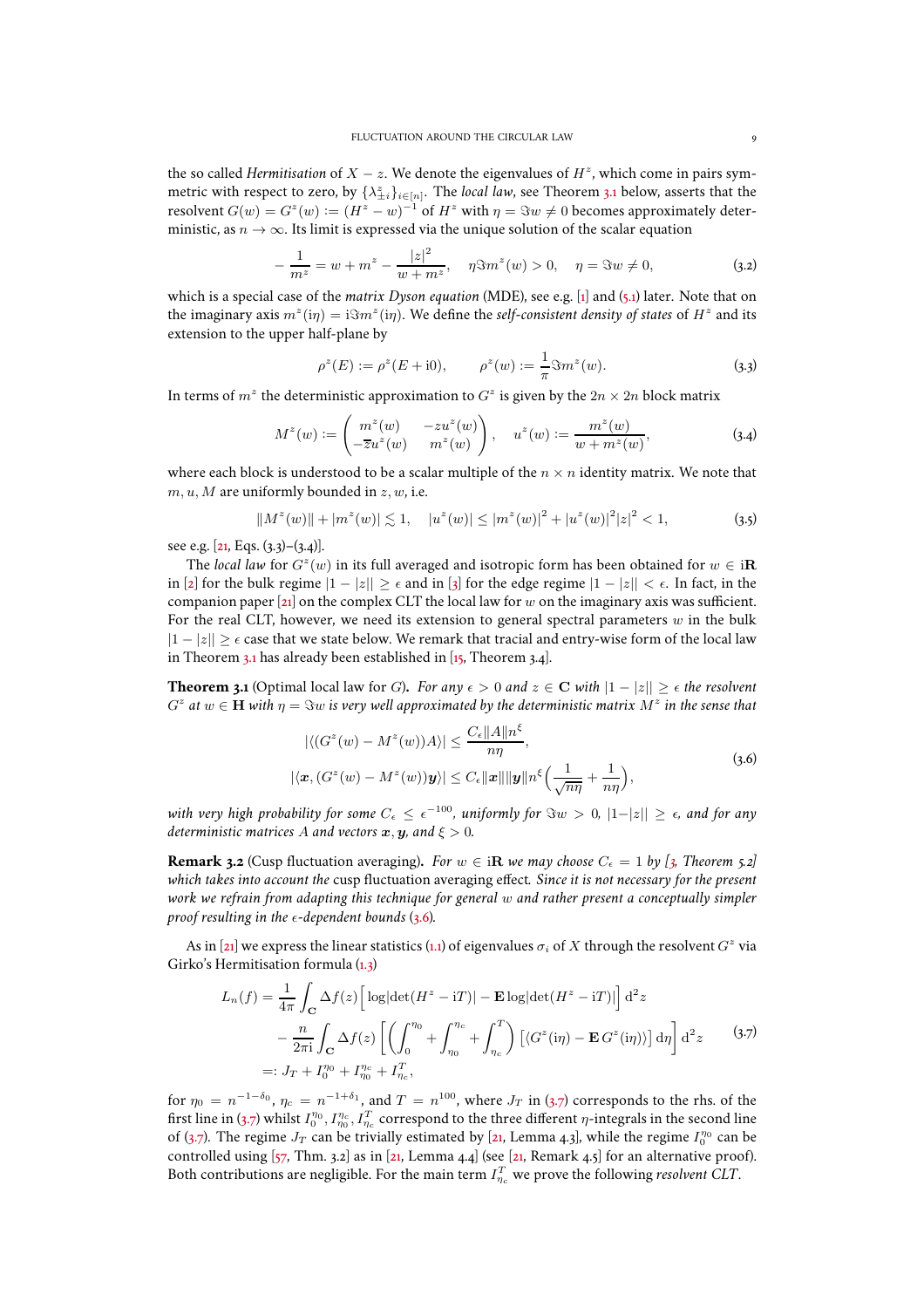the so called *Hermitisation* of $X - z$. We denote the eigenvalues of $H^z$, which come in pairs symmetric with respect to zero, by $\{\lambda^z_{\pm i}\}_{i\in[n]}$. The *local law*, see Theorem 3.1 below, asserts that the resolvent $G(w) = G^z(w) := (H^z - w)^{-1}$ of $H^z$ with $\eta = \Im w \neq 0$ becomes approximately deterministic, as $n \to \infty$. Its limit is expressed via the unique solution of the scalar equation

$$
-\frac{1}{m^z} = w + m^z - \frac{|z|^2}{w + m^z}, \quad \eta \Im m^z(w) > 0, \quad \eta = \Im w \neq 0, \tag{3.2}
$$

which is a special case of the *matrix Dyson equation* (MDE), see e.g. [1] and (5.1) later. Note that on the imaginary axis $m^z(\mathrm{i}\eta) = \mathrm{i}\Im m^z(\mathrm{i}\eta)$. We define the *self-consistent density of states* of $H^z$ and its extension to the upper half-plane by

$$
\rho^z(E) := \rho^z(E + \mathrm{i}0), \qquad \rho^z(w) := \frac{1}{\pi}\Im m^z(w). \tag{3.3}
$$

In terms of $m^z$ the deterministic approximation to $G^z$ is given by the $2n \times 2n$ block matrix

$$
M^z(w) := \begin{pmatrix} m^z(w) & -z u^z(w) \\ -\overline{z} u^z(w) & m^z(w) \end{pmatrix}, \quad u^z(w) := \frac{m^z(w)}{w + m^z(w)}, \tag{3.4}
$$

where each block is understood to be a scalar multiple of the $n \times n$ identity matrix. We note that $m, u, M$ are uniformly bounded in $z, w$, i.e.

$$
\|M^z(w)\| + |m^z(w)| \lesssim 1, \quad |u^z(w)| \leq |m^z(w)|^2 + |u^z(w)|^2 |z|^2 < 1, \tag{3.5}
$$

see e.g. [21, Eqs. (3.3)–(3.4)].

The *local law* for $G^z(w)$ in its full averaged and isotropic form has been obtained for $w \in \mathrm{i}\mathbf{R}$ in [2] for the bulk regime $|1 - |z|| \geq \epsilon$ and in [3] for the edge regime $|1 - |z|| < \epsilon$. In fact, in the companion paper [21] on the complex CLT the local law for $w$ on the imaginary axis was sufficient. For the real CLT, however, we need its extension to general spectral parameters $w$ in the bulk $|1 - |z|| \geq \epsilon$ case that we state below. We remark that tracial and entry-wise form of the local law in Theorem 3.1 has already been established in [15, Theorem 3.4].

**Theorem 3.1** (Optimal local law for $G$)**.** *For any $\epsilon > 0$ and $z \in \mathbf{C}$ with $|1 - |z|| \geq \epsilon$ the resolvent $G^z$ at $w \in \mathbf{H}$ with $\eta = \Im w$ is very well approximated by the deterministic matrix $M^z$ in the sense that*

$$
\begin{aligned}
|\langle (G^z(w) - M^z(w))A \rangle| &\leq \frac{C_\epsilon \|A\| n^\xi}{n\eta}, \\
|\langle \boldsymbol{x}, (G^z(w) - M^z(w))\boldsymbol{y} \rangle| &\leq C_\epsilon \|\boldsymbol{x}\| \|\boldsymbol{y}\| n^\xi \Big( \frac{1}{\sqrt{n\eta}} + \frac{1}{n\eta} \Big),
\end{aligned} \tag{3.6}
$$

*with very high probability for some $C_\epsilon \leq \epsilon^{-100}$, uniformly for $\Im w > 0$, $|1 - |z|| \geq \epsilon$, and for any deterministic matrices $A$ and vectors $\boldsymbol{x}, \boldsymbol{y}$, and $\xi > 0$.*

**Remark 3.2** (Cusp fluctuation averaging)**.** *For $w \in \mathrm{i}\mathbf{R}$ we may choose $C_\epsilon = 1$ by [3, Theorem 5.2] which takes into account the* cusp fluctuation averaging effect*. Since it is not necessary for the present work we refrain from adapting this technique for general $w$ and rather present a conceptually simpler proof resulting in the $\epsilon$-dependent bounds (3.6).*

As in [21] we express the linear statistics (1.1) of eigenvalues $\sigma_i$ of $X$ through the resolvent $G^z$ via Girko's Hermitisation formula (1.3)

$$
\begin{aligned}
L_n(f) &= \frac{1}{4\pi} \int_{\mathbf{C}} \Delta f(z) \Big[ \log|\det(H^z - \mathrm{i}T)| - \mathbf{E} \log|\det(H^z - \mathrm{i}T)| \Big] \, \mathrm{d}^2 z \\
&\quad - \frac{n}{2\pi \mathrm{i}} \int_{\mathbf{C}} \Delta f(z) \left[ \left( \int_0^{\eta_0} + \int_{\eta_0}^{\eta_c} + \int_{\eta_c}^{T} \right) \left[ \langle G^z(\mathrm{i}\eta) - \mathbf{E}\, G^z(\mathrm{i}\eta) \rangle \right] \mathrm{d}\eta \right] \mathrm{d}^2 z \\
&=: J_T + I_0^{\eta_0} + I_{\eta_0}^{\eta_c} + I_{\eta_c}^T,
\end{aligned} \tag{3.7}
$$

for $\eta_0 = n^{-1-\delta_0}$, $\eta_c = n^{-1+\delta_1}$, and $T = n^{100}$, where $J_T$ in (3.7) corresponds to the rhs. of the first line in (3.7) whilst $I_0^{\eta_0}, I_{\eta_0}^{\eta_c}, I_{\eta_c}^T$ correspond to the three different $\eta$-integrals in the second line of (3.7). The regime $J_T$ can be trivially estimated by [21, Lemma 4.3], while the regime $I_0^{\eta_0}$ can be controlled using [57, Thm. 3.2] as in [21, Lemma 4.4] (see [21, Remark 4.5] for an alternative proof). Both contributions are negligible. For the main term $I_{\eta_c}^T$ we prove the following *resolvent CLT*.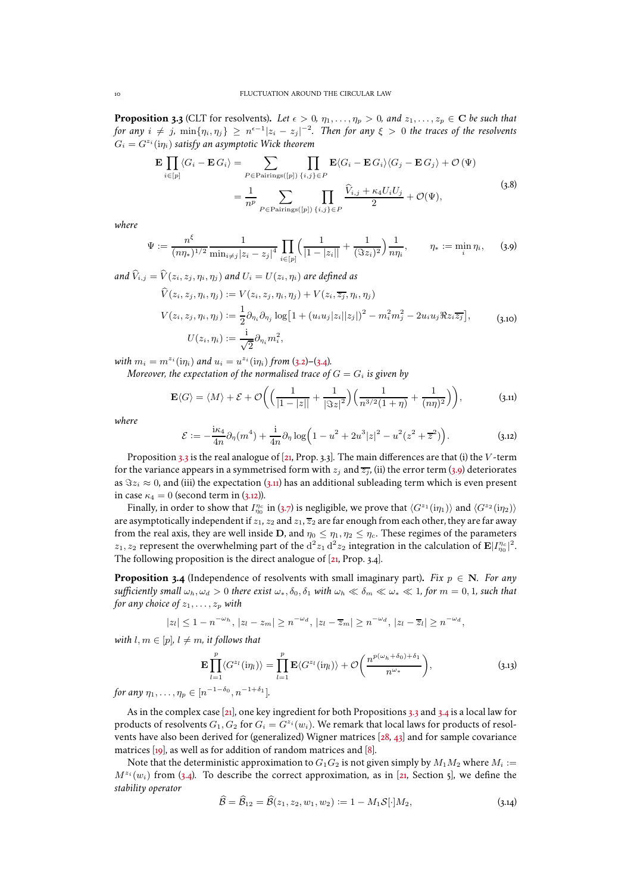**Proposition 3.3** (CLT for resolvents)**.** *Let $\epsilon > 0$, $\eta_1, \dots, \eta_p > 0$, and $z_1, \dots, z_p \in \mathbf{C}$ be such that for any $i \neq j$, $\min\{\eta_i, \eta_j\} \geq n^{\epsilon-1}|z_i - z_j|^{-2}$. Then for any $\xi > 0$ the traces of the resolvents $G_i = G^{z_i}(\mathrm{i}\eta_i)$ satisfy an asymptotic Wick theorem*

$$
\begin{aligned}
\mathbf{E}\prod_{i\in[p]}\langle G_i - \mathbf{E}\, G_i\rangle &= \sum_{P\in \mathrm{Pairings}([p])}\prod_{\{i,j\}\in P}\mathbf{E}\langle G_i - \mathbf{E}\, G_i\rangle\langle G_j - \mathbf{E}\, G_j\rangle + \mathcal{O}\left(\Psi\right) \\
&= \frac{1}{n^p}\sum_{P\in \mathrm{Pairings}([p])}\prod_{\{i,j\}\in P}\frac{\widehat{V}_{i,j} + \kappa_4 U_i U_j}{2} + \mathcal{O}(\Psi),
\end{aligned}
\tag{3.8}
$$

*where*

$$
\Psi := \frac{n^\xi}{(n\eta_*)^{1/2}}\frac{1}{\min_{i\neq j}|z_i - z_j|^4}\prod_{i\in[p]}\Big(\frac{1}{|1-|z_i||} + \frac{1}{(\Im z_i)^2}\Big)\frac{1}{n\eta_i}, \qquad \eta_* := \min_i \eta_i, \tag{3.9}
$$

*and $\widehat{V}_{i,j} = \widehat{V}(z_i, z_j, \eta_i, \eta_j)$ and $U_i = U(z_i, \eta_i)$ are defined as*

$$
\begin{aligned}
\widehat{V}(z_i, z_j, \eta_i, \eta_j) &:= V(z_i, z_j, \eta_i, \eta_j) + V(z_i, \overline{z_j}, \eta_i, \eta_j) \\
V(z_i, z_j, \eta_i, \eta_j) &:= \frac{1}{2}\partial_{\eta_i}\partial_{\eta_j}\log\big[1 + (u_i u_j |z_i||z_j|)^2 - m_i^2 m_j^2 - 2u_i u_j \Re z_i \overline{z_j}\big], \\
U(z_i, \eta_i) &:= \frac{\mathrm{i}}{\sqrt{2}}\partial_{\eta_i} m_i^2,
\end{aligned}
\tag{3.10}
$$

*with $m_i = m^{z_i}(\mathrm{i}\eta_i)$ and $u_i = u^{z_i}(\mathrm{i}\eta_i)$ from (3.2)–(3.4).*

*Moreover, the expectation of the normalised trace of $G = G_i$ is given by*

$$
\mathbf{E}\langle G\rangle = \langle M\rangle + \mathcal{E} + \mathcal{O}\bigg(\Big(\frac{1}{|1-|z||} + \frac{1}{|\Im z|^2}\Big)\Big(\frac{1}{n^{3/2}(1+\eta)} + \frac{1}{(n\eta)^2}\Big)\bigg), \tag{3.11}
$$

*where*

$$
\mathcal{E} := -\frac{\mathrm{i}\kappa_4}{4n}\partial_\eta(m^4) + \frac{\mathrm{i}}{4n}\partial_\eta \log\Big(1 - u^2 + 2u^3|z|^2 - u^2(z^2 + \overline{z}^2)\Big). \tag{3.12}
$$

Proposition 3.3 is the real analogue of [21, Prop. 3.3]. The main differences are that (i) the $V$-term for the variance appears in a symmetrised form with $z_j$ and $\overline{z_j}$, (ii) the error term (3.9) deteriorates as $\Im z_i \approx 0$, and (iii) the expectation (3.11) has an additional subleading term which is even present in case $\kappa_4 = 0$ (second term in (3.12)).

Finally, in order to show that $I_{\eta_0}^{\eta_c}$ in (3.7) is negligible, we prove that $\langle G^{z_1}(\mathrm{i}\eta_1)\rangle$ and $\langle G^{z_2}(\mathrm{i}\eta_2)\rangle$ are asymptotically independent if $z_1$, $z_2$ and $z_1, \overline{z}_2$ are far enough from each other, they are far away from the real axis, they are well inside $\mathbf{D}$, and $\eta_0 \leq \eta_1, \eta_2 \leq \eta_c$. These regimes of the parameters $z_1, z_2$ represent the overwhelming part of the $\mathrm{d}^2 z_1\, \mathrm{d}^2 z_2$ integration in the calculation of $\mathbf{E}|I_{\eta_0}^{\eta_c}|^2$. The following proposition is the direct analogue of [21, Prop. 3.4].

**Proposition 3.4** (Independence of resolvents with small imaginary part)**.** *Fix $p \in \mathbf{N}$. For any sufficiently small $\omega_h, \omega_d > 0$ there exist $\omega_*, \delta_0, \delta_1$ with $\omega_h \ll \delta_m \ll \omega_* \ll 1$, for $m = 0, 1$, such that for any choice of $z_1, \dots, z_p$ with*

$$
|z_l| \leq 1 - n^{-\omega_h},\ |z_l - z_m| \geq n^{-\omega_d},\ |z_l - \overline{z}_m| \geq n^{-\omega_d},\ |z_l - \overline{z}_l| \geq n^{-\omega_d},
$$

*with $l, m \in [p]$, $l \neq m$, it follows that*

$$
\mathbf{E}\prod_{l=1}^p \langle G^{z_l}(\mathrm{i}\eta_l)\rangle = \prod_{l=1}^p \mathbf{E}\langle G^{z_l}(\mathrm{i}\eta_l)\rangle + \mathcal{O}\bigg(\frac{n^{p(\omega_h+\delta_0)+\delta_1}}{n^{\omega_*}}\bigg), \tag{3.13}
$$

*for any $\eta_1, \dots, \eta_p \in [n^{-1-\delta_0}, n^{-1+\delta_1}]$.*

As in the complex case [21], one key ingredient for both Propositions 3.3 and 3.4 is a local law for products of resolvents $G_1, G_2$ for $G_i = G^{z_i}(w_i)$. We remark that local laws for products of resolvents have also been derived for (generalized) Wigner matrices [28, 43] and for sample covariance matrices [19], as well as for addition of random matrices and [8].

Note that the deterministic approximation to $G_1 G_2$ is not given simply by $M_1 M_2$ where $M_i := M^{z_i}(w_i)$ from (3.4). To describe the correct approximation, as in [21, Section 5], we define the *stability operator*

$$
\widehat{\mathcal{B}} = \widehat{\mathcal{B}}_{12} = \widehat{\mathcal{B}}(z_1, z_2, w_1, w_2) := 1 - M_1 \mathcal{S}[\cdot] M_2, \tag{3.14}
$$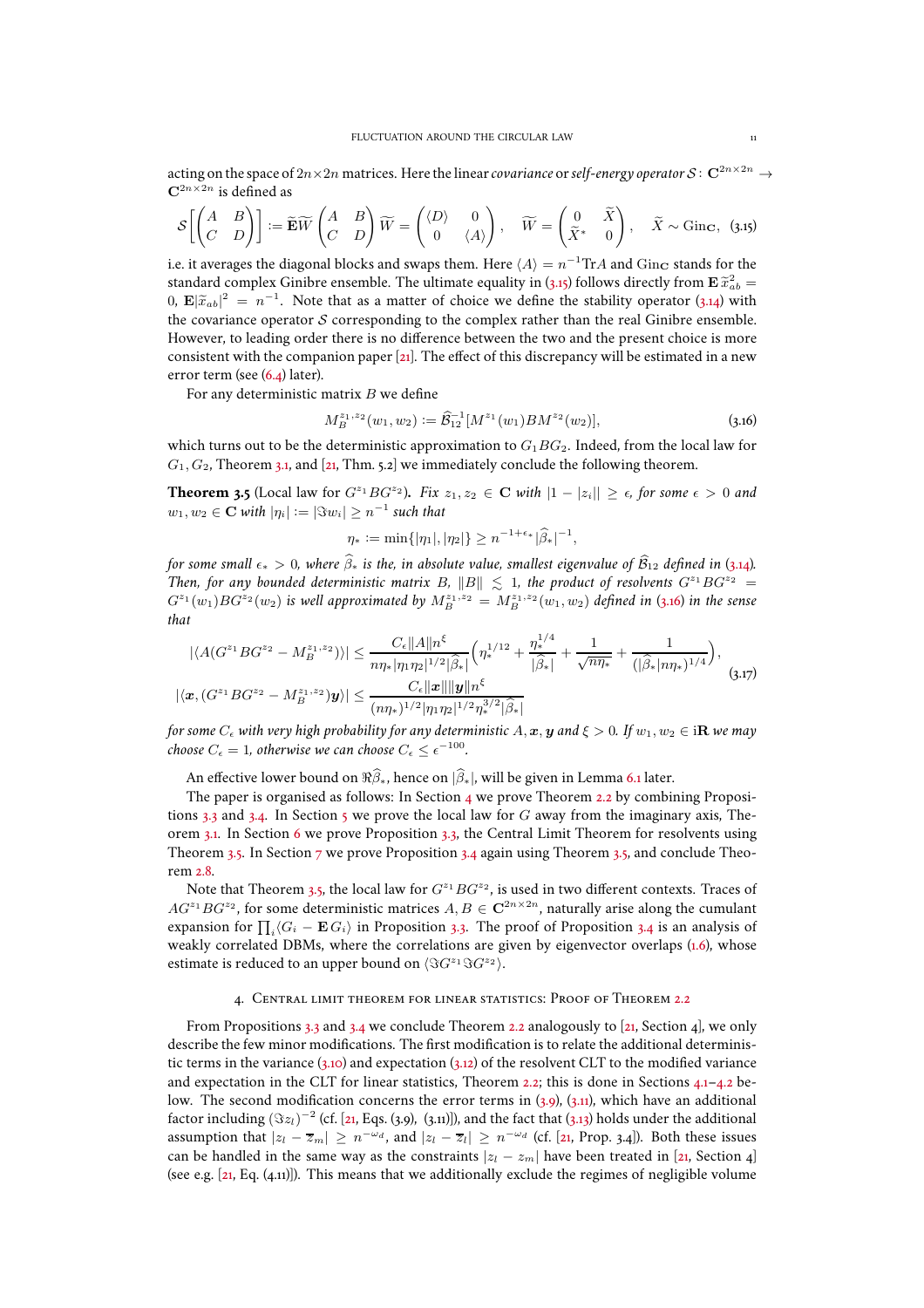acting on the space of $2n\times 2n$ matrices. Here the linear *covariance* or *self-energy operator* $\mathcal{S}\colon \mathbf{C}^{2n\times 2n}\to \mathbf{C}^{2n\times 2n}$ is defined as

$$
\mathcal{S}\left[\begin{pmatrix} A & B\\ C & D\end{pmatrix}\right] := \widetilde{\mathbf{E}}\widetilde{W}\begin{pmatrix} A & B\\ C & D\end{pmatrix}\widetilde{W} = \begin{pmatrix} \langle D\rangle & 0\\ 0 & \langle A\rangle\end{pmatrix},\quad \widetilde{W} = \begin{pmatrix} 0 & \widetilde{X}\\ \widetilde{X}^* & 0\end{pmatrix},\quad \widetilde{X}\sim \mathrm{Gin}_{\mathbf{C}}, \tag{3.15}
$$

i.e. it averages the diagonal blocks and swaps them. Here $\langle A\rangle = n^{-1}\mathrm{Tr}A$ and $\mathrm{Gin}_{\mathbf{C}}$ stands for the standard complex Ginibre ensemble. The ultimate equality in (3.15) follows directly from $\mathbf{E}\,\widetilde{x}_{ab}^2 = 0$, $\mathbf{E}|\widetilde{x}_{ab}|^2 = n^{-1}$. Note that as a matter of choice we define the stability operator (3.14) with the covariance operator $\mathcal{S}$ corresponding to the complex rather than the real Ginibre ensemble. However, to leading order there is no difference between the two and the present choice is more consistent with the companion paper [21]. The effect of this discrepancy will be estimated in a new error term (see (6.4) later).

For any deterministic matrix $B$ we define

$$
M_B^{z_1,z_2}(w_1,w_2) := \widehat{\mathcal{B}}_{12}^{-1}[M^{z_1}(w_1)BM^{z_2}(w_2)], \tag{3.16}
$$

which turns out to be the deterministic approximation to $G_1BG_2$. Indeed, from the local law for $G_1, G_2$, Theorem 3.1, and [21, Thm. 5.2] we immediately conclude the following theorem.

**Theorem 3.5** (Local law for $G^{z_1}BG^{z_2}$)**.** *Fix $z_1,z_2\in\mathbf{C}$ with $|1-|z_i||\ge\epsilon$, for some $\epsilon>0$ and $w_1,w_2\in\mathbf{C}$ with $|\eta_i| := |\Im w_i|\ge n^{-1}$ such that*

$$
\eta_* := \min\{|\eta_1|,|\eta_2|\}\ge n^{-1+\epsilon_*}|\widehat{\beta}_*|^{-1},
$$

*for some small $\epsilon_*>0$, where $\widehat{\beta}_*$ is the, in absolute value, smallest eigenvalue of $\widehat{\mathcal{B}}_{12}$ defined in (3.14). Then, for any bounded deterministic matrix $B$, $\|B\|\lesssim 1$, the product of resolvents $G^{z_1}BG^{z_2} = G^{z_1}(w_1)BG^{z_2}(w_2)$ is well approximated by $M_B^{z_1,z_2} = M_B^{z_1,z_2}(w_1,w_2)$ defined in (3.16) in the sense that*

$$
\begin{aligned}
|\langle A(G^{z_1}BG^{z_2}-M_B^{z_1,z_2})\rangle| &\le \frac{C_\epsilon\|A\|n^\xi}{n\eta_*|\eta_1\eta_2|^{1/2}|\widehat{\beta}_*|}\Big(\eta_*^{1/12}+\frac{\eta_*^{1/4}}{|\widehat{\beta}_*|}+\frac{1}{\sqrt{n\eta_*}}+\frac{1}{(|\widehat{\beta}_*|n\eta_*)^{1/4}}\Big),\\
|\langle \boldsymbol{x},(G^{z_1}BG^{z_2}-M_B^{z_1,z_2})\boldsymbol{y}\rangle| &\le \frac{C_\epsilon\|\boldsymbol{x}\|\|\boldsymbol{y}\|n^\xi}{(n\eta_*)^{1/2}|\eta_1\eta_2|^{1/2}\eta_*^{3/2}|\widehat{\beta}_*|}
\end{aligned} \tag{3.17}
$$

*for some $C_\epsilon$ with very high probability for any deterministic $A,\boldsymbol{x},\boldsymbol{y}$ and $\xi>0$. If $w_1,w_2\in\mathrm{i}\mathbf{R}$ we may choose $C_\epsilon=1$, otherwise we can choose $C_\epsilon\le\epsilon^{-100}$.*

An effective lower bound on $\Re\widehat{\beta}_*$, hence on $|\widehat{\beta}_*|$, will be given in Lemma 6.1 later.

The paper is organised as follows: In Section 4 we prove Theorem 2.2 by combining Propositions 3.3 and 3.4. In Section 5 we prove the local law for $G$ away from the imaginary axis, Theorem 3.1. In Section 6 we prove Proposition 3.3, the Central Limit Theorem for resolvents using Theorem 3.5. In Section 7 we prove Proposition 3.4 again using Theorem 3.5, and conclude Theorem 2.8.

Note that Theorem 3.5, the local law for $G^{z_1}BG^{z_2}$, is used in two different contexts. Traces of $AG^{z_1}BG^{z_2}$, for some deterministic matrices $A,B\in\mathbf{C}^{2n\times 2n}$, naturally arise along the cumulant expansion for $\prod_i\langle G_i-\mathbf{E}\,G_i\rangle$ in Proposition 3.3. The proof of Proposition 3.4 is an analysis of weakly correlated DBMs, where the correlations are given by eigenvector overlaps (1.6), whose estimate is reduced to an upper bound on $\langle\Im G^{z_1}\Im G^{z_2}\rangle$.

## 4. Central limit theorem for linear statistics: Proof of Theorem 2.2

From Propositions 3.3 and 3.4 we conclude Theorem 2.2 analogously to [21, Section 4], we only describe the few minor modifications. The first modification is to relate the additional deterministic terms in the variance (3.10) and expectation (3.12) of the resolvent CLT to the modified variance and expectation in the CLT for linear statistics, Theorem 2.2; this is done in Sections 4.1–4.2 below. The second modification concerns the error terms in (3.9), (3.11), which have an additional factor including $(\Im z_l)^{-2}$ (cf. [21, Eqs. (3.9), (3.11)]), and the fact that (3.13) holds under the additional assumption that $|z_l-\overline{z}_m|\ge n^{-\omega_d}$, and $|z_l-\overline{z}_l|\ge n^{-\omega_d}$ (cf. [21, Prop. 3.4]). Both these issues can be handled in the same way as the constraints $|z_l-z_m|$ have been treated in [21, Section 4] (see e.g. [21, Eq. (4.11)]). This means that we additionally exclude the regimes of negligible volume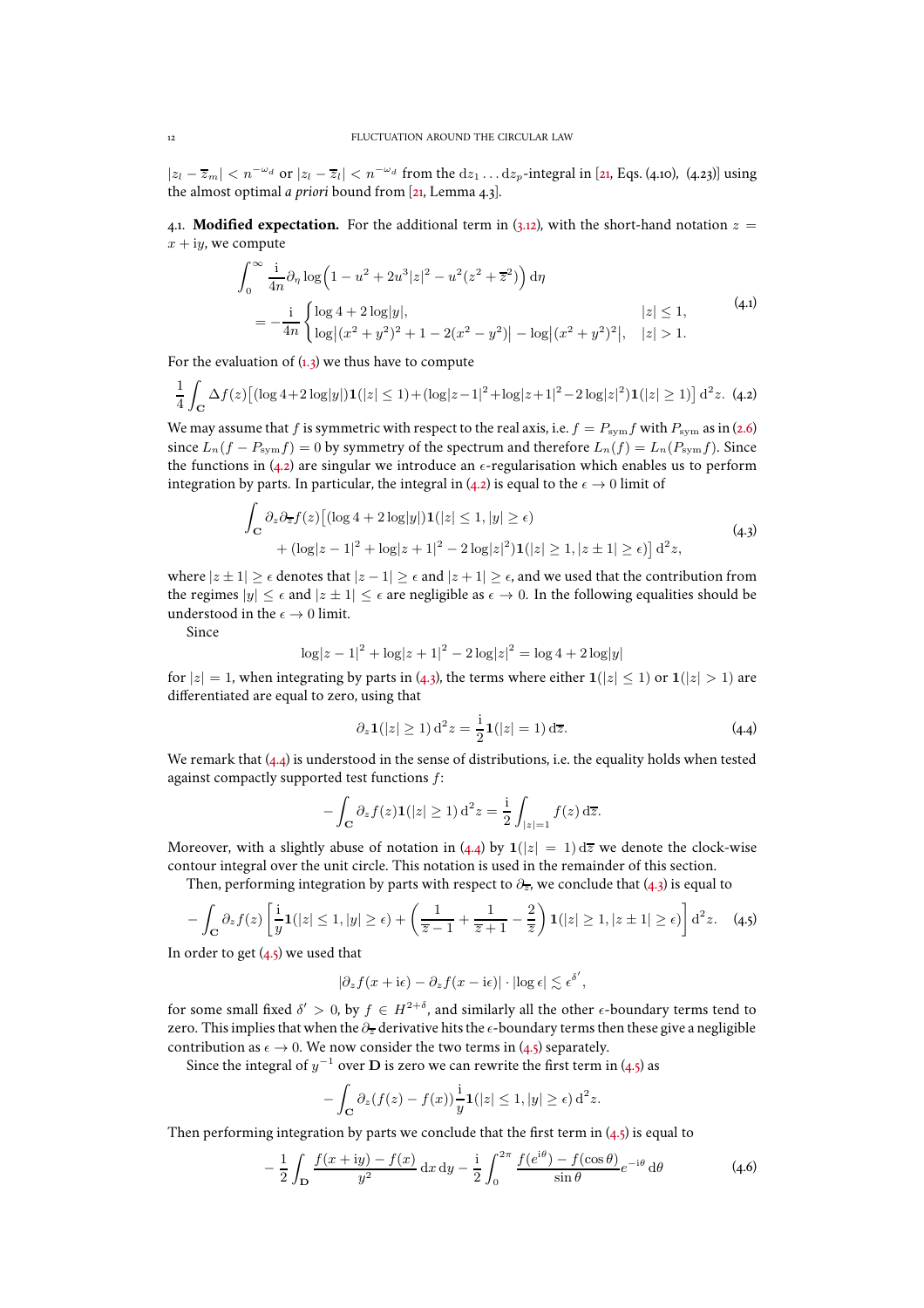$|z_l - \overline{z}_m| < n^{-\omega_d}$ or $|z_l - \overline{z}_l| < n^{-\omega_d}$ from the $\mathrm{d}z_1 \dots \mathrm{d}z_p$-integral in [21, Eqs. (4.10), (4.23)] using the almost optimal *a priori* bound from [21, Lemma 4.3].

### 4.1. Modified expectation.

For the additional term in (3.12), with the short-hand notation $z = x + \mathrm{i}y$, we compute

$$
\begin{aligned}
&\int_0^\infty \frac{\mathrm{i}}{4n} \partial_\eta \log\Big(1 - u^2 + 2u^3|z|^2 - u^2(z^2 + \overline{z}^2)\Big)\,\mathrm{d}\eta \\
&\quad = -\frac{\mathrm{i}}{4n} \begin{cases} \log 4 + 2\log|y|, & |z| \le 1, \\ \log\big|(x^2+y^2)^2 + 1 - 2(x^2 - y^2)\big| - \log\big|(x^2+y^2)^2\big|, & |z| > 1. \end{cases}
\end{aligned}
\tag{4.1}
$$

For the evaluation of (1.3) we thus have to compute

$$
\frac{1}{4}\int_{\mathbf{C}} \Delta f(z)\big[(\log 4 + 2\log|y|)\mathbf{1}(|z| \le 1) + (\log|z-1|^2 + \log|z+1|^2 - 2\log|z|^2)\mathbf{1}(|z| \ge 1)\big]\,\mathrm{d}^2 z. \tag{4.2}
$$

We may assume that $f$ is symmetric with respect to the real axis, i.e. $f = P_{\mathrm{sym}} f$ with $P_{\mathrm{sym}}$ as in (2.6) since $L_n(f - P_{\mathrm{sym}} f) = 0$ by symmetry of the spectrum and therefore $L_n(f) = L_n(P_{\mathrm{sym}} f)$. Since the functions in (4.2) are singular we introduce an $\epsilon$-regularisation which enables us to perform integration by parts. In particular, the integral in (4.2) is equal to the $\epsilon \to 0$ limit of

$$
\begin{aligned}
\int_{\mathbf{C}} \partial_z \partial_{\overline{z}} f(z)\big[&(\log 4 + 2\log|y|)\mathbf{1}(|z| \le 1, |y| \ge \epsilon) \\
&+ (\log|z-1|^2 + \log|z+1|^2 - 2\log|z|^2)\mathbf{1}(|z| \ge 1, |z \pm 1| \ge \epsilon)\big]\,\mathrm{d}^2 z,
\end{aligned}
\tag{4.3}
$$

where $|z \pm 1| \ge \epsilon$ denotes that $|z - 1| \ge \epsilon$ and $|z + 1| \ge \epsilon$, and we used that the contribution from the regimes $|y| \le \epsilon$ and $|z \pm 1| \le \epsilon$ are negligible as $\epsilon \to 0$. In the following equalities should be understood in the $\epsilon \to 0$ limit.

Since

$$
\log|z-1|^2 + \log|z+1|^2 - 2\log|z|^2 = \log 4 + 2\log|y|
$$

for $|z| = 1$, when integrating by parts in (4.3), the terms where either $\mathbf{1}(|z| \le 1)$ or $\mathbf{1}(|z| > 1)$ are differentiated are equal to zero, using that

$$
\partial_z \mathbf{1}(|z| \ge 1)\,\mathrm{d}^2 z = \frac{\mathrm{i}}{2}\mathbf{1}(|z| = 1)\,\mathrm{d}\overline{z}. \tag{4.4}
$$

We remark that (4.4) is understood in the sense of distributions, i.e. the equality holds when tested against compactly supported test functions $f$:

$$
-\int_{\mathbf{C}} \partial_z f(z)\mathbf{1}(|z| \ge 1)\,\mathrm{d}^2 z = \frac{\mathrm{i}}{2}\int_{|z|=1} f(z)\,\mathrm{d}\overline{z}.
$$

Moreover, with a slightly abuse of notation in (4.4) by $\mathbf{1}(|z| = 1)\,\mathrm{d}\overline{z}$ we denote the clock-wise contour integral over the unit circle. This notation is used in the remainder of this section.

Then, performing integration by parts with respect to $\partial_{\overline{z}}$, we conclude that (4.3) is equal to

$$
-\int_{\mathbf{C}} \partial_z f(z)\left[\frac{\mathrm{i}}{y}\mathbf{1}(|z| \le 1, |y| \ge \epsilon) + \left(\frac{1}{\overline{z} - 1} + \frac{1}{\overline{z} + 1} - \frac{2}{\overline{z}}\right)\mathbf{1}(|z| \ge 1, |z \pm 1| \ge \epsilon)\right]\mathrm{d}^2 z. \tag{4.5}
$$

In order to get (4.5) we used that

$$
|\partial_z f(x + \mathrm{i}\epsilon) - \partial_z f(x - \mathrm{i}\epsilon)| \cdot |\log \epsilon| \lesssim \epsilon^{\delta'},
$$

for some small fixed $\delta' > 0$, by $f \in H^{2+\delta}$, and similarly all the other $\epsilon$-boundary terms tend to zero. This implies that when the $\partial_{\overline{z}}$ derivative hits the $\epsilon$-boundary terms then these give a negligible contribution as $\epsilon \to 0$. We now consider the two terms in (4.5) separately.

Since the integral of $y^{-1}$ over $\mathbf{D}$ is zero we can rewrite the first term in (4.5) as

$$
-\int_{\mathbf{C}} \partial_z (f(z) - f(x))\frac{\mathrm{i}}{y}\mathbf{1}(|z| \le 1, |y| \ge \epsilon)\,\mathrm{d}^2 z.
$$

Then performing integration by parts we conclude that the first term in (4.5) is equal to

$$
-\frac{1}{2}\int_{\mathbf{D}} \frac{f(x + \mathrm{i}y) - f(x)}{y^2}\,\mathrm{d}x\,\mathrm{d}y - \frac{\mathrm{i}}{2}\int_0^{2\pi} \frac{f(e^{\mathrm{i}\theta}) - f(\cos\theta)}{\sin\theta} e^{-\mathrm{i}\theta}\,\mathrm{d}\theta \tag{4.6}
$$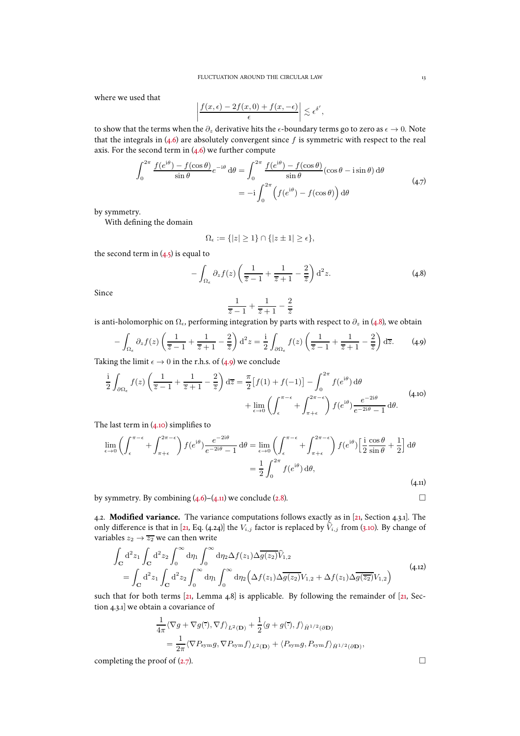where we used that

$$\left| \frac{f(x,\epsilon) - 2f(x,0) + f(x,-\epsilon)}{\epsilon} \right| \lesssim \epsilon^{\delta'},$$

to show that the terms when the $\partial_z$ derivative hits the $\epsilon$-boundary terms go to zero as $\epsilon \to 0$. Note that the integrals in (4.6) are absolutely convergent since $f$ is symmetric with respect to the real axis. For the second term in (4.6) we further compute

$$\begin{aligned} \int_0^{2\pi} \frac{f(e^{\mathrm{i}\theta}) - f(\cos\theta)}{\sin\theta} e^{-\mathrm{i}\theta} \, \mathrm{d}\theta &= \int_0^{2\pi} \frac{f(e^{\mathrm{i}\theta}) - f(\cos\theta)}{\sin\theta} (\cos\theta - \mathrm{i}\sin\theta) \, \mathrm{d}\theta \\ &= -\mathrm{i} \int_0^{2\pi} \Big( f(e^{\mathrm{i}\theta}) - f(\cos\theta) \Big) \, \mathrm{d}\theta \end{aligned} \tag{4.7}$$

by symmetry.

With defining the domain

$$\Omega_\epsilon := \{|z| \geq 1\} \cap \{|z \pm 1| \geq \epsilon\},$$

the second term in (4.5) is equal to

$$-\int_{\Omega_\epsilon} \partial_z f(z) \left( \frac{1}{\overline{z}-1} + \frac{1}{\overline{z}+1} - \frac{2}{\overline{z}} \right) \mathrm{d}^2 z. \tag{4.8}$$

Since

$$\frac{1}{\overline{z}-1} + \frac{1}{\overline{z}+1} - \frac{2}{\overline{z}}$$

is anti-holomorphic on $\Omega_\epsilon$, performing integration by parts with respect to $\partial_z$ in (4.8), we obtain

$$-\int_{\Omega_\epsilon} \partial_z f(z) \left( \frac{1}{\overline{z}-1} + \frac{1}{\overline{z}+1} - \frac{2}{\overline{z}} \right) \mathrm{d}^2 z = \frac{\mathrm{i}}{2} \int_{\partial\Omega_\epsilon} f(z) \left( \frac{1}{\overline{z}-1} + \frac{1}{\overline{z}+1} - \frac{2}{\overline{z}} \right) \mathrm{d}\overline{z}. \tag{4.9}$$

Taking the limit $\epsilon \to 0$ in the r.h.s. of (4.9) we conclude

$$\begin{aligned} \frac{\mathrm{i}}{2} \int_{\partial\Omega_\epsilon} f(z) \left( \frac{1}{\overline{z}-1} + \frac{1}{\overline{z}+1} - \frac{2}{\overline{z}} \right) \mathrm{d}\overline{z} &= \frac{\pi}{2} \big[ f(1) + f(-1) \big] - \int_0^{2\pi} f(e^{\mathrm{i}\theta}) \, \mathrm{d}\theta \\ &\quad + \lim_{\epsilon \to 0} \left( \int_\epsilon^{\pi-\epsilon} + \int_{\pi+\epsilon}^{2\pi-\epsilon} \right) f(e^{\mathrm{i}\theta}) \frac{e^{-2\mathrm{i}\theta}}{e^{-2\mathrm{i}\theta} - 1} \, \mathrm{d}\theta. \end{aligned} \tag{4.10}$$

The last term in (4.10) simplifies to

$$\begin{aligned} \lim_{\epsilon \to 0} \left( \int_\epsilon^{\pi-\epsilon} + \int_{\pi+\epsilon}^{2\pi-\epsilon} \right) f(e^{\mathrm{i}\theta}) \frac{e^{-2\mathrm{i}\theta}}{e^{-2\mathrm{i}\theta} - 1} \, \mathrm{d}\theta &= \lim_{\epsilon \to 0} \left( \int_\epsilon^{\pi-\epsilon} + \int_{\pi+\epsilon}^{2\pi-\epsilon} \right) f(e^{\mathrm{i}\theta}) \Big[ \frac{\mathrm{i}}{2} \frac{\cos\theta}{\sin\theta} + \frac{1}{2} \Big] \, \mathrm{d}\theta \\ &= \frac{1}{2} \int_0^{2\pi} f(e^{\mathrm{i}\theta}) \, \mathrm{d}\theta, \end{aligned} \tag{4.11}$$

by symmetry. By combining (4.6)–(4.11) we conclude (2.8). $\square$

**4.2. Modified variance.** The variance computations follows exactly as in [21, Section 4.3.1]. The only difference is that in [21, Eq. (4.24)] the $V_{i,j}$ factor is replaced by $\widehat{V}_{i,j}$ from (3.10). By change of variables $z_2 \to \overline{z_2}$ we can then write

$$\begin{aligned} &\int_{\mathbf{C}} \mathrm{d}^2 z_1 \int_{\mathbf{C}} \mathrm{d}^2 z_2 \int_0^\infty \mathrm{d}\eta_1 \int_0^\infty \mathrm{d}\eta_2 \Delta f(z_1) \Delta \overline{g(z_2)} \widehat{V}_{1,2} \\ &= \int_{\mathbf{C}} \mathrm{d}^2 z_1 \int_{\mathbf{C}} \mathrm{d}^2 z_2 \int_0^\infty \mathrm{d}\eta_1 \int_0^\infty \mathrm{d}\eta_2 \Big( \Delta f(z_1) \Delta \overline{g(z_2)} V_{1,2} + \Delta f(z_1) \Delta \overline{g(\overline{z_2})} V_{1,2} \Big) \end{aligned} \tag{4.12}$$

such that for both terms [21, Lemma 4.8] is applicable. By following the remainder of [21, Section 4.3.1] we obtain a covariance of

$$\begin{aligned} &\frac{1}{4\pi} \langle \nabla g + \nabla g(\overline{\cdot}), \nabla f \rangle_{L^2(\mathbf{D})} + \frac{1}{2} \langle g + g(\overline{\cdot}), f \rangle_{\dot{H}^{1/2}(\partial\mathbf{D})} \\ &= \frac{1}{2\pi} \langle \nabla P_{\mathrm{sym}} g, \nabla P_{\mathrm{sym}} f \rangle_{L^2(\mathbf{D})} + \langle P_{\mathrm{sym}} g, P_{\mathrm{sym}} f \rangle_{\dot{H}^{1/2}(\partial\mathbf{D})}, \end{aligned}$$

completing the proof of (2.7). $\square$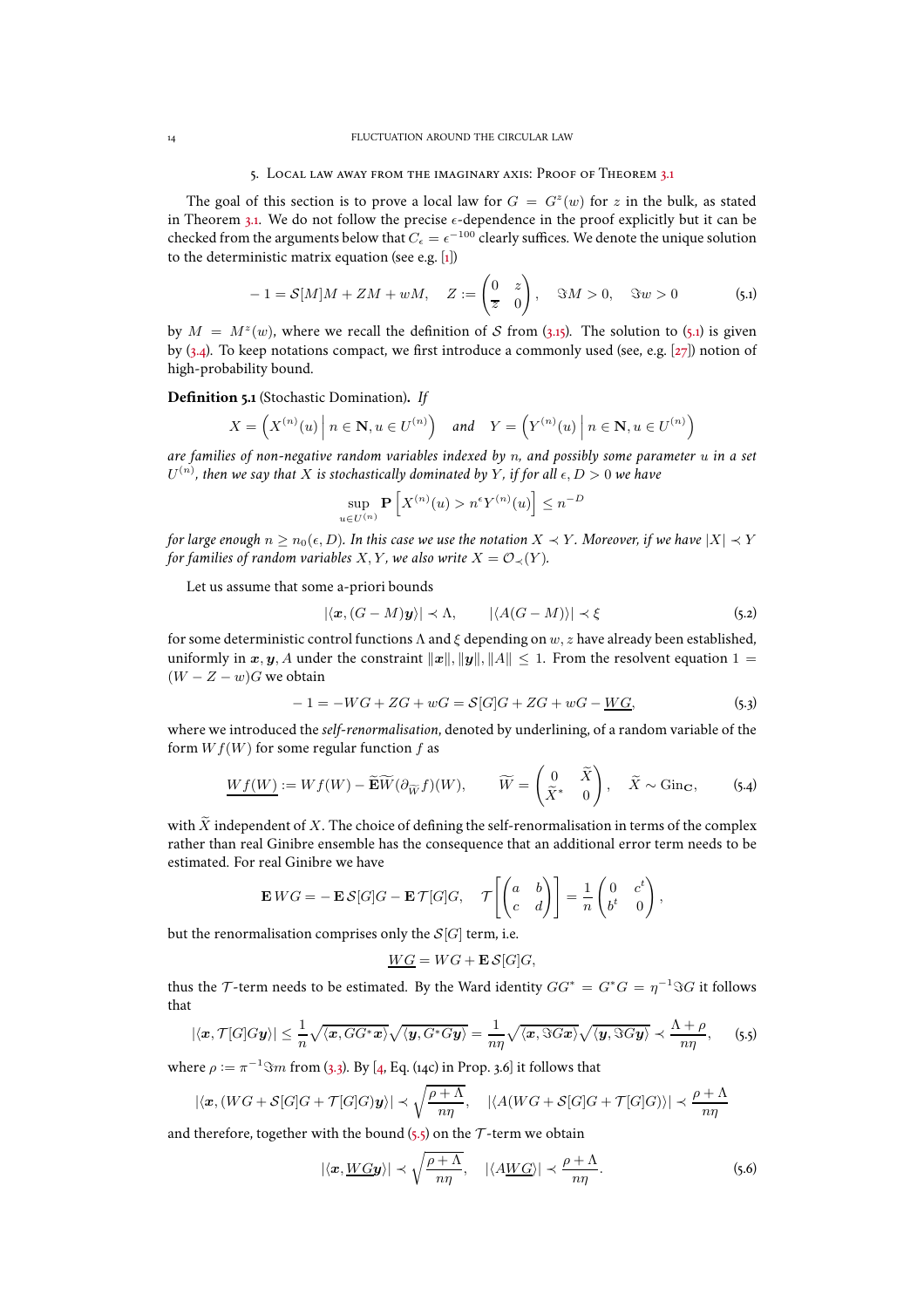## 5. Local law away from the imaginary axis: Proof of Theorem 3.1

The goal of this section is to prove a local law for $G = G^z(w)$ for $z$ in the bulk, as stated in Theorem 3.1. We do not follow the precise $\epsilon$-dependence in the proof explicitly but it can be checked from the arguments below that $C_\epsilon = \epsilon^{-100}$ clearly suffices. We denote the unique solution to the deterministic matrix equation (see e.g. [1])

$$-1 = \mathcal{S}[M]M + ZM + wM, \quad Z := \begin{pmatrix} 0 & z \\ \overline{z} & 0 \end{pmatrix}, \quad \Im M > 0, \quad \Im w > 0 \tag{5.1}$$

by $M = M^z(w)$, where we recall the definition of $\mathcal{S}$ from (3.15). The solution to (5.1) is given by (3.4). To keep notations compact, we first introduce a commonly used (see, e.g. [27]) notion of high-probability bound.

**Definition 5.1** (Stochastic Domination). *If*

$$X = \left( X^{(n)}(u) \,\middle|\, n \in \mathbf{N}, u \in U^{(n)} \right) \quad \textit{and} \quad Y = \left( Y^{(n)}(u) \,\middle|\, n \in \mathbf{N}, u \in U^{(n)} \right)$$

*are families of non-negative random variables indexed by $n$, and possibly some parameter $u$ in a set $U^{(n)}$, then we say that $X$ is stochastically dominated by $Y$, if for all $\epsilon, D > 0$ we have*

$$\sup_{u \in U^{(n)}} \mathbf{P} \left[ X^{(n)}(u) > n^\epsilon Y^{(n)}(u) \right] \leq n^{-D}$$

*for large enough $n \geq n_0(\epsilon, D)$. In this case we use the notation $X \prec Y$. Moreover, if we have $|X| \prec Y$ for families of random variables $X, Y$, we also write $X = \mathcal{O}_\prec(Y)$.*

Let us assume that some a-priori bounds

$$|\langle \boldsymbol{x}, (G - M)\boldsymbol{y} \rangle| \prec \Lambda, \qquad |\langle A(G - M) \rangle| \prec \xi \tag{5.2}$$

for some deterministic control functions $\Lambda$ and $\xi$ depending on $w, z$ have already been established, uniformly in $\boldsymbol{x}, \boldsymbol{y}, A$ under the constraint $\|\boldsymbol{x}\|, \|\boldsymbol{y}\|, \|A\| \leq 1$. From the resolvent equation $1 = (W - Z - w)G$ we obtain

$$-1 = -WG + ZG + wG = \mathcal{S}[G]G + ZG + wG - \underline{WG}, \tag{5.3}$$

where we introduced the *self-renormalisation*, denoted by underlining, of a random variable of the form $Wf(W)$ for some regular function $f$ as

$$\underline{Wf(W)} := Wf(W) - \widetilde{\mathbf{E}}\widetilde{W}(\partial_{\widetilde{W}} f)(W), \qquad \widetilde{W} = \begin{pmatrix} 0 & \widetilde{X} \\ \widetilde{X}^* & 0 \end{pmatrix}, \quad \widetilde{X} \sim \mathrm{Gin}_{\mathbf{C}}, \tag{5.4}$$

with $\widetilde{X}$ independent of $X$. The choice of defining the self-renormalisation in terms of the complex rather than real Ginibre ensemble has the consequence that an additional error term needs to be estimated. For real Ginibre we have

$$\mathbf{E}\, WG = -\mathbf{E}\, \mathcal{S}[G]G - \mathbf{E}\, \mathcal{T}[G]G, \quad \mathcal{T}\left[ \begin{pmatrix} a & b \\ c & d \end{pmatrix} \right] = \frac{1}{n} \begin{pmatrix} 0 & c^t \\ b^t & 0 \end{pmatrix},$$

but the renormalisation comprises only the $\mathcal{S}[G]$ term, i.e.

$$\underline{WG} = WG + \mathbf{E}\, \mathcal{S}[G]G,$$

thus the $\mathcal{T}$-term needs to be estimated. By the Ward identity $GG^* = G^*G = \eta^{-1}\Im G$ it follows that

$$|\langle \boldsymbol{x}, \mathcal{T}[G]G\boldsymbol{y} \rangle| \leq \frac{1}{n} \sqrt{\langle \boldsymbol{x}, GG^*\boldsymbol{x} \rangle} \sqrt{\langle \boldsymbol{y}, G^*G\boldsymbol{y} \rangle} = \frac{1}{n\eta} \sqrt{\langle \boldsymbol{x}, \Im G\boldsymbol{x} \rangle} \sqrt{\langle \boldsymbol{y}, \Im G\boldsymbol{y} \rangle} \prec \frac{\Lambda + \rho}{n\eta}, \tag{5.5}$$

where $\rho := \pi^{-1}\Im m$ from (3.3). By [4, Eq. (14c) in Prop. 3.6] it follows that

$$|\langle \boldsymbol{x}, (WG + \mathcal{S}[G]G + \mathcal{T}[G]G)\boldsymbol{y} \rangle| \prec \sqrt{\frac{\rho + \Lambda}{n\eta}}, \quad |\langle A(WG + \mathcal{S}[G]G + \mathcal{T}[G]G) \rangle| \prec \frac{\rho + \Lambda}{n\eta}$$

and therefore, together with the bound (5.5) on the $\mathcal{T}$-term we obtain

$$|\langle \boldsymbol{x}, \underline{WG}\boldsymbol{y} \rangle| \prec \sqrt{\frac{\rho + \Lambda}{n\eta}}, \quad |\langle A\underline{WG} \rangle| \prec \frac{\rho + \Lambda}{n\eta}. \tag{5.6}$$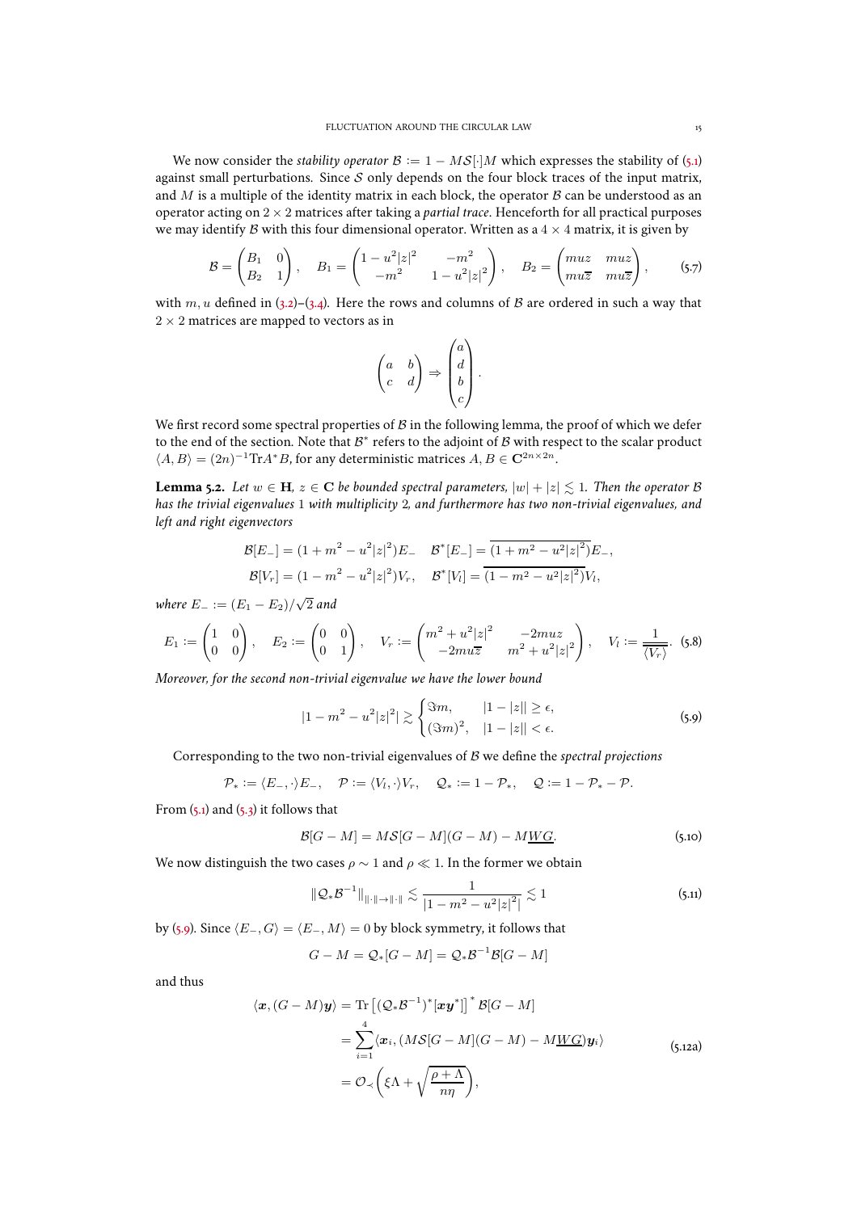We now consider the *stability operator* $\mathcal{B} := 1 - M\mathcal{S}[\cdot]M$ which expresses the stability of (5.1) against small perturbations. Since $\mathcal{S}$ only depends on the four block traces of the input matrix, and $M$ is a multiple of the identity matrix in each block, the operator $\mathcal{B}$ can be understood as an operator acting on $2\times 2$ matrices after taking a *partial trace*. Henceforth for all practical purposes we may identify $\mathcal{B}$ with this four dimensional operator. Written as a $4\times 4$ matrix, it is given by

$$\mathcal{B} = \begin{pmatrix} B_1 & 0 \\ B_2 & 1 \end{pmatrix}, \quad B_1 = \begin{pmatrix} 1-u^2|z|^2 & -m^2 \\ -m^2 & 1-u^2|z|^2 \end{pmatrix}, \quad B_2 = \begin{pmatrix} muz & muz \\ mu\overline{z} & mu\overline{z} \end{pmatrix}, \tag{5.7}$$

with $m, u$ defined in (3.2)–(3.4). Here the rows and columns of $\mathcal{B}$ are ordered in such a way that $2\times 2$ matrices are mapped to vectors as in

$$\begin{pmatrix} a & b \\ c & d \end{pmatrix} \Rightarrow \begin{pmatrix} a \\ d \\ b \\ c \end{pmatrix}.$$

We first record some spectral properties of $\mathcal{B}$ in the following lemma, the proof of which we defer to the end of the section. Note that $\mathcal{B}^*$ refers to the adjoint of $\mathcal{B}$ with respect to the scalar product $\langle A, B\rangle = (2n)^{-1}\mathrm{Tr} A^* B$, for any deterministic matrices $A, B \in \mathbf{C}^{2n\times 2n}$.

**Lemma 5.2.** *Let $w \in \mathbf{H}$, $z \in \mathbf{C}$ be bounded spectral parameters, $|w| + |z| \lesssim 1$. Then the operator $\mathcal{B}$ has the trivial eigenvalues 1 with multiplicity 2, and furthermore has two non-trivial eigenvalues, and left and right eigenvectors*

$$\mathcal{B}[E_-] = (1 + m^2 - u^2|z|^2)E_- \quad \mathcal{B}^*[E_-] = \overline{(1 + m^2 - u^2|z|^2)}E_-,$$
$$\mathcal{B}[V_r] = (1 - m^2 - u^2|z|^2)V_r, \quad \mathcal{B}^*[V_l] = \overline{(1 - m^2 - u^2|z|^2)}V_l,$$

*where $E_- := (E_1 - E_2)/\sqrt{2}$ and*

$$E_1 := \begin{pmatrix} 1 & 0 \\ 0 & 0 \end{pmatrix}, \quad E_2 := \begin{pmatrix} 0 & 0 \\ 0 & 1 \end{pmatrix}, \quad V_r := \begin{pmatrix} m^2 + u^2|z|^2 & -2muz \\ -2mu\overline{z} & m^2 + u^2|z|^2 \end{pmatrix}, \quad V_l := \frac{1}{\overline{\langle V_r\rangle}}. \tag{5.8}$$

*Moreover, for the second non-trivial eigenvalue we have the lower bound*

$$|1 - m^2 - u^2|z|^2| \gtrsim \begin{cases} \Im m, & |1-|z|| \geq \epsilon, \\ (\Im m)^2, & |1-|z|| < \epsilon. \end{cases} \tag{5.9}$$

Corresponding to the two non-trivial eigenvalues of $\mathcal{B}$ we define the *spectral projections*

$$\mathcal{P}_* := \langle E_-, \cdot\rangle E_-, \quad \mathcal{P} := \langle V_l, \cdot\rangle V_r, \quad \mathcal{Q}_* := 1 - \mathcal{P}_*, \quad \mathcal{Q} := 1 - \mathcal{P}_* - \mathcal{P}.$$

From (5.1) and (5.3) it follows that

$$\mathcal{B}[G - M] = M\mathcal{S}[G-M](G-M) - M\underline{WG}. \tag{5.10}$$

We now distinguish the two cases $\rho \sim 1$ and $\rho \ll 1$. In the former we obtain

$$\|\mathcal{Q}_*\mathcal{B}^{-1}\|_{\|\cdot\|\to\|\cdot\|} \lesssim \frac{1}{|1 - m^2 - u^2|z|^2|} \lesssim 1 \tag{5.11}$$

by (5.9). Since $\langle E_-, G\rangle = \langle E_-, M\rangle = 0$ by block symmetry, it follows that

$$G - M = \mathcal{Q}_*[G-M] = \mathcal{Q}_*\mathcal{B}^{-1}\mathcal{B}[G-M]$$

and thus

$$\begin{aligned} \langle \boldsymbol{x}, (G-M)\boldsymbol{y}\rangle &= \mathrm{Tr}\left[(\mathcal{Q}_*\mathcal{B}^{-1})^*[\boldsymbol{x}\boldsymbol{y}^*]\right]^* \mathcal{B}[G-M] \\ &= \sum_{i=1}^4 \langle \boldsymbol{x}_i, (M\mathcal{S}[G-M](G-M) - M\underline{WG})\boldsymbol{y}_i\rangle \\ &= \mathcal{O}_\prec\left(\xi\Lambda + \sqrt{\frac{\rho+\Lambda}{n\eta}}\right), \end{aligned} \tag{5.12a}$$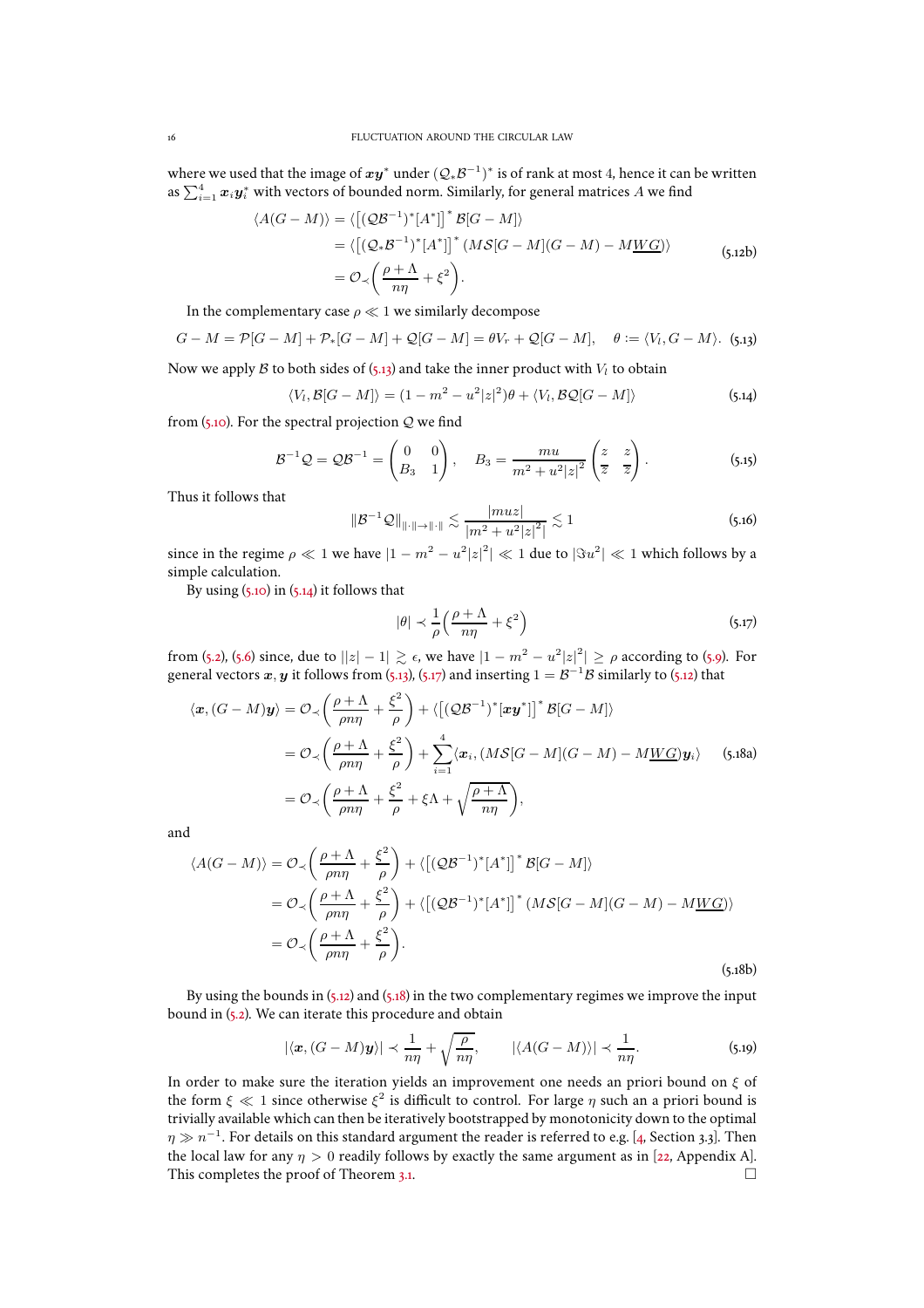where we used that the image of $\boldsymbol{x}\boldsymbol{y}^*$ under $(\mathcal{Q}_*\mathcal{B}^{-1})^*$ is of rank at most 4, hence it can be written as $\sum_{i=1}^4 \boldsymbol{x}_i\boldsymbol{y}_i^*$ with vectors of bounded norm. Similarly, for general matrices $A$ we find

$$\begin{aligned}\langle A(G-M)\rangle &= \langle \left[(\mathcal{Q}\mathcal{B}^{-1})^*[A^*]\right]^* \mathcal{B}[G-M]\rangle \\ &= \langle \left[(\mathcal{Q}_*\mathcal{B}^{-1})^*[A^*]\right]^* (M\mathcal{S}[G-M](G-M) - M\underline{WG})\rangle \\ &= \mathcal{O}_\prec\Big(\frac{\rho+\Lambda}{n\eta} + \xi^2\Big).\end{aligned} \tag{5.12b}$$

In the complementary case $\rho \ll 1$ we similarly decompose

$$G - M = \mathcal{P}[G-M] + \mathcal{P}_*[G-M] + \mathcal{Q}[G-M] = \theta V_r + \mathcal{Q}[G-M], \quad \theta := \langle V_l, G-M\rangle. \tag{5.13}$$

Now we apply $\mathcal{B}$ to both sides of (5.13) and take the inner product with $V_l$ to obtain

$$\langle V_l, \mathcal{B}[G-M]\rangle = (1 - m^2 - u^2|z|^2)\theta + \langle V_l, \mathcal{B}\mathcal{Q}[G-M]\rangle \tag{5.14}$$

from (5.10). For the spectral projection $\mathcal{Q}$ we find

$$\mathcal{B}^{-1}\mathcal{Q} = \mathcal{Q}\mathcal{B}^{-1} = \begin{pmatrix} 0 & 0 \\ B_3 & 1\end{pmatrix}, \quad B_3 = \frac{mu}{m^2 + u^2|z|^2}\begin{pmatrix} z & z \\ \overline{z} & \overline{z}\end{pmatrix}. \tag{5.15}$$

Thus it follows that

$$\|\mathcal{B}^{-1}\mathcal{Q}\|_{\|\cdot\|\to\|\cdot\|} \lesssim \frac{|muz|}{\left|m^2 + u^2|z|^2\right|} \lesssim 1 \tag{5.16}$$

since in the regime $\rho \ll 1$ we have $|1 - m^2 - u^2|z|^2| \ll 1$ due to $|\Im u^2| \ll 1$ which follows by a simple calculation.

By using (5.10) in (5.14) it follows that

$$|\theta| \prec \frac{1}{\rho}\Big(\frac{\rho+\Lambda}{n\eta} + \xi^2\Big) \tag{5.17}$$

from (5.2), (5.6) since, due to $||z|-1| \gtrsim \epsilon$, we have $|1 - m^2 - u^2|z|^2| \geq \rho$ according to (5.9). For general vectors $\boldsymbol{x}, \boldsymbol{y}$ it follows from (5.13), (5.17) and inserting $1 = \mathcal{B}^{-1}\mathcal{B}$ similarly to (5.12) that

$$\begin{aligned}\langle \boldsymbol{x}, (G-M)\boldsymbol{y}\rangle &= \mathcal{O}_\prec\Big(\frac{\rho+\Lambda}{\rho n\eta} + \frac{\xi^2}{\rho}\Big) + \langle \left[(\mathcal{Q}\mathcal{B}^{-1})^*[\boldsymbol{x}\boldsymbol{y}^*]\right]^* \mathcal{B}[G-M]\rangle \\ &= \mathcal{O}_\prec\Big(\frac{\rho+\Lambda}{\rho n\eta} + \frac{\xi^2}{\rho}\Big) + \sum_{i=1}^4 \langle \boldsymbol{x}_i, (M\mathcal{S}[G-M](G-M) - M\underline{WG})\boldsymbol{y}_i\rangle \\ &= \mathcal{O}_\prec\Big(\frac{\rho+\Lambda}{\rho n\eta} + \frac{\xi^2}{\rho} + \xi\Lambda + \sqrt{\frac{\rho+\Lambda}{n\eta}}\Big),\end{aligned} \tag{5.18a}$$

and

$$\begin{aligned}\langle A(G-M)\rangle &= \mathcal{O}_\prec\Big(\frac{\rho+\Lambda}{\rho n\eta} + \frac{\xi^2}{\rho}\Big) + \langle \left[(\mathcal{Q}\mathcal{B}^{-1})^*[A^*]\right]^* \mathcal{B}[G-M]\rangle \\ &= \mathcal{O}_\prec\Big(\frac{\rho+\Lambda}{\rho n\eta} + \frac{\xi^2}{\rho}\Big) + \langle \left[(\mathcal{Q}\mathcal{B}^{-1})^*[A^*]\right]^* (M\mathcal{S}[G-M](G-M) - M\underline{WG})\rangle \\ &= \mathcal{O}_\prec\Big(\frac{\rho+\Lambda}{\rho n\eta} + \frac{\xi^2}{\rho}\Big).\end{aligned} \tag{5.18b}$$

By using the bounds in (5.12) and (5.18) in the two complementary regimes we improve the input bound in (5.2). We can iterate this procedure and obtain

$$|\langle \boldsymbol{x}, (G-M)\boldsymbol{y}\rangle| \prec \frac{1}{n\eta} + \sqrt{\frac{\rho}{n\eta}}, \qquad |\langle A(G-M)\rangle| \prec \frac{1}{n\eta}. \tag{5.19}$$

In order to make sure the iteration yields an improvement one needs an priori bound on $\xi$ of the form $\xi \ll 1$ since otherwise $\xi^2$ is difficult to control. For large $\eta$ such an a priori bound is trivially available which can then be iteratively bootstrapped by monotonicity down to the optimal $\eta \gg n^{-1}$. For details on this standard argument the reader is referred to e.g. [4, Section 3.3]. Then the local law for any $\eta > 0$ readily follows by exactly the same argument as in [22, Appendix A]. This completes the proof of Theorem 3.1. $\square$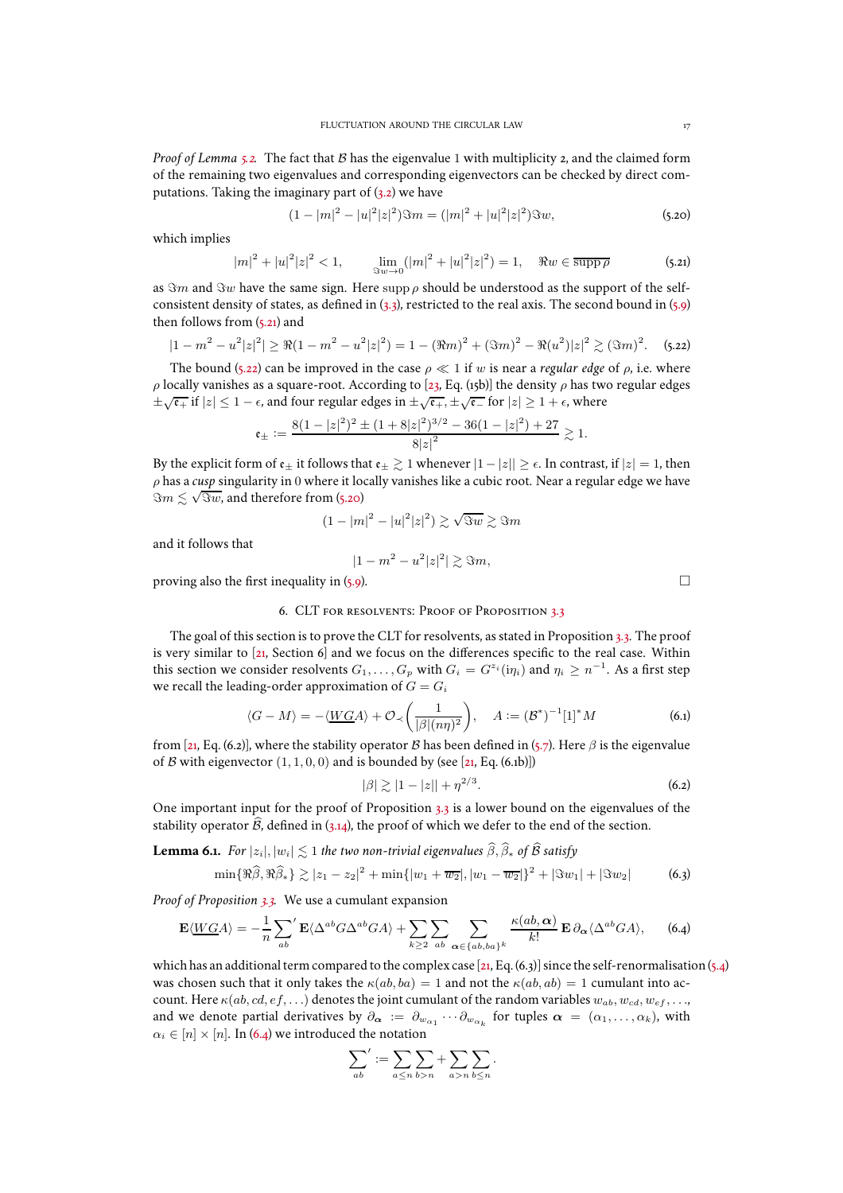*Proof of Lemma 5.2.* The fact that $\mathcal{B}$ has the eigenvalue 1 with multiplicity 2, and the claimed form of the remaining two eigenvalues and corresponding eigenvectors can be checked by direct computations. Taking the imaginary part of (3.2) we have

$$(1 - |m|^2 - |u|^2|z|^2)\Im m = (|m|^2 + |u|^2|z|^2)\Im w, \tag{5.20}$$

which implies

$$|m|^2 + |u|^2|z|^2 < 1, \qquad \lim_{\Im w \to 0}(|m|^2 + |u|^2|z|^2) = 1, \quad \Re w \in \overline{\operatorname{supp}\rho} \tag{5.21}$$

as $\Im m$ and $\Im w$ have the same sign. Here $\operatorname{supp}\rho$ should be understood as the support of the self-consistent density of states, as defined in (3.3), restricted to the real axis. The second bound in (5.9) then follows from (5.21) and

$$|1 - m^2 - u^2|z|^2| \geq \Re(1 - m^2 - u^2|z|^2) = 1 - (\Re m)^2 + (\Im m)^2 - \Re(u^2)|z|^2 \gtrsim (\Im m)^2. \tag{5.22}$$

The bound (5.22) can be improved in the case $\rho \ll 1$ if $w$ is near a *regular edge* of $\rho$, i.e. where $\rho$ locally vanishes as a square-root. According to [23, Eq. (15b)] the density $\rho$ has two regular edges $\pm\sqrt{\mathfrak{e}_+}$ if $|z| \leq 1 - \epsilon$, and four regular edges in $\pm\sqrt{\mathfrak{e}_+}, \pm\sqrt{\mathfrak{e}_-}$ for $|z| \geq 1 + \epsilon$, where

$$\mathfrak{e}_\pm := \frac{8(1 - |z|^2)^2 \pm (1 + 8|z|^2)^{3/2} - 36(1 - |z|^2) + 27}{8|z|^2} \gtrsim 1.$$

By the explicit form of $\mathfrak{e}_\pm$ it follows that $\mathfrak{e}_\pm \gtrsim 1$ whenever $|1 - |z|| \geq \epsilon$. In contrast, if $|z| = 1$, then $\rho$ has a *cusp* singularity in 0 where it locally vanishes like a cubic root. Near a regular edge we have $\Im m \lesssim \sqrt{\Im w}$, and therefore from (5.20)

$$(1 - |m|^2 - |u|^2|z|^2) \gtrsim \sqrt{\Im w} \gtrsim \Im m$$

and it follows that

$$|1 - m^2 - u^2|z|^2| \gtrsim \Im m,$$

proving also the first inequality in (5.9). □

## 6. CLT for resolvents: Proof of Proposition 3.3

The goal of this section is to prove the CLT for resolvents, as stated in Proposition 3.3. The proof is very similar to [21, Section 6] and we focus on the differences specific to the real case. Within this section we consider resolvents $G_1, \ldots, G_p$ with $G_i = G^{z_i}(i\eta_i)$ and $\eta_i \geq n^{-1}$. As a first step we recall the leading-order approximation of $G = G_i$

$$\langle G - M \rangle = -\langle \underline{WGA} \rangle + \mathcal{O}_\prec\left(\frac{1}{|\beta|(n\eta)^2}\right), \quad A := (\mathcal{B}^*)^{-1}[1]^* M \tag{6.1}$$

from [21, Eq. (6.2)], where the stability operator $\mathcal{B}$ has been defined in (5.7). Here $\beta$ is the eigenvalue of $\mathcal{B}$ with eigenvector $(1, 1, 0, 0)$ and is bounded by (see [21, Eq. (6.1b)])

$$|\beta| \gtrsim |1 - |z|| + \eta^{2/3}. \tag{6.2}$$

One important input for the proof of Proposition 3.3 is a lower bound on the eigenvalues of the stability operator $\widehat{\mathcal{B}}$, defined in (3.14), the proof of which we defer to the end of the section.

**Lemma 6.1.** *For $|z_i|, |w_i| \lesssim 1$ the two non-trivial eigenvalues $\widehat{\beta}, \widehat{\beta}_*$ of $\widehat{\mathcal{B}}$ satisfy*

$$\min\{\Re\widehat{\beta}, \Re\widehat{\beta}_*\} \gtrsim |z_1 - z_2|^2 + \min\{|w_1 + \overline{w_2}|, |w_1 - \overline{w_2}|\}^2 + |\Im w_1| + |\Im w_2| \tag{6.3}$$

*Proof of Proposition 3.3.* We use a cumulant expansion

$$\mathbf{E}\langle \underline{WGA} \rangle = -\frac{1}{n}\sum_{ab}{}' \mathbf{E}\langle \Delta^{ab} G \Delta^{ab} GA \rangle + \sum_{k \geq 2}\sum_{ab}\sum_{\boldsymbol{\alpha} \in \{ab, ba\}^k} \frac{\kappa(ab, \boldsymbol{\alpha})}{k!}\mathbf{E}\,\partial_{\boldsymbol{\alpha}}\langle \Delta^{ab} GA \rangle, \tag{6.4}$$

which has an additional term compared to the complex case [21, Eq. (6.3)] since the self-renormalisation (5.4) was chosen such that it only takes the $\kappa(ab, ba) = 1$ and not the $\kappa(ab, ab) = 1$ cumulant into account. Here $\kappa(ab, cd, ef, \ldots)$ denotes the joint cumulant of the random variables $w_{ab}, w_{cd}, w_{ef}, \ldots$, and we denote partial derivatives by $\partial_{\boldsymbol{\alpha}} := \partial_{w_{\alpha_1}} \cdots \partial_{w_{\alpha_k}}$ for tuples $\boldsymbol{\alpha} = (\alpha_1, \ldots, \alpha_k)$, with $\alpha_i \in [n] \times [n]$. In (6.4) we introduced the notation

$$\sum_{ab}{}' := \sum_{a \leq n}\sum_{b > n} + \sum_{a > n}\sum_{b \leq n}.$$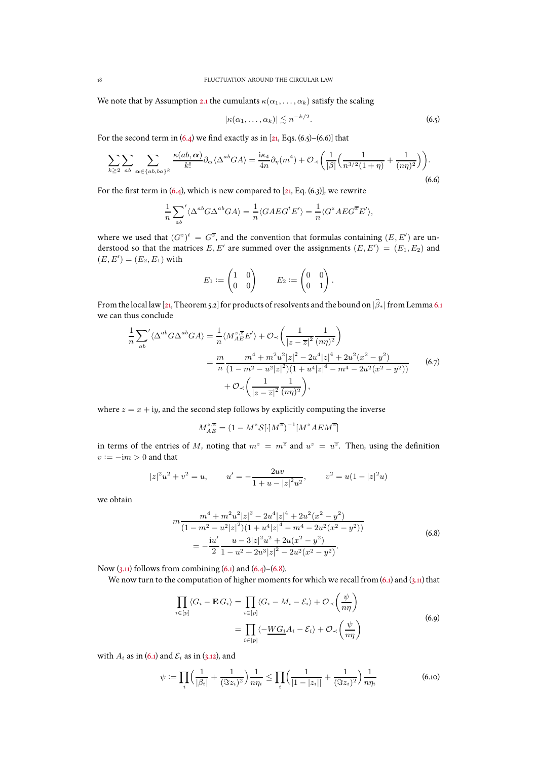We note that by Assumption 2.1 the cumulants $\kappa(\alpha_1,\dots,\alpha_k)$ satisfy the scaling

$$|\kappa(\alpha_1,\dots,\alpha_k)| \lesssim n^{-k/2}. \tag{6.5}$$

For the second term in (6.4) we find exactly as in [21, Eqs. (6.5)–(6.6)] that

$$\sum_{k\ge 2}\sum_{ab}\sum_{\boldsymbol{\alpha}\in\{ab,ba\}^k}\frac{\kappa(ab,\boldsymbol{\alpha})}{k!}\partial_{\boldsymbol{\alpha}}\langle\Delta^{ab}GA\rangle = \frac{\mathrm{i}\kappa_4}{4n}\partial_\eta(m^4)+\mathcal{O}_\prec\Big(\frac{1}{|\beta|}\Big(\frac{1}{n^{3/2}(1+\eta)}+\frac{1}{(n\eta)^2}\Big)\Big). \tag{6.6}$$

For the first term in (6.4), which is new compared to [21, Eq. (6.3)], we rewrite

$$\frac{1}{n}\sum_{ab}{}'\langle\Delta^{ab}G\Delta^{ab}GA\rangle = \frac{1}{n}\langle GAEG^tE'\rangle = \frac{1}{n}\langle G^zAEG^{\overline{z}}E'\rangle,$$

where we used that $(G^z)^t = G^{\overline{z}}$, and the convention that formulas containing $(E,E')$ are understood so that the matrices $E,E'$ are summed over the assignments $(E,E')=(E_1,E_2)$ and $(E,E')=(E_2,E_1)$ with

$$E_1 := \begin{pmatrix}1&0\\0&0\end{pmatrix}\qquad E_2 := \begin{pmatrix}0&0\\0&1\end{pmatrix}.$$

From the local law [21, Theorem 5.2] for products of resolvents and the bound on $|\widehat{\beta}_*|$ from Lemma 6.1 we can thus conclude

$$\begin{aligned}\frac{1}{n}\sum_{ab}{}'\langle\Delta^{ab}G\Delta^{ab}GA\rangle &= \frac{1}{n}\langle M_{AE}^{z,\overline{z}}E'\rangle + \mathcal{O}_\prec\Big(\frac{1}{|z-\overline{z}|^2}\frac{1}{(n\eta)^2}\Big)\\ &= \frac{m}{n}\frac{m^4+m^2u^2|z|^2-2u^4|z|^4+2u^2(x^2-y^2)}{(1-m^2-u^2|z|^2)(1+u^4|z|^4-m^4-2u^2(x^2-y^2))}\\ &\quad+\mathcal{O}_\prec\Big(\frac{1}{|z-\overline{z}|^2}\frac{1}{(n\eta)^2}\Big),\end{aligned} \tag{6.7}$$

where $z=x+\mathrm{i}y$, and the second step follows by explicitly computing the inverse

$$M_{AE}^{z,\overline{z}} = (1-M^z\mathcal{S}[\cdot]M^{\overline{z}})^{-1}[M^zAEM^{\overline{z}}]$$

in terms of the entries of $M$, noting that $m^z = m^{\overline{z}}$ and $u^z = u^{\overline{z}}$. Then, using the definition $v:=-\mathrm{i}m>0$ and that

$$|z|^2u^2+v^2 = u,\qquad u' = -\frac{2uv}{1+u-|z|^2u^2},\qquad v^2 = u(1-|z|^2u)$$

we obtain

$$\begin{aligned}&m\frac{m^4+m^2u^2|z|^2-2u^4|z|^4+2u^2(x^2-y^2)}{(1-m^2-u^2|z|^2)(1+u^4|z|^4-m^4-2u^2(x^2-y^2))}\\ &\qquad = -\frac{\mathrm{i}u'}{2}\frac{u-3|z|^2u^2+2u(x^2-y^2)}{1-u^2+2u^3|z|^2-2u^2(x^2-y^2)}.\end{aligned} \tag{6.8}$$

Now (3.11) follows from combining (6.1) and (6.4)–(6.8).

We now turn to the computation of higher moments for which we recall from (6.1) and (3.11) that

$$\begin{aligned}\prod_{i\in[p]}\langle G_i-\mathbf{E}\,G_i\rangle &= \prod_{i\in[p]}\langle G_i-M_i-\mathcal{E}_i\rangle + \mathcal{O}_\prec\Big(\frac{\psi}{n\eta}\Big)\\ &= \prod_{i\in[p]}\langle -\underline{WG_i}A_i-\mathcal{E}_i\rangle + \mathcal{O}_\prec\Big(\frac{\psi}{n\eta}\Big)\end{aligned} \tag{6.9}$$

with $A_i$ as in (6.1) and $\mathcal{E}_i$ as in (3.12), and

$$\psi := \prod_i\Big(\frac{1}{|\beta_i|}+\frac{1}{(\Im z_i)^2}\Big)\frac{1}{n\eta_i} \le \prod_i\Big(\frac{1}{|1-|z_i||}+\frac{1}{(\Im z_i)^2}\Big)\frac{1}{n\eta_i} \tag{6.10}$$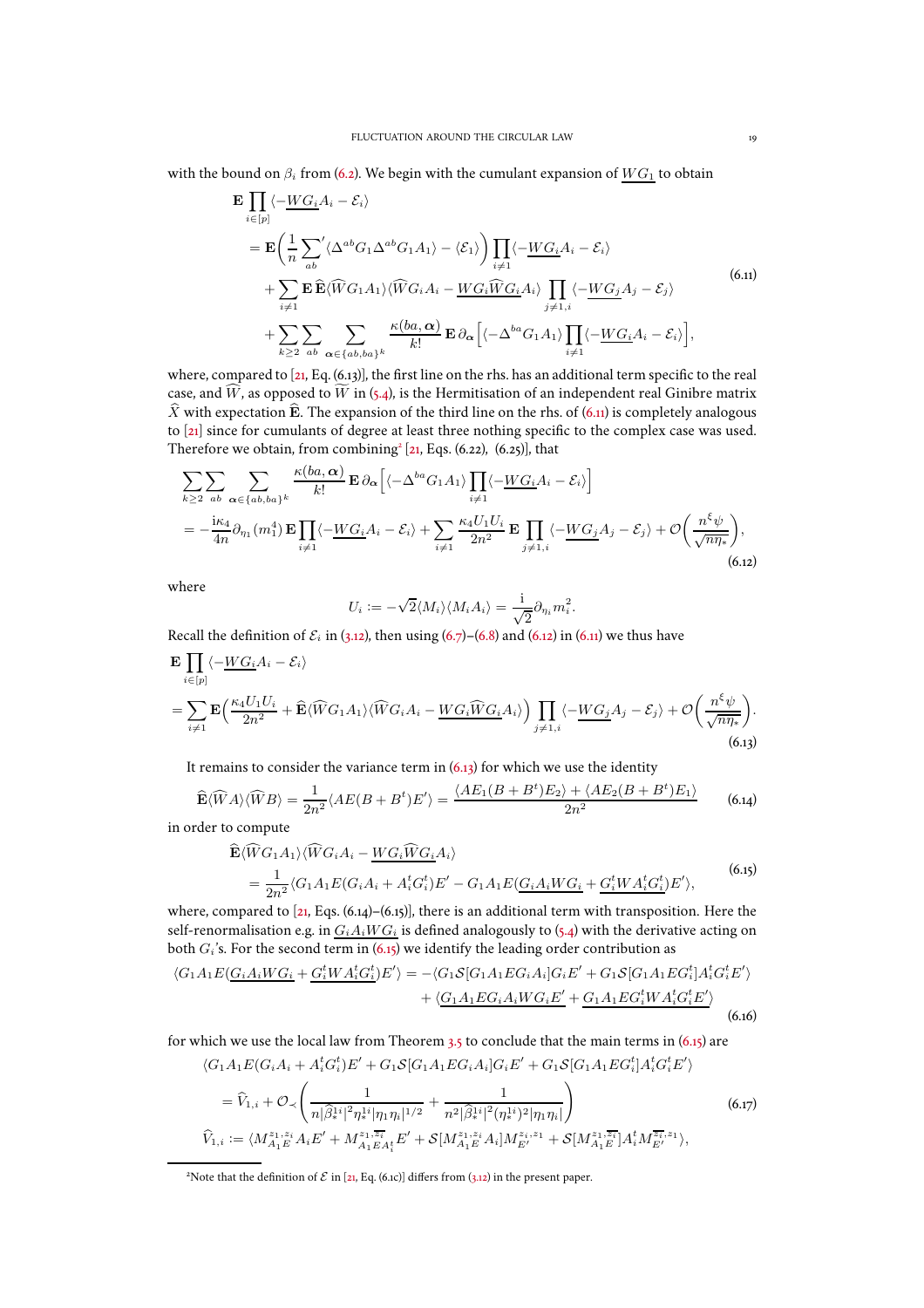with the bound on $\beta_i$ from (6.2). We begin with the cumulant expansion of $\underline{WG_1}$ to obtain

$$
\begin{aligned}
&\mathbf{E}\prod_{i\in[p]}\langle -\underline{WG_i}A_i-\mathcal{E}_i\rangle\\
&=\mathbf{E}\Big(\frac{1}{n}\sum_{ab}{}'\langle\Delta^{ab}G_1\Delta^{ab}G_1A_1\rangle-\langle\mathcal{E}_1\rangle\Big)\prod_{i\neq 1}\langle -\underline{WG_i}A_i-\mathcal{E}_i\rangle\\
&\quad+\sum_{i\neq 1}\mathbf{E}\,\widehat{\mathbf{E}}\langle\widehat{W}G_1A_1\rangle\langle\widehat{W}G_iA_i-\underline{WG_i\widehat{W}G_i}A_i\rangle\prod_{j\neq 1,i}\langle -\underline{WG_j}A_j-\mathcal{E}_j\rangle\\
&\quad+\sum_{k\geq 2}\sum_{ab}\sum_{\boldsymbol{\alpha}\in\{ab,ba\}^k}\frac{\kappa(ba,\boldsymbol{\alpha})}{k!}\mathbf{E}\,\partial_{\boldsymbol{\alpha}}\Big[\langle-\Delta^{ba}G_1A_1\rangle\prod_{i\neq 1}\langle -\underline{WG_i}A_i-\mathcal{E}_i\rangle\Big],
\end{aligned}
\tag{6.11}
$$

where, compared to [21, Eq. (6.13)], the first line on the rhs. has an additional term specific to the real case, and $\widehat{W}$, as opposed to $\widetilde{W}$ in (5.4), is the Hermitisation of an independent real Ginibre matrix $\widehat{X}$ with expectation $\widehat{\mathbf{E}}$. The expansion of the third line on the rhs. of (6.11) is completely analogous to [21] since for cumulants of degree at least three nothing specific to the complex case was used. Therefore we obtain, from combining[2] [21, Eqs. (6.22), (6.25)], that

$$
\begin{aligned}
&\sum_{k\geq 2}\sum_{ab}\sum_{\boldsymbol{\alpha}\in\{ab,ba\}^k}\frac{\kappa(ba,\boldsymbol{\alpha})}{k!}\mathbf{E}\,\partial_{\boldsymbol{\alpha}}\Big[\langle-\Delta^{ba}G_1A_1\rangle\prod_{i\neq 1}\langle -\underline{WG_i}A_i-\mathcal{E}_i\rangle\Big]\\
&=-\frac{\mathrm{i}\kappa_4}{4n}\partial_{\eta_1}(m_1^4)\,\mathbf{E}\prod_{i\neq 1}\langle -\underline{WG_i}A_i-\mathcal{E}_i\rangle+\sum_{i\neq 1}\frac{\kappa_4U_1U_i}{2n^2}\mathbf{E}\prod_{j\neq 1,i}\langle -\underline{WG_j}A_j-\mathcal{E}_j\rangle+\mathcal{O}\Big(\frac{n^\xi\psi}{\sqrt{n\eta_*}}\Big),
\end{aligned}
\tag{6.12}
$$

where

$$
U_i:=-\sqrt{2}\langle M_i\rangle\langle M_iA_i\rangle=\frac{\mathrm{i}}{\sqrt{2}}\partial_{\eta_i}m_i^2.
$$

Recall the definition of $\mathcal{E}_i$ in (3.12), then using (6.7)–(6.8) and (6.12) in (6.11) we thus have

$$
\begin{aligned}
&\mathbf{E}\prod_{i\in[p]}\langle -\underline{WG_i}A_i-\mathcal{E}_i\rangle\\
&=\sum_{i\neq 1}\mathbf{E}\Big(\frac{\kappa_4U_1U_i}{2n^2}+\widehat{\mathbf{E}}\langle\widehat{W}G_1A_1\rangle\langle\widehat{W}G_iA_i-\underline{WG_i\widehat{W}G_i}A_i\rangle\Big)\prod_{j\neq 1,i}\langle -\underline{WG_j}A_j-\mathcal{E}_j\rangle+\mathcal{O}\Big(\frac{n^\xi\psi}{\sqrt{n\eta_*}}\Big).
\end{aligned}
\tag{6.13}
$$

It remains to consider the variance term in (6.13) for which we use the identity

$$
\widehat{\mathbf{E}}\langle\widehat{W}A\rangle\langle\widehat{W}B\rangle=\frac{1}{2n^2}\langle AE(B+B^t)E'\rangle=\frac{\langle AE_1(B+B^t)E_2\rangle+\langle AE_2(B+B^t)E_1\rangle}{2n^2}
\tag{6.14}
$$

in order to compute

$$
\begin{aligned}
&\widehat{\mathbf{E}}\langle\widehat{W}G_1A_1\rangle\langle\widehat{W}G_iA_i-\underline{WG_i\widehat{W}G_i}A_i\rangle\\
&=\frac{1}{2n^2}\langle G_1A_1E(G_iA_i+A_i^tG_i^t)E'-G_1A_1E(\underline{G_iA_iWG_i}+\underline{G_i^tWA_i^tG_i^t})E'\rangle,
\end{aligned}
\tag{6.15}
$$

where, compared to [21, Eqs. (6.14)–(6.15)], there is an additional term with transposition. Here the self-renormalisation e.g. in $\underline{G_iA_iWG_i}$ is defined analogously to (5.4) with the derivative acting on both $G_i$'s. For the second term in (6.15) we identify the leading order contribution as

$$
\begin{aligned}
\langle G_1A_1E(\underline{G_iA_iWG_i}+\underline{G_i^tWA_i^tG_i^t})E'\rangle&=-\langle G_1\mathcal{S}[G_1A_1EG_iA_i]G_iE'+G_1\mathcal{S}[G_1A_1EG_i^t]A_i^tG_i^tE'\rangle\\
&\quad+\langle\underline{G_1A_1EG_iA_iWG_iE'}+\underline{G_1A_1EG_i^tWA_i^tG_i^tE'}\rangle
\end{aligned}
\tag{6.16}
$$

for which we use the local law from Theorem 3.5 to conclude that the main terms in (6.15) are

$$
\begin{aligned}
&\langle G_1A_1E(G_iA_i+A_i^tG_i^t)E'+G_1\mathcal{S}[G_1A_1EG_iA_i]G_iE'+G_1\mathcal{S}[G_1A_1EG_i^t]A_i^tG_i^tE'\rangle\\
&=\widehat{V}_{1,i}+\mathcal{O}_\prec\Bigg(\frac{1}{n|\widehat{\beta}_*^{1i}|^2\eta_*^{1i}|\eta_1\eta_i|^{1/2}}+\frac{1}{n^2|\widehat{\beta}_*^{1i}|^2(\eta_*^{1i})^2|\eta_1\eta_i|}\Bigg)\\
&\widehat{V}_{1,i}:=\langle M_{A_1E}^{z_1,z_i}A_iE'+M_{A_1EA_i^t}^{z_1,\overline{z_i}}E'+\mathcal{S}[M_{A_1E}^{z_1,z_i}A_i]M_{E'}^{z_i,z_1}+\mathcal{S}[M_{A_1E}^{z_1,\overline{z_i}}]A_i^tM_{E'}^{\overline{z_i},z_1}\rangle,
\end{aligned}
\tag{6.17}
$$

[2] Note that the definition of $\mathcal{E}$ in [21, Eq. (6.1c)] differs from (3.12) in the present paper.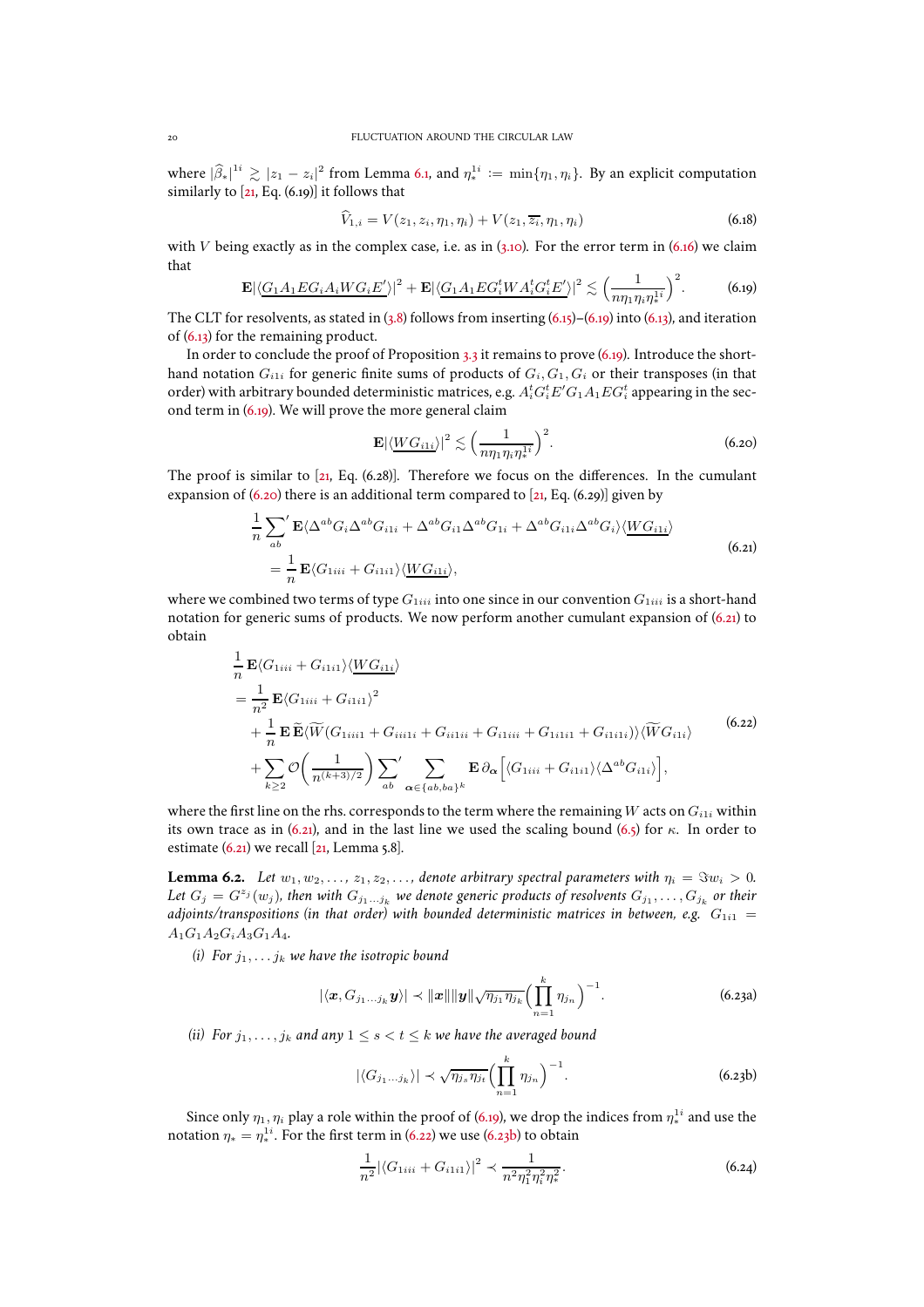where $|\widehat{\beta}_*|^{1i} \gtrsim |z_1 - z_i|^2$ from Lemma 6.1, and $\eta_*^{1i} := \min\{\eta_1, \eta_i\}$. By an explicit computation similarly to [21, Eq. (6.19)] it follows that

$$\widehat{V}_{1,i} = V(z_1, z_i, \eta_1, \eta_i) + V(z_1, \overline{z_i}, \eta_1, \eta_i) \tag{6.18}$$

with $V$ being exactly as in the complex case, i.e. as in (3.10). For the error term in (6.16) we claim that

$$\mathbf{E}|\langle \underline{G_1 A_1 E G_i A_i W G_i E'}\rangle|^2 + \mathbf{E}|\langle \underline{G_1 A_1 E G_i^t W A_i^t G_i^t E'}\rangle|^2 \lesssim \Big(\frac{1}{n\eta_1\eta_i\eta_*^{1i}}\Big)^2. \tag{6.19}$$

The CLT for resolvents, as stated in (3.8) follows from inserting (6.15)–(6.19) into (6.13), and iteration of (6.13) for the remaining product.

In order to conclude the proof of Proposition 3.3 it remains to prove (6.19). Introduce the short-hand notation $G_{i1i}$ for generic finite sums of products of $G_i, G_1, G_i$ or their transposes (in that order) with arbitrary bounded deterministic matrices, e.g. $A_i^t G_i^t E' G_1 A_1 E G_i^t$ appearing in the second term in (6.19). We will prove the more general claim

$$\mathbf{E}|\langle \underline{W G_{i1i}}\rangle|^2 \lesssim \Big(\frac{1}{n\eta_1\eta_i\eta_*^{1i}}\Big)^2. \tag{6.20}$$

The proof is similar to [21, Eq. (6.28)]. Therefore we focus on the differences. In the cumulant expansion of (6.20) there is an additional term compared to [21, Eq. (6.29)] given by

$$\begin{aligned}
&\frac{1}{n}\sum_{ab}{}' \mathbf{E}\langle \Delta^{ab} G_i \Delta^{ab} G_{i1i} + \Delta^{ab} G_{i1} \Delta^{ab} G_{1i} + \Delta^{ab} G_{i1i} \Delta^{ab} G_i\rangle \langle \underline{W G_{i1i}}\rangle \\
&\qquad = \frac{1}{n}\mathbf{E}\langle G_{1iii} + G_{i1i1}\rangle\langle \underline{W G_{i1i}}\rangle,
\end{aligned} \tag{6.21}$$

where we combined two terms of type $G_{1iii}$ into one since in our convention $G_{1iii}$ is a short-hand notation for generic sums of products. We now perform another cumulant expansion of (6.21) to obtain

$$\begin{aligned}
&\frac{1}{n}\mathbf{E}\langle G_{1iii} + G_{i1i1}\rangle\langle \underline{W G_{i1i}}\rangle \\
&= \frac{1}{n^2}\mathbf{E}\langle G_{1iii} + G_{i1i1}\rangle^2 \\
&\quad + \frac{1}{n}\mathbf{E}\,\widetilde{\mathbf{E}}\langle \widetilde{W}(G_{1iii1} + G_{iiii1i} + G_{i1ii} + G_{i1iii} + G_{1i1i1} + G_{i1i1i})\rangle\langle \widetilde{W} G_{i1i}\rangle \\
&\quad + \sum_{k\ge 2}\mathcal{O}\Big(\frac{1}{n^{(k+3)/2}}\Big)\sum_{ab}{}'\sum_{\boldsymbol{\alpha}\in\{ab,ba\}^k}\mathbf{E}\,\partial_{\boldsymbol{\alpha}}\Big[\langle G_{1iii} + G_{i1i1}\rangle\langle \Delta^{ab} G_{i1i}\rangle\Big],
\end{aligned} \tag{6.22}$$

where the first line on the rhs. corresponds to the term where the remaining $W$ acts on $G_{i1i}$ within its own trace as in (6.21), and in the last line we used the scaling bound (6.5) for $\kappa$. In order to estimate (6.21) we recall [21, Lemma 5.8].

**Lemma 6.2.** *Let $w_1, w_2, \ldots, z_1, z_2, \ldots,$ denote arbitrary spectral parameters with $\eta_i = \Im w_i > 0$. Let $G_j = G^{z_j}(w_j)$, then with $G_{j_1\ldots j_k}$ we denote generic products of resolvents $G_{j_1}, \ldots, G_{j_k}$ or their adjoints/transpositions (in that order) with bounded deterministic matrices in between, e.g. $G_{1i1} = A_1 G_1 A_2 G_i A_3 G_1 A_4$.*

*(i) For $j_1, \ldots j_k$ we have the isotropic bound*

$$|\langle \boldsymbol{x}, G_{j_1\ldots j_k}\boldsymbol{y}\rangle| \prec \|\boldsymbol{x}\|\|\boldsymbol{y}\|\sqrt{\eta_{j_1}\eta_{j_k}}\Big(\prod_{n=1}^k \eta_{j_n}\Big)^{-1}. \tag{6.23a}$$

*(ii) For $j_1, \ldots, j_k$ and any $1 \le s < t \le k$ we have the averaged bound*

$$|\langle G_{j_1\ldots j_k}\rangle| \prec \sqrt{\eta_{j_s}\eta_{j_t}}\Big(\prod_{n=1}^k \eta_{j_n}\Big)^{-1}. \tag{6.23b}$$

Since only $\eta_1, \eta_i$ play a role within the proof of (6.19), we drop the indices from $\eta_*^{1i}$ and use the notation $\eta_* = \eta_*^{1i}$. For the first term in (6.22) we use (6.23b) to obtain

$$\frac{1}{n^2}|\langle G_{1iii} + G_{i1i1}\rangle|^2 \prec \frac{1}{n^2\eta_1^2\eta_i^2\eta_*^2}. \tag{6.24}$$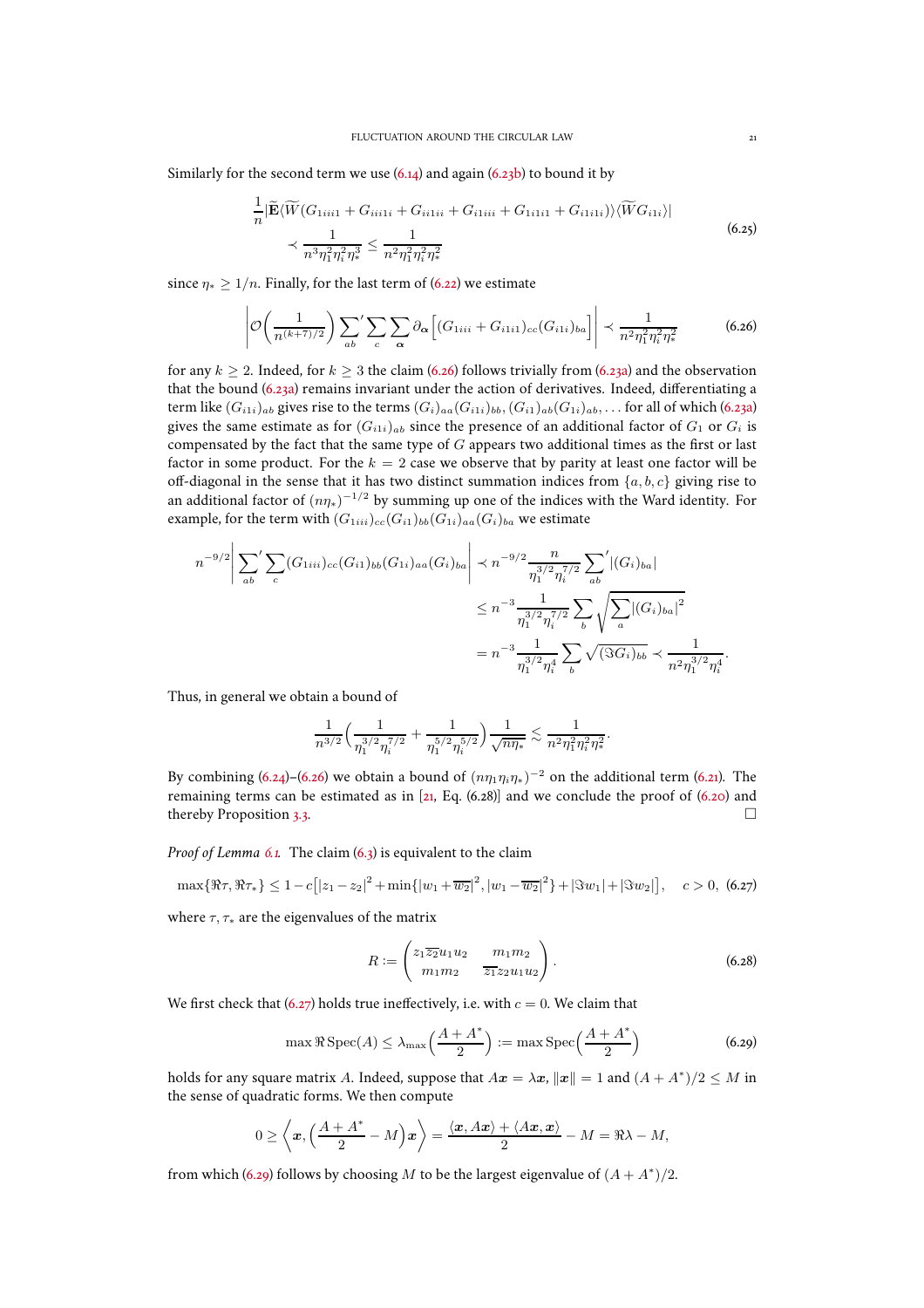Similarly for the second term we use (6.14) and again (6.23b) to bound it by

$$
\begin{aligned}
&\frac{1}{n}|\widetilde{\mathbf{E}}\langle \widetilde{W}(G_{1ii i1}+G_{iii1i}+G_{ii1ii}+G_{i1iii}+G_{1i1i1}+G_{i1i1i})\rangle\langle \widetilde{W}G_{i1i}\rangle| \\
&\qquad \prec \frac{1}{n^3\eta_1^2\eta_i^2\eta_*^3} \le \frac{1}{n^2\eta_1^2\eta_i^2\eta_*^2}
\end{aligned}
\tag{6.25}
$$

since $\eta_* \ge 1/n$. Finally, for the last term of (6.22) we estimate

$$
\left| \mathcal{O}\Big(\frac{1}{n^{(k+7)/2}}\Big) \sum_{ab}{}' \sum_{c} \sum_{\boldsymbol{\alpha}} \partial_{\boldsymbol{\alpha}} \Big[ (G_{1iii}+G_{i1i1})_{cc}(G_{i1i})_{ba} \Big] \right| \prec \frac{1}{n^2\eta_1^2\eta_i^2\eta_*^2} \tag{6.26}
$$

for any $k \ge 2$. Indeed, for $k \ge 3$ the claim (6.26) follows trivially from (6.23a) and the observation that the bound (6.23a) remains invariant under the action of derivatives. Indeed, differentiating a term like $(G_{i1i})_{ab}$ gives rise to the terms $(G_i)_{aa}(G_{i1i})_{bb}, (G_{i1})_{ab}(G_{1i})_{ab}, \ldots$ for all of which (6.23a) gives the same estimate as for $(G_{i1i})_{ab}$ since the presence of an additional factor of $G_1$ or $G_i$ is compensated by the fact that the same type of $G$ appears two additional times as the first or last factor in some product. For the $k = 2$ case we observe that by parity at least one factor will be off-diagonal in the sense that it has two distinct summation indices from $\{a, b, c\}$ giving rise to an additional factor of $(n\eta_*)^{-1/2}$ by summing up one of the indices with the Ward identity. For example, for the term with $(G_{1iii})_{cc}(G_{i1})_{bb}(G_{1i})_{aa}(G_i)_{ba}$ we estimate

$$
\begin{aligned}
n^{-9/2}\left| \sum_{ab}{}' \sum_{c} (G_{1iii})_{cc}(G_{i1})_{bb}(G_{1i})_{aa}(G_i)_{ba} \right| &\prec n^{-9/2}\frac{n}{\eta_1^{3/2}\eta_i^{7/2}} \sum_{ab}{}' |(G_i)_{ba}| \\
&\le n^{-3}\frac{1}{\eta_1^{3/2}\eta_i^{7/2}} \sum_b \sqrt{\sum_a |(G_i)_{ba}|^2} \\
&= n^{-3}\frac{1}{\eta_1^{3/2}\eta_i^4} \sum_b \sqrt{(\Im G_i)_{bb}} \prec \frac{1}{n^2\eta_1^{3/2}\eta_i^4}.
\end{aligned}
$$

Thus, in general we obtain a bound of

$$
\frac{1}{n^{3/2}}\Big(\frac{1}{\eta_1^{3/2}\eta_i^{7/2}} + \frac{1}{\eta_1^{5/2}\eta_i^{5/2}}\Big)\frac{1}{\sqrt{n\eta_*}} \lesssim \frac{1}{n^2\eta_1^2\eta_i^2\eta_*^2}.
$$

By combining (6.24)–(6.26) we obtain a bound of $(n\eta_1\eta_i\eta_*)^{-2}$ on the additional term (6.21). The remaining terms can be estimated as in [21, Eq. (6.28)] and we conclude the proof of (6.20) and thereby Proposition 3.3. $\square$

*Proof of Lemma 6.1.* The claim (6.3) is equivalent to the claim

$$
\max\{\Re\tau, \Re\tau_*\} \le 1 - c\big[|z_1 - z_2|^2 + \min\{|w_1 + \overline{w_2}|^2, |w_1 - \overline{w_2}|^2\} + |\Im w_1| + |\Im w_2|\big], \quad c > 0, \tag{6.27}
$$

where $\tau, \tau_*$ are the eigenvalues of the matrix

$$
R := \begin{pmatrix} z_1\overline{z_2}u_1u_2 & m_1m_2 \\ m_1m_2 & \overline{z_1}z_2u_1u_2 \end{pmatrix}. \tag{6.28}
$$

We first check that (6.27) holds true ineffectively, i.e. with $c = 0$. We claim that

$$
\max \Re \operatorname{Spec}(A) \le \lambda_{\max}\Big(\frac{A + A^*}{2}\Big) := \max \operatorname{Spec}\Big(\frac{A + A^*}{2}\Big) \tag{6.29}
$$

holds for any square matrix $A$. Indeed, suppose that $A\boldsymbol{x} = \lambda\boldsymbol{x}$, $\|\boldsymbol{x}\| = 1$ and $(A + A^*)/2 \le M$ in the sense of quadratic forms. We then compute

$$
0 \ge \Big\langle \boldsymbol{x}, \Big(\frac{A + A^*}{2} - M\Big)\boldsymbol{x} \Big\rangle = \frac{\langle \boldsymbol{x}, A\boldsymbol{x}\rangle + \langle A\boldsymbol{x}, \boldsymbol{x}\rangle}{2} - M = \Re\lambda - M,
$$

from which (6.29) follows by choosing $M$ to be the largest eigenvalue of $(A + A^*)/2$.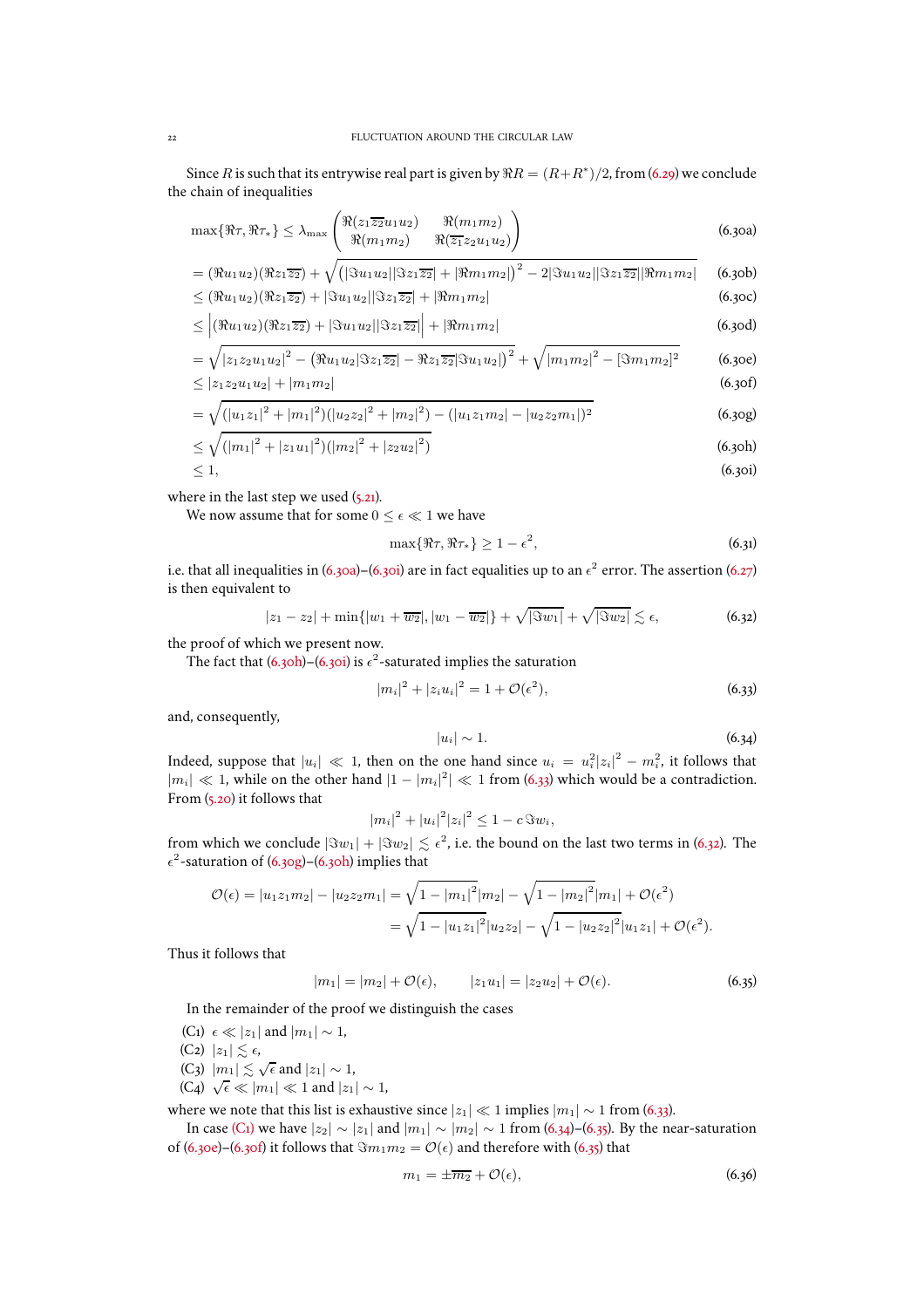Since $R$ is such that its entrywise real part is given by $\Re R = (R+R^*)/2$, from (6.29) we conclude the chain of inequalities

$$
\begin{aligned}
\max\{\Re\tau, \Re\tau_*\} &\le \lambda_{\max}\begin{pmatrix} \Re(z_1\overline{z_2}u_1u_2) & \Re(m_1m_2) \\ \Re(m_1m_2) & \Re(\overline{z_1}z_2u_1u_2)\end{pmatrix} && (6.30a)\\
&= (\Re u_1u_2)(\Re z_1\overline{z_2}) + \sqrt{\big(|\Im u_1u_2||\Im z_1\overline{z_2}| + |\Re m_1m_2|\big)^2 - 2|\Im u_1u_2||\Im z_1\overline{z_2}||\Re m_1 m_2|} && (6.30b)\\
&\le (\Re u_1u_2)(\Re z_1\overline{z_2}) + |\Im u_1u_2||\Im z_1\overline{z_2}| + |\Re m_1m_2| && (6.30c)\\
&\le \Big|(\Re u_1u_2)(\Re z_1\overline{z_2}) + |\Im u_1u_2||\Im z_1\overline{z_2}|\Big| + |\Re m_1m_2| && (6.30d)\\
&= \sqrt{|z_1z_2u_1u_2|^2 - \big(\Re u_1u_2|\Im z_1\overline{z_2}| - \Re z_1\overline{z_2}|\Im u_1u_2|\big)^2} + \sqrt{|m_1m_2|^2 - [\Im m_1m_2]^2} && (6.30e)\\
&\le |z_1z_2u_1u_2| + |m_1m_2| && (6.30f)\\
&= \sqrt{(|u_1z_1|^2+|m_1|^2)(|u_2z_2|^2+|m_2|^2) - (|u_1z_1m_2| - |u_2z_2m_1|)^2} && (6.30g)\\
&\le \sqrt{(|m_1|^2+|z_1u_1|^2)(|m_2|^2+|z_2u_2|^2)} && (6.30h)\\
&\le 1, && (6.30i)
\end{aligned}
$$

where in the last step we used (5.21).

We now assume that for some $0\le\epsilon\ll 1$ we have

$$
\max\{\Re\tau,\Re\tau_*\}\ge 1-\epsilon^2, \tag{6.31}
$$

i.e. that all inequalities in (6.30a)–(6.30i) are in fact equalities up to an $\epsilon^2$ error. The assertion (6.27) is then equivalent to

$$
|z_1-z_2| + \min\{|w_1+\overline{w_2}|, |w_1-\overline{w_2}|\} + \sqrt{|\Im w_1|} + \sqrt{|\Im w_2|} \lesssim \epsilon, \tag{6.32}
$$

the proof of which we present now.

The fact that (6.30h)–(6.30i) is $\epsilon^2$-saturated implies the saturation

$$
|m_i|^2 + |z_iu_i|^2 = 1+\mathcal{O}(\epsilon^2), \tag{6.33}
$$

and, consequently,

$$
|u_i|\sim 1. \tag{6.34}
$$

Indeed, suppose that $|u_i|\ll 1$, then on the one hand since $u_i = u_i^2|z_i|^2 - m_i^2$, it follows that $|m_i|\ll 1$, while on the other hand $|1-|m_i|^2|\ll 1$ from (6.33) which would be a contradiction. From (5.20) it follows that

$$
|m_i|^2 + |u_i|^2|z_i|^2 \le 1 - c\,\Im w_i,
$$

from which we conclude $|\Im w_1| + |\Im w_2|\lesssim \epsilon^2$, i.e. the bound on the last two terms in (6.32). The $\epsilon^2$-saturation of (6.30g)–(6.30h) implies that

$$
\begin{aligned}
\mathcal{O}(\epsilon) = |u_1z_1m_2| - |u_2z_2m_1| &= \sqrt{1-|m_1|^2}|m_2| - \sqrt{1-|m_2|^2}|m_1| + \mathcal{O}(\epsilon^2)\\
&= \sqrt{1-|u_1z_1|^2}|u_2z_2| - \sqrt{1-|u_2z_2|^2}|u_1z_1| + \mathcal{O}(\epsilon^2).
\end{aligned}
$$

Thus it follows that

$$
|m_1| = |m_2| + \mathcal{O}(\epsilon), \qquad |z_1u_1| = |z_2u_2| + \mathcal{O}(\epsilon). \tag{6.35}
$$

In the remainder of the proof we distinguish the cases

(C1) $\epsilon\ll|z_1|$ and $|m_1|\sim 1$,
(C2) $|z_1|\lesssim\epsilon$,
(C3) $|m_1|\lesssim\sqrt{\epsilon}$ and $|z_1|\sim 1$,
(C4) $\sqrt{\epsilon}\ll|m_1|\ll 1$ and $|z_1|\sim 1$,

where we note that this list is exhaustive since $|z_1|\ll 1$ implies $|m_1|\sim 1$ from (6.33).

In case (C1) we have $|z_2|\sim|z_1|$ and $|m_1|\sim|m_2|\sim 1$ from (6.34)–(6.35). By the near-saturation of (6.30e)–(6.30f) it follows that $\Im m_1m_2 = \mathcal{O}(\epsilon)$ and therefore with (6.35) that

$$
m_1 = \pm\overline{m_2} + \mathcal{O}(\epsilon), \tag{6.36}
$$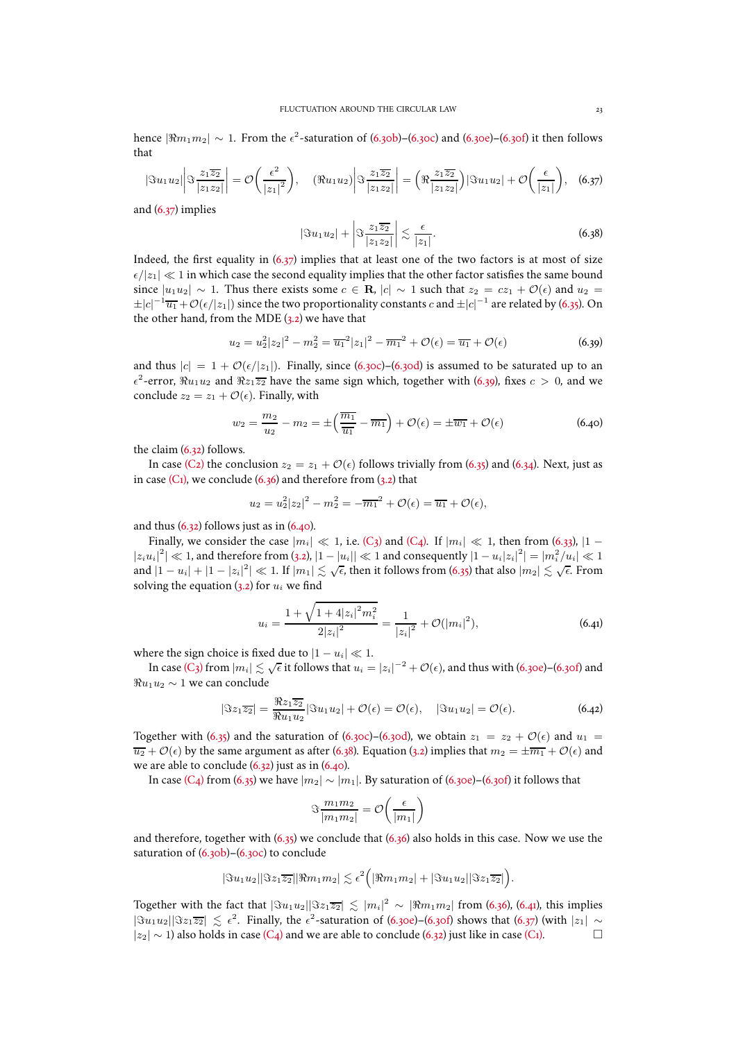hence $|\Re m_1 m_2| \sim 1$. From the $\epsilon^2$-saturation of (6.30b)–(6.30c) and (6.30e)–(6.30f) it then follows that

$$|\Im u_1 u_2|\left|\Im \frac{z_1\overline{z_2}}{|z_1 z_2|}\right| = \mathcal{O}\left(\frac{\epsilon^2}{|z_1|^2}\right), \quad (\Re u_1 u_2)\left|\Im \frac{z_1\overline{z_2}}{|z_1 z_2|}\right| = \left(\Re \frac{z_1\overline{z_2}}{|z_1 z_2|}\right)|\Im u_1 u_2| + \mathcal{O}\left(\frac{\epsilon}{|z_1|}\right), \quad (6.37)$$

and (6.37) implies

$$|\Im u_1 u_2| + \left|\Im \frac{z_1\overline{z_2}}{|z_1 z_2|}\right| \lesssim \frac{\epsilon}{|z_1|}. \quad (6.38)$$

Indeed, the first equality in (6.37) implies that at least one of the two factors is at most of size $\epsilon/|z_1| \ll 1$ in which case the second equality implies that the other factor satisfies the same bound since $|u_1 u_2| \sim 1$. Thus there exists some $c \in \mathbf{R}$, $|c| \sim 1$ such that $z_2 = cz_1 + \mathcal{O}(\epsilon)$ and $u_2 = \pm|c|^{-1}\overline{u_1} + \mathcal{O}(\epsilon/|z_1|)$ since the two proportionality constants $c$ and $\pm|c|^{-1}$ are related by (6.35). On the other hand, from the MDE (3.2) we have that

$$u_2 = u_2^2|z_2|^2 - m_2^2 = \overline{u_1}^2|z_1|^2 - \overline{m_1}^2 + \mathcal{O}(\epsilon) = \overline{u_1} + \mathcal{O}(\epsilon) \quad (6.39)$$

and thus $|c| = 1 + \mathcal{O}(\epsilon/|z_1|)$. Finally, since (6.30c)–(6.30d) is assumed to be saturated up to an $\epsilon^2$-error, $\Re u_1 u_2$ and $\Re z_1\overline{z_2}$ have the same sign which, together with (6.39), fixes $c > 0$, and we conclude $z_2 = z_1 + \mathcal{O}(\epsilon)$. Finally, with

$$w_2 = \frac{m_2}{u_2} - m_2 = \pm\left(\frac{\overline{m_1}}{\overline{u_1}} - \overline{m_1}\right) + \mathcal{O}(\epsilon) = \pm\overline{w_1} + \mathcal{O}(\epsilon) \quad (6.40)$$

the claim (6.32) follows.

In case (C2) the conclusion $z_2 = z_1 + \mathcal{O}(\epsilon)$ follows trivially from (6.35) and (6.34). Next, just as in case (C1), we conclude (6.36) and therefore from (3.2) that

$$u_2 = u_2^2|z_2|^2 - m_2^2 = -\overline{m_1}^2 + \mathcal{O}(\epsilon) = \overline{u_1} + \mathcal{O}(\epsilon),$$

and thus (6.32) follows just as in (6.40).

Finally, we consider the case $|m_i| \ll 1$, i.e. (C3) and (C4). If $|m_i| \ll 1$, then from (6.33), $|1 - |z_i u_i|^2| \ll 1$, and therefore from (3.2), $|1 - |u_i|| \ll 1$ and consequently $|1 - u_i|z_i|^2| = |m_i^2/u_i| \ll 1$ and $|1 - u_i| + |1 - |z_i|^2| \ll 1$. If $|m_1| \lesssim \sqrt{\epsilon}$, then it follows from (6.35) that also $|m_2| \lesssim \sqrt{\epsilon}$. From solving the equation (3.2) for $u_i$ we find

$$u_i = \frac{1 + \sqrt{1 + 4|z_i|^2 m_i^2}}{2|z_i|^2} = \frac{1}{|z_i|^2} + \mathcal{O}(|m_i|^2), \quad (6.41)$$

where the sign choice is fixed due to $|1 - u_i| \ll 1$.

In case (C3) from $|m_i| \lesssim \sqrt{\epsilon}$ it follows that $u_i = |z_i|^{-2} + \mathcal{O}(\epsilon)$, and thus with (6.30e)–(6.30f) and $\Re u_1 u_2 \sim 1$ we can conclude

$$|\Im z_1\overline{z_2}| = \frac{\Re z_1\overline{z_2}}{\Re u_1 u_2}|\Im u_1 u_2| + \mathcal{O}(\epsilon) = \mathcal{O}(\epsilon), \quad |\Im u_1 u_2| = \mathcal{O}(\epsilon). \quad (6.42)$$

Together with (6.35) and the saturation of (6.30c)–(6.30d), we obtain $z_1 = z_2 + \mathcal{O}(\epsilon)$ and $u_1 = \overline{u_2} + \mathcal{O}(\epsilon)$ by the same argument as after (6.38). Equation (3.2) implies that $m_2 = \pm\overline{m_1} + \mathcal{O}(\epsilon)$ and we are able to conclude (6.32) just as in (6.40).

In case (C4) from (6.35) we have $|m_2| \sim |m_1|$. By saturation of (6.30e)–(6.30f) it follows that

$$\Im \frac{m_1 m_2}{|m_1 m_2|} = \mathcal{O}\left(\frac{\epsilon}{|m_1|}\right)$$

and therefore, together with (6.35) we conclude that (6.36) also holds in this case. Now we use the saturation of (6.30b)–(6.30c) to conclude

$$|\Im u_1 u_2||\Im z_1\overline{z_2}||\Re m_1 m_2| \lesssim \epsilon^2\Big(|\Re m_1 m_2| + |\Im u_1 u_2||\Im z_1\overline{z_2}|\Big).$$

Together with the fact that $|\Im u_1 u_2||\Im z_1\overline{z_2}| \lesssim |m_i|^2 \sim |\Re m_1 m_2|$ from (6.36), (6.41), this implies $|\Im u_1 u_2||\Im z_1\overline{z_2}| \lesssim \epsilon^2$. Finally, the $\epsilon^2$-saturation of (6.30e)–(6.30f) shows that (6.37) (with $|z_1| \sim |z_2| \sim 1$) also holds in case (C4) and we are able to conclude (6.32) just like in case (C1). $\square$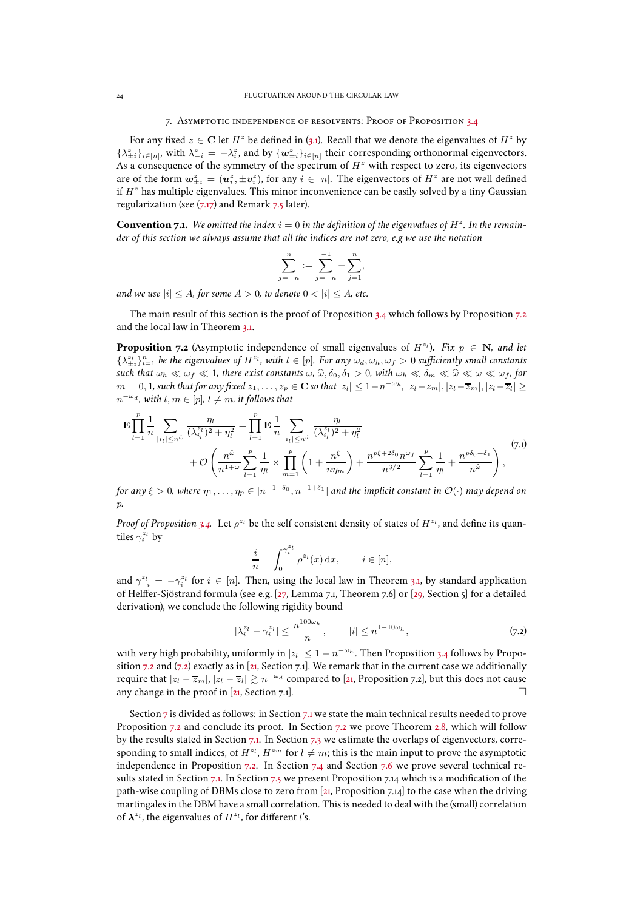## 7. Asymptotic independence of resolvents: Proof of Proposition 3.4

For any fixed $z \in \mathbf{C}$ let $H^z$ be defined in (3.1). Recall that we denote the eigenvalues of $H^z$ by $\{\lambda_{\pm i}^z\}_{i\in[n]}$, with $\lambda_{-i}^z = -\lambda_i^z$, and by $\{\boldsymbol{w}_{\pm i}^z\}_{i\in[n]}$ their corresponding orthonormal eigenvectors. As a consequence of the symmetry of the spectrum of $H^z$ with respect to zero, its eigenvectors are of the form $\boldsymbol{w}_{\pm i}^z = (\boldsymbol{u}_i^z, \pm \boldsymbol{v}_i^z)$, for any $i \in [n]$. The eigenvectors of $H^z$ are not well defined if $H^z$ has multiple eigenvalues. This minor inconvenience can be easily solved by a tiny Gaussian regularization (see (7.17) and Remark 7.5 later).

**Convention 7.1.** *We omitted the index $i = 0$ in the definition of the eigenvalues of $H^z$. In the remainder of this section we always assume that all the indices are not zero, e.g we use the notation*

$$\sum_{j=-n}^{n} := \sum_{j=-n}^{-1} + \sum_{j=1}^{n},$$

*and we use $|i| \le A$, for some $A > 0$, to denote $0 < |i| \le A$, etc.*

The main result of this section is the proof of Proposition 3.4 which follows by Proposition 7.2 and the local law in Theorem 3.1.

**Proposition 7.2** (Asymptotic independence of small eigenvalues of $H^{z_l}$)**.** *Fix $p \in \mathbf{N}$, and let $\{\lambda_{\pm i}^{z_l}\}_{i=1}^n$ be the eigenvalues of $H^{z_l}$, with $l \in [p]$. For any $\omega_d, \omega_h, \omega_f > 0$ sufficiently small constants such that $\omega_h \ll \omega_f \ll 1$, there exist constants $\omega, \widehat{\omega}, \delta_0, \delta_1 > 0$, with $\omega_h \ll \delta_m \ll \widehat{\omega} \ll \omega \ll \omega_f$, for $m = 0, 1$, such that for any fixed $z_1, \dots, z_p \in \mathbf{C}$ so that $|z_l| \le 1 - n^{-\omega_h}$, $|z_l - z_m|, |z_l - \overline{z}_m|, |z_l - \overline{z}_l| \ge n^{-\omega_d}$, with $l, m \in [p]$, $l \ne m$, it follows that*

$$\begin{aligned}\mathbf{E}\prod_{l=1}^{p} \frac{1}{n}\sum_{|i_l|\le n^{\widehat{\omega}}} \frac{\eta_l}{(\lambda_{i_l}^{z_l})^2 + \eta_l^2} &= \prod_{l=1}^{p} \mathbf{E}\, \frac{1}{n}\sum_{|i_l|\le n^{\widehat{\omega}}} \frac{\eta_l}{(\lambda_{i_l}^{z_l})^2 + \eta_l^2} \\ &\quad + \mathcal{O}\left( \frac{n^{\widehat{\omega}}}{n^{1+\omega}} \sum_{l=1}^{p} \frac{1}{\eta_l} \times \prod_{m=1}^{p}\left(1 + \frac{n^{\xi}}{n\eta_m}\right) + \frac{n^{p\xi + 2\delta_0} n^{\omega_f}}{n^{3/2}} \sum_{l=1}^{p} \frac{1}{\eta_l} + \frac{n^{p\delta_0 + \delta_1}}{n^{\widehat{\omega}}} \right),\end{aligned} \tag{7.1}$$

*for any $\xi > 0$, where $\eta_1, \dots, \eta_p \in [n^{-1-\delta_0}, n^{-1+\delta_1}]$ and the implicit constant in $\mathcal{O}(\cdot)$ may depend on $p$.*

*Proof of Proposition 3.4.* Let $\rho^{z_l}$ be the self consistent density of states of $H^{z_l}$, and define its quantiles $\gamma_i^{z_l}$ by

$$\frac{i}{n} = \int_0^{\gamma_i^{z_l}} \rho^{z_l}(x)\, \mathrm{d}x, \qquad i \in [n],$$

and $\gamma_{-i}^{z_l} = -\gamma_i^{z_l}$ for $i \in [n]$. Then, using the local law in Theorem 3.1, by standard application of Helffer-Sjöstrand formula (see e.g. [27, Lemma 7.1, Theorem 7.6] or [29, Section 5] for a detailed derivation), we conclude the following rigidity bound

$$|\lambda_i^{z_l} - \gamma_i^{z_l}| \le \frac{n^{100\omega_h}}{n}, \qquad |i| \le n^{1-10\omega_h}, \tag{7.2}$$

with very high probability, uniformly in $|z_l| \le 1 - n^{-\omega_h}$. Then Proposition 3.4 follows by Proposition 7.2 and (7.2) exactly as in [21, Section 7.1]. We remark that in the current case we additionally require that $|z_l - \overline{z}_m|, |z_l - \overline{z}_l| \gtrsim n^{-\omega_d}$ compared to [21, Proposition 7.2], but this does not cause any change in the proof in [21, Section 7.1]. $\square$

Section 7 is divided as follows: in Section 7.1 we state the main technical results needed to prove Proposition 7.2 and conclude its proof. In Section 7.2 we prove Theorem 2.8, which will follow by the results stated in Section 7.1. In Section 7.3 we estimate the overlaps of eigenvectors, corresponding to small indices, of $H^{z_l}$, $H^{z_m}$ for $l \ne m$; this is the main input to prove the asymptotic independence in Proposition 7.2. In Section 7.4 and Section 7.6 we prove several technical results stated in Section 7.1. In Section 7.5 we present Proposition 7.14 which is a modification of the path-wise coupling of DBMs close to zero from [21, Proposition 7.14] to the case when the driving martingales in the DBM have a small correlation. This is needed to deal with the (small) correlation of $\boldsymbol{\lambda}^{z_l}$, the eigenvalues of $H^{z_l}$, for different $l$'s.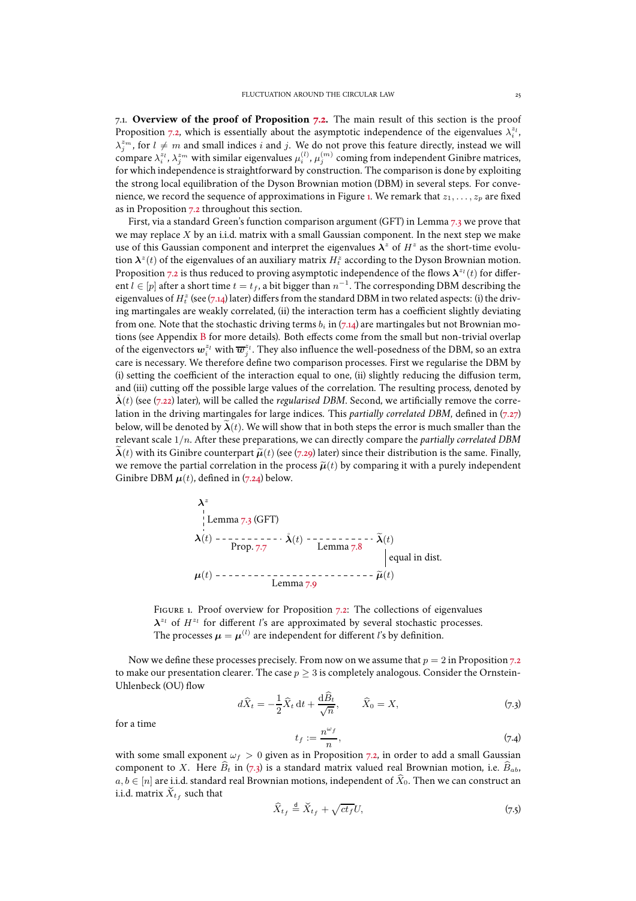7.1. **Overview of the proof of Proposition 7.2.** The main result of this section is the proof Proposition 7.2, which is essentially about the asymptotic independence of the eigenvalues $\lambda_i^{z_l}$, $\lambda_j^{z_m}$, for $l \neq m$ and small indices $i$ and $j$. We do not prove this feature directly, instead we will compare $\lambda_i^{z_l}, \lambda_j^{z_m}$ with similar eigenvalues $\mu_i^{(l)}, \mu_j^{(m)}$ coming from independent Ginibre matrices, for which independence is straightforward by construction. The comparison is done by exploiting the strong local equilibration of the Dyson Brownian motion (DBM) in several steps. For convenience, we record the sequence of approximations in Figure 1. We remark that $z_1, \dots, z_p$ are fixed as in Proposition 7.2 throughout this section.

First, via a standard Green's function comparison argument (GFT) in Lemma 7.3 we prove that we may replace $X$ by an i.i.d. matrix with a small Gaussian component. In the next step we make use of this Gaussian component and interpret the eigenvalues $\boldsymbol{\lambda}^z$ of $H^z$ as the short-time evolution $\boldsymbol{\lambda}^z(t)$ of the eigenvalues of an auxiliary matrix $H_t^z$ according to the Dyson Brownian motion. Proposition 7.2 is thus reduced to proving asymptotic independence of the flows $\boldsymbol{\lambda}^{z_l}(t)$ for different $l \in [p]$ after a short time $t = t_f$, a bit bigger than $n^{-1}$. The corresponding DBM describing the eigenvalues of $H_t^z$ (see (7.14) later) differs from the standard DBM in two related aspects: (i) the driving martingales are weakly correlated, (ii) the interaction term has a coefficient slightly deviating from one. Note that the stochastic driving terms $b_i$ in (7.14) are martingales but not Brownian motions (see Appendix B for more details). Both effects come from the small but non-trivial overlap of the eigenvectors $\boldsymbol{w}_i^{z_l}$ with $\overline{\boldsymbol{w}}_j^{z_l}$. They also influence the well-posedness of the DBM, so an extra care is necessary. We therefore define two comparison processes. First we regularise the DBM by (i) setting the coefficient of the interaction equal to one, (ii) slightly reducing the diffusion term, and (iii) cutting off the possible large values of the correlation. The resulting process, denoted by $\mathring{\boldsymbol{\lambda}}(t)$ (see (7.22) later), will be called the *regularised DBM*. Second, we artificially remove the correlation in the driving martingales for large indices. This *partially correlated DBM*, defined in (7.27) below, will be denoted by $\widetilde{\boldsymbol{\lambda}}(t)$. We will show that in both steps the error is much smaller than the relevant scale $1/n$. After these preparations, we can directly compare the *partially correlated DBM* $\widetilde{\boldsymbol{\lambda}}(t)$ with its Ginibre counterpart $\widetilde{\boldsymbol{\mu}}(t)$ (see (7.29) later) since their distribution is the same. Finally, we remove the partial correlation in the process $\widetilde{\boldsymbol{\mu}}(t)$ by comparing it with a purely independent Ginibre DBM $\boldsymbol{\mu}(t)$, defined in (7.24) below.

$$
\begin{array}{ccccc}
\boldsymbol{\lambda}^z & & & & \\
\vdots \text{ Lemma 7.3 (GFT)} & & & & \\
\boldsymbol{\lambda}(t) & \text{- - - Prop. 7.7 - - -} & \mathring{\boldsymbol{\lambda}}(t) & \text{- - - Lemma 7.8 - - -} & \widetilde{\boldsymbol{\lambda}}(t) \\
 & & & & \Big| \text{ equal in dist.} \\
\boldsymbol{\mu}(t) & & \text{- - - - - - Lemma 7.9 - - - - - -} & & \widetilde{\boldsymbol{\mu}}(t)
\end{array}
$$

FIGURE 1. Proof overview for Proposition 7.2: The collections of eigenvalues $\boldsymbol{\lambda}^{z_l}$ of $H^{z_l}$ for different $l$'s are approximated by several stochastic processes. The processes $\boldsymbol{\mu} = \boldsymbol{\mu}^{(l)}$ are independent for different $l$'s by definition.

Now we define these processes precisely. From now on we assume that $p = 2$ in Proposition 7.2 to make our presentation clearer. The case $p \geq 3$ is completely analogous. Consider the Ornstein-Uhlenbeck (OU) flow

$$
d\widehat{X}_t = -\frac{1}{2}\widehat{X}_t \, \mathrm{d}t + \frac{\mathrm{d}\widehat{B}_t}{\sqrt{n}}, \qquad \widehat{X}_0 = X, \tag{7.3}
$$

for a time

$$
t_f := \frac{n^{\omega_f}}{n}, \tag{7.4}
$$

with some small exponent $\omega_f > 0$ given as in Proposition 7.2, in order to add a small Gaussian component to $X$. Here $\widehat{B}_t$ in (7.3) is a standard matrix valued real Brownian motion, i.e. $\widehat{B}_{ab}$, $a, b \in [n]$ are i.i.d. standard real Brownian motions, independent of $\widehat{X}_0$. Then we can construct an i.i.d. matrix $\check{X}_{t_f}$ such that

$$
\widehat{X}_{t_f} \stackrel{\mathrm{d}}{=} \check{X}_{t_f} + \sqrt{ct_f}U, \tag{7.5}
$$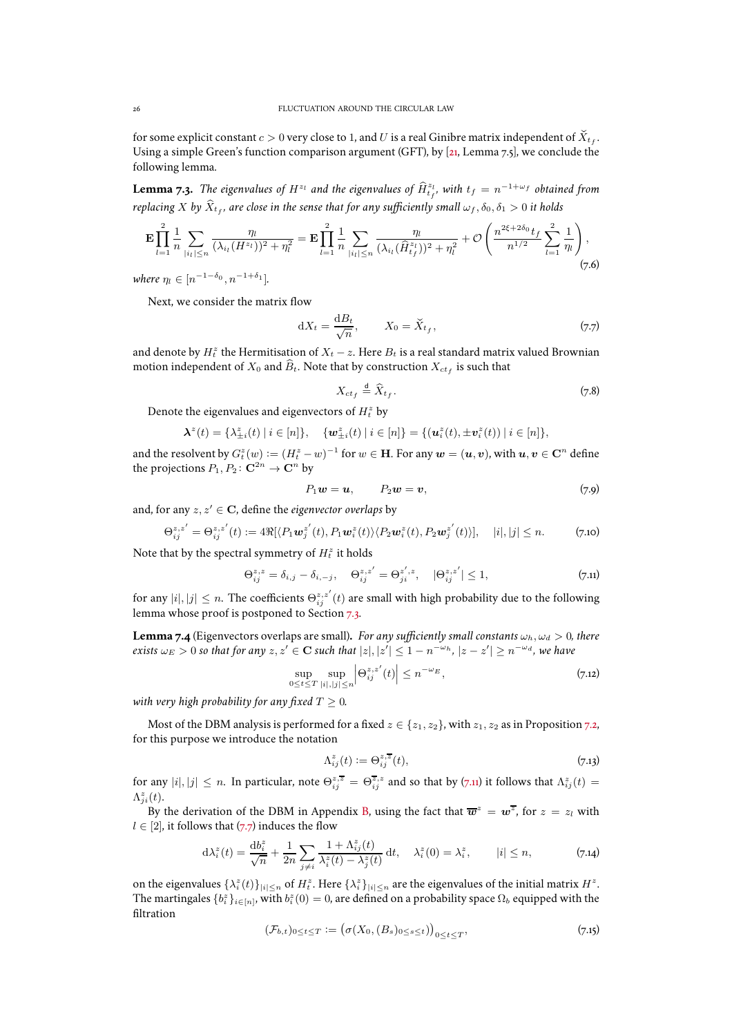for some explicit constant $c > 0$ very close to 1, and $U$ is a real Ginibre matrix independent of $\check{X}_{t_f}$. Using a simple Green's function comparison argument (GFT), by [21, Lemma 7.5], we conclude the following lemma.

**Lemma 7.3.** *The eigenvalues of $H^{z_l}$ and the eigenvalues of $\widehat{H}^{z_l}_{t_f}$, with $t_f = n^{-1+\omega_f}$ obtained from replacing $X$ by $\widehat{X}_{t_f}$, are close in the sense that for any sufficiently small $\omega_f, \delta_0, \delta_1 > 0$ it holds*

$$\mathbf{E} \prod_{l=1}^{2} \frac{1}{n} \sum_{|i_l| \le n} \frac{\eta_l}{(\lambda_{i_l}(H^{z_l}))^2 + \eta_l^2} = \mathbf{E} \prod_{l=1}^{2} \frac{1}{n} \sum_{|i_l| \le n} \frac{\eta_l}{(\lambda_{i_l}(\widehat{H}^{z_l}_{t_f}))^2 + \eta_l^2} + \mathcal{O}\left( \frac{n^{2\xi + 2\delta_0} t_f}{n^{1/2}} \sum_{l=1}^{2} \frac{1}{\eta_l} \right), \tag{7.6}$$

*where $\eta_l \in [n^{-1-\delta_0}, n^{-1+\delta_1}]$.*

Next, we consider the matrix flow

$$\mathrm{d}X_t = \frac{\mathrm{d}B_t}{\sqrt{n}}, \qquad X_0 = \check{X}_{t_f}, \tag{7.7}$$

and denote by $H^z_t$ the Hermitisation of $X_t - z$. Here $B_t$ is a real standard matrix valued Brownian motion independent of $X_0$ and $\widehat{B}_t$. Note that by construction $X_{ct_f}$ is such that

$$X_{ct_f} \stackrel{\mathrm{d}}{=} \widehat{X}_{t_f}. \tag{7.8}$$

Denote the eigenvalues and eigenvectors of $H^z_t$ by

$$\boldsymbol{\lambda}^z(t) = \{\lambda^z_{\pm i}(t) \mid i \in [n]\}, \quad \{\boldsymbol{w}^z_{\pm i}(t) \mid i \in [n]\} = \{(\boldsymbol{u}^z_i(t), \pm \boldsymbol{v}^z_i(t)) \mid i \in [n]\},$$

and the resolvent by $G^z_t(w) := (H^z_t - w)^{-1}$ for $w \in \mathbf{H}$. For any $\boldsymbol{w} = (\boldsymbol{u}, \boldsymbol{v})$, with $\boldsymbol{u}, \boldsymbol{v} \in \mathbf{C}^n$ define the projections $P_1, P_2 \colon \mathbf{C}^{2n} \to \mathbf{C}^n$ by

$$P_1 \boldsymbol{w} = \boldsymbol{u}, \qquad P_2 \boldsymbol{w} = \boldsymbol{v}, \tag{7.9}$$

and, for any $z, z' \in \mathbf{C}$, define the *eigenvector overlaps* by

$$\Theta^{z,z'}_{ij} = \Theta^{z,z'}_{ij}(t) := 4\Re[\langle P_1 \boldsymbol{w}^{z'}_j(t), P_1 \boldsymbol{w}^z_i(t) \rangle \langle P_2 \boldsymbol{w}^z_i(t), P_2 \boldsymbol{w}^{z'}_j(t) \rangle], \quad |i|, |j| \le n. \tag{7.10}$$

Note that by the spectral symmetry of $H^z_t$ it holds

$$\Theta^{z,z}_{ij} = \delta_{i,j} - \delta_{i,-j}, \quad \Theta^{z,z'}_{ij} = \Theta^{z',z}_{ji}, \quad |\Theta^{z,z'}_{ij}| \le 1, \tag{7.11}$$

for any $|i|, |j| \le n$. The coefficients $\Theta^{z,z'}_{ij}(t)$ are small with high probability due to the following lemma whose proof is postponed to Section 7.3.

**Lemma 7.4** (Eigenvectors overlaps are small)**.** *For any sufficiently small constants $\omega_h, \omega_d > 0$, there exists $\omega_E > 0$ so that for any $z, z' \in \mathbf{C}$ such that $|z|, |z'| \le 1 - n^{-\omega_h}$, $|z - z'| \ge n^{-\omega_d}$, we have*

$$\sup_{0 \le t \le T} \sup_{|i|, |j| \le n} \left| \Theta^{z,z'}_{ij}(t) \right| \le n^{-\omega_E}, \tag{7.12}$$

*with very high probability for any fixed $T \ge 0$.*

Most of the DBM analysis is performed for a fixed $z \in \{z_1, z_2\}$, with $z_1, z_2$ as in Proposition 7.2, for this purpose we introduce the notation

$$\Lambda^z_{ij}(t) := \Theta^{z,\overline{z}}_{ij}(t), \tag{7.13}$$

for any $|i|, |j| \le n$. In particular, note $\Theta^{z,\overline{z}}_{ij} = \Theta^{\overline{z},z}_{ij}$ and so that by (7.11) it follows that $\Lambda^z_{ij}(t) = \Lambda^z_{ji}(t)$.

By the derivation of the DBM in Appendix B, using the fact that $\overline{\boldsymbol{w}}^z = \boldsymbol{w}^{\overline{z}}$, for $z = z_l$ with $l \in [2]$, it follows that (7.7) induces the flow

$$\mathrm{d}\lambda^z_i(t) = \frac{\mathrm{d}b^z_i}{\sqrt{n}} + \frac{1}{2n} \sum_{j \ne i} \frac{1 + \Lambda^z_{ij}(t)}{\lambda^z_i(t) - \lambda^z_j(t)} \, \mathrm{d}t, \quad \lambda^z_i(0) = \lambda^z_i, \qquad |i| \le n, \tag{7.14}$$

on the eigenvalues $\{\lambda^z_i(t)\}_{|i| \le n}$ of $H^z_t$. Here $\{\lambda^z_i\}_{|i| \le n}$ are the eigenvalues of the initial matrix $H^z$. The martingales $\{b^z_i\}_{i \in [n]}$, with $b^z_i(0) = 0$, are defined on a probability space $\Omega_b$ equipped with the filtration

$$(\mathcal{F}_{b,t})_{0 \le t \le T} := \left( \sigma(X_0, (B_s)_{0 \le s \le t}) \right)_{0 \le t \le T}, \tag{7.15}$$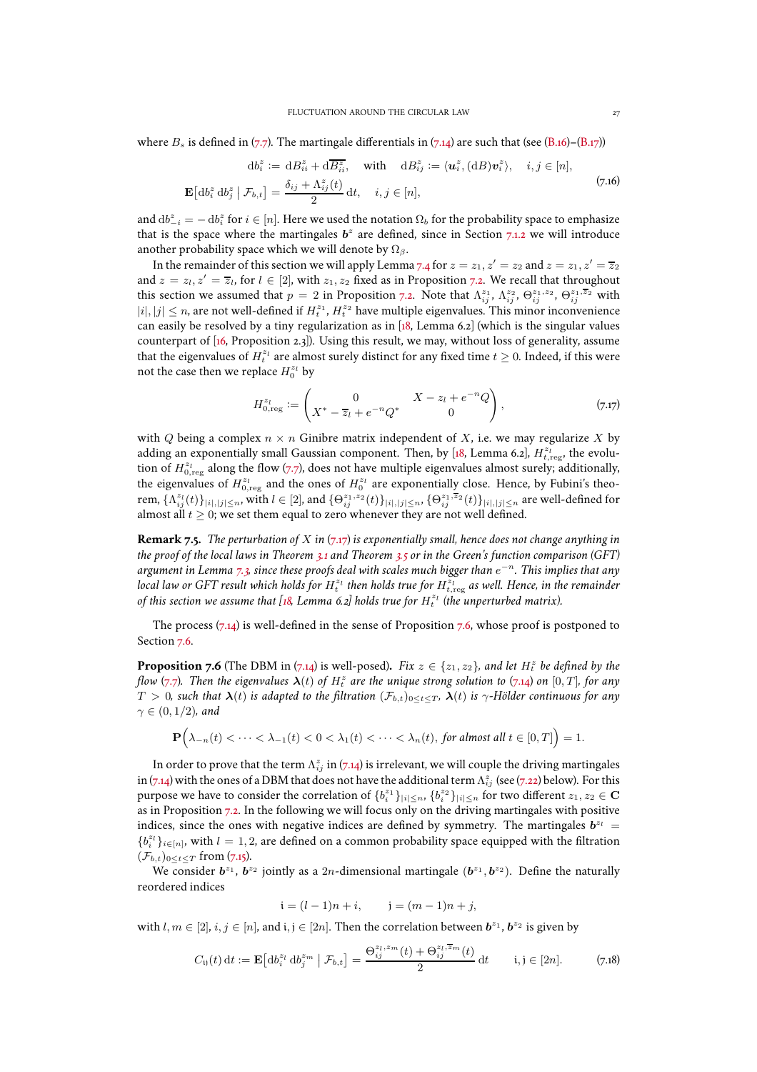where $B_s$ is defined in (7.7). The martingale differentials in (7.14) are such that (see (B.16)–(B.17))

$$
\begin{aligned}
\mathrm{d}b_i^z &:= \mathrm{d}B_{ii}^z + \mathrm{d}\overline{B_{ii}^z}, \quad \text{with} \quad \mathrm{d}B_{ij}^z := \langle \boldsymbol{u}_i^z, (\mathrm{d}B)\boldsymbol{v}_i^z\rangle, \quad i,j\in[n], \\
\mathbf{E}\big[\mathrm{d}b_i^z\, \mathrm{d}b_j^z \mid \mathcal{F}_{b,t}\big] &= \frac{\delta_{ij}+\Lambda_{ij}^z(t)}{2}\,\mathrm{d}t, \quad i,j\in[n],
\end{aligned}
\tag{7.16}
$$

and $\mathrm{d}b_{-i}^z = -\,\mathrm{d}b_i^z$ for $i\in[n]$. Here we used the notation $\Omega_b$ for the probability space to emphasize that is the space where the martingales $\boldsymbol{b}^z$ are defined, since in Section 7.1.2 we will introduce another probability space which we will denote by $\Omega_\beta$.

In the remainder of this section we will apply Lemma 7.4 for $z=z_1, z'=z_2$ and $z=z_1, z'=\overline{z}_2$ and $z=z_l, z'=\overline{z}_l$, for $l\in[2]$, with $z_1,z_2$ fixed as in Proposition 7.2. We recall that throughout this section we assumed that $p=2$ in Proposition 7.2. Note that $\Lambda_{ij}^{z_1}$, $\Lambda_{ij}^{z_2}$, $\Theta_{ij}^{z_1,z_2}$, $\Theta_{ij}^{z_1,\overline{z}_2}$ with $|i|,|j|\le n$, are not well-defined if $H_t^{z_1}$, $H_t^{z_2}$ have multiple eigenvalues. This minor inconvenience can easily be resolved by a tiny regularization as in [18, Lemma 6.2] (which is the singular values counterpart of [16, Proposition 2.3]). Using this result, we may, without loss of generality, assume that the eigenvalues of $H_t^{z_l}$ are almost surely distinct for any fixed time $t\ge 0$. Indeed, if this were not the case then we replace $H_0^{z_l}$ by

$$
H_{0,\mathrm{reg}}^{z_l} := \begin{pmatrix} 0 & X - z_l + e^{-n}Q \\ X^* - \overline{z}_l + e^{-n}Q^* & 0 \end{pmatrix},
\tag{7.17}
$$

with $Q$ being a complex $n\times n$ Ginibre matrix independent of $X$, i.e. we may regularize $X$ by adding an exponentially small Gaussian component. Then, by [18, Lemma 6.2], $H_{t,\mathrm{reg}}^{z_l}$, the evolution of $H_{0,\mathrm{reg}}^{z_l}$ along the flow (7.7), does not have multiple eigenvalues almost surely; additionally, the eigenvalues of $H_{0,\mathrm{reg}}^{z_l}$ and the ones of $H_0^{z_l}$ are exponentially close. Hence, by Fubini's theorem, $\{\Lambda_{ij}^{z_l}(t)\}_{|i|,|j|\le n}$, with $l\in[2]$, and $\{\Theta_{ij}^{z_1,z_2}(t)\}_{|i|,|j|\le n}$, $\{\Theta_{ij}^{z_1,\overline{z}_2}(t)\}_{|i|,|j|\le n}$ are well-defined for almost all $t\ge 0$; we set them equal to zero whenever they are not well defined.

**Remark 7.5.** *The perturbation of $X$ in (7.17) is exponentially small, hence does not change anything in the proof of the local laws in Theorem 3.1 and Theorem 3.5 or in the Green's function comparison (GFT) argument in Lemma 7.3, since these proofs deal with scales much bigger than $e^{-n}$. This implies that any local law or GFT result which holds for $H_t^{z_l}$ then holds true for $H_{t,\mathrm{reg}}^{z_l}$ as well. Hence, in the remainder of this section we assume that [18, Lemma 6.2] holds true for $H_t^{z_l}$ (the unperturbed matrix).*

The process (7.14) is well-defined in the sense of Proposition 7.6, whose proof is postponed to Section 7.6.

**Proposition 7.6** (The DBM in (7.14) is well-posed)**.** *Fix $z\in\{z_1,z_2\}$, and let $H_t^z$ be defined by the flow (7.7). Then the eigenvalues $\boldsymbol{\lambda}(t)$ of $H_t^z$ are the unique strong solution to (7.14) on $[0,T]$, for any $T>0$, such that $\boldsymbol{\lambda}(t)$ is adapted to the filtration $(\mathcal{F}_{b,t})_{0\le t\le T}$, $\boldsymbol{\lambda}(t)$ is $\gamma$-Hölder continuous for any $\gamma\in(0,1/2)$, and*

$$
\mathbf{P}\Big(\lambda_{-n}(t)<\dots<\lambda_{-1}(t)<0<\lambda_1(t)<\dots<\lambda_n(t),\ \textit{for almost all } t\in[0,T]\Big)=1.
$$

In order to prove that the term $\Lambda_{ij}^z$ in (7.14) is irrelevant, we will couple the driving martingales in (7.14) with the ones of a DBM that does not have the additional term $\Lambda_{ij}^z$ (see (7.22) below). For this purpose we have to consider the correlation of $\{b_i^{z_1}\}_{|i|\le n}$, $\{b_i^{z_2}\}_{|i|\le n}$ for two different $z_1,z_2\in\mathbf{C}$ as in Proposition 7.2. In the following we will focus only on the driving martingales with positive indices, since the ones with negative indices are defined by symmetry. The martingales $\boldsymbol{b}^{z_l}=\{b_i^{z_l}\}_{i\in[n]}$, with $l=1,2$, are defined on a common probability space equipped with the filtration $(\mathcal{F}_{b,t})_{0\le t\le T}$ from (7.15).

We consider $\boldsymbol{b}^{z_1}$, $\boldsymbol{b}^{z_2}$ jointly as a $2n$-dimensional martingale $(\boldsymbol{b}^{z_1},\boldsymbol{b}^{z_2})$. Define the naturally reordered indices

$$
\mathfrak{i}=(l-1)n+i, \qquad \mathfrak{j}=(m-1)n+j,
$$

with $l,m\in[2]$, $i,j\in[n]$, and $\mathfrak{i},\mathfrak{j}\in[2n]$. Then the correlation between $\boldsymbol{b}^{z_1}$, $\boldsymbol{b}^{z_2}$ is given by

$$
C_{\mathfrak{i}\mathfrak{j}}(t)\,\mathrm{d}t := \mathbf{E}\big[\mathrm{d}b_i^{z_l}\,\mathrm{d}b_j^{z_m}\mid\mathcal{F}_{b,t}\big] = \frac{\Theta_{ij}^{z_l,z_m}(t)+\Theta_{ij}^{z_l,\overline{z}_m}(t)}{2}\,\mathrm{d}t \qquad \mathfrak{i},\mathfrak{j}\in[2n].
\tag{7.18}
$$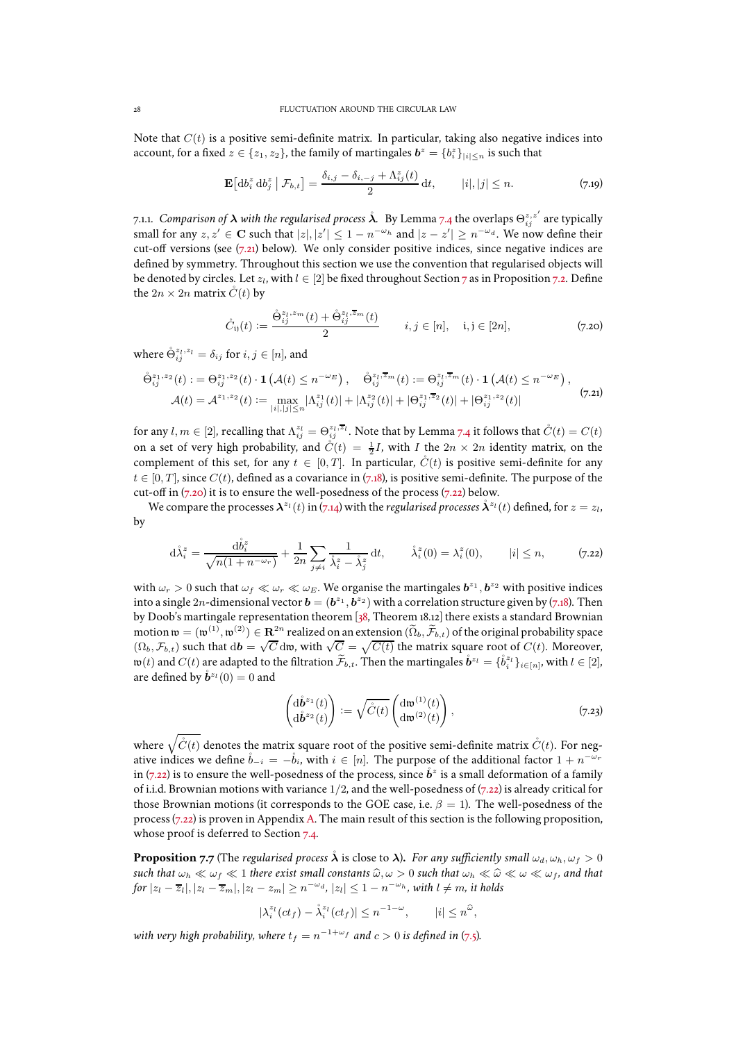Note that $C(t)$ is a positive semi-definite matrix. In particular, taking also negative indices into account, for a fixed $z \in \{z_1, z_2\}$, the family of martingales $\boldsymbol{b}^z = \{b_i^z\}_{|i| \le n}$ is such that

$$
\mathbf{E}\big[\mathrm{d}b_i^z \,\mathrm{d}b_j^z \;\big|\; \mathcal{F}_{b,t}\big] = \frac{\delta_{i,j} - \delta_{i,-j} + \Lambda_{ij}^z(t)}{2}\,\mathrm{d}t, \qquad |i|, |j| \le n. \tag{7.19}
$$

7.1.1. *Comparison of $\boldsymbol{\lambda}$ with the regularised process $\mathring{\boldsymbol{\lambda}}$.* By Lemma 7.4 the overlaps $\Theta_{ij}^{z,z'}$ are typically small for any $z, z' \in \mathbf{C}$ such that $|z|, |z'| \le 1 - n^{-\omega_h}$ and $|z - z'| \ge n^{-\omega_d}$. We now define their cut-off versions (see (7.21) below). We only consider positive indices, since negative indices are defined by symmetry. Throughout this section we use the convention that regularised objects will be denoted by circles. Let $z_l$, with $l \in [2]$ be fixed throughout Section 7 as in Proposition 7.2. Define the $2n \times 2n$ matrix $\mathring{C}(t)$ by

$$
\mathring{C}_{\mathfrak{i}\mathfrak{j}}(t) := \frac{\mathring{\Theta}_{ij}^{z_l, z_m}(t) + \mathring{\Theta}_{ij}^{z_l, \overline{z}_m}(t)}{2} \qquad i, j \in [n], \quad \mathfrak{i}, \mathfrak{j} \in [2n], \tag{7.20}
$$

where $\mathring{\Theta}_{ij}^{z_l, z_l} = \delta_{ij}$ for $i, j \in [n]$, and

$$
\begin{aligned}
\mathring{\Theta}_{ij}^{z_1, z_2}(t) &:= \Theta_{ij}^{z_1, z_2}(t) \cdot \mathbf{1}\left(\mathcal{A}(t) \le n^{-\omega_E}\right), \quad \mathring{\Theta}_{ij}^{z_l, \overline{z}_m}(t) := \Theta_{ij}^{z_l, \overline{z}_m}(t) \cdot \mathbf{1}\left(\mathcal{A}(t) \le n^{-\omega_E}\right), \\
\mathcal{A}(t) = \mathcal{A}^{z_1, z_2}(t) &:= \max_{|i|, |j| \le n} |\Lambda_{ij}^{z_1}(t)| + |\Lambda_{ij}^{z_2}(t)| + |\Theta_{ij}^{z_1, \overline{z}_2}(t)| + |\Theta_{ij}^{z_1, z_2}(t)|
\end{aligned} \tag{7.21}
$$

for any $l, m \in [2]$, recalling that $\Lambda_{ij}^{z_l} = \Theta_{ij}^{z_l, \overline{z}_l}$. Note that by Lemma 7.4 it follows that $\mathring{C}(t) = C(t)$ on a set of very high probability, and $\mathring{C}(t) = \frac{1}{2} I$, with $I$ the $2n \times 2n$ identity matrix, on the complement of this set, for any $t \in [0, T]$. In particular, $\mathring{C}(t)$ is positive semi-definite for any $t \in [0, T]$, since $C(t)$, defined as a covariance in (7.18), is positive semi-definite. The purpose of the cut-off in (7.20) it is to ensure the well-posedness of the process (7.22) below.

We compare the processes $\boldsymbol{\lambda}^{z_l}(t)$ in (7.14) with the *regularised processes* $\mathring{\boldsymbol{\lambda}}^{z_l}(t)$ defined, for $z = z_l$, by

$$
\mathrm{d}\mathring{\lambda}_i^z = \frac{\mathrm{d}\mathring{b}_i^z}{\sqrt{n(1 + n^{-\omega_r})}} + \frac{1}{2n} \sum_{j \ne i} \frac{1}{\mathring{\lambda}_i^z - \mathring{\lambda}_j^z}\,\mathrm{d}t, \qquad \mathring{\lambda}_i^z(0) = \lambda_i^z(0), \qquad |i| \le n, \tag{7.22}
$$

with $\omega_r > 0$ such that $\omega_f \ll \omega_r \ll \omega_E$. We organise the martingales $\boldsymbol{b}^{z_1}, \boldsymbol{b}^{z_2}$ with positive indices into a single $2n$-dimensional vector $\boldsymbol{b} = (\boldsymbol{b}^{z_1}, \boldsymbol{b}^{z_2})$ with a correlation structure given by (7.18). Then by Doob's martingale representation theorem [38, Theorem 18.12] there exists a standard Brownian motion $\mathfrak{w} = (\mathfrak{w}^{(1)}, \mathfrak{w}^{(2)}) \in \mathbf{R}^{2n}$ realized on an extension $(\widetilde{\Omega}_b, \widetilde{\mathcal{F}}_{b,t})$ of the original probability space $(\Omega_b, \mathcal{F}_{b,t})$ such that $\mathrm{d}\boldsymbol{b} = \sqrt{C}\,\mathrm{d}\mathfrak{w}$, with $\sqrt{C} = \sqrt{C(t)}$ the matrix square root of $C(t)$. Moreover, $\mathfrak{w}(t)$ and $C(t)$ are adapted to the filtration $\widetilde{\mathcal{F}}_{b,t}$. Then the martingales $\mathring{\boldsymbol{b}}^{z_l} = \{\mathring{b}_i^{z_l}\}_{i \in [n]}$, with $l \in [2]$, are defined by $\mathring{\boldsymbol{b}}^{z_l}(0) = 0$ and

$$
\begin{pmatrix} \mathrm{d}\mathring{\boldsymbol{b}}^{z_1}(t) \\ \mathrm{d}\mathring{\boldsymbol{b}}^{z_2}(t) \end{pmatrix} := \sqrt{\mathring{C}(t)} \begin{pmatrix} \mathrm{d}\mathfrak{w}^{(1)}(t) \\ \mathrm{d}\mathfrak{w}^{(2)}(t) \end{pmatrix}, \tag{7.23}
$$

where $\sqrt{\mathring{C}(t)}$ denotes the matrix square root of the positive semi-definite matrix $\mathring{C}(t)$. For negative indices we define $\mathring{b}_{-i} = -\mathring{b}_i$, with $i \in [n]$. The purpose of the additional factor $1 + n^{-\omega_r}$ in (7.22) is to ensure the well-posedness of the process, since $\mathring{\boldsymbol{b}}^z$ is a small deformation of a family of i.i.d. Brownian motions with variance $1/2$, and the well-posedness of (7.22) is already critical for those Brownian motions (it corresponds to the GOE case, i.e. $\beta = 1$). The well-posedness of the process (7.22) is proven in Appendix A. The main result of this section is the following proposition, whose proof is deferred to Section 7.4.

**Proposition 7.7** (The *regularised process* $\mathring{\boldsymbol{\lambda}}$ is close to $\boldsymbol{\lambda}$)**.** *For any sufficiently small $\omega_d, \omega_h, \omega_f > 0$ such that $\omega_h \ll \omega_f \ll 1$ there exist small constants $\widehat{\omega}, \omega > 0$ such that $\omega_h \ll \widehat{\omega} \ll \omega \ll \omega_f$, and that for $|z_l - \overline{z}_l|, |z_l - \overline{z}_m|, |z_l - z_m| \ge n^{-\omega_d}$, $|z_l| \le 1 - n^{-\omega_h}$, with $l \ne m$, it holds*

$$
|\lambda_i^{z_l}(ct_f) - \mathring{\lambda}_i^{z_l}(ct_f)| \le n^{-1-\omega}, \qquad |i| \le n^{\widehat{\omega}},
$$

*with very high probability, where $t_f = n^{-1+\omega_f}$ and $c > 0$ is defined in (7.5).*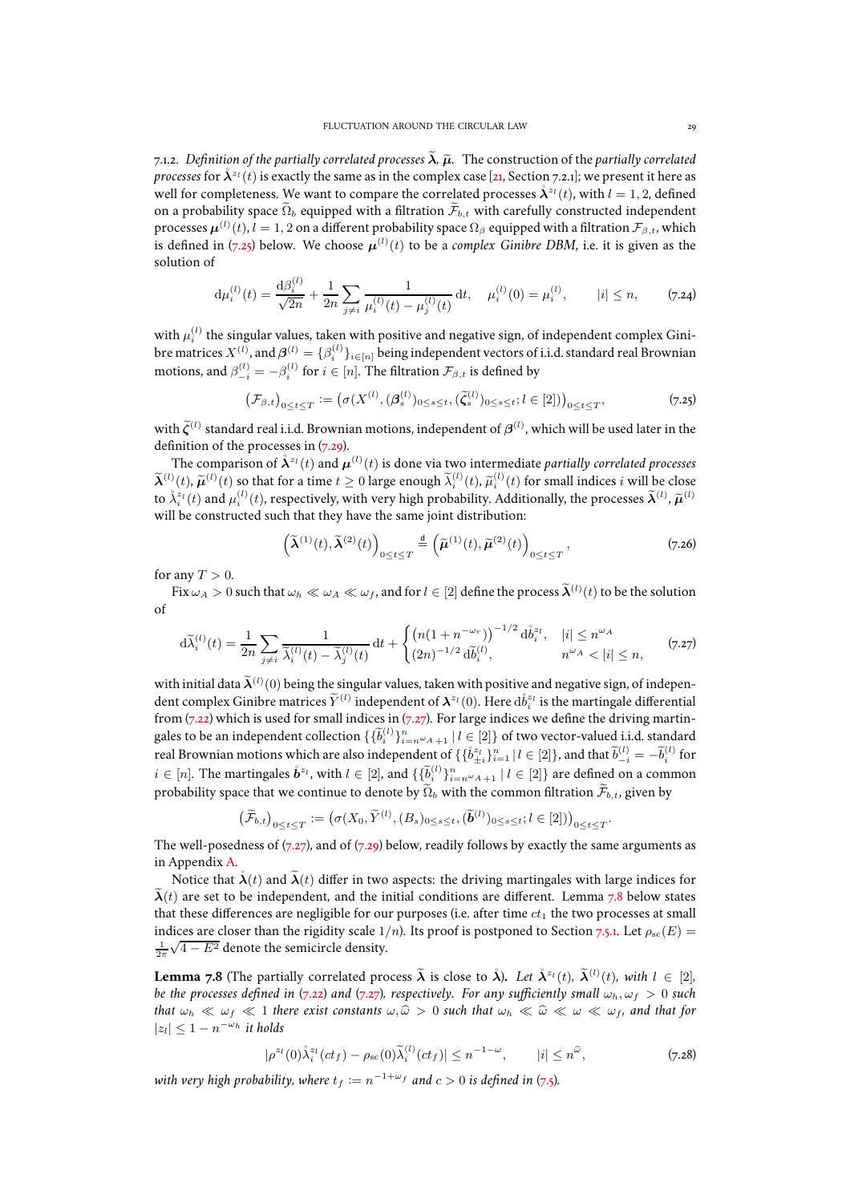#### 7.1.2. *Definition of the partially correlated processes $\widetilde{\lambda}$, $\widetilde{\mu}$.*

The construction of the *partially correlated processes* for $\mathring{\boldsymbol{\lambda}}^{z_l}(t)$ is exactly the same as in the complex case [21, Section 7.2.1]; we present it here as well for completeness. We want to compare the correlated processes $\mathring{\boldsymbol{\lambda}}^{z_l}(t)$, with $l = 1, 2$, defined on a probability space $\widetilde{\Omega}_b$ equipped with a filtration $\widetilde{\mathcal{F}}_{b,t}$ with carefully constructed independent processes $\boldsymbol{\mu}^{(l)}(t)$, $l = 1, 2$ on a different probability space $\Omega_\beta$ equipped with a filtration $\mathcal{F}_{\beta,t}$, which is defined in (7.25) below. We choose $\boldsymbol{\mu}^{(l)}(t)$ to be a *complex Ginibre DBM*, i.e. it is given as the solution of

$$\mathrm{d}\mu_i^{(l)}(t) = \frac{\mathrm{d}\beta_i^{(l)}}{\sqrt{2n}} + \frac{1}{2n} \sum_{j \neq i} \frac{1}{\mu_i^{(l)}(t) - \mu_j^{(l)}(t)} \,\mathrm{d}t, \quad \mu_i^{(l)}(0) = \mu_i^{(l)}, \qquad |i| \leq n, \tag{7.24}$$

with $\mu_i^{(l)}$ the singular values, taken with positive and negative sign, of independent complex Ginibre matrices $X^{(l)}$, and $\boldsymbol{\beta}^{(l)} = \{\beta_i^{(l)}\}_{i \in [n]}$ being independent vectors of i.i.d. standard real Brownian motions, and $\beta_{-i}^{(l)} = -\beta_i^{(l)}$ for $i \in [n]$. The filtration $\mathcal{F}_{\beta,t}$ is defined by

$$\left(\mathcal{F}_{\beta,t}\right)_{0 \leq t \leq T} := \left(\sigma(X^{(l)}, (\boldsymbol{\beta}_s^{(l)})_{0 \leq s \leq t}, (\widetilde{\boldsymbol{\zeta}}_s^{(l)})_{0 \leq s \leq t}; l \in [2])\right)_{0 \leq t \leq T}, \tag{7.25}$$

with $\widetilde{\boldsymbol{\zeta}}^{(l)}$ standard real i.i.d. Brownian motions, independent of $\boldsymbol{\beta}^{(l)}$, which will be used later in the definition of the processes in (7.29).

The comparison of $\mathring{\boldsymbol{\lambda}}^{z_l}(t)$ and $\boldsymbol{\mu}^{(l)}(t)$ is done via two intermediate *partially correlated processes* $\widetilde{\boldsymbol{\lambda}}^{(l)}(t)$, $\widetilde{\boldsymbol{\mu}}^{(l)}(t)$ so that for a time $t \geq 0$ large enough $\widetilde{\lambda}_i^{(l)}(t)$, $\widetilde{\mu}_i^{(l)}(t)$ for small indices $i$ will be close to $\mathring{\lambda}_i^{z_l}(t)$ and $\mu_i^{(l)}(t)$, respectively, with very high probability. Additionally, the processes $\widetilde{\boldsymbol{\lambda}}^{(l)}$, $\widetilde{\boldsymbol{\mu}}^{(l)}$ will be constructed such that they have the same joint distribution:

$$\left(\widetilde{\boldsymbol{\lambda}}^{(1)}(t), \widetilde{\boldsymbol{\lambda}}^{(2)}(t)\right)_{0 \leq t \leq T} \stackrel{\mathrm{d}}{=} \left(\widetilde{\boldsymbol{\mu}}^{(1)}(t), \widetilde{\boldsymbol{\mu}}^{(2)}(t)\right)_{0 \leq t \leq T}, \tag{7.26}$$

for any $T > 0$.

Fix $\omega_A > 0$ such that $\omega_h \ll \omega_A \ll \omega_f$, and for $l \in [2]$ define the process $\widetilde{\boldsymbol{\lambda}}^{(l)}(t)$ to be the solution of

$$\mathrm{d}\widetilde{\lambda}_i^{(l)}(t) = \frac{1}{2n} \sum_{j \neq i} \frac{1}{\widetilde{\lambda}_i^{(l)}(t) - \widetilde{\lambda}_j^{(l)}(t)} \,\mathrm{d}t + \begin{cases} \left(n(1 + n^{-\omega_r})\right)^{-1/2} \mathrm{d}\mathring{b}_i^{z_l}, & |i| \leq n^{\omega_A} \\ (2n)^{-1/2} \,\mathrm{d}\widetilde{b}_i^{(l)}, & n^{\omega_A} < |i| \leq n, \end{cases} \tag{7.27}$$

with initial data $\widetilde{\boldsymbol{\lambda}}^{(l)}(0)$ being the singular values, taken with positive and negative sign, of independent complex Ginibre matrices $\widetilde{Y}^{(l)}$ independent of $\boldsymbol{\lambda}^{z_l}(0)$. Here $\mathrm{d}\mathring{b}_i^{z_l}$ is the martingale differential from (7.22) which is used for small indices in (7.27). For large indices we define the driving martingales to be an independent collection $\{\{\widetilde{b}_i^{(l)}\}_{i=n^{\omega_A}+1}^n \,|\, l \in [2]\}$ of two vector-valued i.i.d. standard real Brownian motions which are also independent of $\{\{\mathring{b}_{\pm i}^{z_l}\}_{i=1}^n \,|\, l \in [2]\}$, and that $\widetilde{b}_{-i}^{(l)} = -\widetilde{b}_i^{(l)}$ for $i \in [n]$. The martingales $\mathring{\boldsymbol{b}}^{z_l}$, with $l \in [2]$, and $\{\{\widetilde{b}_i^{(l)}\}_{i=n^{\omega_A}+1}^n \,|\, l \in [2]\}$ are defined on a common probability space that we continue to denote by $\widetilde{\Omega}_b$ with the common filtration $\widetilde{\mathcal{F}}_{b,t}$, given by

$$\left(\widetilde{\mathcal{F}}_{b,t}\right)_{0 \leq t \leq T} := \left(\sigma(X_0, \widetilde{Y}^{(l)}, (B_s)_{0 \leq s \leq t}, (\widetilde{\boldsymbol{b}}^{(l)})_{0 \leq s \leq t}; l \in [2])\right)_{0 \leq t \leq T}.$$

The well-posedness of (7.27), and of (7.29) below, readily follows by exactly the same arguments as in Appendix A.

Notice that $\mathring{\boldsymbol{\lambda}}(t)$ and $\widetilde{\boldsymbol{\lambda}}(t)$ differ in two aspects: the driving martingales with large indices for $\widetilde{\boldsymbol{\lambda}}(t)$ are set to be independent, and the initial conditions are different. Lemma 7.8 below states that these differences are negligible for our purposes (i.e. after time $ct_1$ the two processes at small indices are closer than the rigidity scale $1/n$). Its proof is postponed to Section 7.5.1. Let $\rho_{sc}(E) = \frac{1}{2\pi}\sqrt{4 - E^2}$ denote the semicircle density.

**Lemma 7.8** (The partially correlated process $\widetilde{\boldsymbol{\lambda}}$ is close to $\mathring{\boldsymbol{\lambda}}$)**.** *Let $\mathring{\boldsymbol{\lambda}}^{z_l}(t)$, $\widetilde{\boldsymbol{\lambda}}^{(l)}(t)$, with $l \in [2]$, be the processes defined in (7.22) and (7.27), respectively. For any sufficiently small $\omega_h, \omega_f > 0$ such that $\omega_h \ll \omega_f \ll 1$ there exist constants $\omega, \widehat{\omega} > 0$ such that $\omega_h \ll \widehat{\omega} \ll \omega \ll \omega_f$, and that for $|z_l| \leq 1 - n^{-\omega_h}$ it holds*

$$|\rho^{z_l}(0)\mathring{\lambda}_i^{z_l}(ct_f) - \rho_{sc}(0)\widetilde{\lambda}_i^{(l)}(ct_f)| \leq n^{-1-\omega}, \qquad |i| \leq n^{\widehat{\omega}}, \tag{7.28}$$

*with very high probability, where $t_f := n^{-1+\omega_f}$ and $c > 0$ is defined in (7.5).*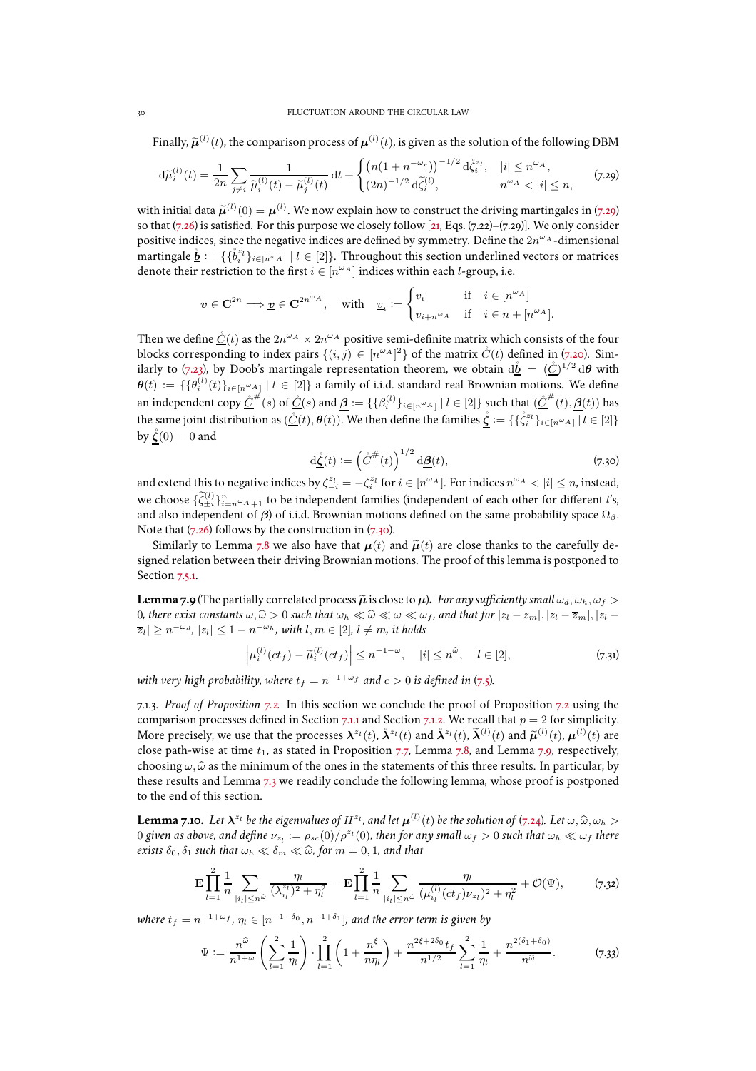Finally, $\widetilde{\boldsymbol{\mu}}^{(l)}(t)$, the comparison process of $\boldsymbol{\mu}^{(l)}(t)$, is given as the solution of the following DBM

$$
\mathrm{d}\widetilde{\mu}_i^{(l)}(t) = \frac{1}{2n}\sum_{j\neq i}\frac{1}{\widetilde{\mu}_i^{(l)}(t)-\widetilde{\mu}_j^{(l)}(t)}\,\mathrm{d}t + \begin{cases}\left(n(1+n^{-\omega_r})\right)^{-1/2}\mathrm{d}\mathring{\zeta}_i^{z_l}, & |i|\leq n^{\omega_A},\\ (2n)^{-1/2}\,\mathrm{d}\widetilde{\zeta}_i^{(l)}, & n^{\omega_A}<|i|\leq n,\end{cases} \tag{7.29}
$$

with initial data $\widetilde{\boldsymbol{\mu}}^{(l)}(0)=\boldsymbol{\mu}^{(l)}$. We now explain how to construct the driving martingales in (7.29) so that (7.26) is satisfied. For this purpose we closely follow [21, Eqs. (7.22)–(7.29)]. We only consider positive indices, since the negative indices are defined by symmetry. Define the $2n^{\omega_A}$-dimensional martingale $\underline{\mathring{\boldsymbol{b}}} := \{\{\mathring{b}_i^{z_l}\}_{i\in[n^{\omega_A}]} \mid l\in[2]\}$. Throughout this section underlined vectors or matrices denote their restriction to the first $i\in[n^{\omega_A}]$ indices within each $l$-group, i.e.

$$
\boldsymbol{v}\in\mathbf{C}^{2n}\Longrightarrow \underline{\boldsymbol{v}}\in\mathbf{C}^{2n^{\omega_A}},\quad \text{with}\quad \underline{v}_i := \begin{cases} v_i & \text{if}\quad i\in[n^{\omega_A}]\\ v_{i+n^{\omega_A}} & \text{if}\quad i\in n+[n^{\omega_A}].\end{cases}
$$

Then we define $\underline{\mathring{C}}(t)$ as the $2n^{\omega_A}\times 2n^{\omega_A}$ positive semi-definite matrix which consists of the four blocks corresponding to index pairs $\{(i,j)\in[n^{\omega_A}]^2\}$ of the matrix $\mathring{C}(t)$ defined in (7.20). Similarly to (7.23), by Doob's martingale representation theorem, we obtain $\mathrm{d}\underline{\mathring{\boldsymbol{b}}} = (\underline{\mathring{C}})^{1/2}\,\mathrm{d}\boldsymbol{\theta}$ with $\boldsymbol{\theta}(t) := \{\{\theta_i^{(l)}(t)\}_{i\in[n^{\omega_A}]} \mid l\in[2]\}$ a family of i.i.d. standard real Brownian motions. We define an independent copy $\underline{\mathring{C}}^{\#}(s)$ of $\underline{\mathring{C}}(s)$ and $\underline{\boldsymbol{\beta}} := \{\{\beta_i^{(l)}\}_{i\in[n^{\omega_A}]} \mid l\in[2]\}$ such that $(\underline{\mathring{C}}^{\#}(t),\underline{\boldsymbol{\beta}}(t))$ has the same joint distribution as $(\underline{\mathring{C}}(t),\boldsymbol{\theta}(t))$. We then define the families $\underline{\mathring{\boldsymbol{\zeta}}} := \{\{\mathring{\zeta}_i^{z_l}\}_{i\in[n^{\omega_A}]} \mid l\in[2]\}$ by $\underline{\mathring{\boldsymbol{\zeta}}}(0)=0$ and

$$
\mathrm{d}\underline{\mathring{\boldsymbol{\zeta}}}(t) := \left(\underline{\mathring{C}}^{\#}(t)\right)^{1/2}\mathrm{d}\underline{\boldsymbol{\beta}}(t), \tag{7.30}
$$

and extend this to negative indices by $\zeta_{-i}^{z_l} = -\zeta_i^{z_l}$ for $i\in[n^{\omega_A}]$. For indices $n^{\omega_A}<|i|\leq n$, instead, we choose $\{\widetilde{\zeta}_{\pm i}^{(l)}\}_{i=n^{\omega_A}+1}^{n}$ to be independent families (independent of each other for different $l$'s, and also independent of $\boldsymbol{\beta}$) of i.i.d. Brownian motions defined on the same probability space $\Omega_\beta$. Note that (7.26) follows by the construction in (7.30).

Similarly to Lemma 7.8 we also have that $\boldsymbol{\mu}(t)$ and $\widetilde{\boldsymbol{\mu}}(t)$ are close thanks to the carefully designed relation between their driving Brownian motions. The proof of this lemma is postponed to Section 7.5.1.

**Lemma 7.9** (The partially correlated process $\widetilde{\boldsymbol{\mu}}$ is close to $\boldsymbol{\mu}$). *For any sufficiently small $\omega_d,\omega_h,\omega_f>0$, there exist constants $\omega,\widehat{\omega}>0$ such that $\omega_h\ll\widehat{\omega}\ll\omega\ll\omega_f$, and that for $|z_l-z_m|,|z_l-\overline{z}_m|,|z_l-\overline{z}_l|\geq n^{-\omega_d}$, $|z_l|\leq 1-n^{-\omega_h}$, with $l,m\in[2]$, $l\neq m$, it holds*

$$
\left|\mu_i^{(l)}(ct_f)-\widetilde{\mu}_i^{(l)}(ct_f)\right|\leq n^{-1-\omega},\quad |i|\leq n^{\widehat{\omega}},\quad l\in[2], \tag{7.31}
$$

*with very high probability, where $t_f=n^{-1+\omega_f}$ and $c>0$ is defined in (7.5).*

7.1.3. *Proof of Proposition 7.2.* In this section we conclude the proof of Proposition 7.2 using the comparison processes defined in Section 7.1.1 and Section 7.1.2. We recall that $p=2$ for simplicity. More precisely, we use that the processes $\boldsymbol{\lambda}^{z_l}(t)$, $\mathring{\boldsymbol{\lambda}}^{z_l}(t)$ and $\mathring{\boldsymbol{\lambda}}^{z_l}(t)$, $\widetilde{\boldsymbol{\lambda}}^{(l)}(t)$ and $\widetilde{\boldsymbol{\mu}}^{(l)}(t)$, $\boldsymbol{\mu}^{(l)}(t)$ are close path-wise at time $t_1$, as stated in Proposition 7.7, Lemma 7.8, and Lemma 7.9, respectively, choosing $\omega,\widehat{\omega}$ as the minimum of the ones in the statements of this three results. In particular, by these results and Lemma 7.3 we readily conclude the following lemma, whose proof is postponed to the end of this section.

**Lemma 7.10.** *Let $\boldsymbol{\lambda}^{z_l}$ be the eigenvalues of $H^{z_l}$, and let $\boldsymbol{\mu}^{(l)}(t)$ be the solution of (7.24). Let $\omega,\widehat{\omega},\omega_h>0$ given as above, and define $\nu_{z_l} := \rho_{sc}(0)/\rho^{z_l}(0)$, then for any small $\omega_f>0$ such that $\omega_h\ll\omega_f$ there exists $\delta_0,\delta_1$ such that $\omega_h\ll\delta_m\ll\widehat{\omega}$, for $m=0,1$, and that*

$$
\mathbf{E}\prod_{l=1}^{2}\frac{1}{n}\sum_{|i_l|\leq n^{\widehat{\omega}}}\frac{\eta_l}{(\lambda_{i_l}^{z_l})^2+\eta_l^2} = \mathbf{E}\prod_{l=1}^{2}\frac{1}{n}\sum_{|i_l|\leq n^{\widehat{\omega}}}\frac{\eta_l}{(\mu_{i_l}^{(l)}(ct_f)\nu_{z_l})^2+\eta_l^2}+\mathcal{O}(\Psi), \tag{7.32}
$$

*where $t_f=n^{-1+\omega_f}$, $\eta_l\in[n^{-1-\delta_0},n^{-1+\delta_1}]$, and the error term is given by*

$$
\Psi := \frac{n^{\widehat{\omega}}}{n^{1+\omega}}\left(\sum_{l=1}^{2}\frac{1}{\eta_l}\right)\cdot\prod_{l=1}^{2}\left(1+\frac{n^{\xi}}{n\eta_l}\right)+\frac{n^{2\xi+2\delta_0}t_f}{n^{1/2}}\sum_{l=1}^{2}\frac{1}{\eta_l}+\frac{n^{2(\delta_1+\delta_0)}}{n^{\widehat{\omega}}}. \tag{7.33}
$$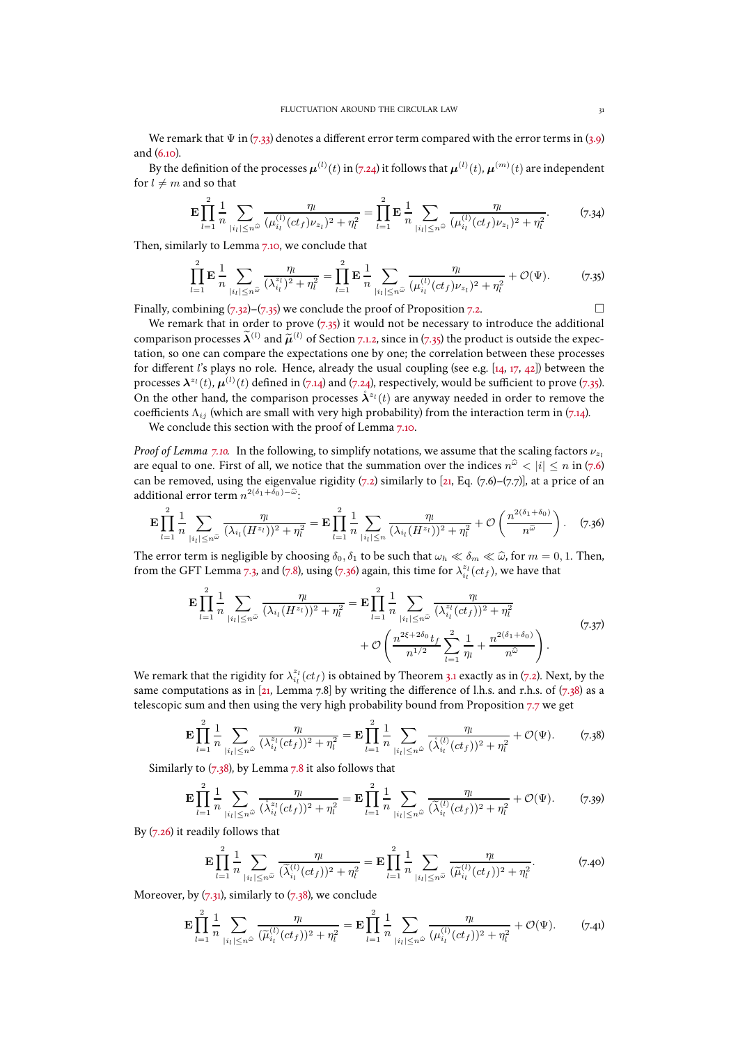We remark that $\Psi$ in (7.33) denotes a different error term compared with the error terms in (3.9) and (6.10).

By the definition of the processes $\boldsymbol{\mu}^{(l)}(t)$ in (7.24) it follows that $\boldsymbol{\mu}^{(l)}(t)$, $\boldsymbol{\mu}^{(m)}(t)$ are independent for $l \neq m$ and so that

$$\mathbf{E}\prod_{l=1}^{2}\frac{1}{n}\sum_{|i_l|\le n^{\widehat{\omega}}}\frac{\eta_l}{(\mu_{i_l}^{(l)}(ct_f)\nu_{z_l})^2+\eta_l^2}=\prod_{l=1}^{2}\mathbf{E}\frac{1}{n}\sum_{|i_l|\le n^{\widehat{\omega}}}\frac{\eta_l}{(\mu_{i_l}^{(l)}(ct_f)\nu_{z_l})^2+\eta_l^2}. \tag{7.34}$$

Then, similarly to Lemma 7.10, we conclude that

$$\prod_{l=1}^{2}\mathbf{E}\frac{1}{n}\sum_{|i_l|\le n^{\widehat{\omega}}}\frac{\eta_l}{(\lambda_{i_l}^{z_l})^2+\eta_l^2}=\prod_{l=1}^{2}\mathbf{E}\frac{1}{n}\sum_{|i_l|\le n^{\widehat{\omega}}}\frac{\eta_l}{(\mu_{i_l}^{(l)}(ct_f)\nu_{z_l})^2+\eta_l^2}+\mathcal{O}(\Psi). \tag{7.35}$$

Finally, combining (7.32)–(7.35) we conclude the proof of Proposition 7.2. □

We remark that in order to prove (7.35) it would not be necessary to introduce the additional comparison processes $\widetilde{\boldsymbol{\lambda}}^{(l)}$ and $\widetilde{\boldsymbol{\mu}}^{(l)}$ of Section 7.1.2, since in (7.35) the product is outside the expectation, so one can compare the expectations one by one; the correlation between these processes for different $l$'s play no role. Hence, already the usual coupling (see e.g. [14, 17, 42]) between the processes $\boldsymbol{\lambda}^{z_l}(t)$, $\boldsymbol{\mu}^{(l)}(t)$ defined in (7.14) and (7.24), respectively, would be sufficient to prove (7.35). On the other hand, the comparison processes $\mathring{\boldsymbol{\lambda}}^{z_l}(t)$ are anyway needed in order to remove the coefficients $\Lambda_{ij}$ (which are small with very high probability) from the interaction term in (7.14).

We conclude this section with the proof of Lemma 7.10.

*Proof of Lemma 7.10.* In the following, to simplify notations, we assume that the scaling factors $\nu_{z_l}$ are equal to one. First of all, we notice that the summation over the indices $n^{\widehat{\omega}}<|i|\le n$ in (7.6) can be removed, using the eigenvalue rigidity (7.2) similarly to [21, Eq. (7.6)–(7.7)], at a price of an additional error term $n^{2(\delta_1+\delta_0)-\widehat{\omega}}$:

$$\mathbf{E}\prod_{l=1}^{2}\frac{1}{n}\sum_{|i_l|\le n^{\widehat{\omega}}}\frac{\eta_l}{(\lambda_{i_l}(H^{z_l}))^2+\eta_l^2}=\mathbf{E}\prod_{l=1}^{2}\frac{1}{n}\sum_{|i_l|\le n}\frac{\eta_l}{(\lambda_{i_l}(H^{z_l}))^2+\eta_l^2}+\mathcal{O}\left(\frac{n^{2(\delta_1+\delta_0)}}{n^{\widehat{\omega}}}\right). \tag{7.36}$$

The error term is negligible by choosing $\delta_0,\delta_1$ to be such that $\omega_h\ll\delta_m\ll\widehat{\omega}$, for $m=0,1$. Then, from the GFT Lemma 7.3, and (7.8), using (7.36) again, this time for $\lambda_{i_l}^{z_l}(ct_f)$, we have that

$$\begin{aligned}\mathbf{E}\prod_{l=1}^{2}\frac{1}{n}\sum_{|i_l|\le n^{\widehat{\omega}}}\frac{\eta_l}{(\lambda_{i_l}(H^{z_l}))^2+\eta_l^2}&=\mathbf{E}\prod_{l=1}^{2}\frac{1}{n}\sum_{|i_l|\le n^{\widehat{\omega}}}\frac{\eta_l}{(\lambda_{i_l}^{z_l}(ct_f))^2+\eta_l^2}\\&\quad+\mathcal{O}\left(\frac{n^{2\xi+2\delta_0}t_f}{n^{1/2}}\sum_{l=1}^{2}\frac{1}{\eta_l}+\frac{n^{2(\delta_1+\delta_0)}}{n^{\widehat{\omega}}}\right).\end{aligned} \tag{7.37}$$

We remark that the rigidity for $\lambda_{i_l}^{z_l}(ct_f)$ is obtained by Theorem 3.1 exactly as in (7.2). Next, by the same computations as in [21, Lemma 7.8] by writing the difference of l.h.s. and r.h.s. of (7.38) as a telescopic sum and then using the very high probability bound from Proposition 7.7 we get

$$\mathbf{E}\prod_{l=1}^{2}\frac{1}{n}\sum_{|i_l|\le n^{\widehat{\omega}}}\frac{\eta_l}{(\lambda_{i_l}^{z_l}(ct_f))^2+\eta_l^2}=\mathbf{E}\prod_{l=1}^{2}\frac{1}{n}\sum_{|i_l|\le n^{\widehat{\omega}}}\frac{\eta_l}{(\mathring{\lambda}_{i_l}^{(l)}(ct_f))^2+\eta_l^2}+\mathcal{O}(\Psi). \tag{7.38}$$

Similarly to (7.38), by Lemma 7.8 it also follows that

$$\mathbf{E}\prod_{l=1}^{2}\frac{1}{n}\sum_{|i_l|\le n^{\widehat{\omega}}}\frac{\eta_l}{(\mathring{\lambda}_{i_l}^{z_l}(ct_f))^2+\eta_l^2}=\mathbf{E}\prod_{l=1}^{2}\frac{1}{n}\sum_{|i_l|\le n^{\widehat{\omega}}}\frac{\eta_l}{(\widetilde{\lambda}_{i_l}^{(l)}(ct_f))^2+\eta_l^2}+\mathcal{O}(\Psi). \tag{7.39}$$

By (7.26) it readily follows that

$$\mathbf{E}\prod_{l=1}^{2}\frac{1}{n}\sum_{|i_l|\le n^{\widehat{\omega}}}\frac{\eta_l}{(\widetilde{\lambda}_{i_l}^{(l)}(ct_f))^2+\eta_l^2}=\mathbf{E}\prod_{l=1}^{2}\frac{1}{n}\sum_{|i_l|\le n^{\widehat{\omega}}}\frac{\eta_l}{(\widetilde{\mu}_{i_l}^{(l)}(ct_f))^2+\eta_l^2}. \tag{7.40}$$

Moreover, by (7.31), similarly to (7.38), we conclude

$$\mathbf{E}\prod_{l=1}^{2}\frac{1}{n}\sum_{|i_l|\le n^{\widehat{\omega}}}\frac{\eta_l}{(\widetilde{\mu}_{i_l}^{(l)}(ct_f))^2+\eta_l^2}=\mathbf{E}\prod_{l=1}^{2}\frac{1}{n}\sum_{|i_l|\le n^{\widehat{\omega}}}\frac{\eta_l}{(\mu_{i_l}^{(l)}(ct_f))^2+\eta_l^2}+\mathcal{O}(\Psi). \tag{7.41}$$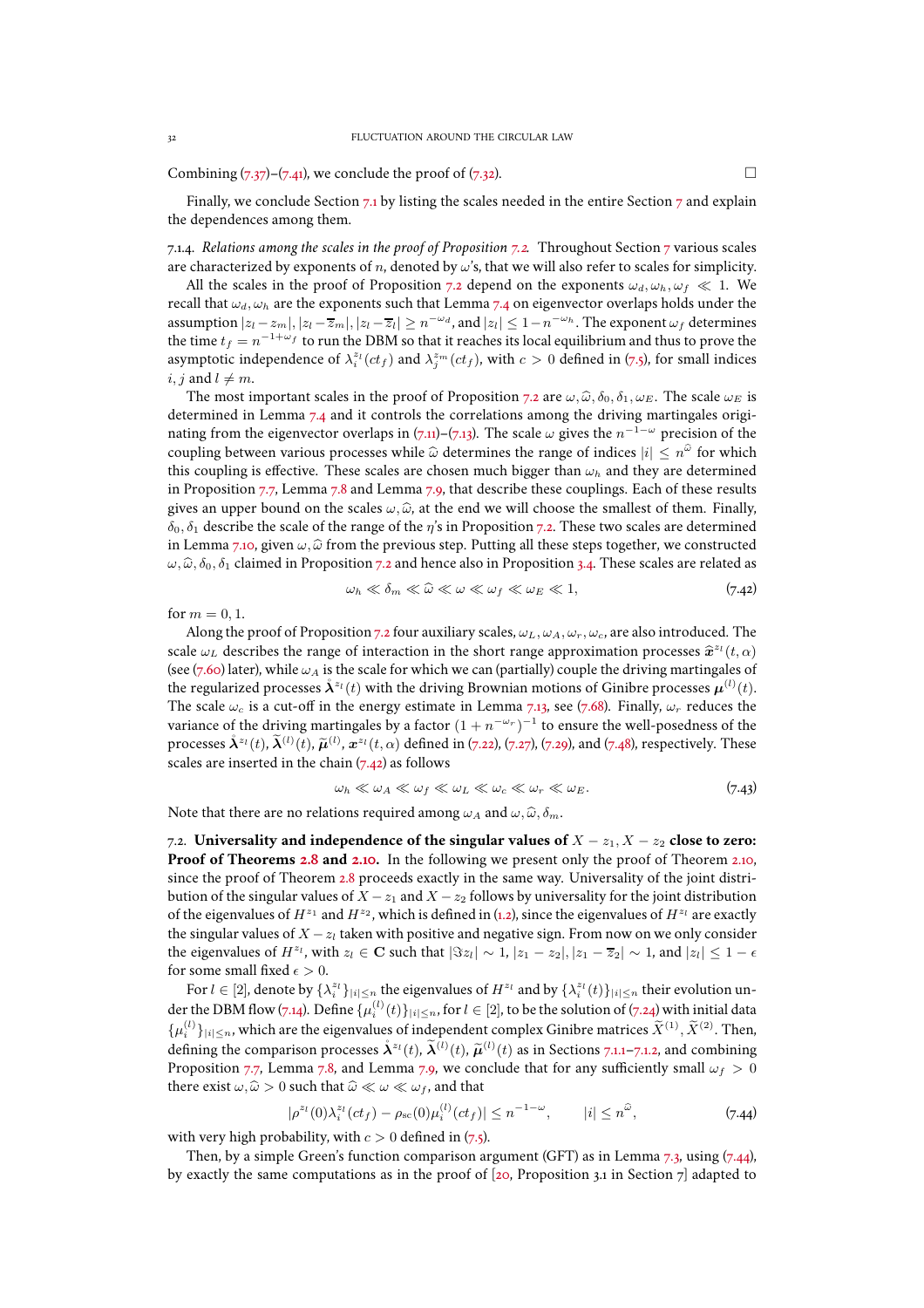Combining (7.37)–(7.41), we conclude the proof of (7.32). □

Finally, we conclude Section 7.1 by listing the scales needed in the entire Section 7 and explain the dependences among them.

7.1.4. *Relations among the scales in the proof of Proposition 7.2.* Throughout Section 7 various scales are characterized by exponents of $n$, denoted by $\omega$'s, that we will also refer to scales for simplicity.

All the scales in the proof of Proposition 7.2 depend on the exponents $\omega_d, \omega_h, \omega_f \ll 1$. We recall that $\omega_d, \omega_h$ are the exponents such that Lemma 7.4 on eigenvector overlaps holds under the assumption $|z_l - z_m|, |z_l - \overline{z}_m|, |z_l - \overline{z}_l| \geq n^{-\omega_d}$, and $|z_l| \leq 1 - n^{-\omega_h}$. The exponent $\omega_f$ determines the time $t_f = n^{-1+\omega_f}$ to run the DBM so that it reaches its local equilibrium and thus to prove the asymptotic independence of $\lambda_i^{z_l}(ct_f)$ and $\lambda_j^{z_m}(ct_f)$, with $c > 0$ defined in (7.5), for small indices $i, j$ and $l \neq m$.

The most important scales in the proof of Proposition 7.2 are $\omega, \widehat{\omega}, \delta_0, \delta_1, \omega_E$. The scale $\omega_E$ is determined in Lemma 7.4 and it controls the correlations among the driving martingales originating from the eigenvector overlaps in (7.11)–(7.13). The scale $\omega$ gives the $n^{-1-\omega}$ precision of the coupling between various processes while $\widehat{\omega}$ determines the range of indices $|i| \leq n^{\widehat{\omega}}$ for which this coupling is effective. These scales are chosen much bigger than $\omega_h$ and they are determined in Proposition 7.7, Lemma 7.8 and Lemma 7.9, that describe these couplings. Each of these results gives an upper bound on the scales $\omega, \widehat{\omega}$, at the end we will choose the smallest of them. Finally, $\delta_0, \delta_1$ describe the scale of the range of the $\eta$'s in Proposition 7.2. These two scales are determined in Lemma 7.10, given $\omega, \widehat{\omega}$ from the previous step. Putting all these steps together, we constructed $\omega, \widehat{\omega}, \delta_0, \delta_1$ claimed in Proposition 7.2 and hence also in Proposition 3.4. These scales are related as

$$
\omega_h \ll \delta_m \ll \widehat{\omega} \ll \omega \ll \omega_f \ll \omega_E \ll 1, \tag{7.42}
$$

for $m = 0, 1$.

Along the proof of Proposition 7.2 four auxiliary scales, $\omega_L, \omega_A, \omega_r, \omega_c$, are also introduced. The scale $\omega_L$ describes the range of interaction in the short range approximation processes $\widehat{\boldsymbol{x}}^{z_l}(t, \alpha)$ (see (7.60) later), while $\omega_A$ is the scale for which we can (partially) couple the driving martingales of the regularized processes $\mathring{\boldsymbol{\lambda}}^{z_l}(t)$ with the driving Brownian motions of Ginibre processes $\boldsymbol{\mu}^{(l)}(t)$. The scale $\omega_c$ is a cut-off in the energy estimate in Lemma 7.13, see (7.68). Finally, $\omega_r$ reduces the variance of the driving martingales by a factor $(1 + n^{-\omega_r})^{-1}$ to ensure the well-posedness of the processes $\mathring{\boldsymbol{\lambda}}^{z_l}(t)$, $\widetilde{\boldsymbol{\lambda}}^{(l)}(t)$, $\widetilde{\boldsymbol{\mu}}^{(l)}$, $\boldsymbol{x}^{z_l}(t, \alpha)$ defined in (7.22), (7.27), (7.29), and (7.48), respectively. These scales are inserted in the chain (7.42) as follows

$$
\omega_h \ll \omega_A \ll \omega_f \ll \omega_L \ll \omega_c \ll \omega_r \ll \omega_E. \tag{7.43}
$$

Note that there are no relations required among $\omega_A$ and $\omega, \widehat{\omega}, \delta_m$.

7.2. **Universality and independence of the singular values of $X - z_1, X - z_2$ close to zero: Proof of Theorems 2.8 and 2.10.** In the following we present only the proof of Theorem 2.10, since the proof of Theorem 2.8 proceeds exactly in the same way. Universality of the joint distribution of the singular values of $X - z_1$ and $X - z_2$ follows by universality for the joint distribution of the eigenvalues of $H^{z_1}$ and $H^{z_2}$, which is defined in (1.2), since the eigenvalues of $H^{z_l}$ are exactly the singular values of $X - z_l$ taken with positive and negative sign. From now on we only consider the eigenvalues of $H^{z_l}$, with $z_l \in \mathbf{C}$ such that $|\Im z_l| \sim 1$, $|z_1 - z_2|, |z_1 - \overline{z}_2| \sim 1$, and $|z_l| \leq 1 - \epsilon$ for some small fixed $\epsilon > 0$.

For $l \in [2]$, denote by $\{\lambda_i^{z_l}\}_{|i| \leq n}$ the eigenvalues of $H^{z_l}$ and by $\{\lambda_i^{z_l}(t)\}_{|i| \leq n}$ their evolution under the DBM flow (7.14). Define $\{\mu_i^{(l)}(t)\}_{|i| \leq n}$, for $l \in [2]$, to be the solution of (7.24) with initial data $\{\mu_i^{(l)}\}_{|i| \leq n}$, which are the eigenvalues of independent complex Ginibre matrices $\widetilde{X}^{(1)}, \widetilde{X}^{(2)}$. Then, defining the comparison processes $\mathring{\boldsymbol{\lambda}}^{z_l}(t)$, $\widetilde{\boldsymbol{\lambda}}^{(l)}(t)$, $\widetilde{\boldsymbol{\mu}}^{(l)}(t)$ as in Sections 7.1.1–7.1.2, and combining Proposition 7.7, Lemma 7.8, and Lemma 7.9, we conclude that for any sufficiently small $\omega_f > 0$ there exist $\omega, \widehat{\omega} > 0$ such that $\widehat{\omega} \ll \omega \ll \omega_f$, and that

$$
|\rho^{z_l}(0)\lambda_i^{z_l}(ct_f) - \rho_{sc}(0)\mu_i^{(l)}(ct_f)| \leq n^{-1-\omega}, \qquad |i| \leq n^{\widehat{\omega}}, \tag{7.44}
$$

with very high probability, with $c > 0$ defined in (7.5).

Then, by a simple Green's function comparison argument (GFT) as in Lemma 7.3, using (7.44), by exactly the same computations as in the proof of [20, Proposition 3.1 in Section 7] adapted to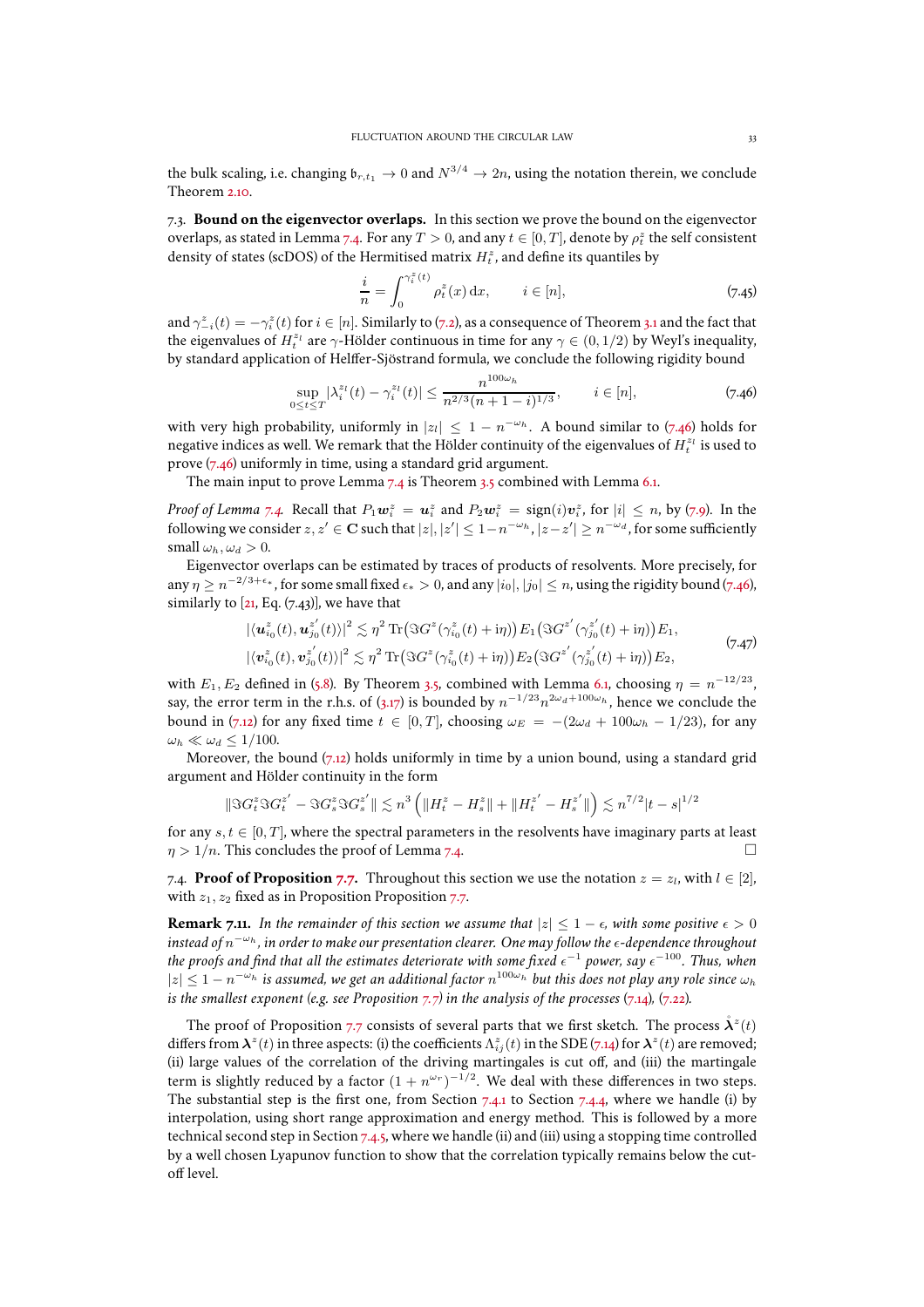the bulk scaling, i.e. changing $\mathfrak{b}_{r,t_1} \to 0$ and $N^{3/4} \to 2n$, using the notation therein, we conclude Theorem 2.10.

7.3. **Bound on the eigenvector overlaps.** In this section we prove the bound on the eigenvector overlaps, as stated in Lemma 7.4. For any $T > 0$, and any $t \in [0, T]$, denote by $\rho_t^z$ the self consistent density of states (scDOS) of the Hermitised matrix $H_t^z$, and define its quantiles by

$$\frac{i}{n} = \int_0^{\gamma_i^z(t)} \rho_t^z(x)\,\mathrm{d}x, \qquad i \in [n], \tag{7.45}$$

and $\gamma_{-i}^z(t) = -\gamma_i^z(t)$ for $i \in [n]$. Similarly to (7.2), as a consequence of Theorem 3.1 and the fact that the eigenvalues of $H_t^{z_l}$ are $\gamma$-Hölder continuous in time for any $\gamma \in (0, 1/2)$ by Weyl's inequality, by standard application of Helffer-Sjöstrand formula, we conclude the following rigidity bound

$$\sup_{0 \le t \le T} |\lambda_i^{z_l}(t) - \gamma_i^{z_l}(t)| \le \frac{n^{100\omega_h}}{n^{2/3}(n+1-i)^{1/3}}, \qquad i \in [n], \tag{7.46}$$

with very high probability, uniformly in $|z_l| \le 1 - n^{-\omega_h}$. A bound similar to (7.46) holds for negative indices as well. We remark that the Hölder continuity of the eigenvalues of $H_t^{z}$ is used to prove (7.46) uniformly in time, using a standard grid argument.

The main input to prove Lemma 7.4 is Theorem 3.5 combined with Lemma 6.1.

*Proof of Lemma 7.4.* Recall that $P_1 \boldsymbol{w}_i^z = \boldsymbol{u}_i^z$ and $P_2 \boldsymbol{w}_i^z = \operatorname{sign}(i)\boldsymbol{v}_i^z$, for $|i| \le n$, by (7.9). In the following we consider $z, z' \in \mathbf{C}$ such that $|z|, |z'| \le 1 - n^{-\omega_h}$, $|z - z'| \ge n^{-\omega_d}$, for some sufficiently small $\omega_h, \omega_d > 0$.

Eigenvector overlaps can be estimated by traces of products of resolvents. More precisely, for any $\eta \ge n^{-2/3+\epsilon_*}$, for some small fixed $\epsilon_* > 0$, and any $|i_0|, |j_0| \le n$, using the rigidity bound (7.46), similarly to [21, Eq. (7.43)], we have that

$$\begin{aligned}
|\langle \boldsymbol{u}_{i_0}^z(t), \boldsymbol{u}_{j_0}^{z'}(t)\rangle|^2 &\lesssim \eta^2 \operatorname{Tr}\big(\Im G^z(\gamma_{i_0}^z(t) + \mathrm{i}\eta)\big) E_1 \big(\Im G^{z'}(\gamma_{j_0}^{z'}(t) + \mathrm{i}\eta)\big) E_1, \\
|\langle \boldsymbol{v}_{i_0}^z(t), \boldsymbol{v}_{j_0}^{z'}(t)\rangle|^2 &\lesssim \eta^2 \operatorname{Tr}\big(\Im G^z(\gamma_{i_0}^z(t) + \mathrm{i}\eta)\big) E_2 \big(\Im G^{z'}(\gamma_{j_0}^{z'}(t) + \mathrm{i}\eta)\big) E_2,
\end{aligned} \tag{7.47}$$

with $E_1, E_2$ defined in (5.8). By Theorem 3.5, combined with Lemma 6.1, choosing $\eta = n^{-12/23}$, say, the error term in the r.h.s. of (3.17) is bounded by $n^{-1/23} n^{2\omega_d + 100\omega_h}$, hence we conclude the bound in (7.12) for any fixed time $t \in [0, T]$, choosing $\omega_E = -(2\omega_d + 100\omega_h - 1/23)$, for any $\omega_h \ll \omega_d \le 1/100$.

Moreover, the bound (7.12) holds uniformly in time by a union bound, using a standard grid argument and Hölder continuity in the form

$$\|\Im G_t^z \Im G_t^{z'} - \Im G_s^z \Im G_s^{z'}\| \lesssim n^3 \left( \|H_t^z - H_s^z\| + \|H_t^{z'} - H_s^{z'}\| \right) \lesssim n^{7/2} |t - s|^{1/2}$$

for any $s, t \in [0, T]$, where the spectral parameters in the resolvents have imaginary parts at least $\eta > 1/n$. This concludes the proof of Lemma 7.4. □

7.4. **Proof of Proposition 7.7.** Throughout this section we use the notation $z = z_l$, with $l \in [2]$, with $z_1, z_2$ fixed as in Proposition Proposition 7.7.

**Remark 7.11.** *In the remainder of this section we assume that $|z| \le 1 - \epsilon$, with some positive $\epsilon > 0$ instead of $n^{-\omega_h}$, in order to make our presentation clearer. One may follow the $\epsilon$-dependence throughout the proofs and find that all the estimates deteriorate with some fixed $\epsilon^{-1}$ power, say $\epsilon^{-100}$. Thus, when $|z| \le 1 - n^{-\omega_h}$ is assumed, we get an additional factor $n^{100\omega_h}$ but this does not play any role since $\omega_h$ is the smallest exponent (e.g. see Proposition 7.7) in the analysis of the processes (7.14), (7.22).*

The proof of Proposition 7.7 consists of several parts that we first sketch. The process $\mathring{\boldsymbol{\lambda}}^z(t)$ differs from $\boldsymbol{\lambda}^z(t)$ in three aspects: (i) the coefficients $\Lambda_{ij}^z(t)$ in the SDE (7.14) for $\boldsymbol{\lambda}^z(t)$ are removed; (ii) large values of the correlation of the driving martingales is cut off, and (iii) the martingale term is slightly reduced by a factor $(1 + n^{\omega_r})^{-1/2}$. We deal with these differences in two steps. The substantial step is the first one, from Section 7.4.1 to Section 7.4.4, where we handle (i) by interpolation, using short range approximation and energy method. This is followed by a more technical second step in Section 7.4.5, where we handle (ii) and (iii) using a stopping time controlled by a well chosen Lyapunov function to show that the correlation typically remains below the cut-off level.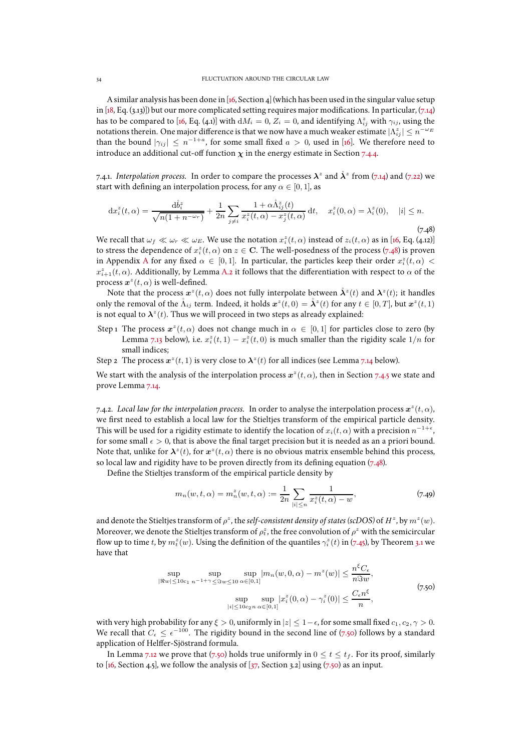A similar analysis has been done in [16, Section 4] (which has been used in the singular value setup in [18, Eq. (3.13)]) but our more complicated setting requires major modifications. In particular, (7.14) has to be compared to [16, Eq. (4.1)] with $\mathrm{d}M_i = 0$, $Z_i = 0$, and identifying $\Lambda_{ij}^z$ with $\gamma_{ij}$, using the notations therein. One major difference is that we now have a much weaker estimate $|\Lambda_{ij}^z| \le n^{-\omega_E}$ than the bound $|\gamma_{ij}| \le n^{-1+a}$, for some small fixed $a > 0$, used in [16]. We therefore need to introduce an additional cut-off function $\chi$ in the energy estimate in Section 7.4.4.

7.4.1. *Interpolation process.* In order to compare the processes $\boldsymbol{\lambda}^z$ and $\mathring{\boldsymbol{\lambda}}^z$ from (7.14) and (7.22) we start with defining an interpolation process, for any $\alpha \in [0,1]$, as

$$\mathrm{d}x_i^z(t,\alpha) = \frac{\mathrm{d}\mathring{b}_i^z}{\sqrt{n(1+n^{-\omega_r})}} + \frac{1}{2n}\sum_{j\ne i}\frac{1+\alpha\mathring{\Lambda}_{ij}^z(t)}{x_i^z(t,\alpha)-x_j^z(t,\alpha)}\,\mathrm{d}t, \quad x_i^z(0,\alpha) = \lambda_i^z(0), \quad |i|\le n. \tag{7.48}$$

We recall that $\omega_f \ll \omega_r \ll \omega_E$. We use the notation $x_i^z(t,\alpha)$ instead of $z_i(t,\alpha)$ as in [16, Eq. (4.12)] to stress the dependence of $x_i^z(t,\alpha)$ on $z\in\mathbf{C}$. The well-posedness of the process (7.48) is proven in Appendix A for any fixed $\alpha\in[0,1]$. In particular, the particles keep their order $x_i^z(t,\alpha) < x_{i+1}^z(t,\alpha)$. Additionally, by Lemma A.2 it follows that the differentiation with respect to $\alpha$ of the process $\boldsymbol{x}^z(t,\alpha)$ is well-defined.

Note that the process $\boldsymbol{x}^z(t,\alpha)$ does not fully interpolate between $\mathring{\boldsymbol{\lambda}}^z(t)$ and $\boldsymbol{\lambda}^z(t)$; it handles only the removal of the $\mathring{\Lambda}_{ij}$ term. Indeed, it holds $\boldsymbol{x}^z(t,0) = \mathring{\boldsymbol{\lambda}}^z(t)$ for any $t\in[0,T]$, but $\boldsymbol{x}^z(t,1)$ is not equal to $\boldsymbol{\lambda}^z(t)$. Thus we will proceed in two steps as already explained:

Step 1 The process $\boldsymbol{x}^z(t,\alpha)$ does not change much in $\alpha\in[0,1]$ for particles close to zero (by Lemma 7.13 below), i.e. $x_i^z(t,1)-x_i^z(t,0)$ is much smaller than the rigidity scale $1/n$ for small indices;

Step 2 The process $\boldsymbol{x}^z(t,1)$ is very close to $\boldsymbol{\lambda}^z(t)$ for all indices (see Lemma 7.14 below).

We start with the analysis of the interpolation process $\boldsymbol{x}^z(t,\alpha)$, then in Section 7.4.5 we state and prove Lemma 7.14.

7.4.2. *Local law for the interpolation process.* In order to analyse the interpolation process $\boldsymbol{x}^z(t,\alpha)$, we first need to establish a local law for the Stieltjes transform of the empirical particle density. This will be used for a rigidity estimate to identify the location of $x_i(t,\alpha)$ with a precision $n^{-1+\epsilon}$, for some small $\epsilon>0$, that is above the final target precision but it is needed as an a priori bound. Note that, unlike for $\boldsymbol{\lambda}^z(t)$, for $\boldsymbol{x}^z(t,\alpha)$ there is no obvious matrix ensemble behind this process, so local law and rigidity have to be proven directly from its defining equation (7.48).

Define the Stieltjes transform of the empirical particle density by

$$m_n(w,t,\alpha) = m_n^z(w,t,\alpha) := \frac{1}{2n}\sum_{|i|\le n}\frac{1}{x_i^z(t,\alpha)-w}, \tag{7.49}$$

and denote the Stieltjes transform of $\rho^z$, the *self-consistent density of states (scDOS)* of $H^z$, by $m^z(w)$. Moreover, we denote the Stieltjes transform of $\rho_t^z$, the free convolution of $\rho^z$ with the semicircular flow up to time $t$, by $m_t^z(w)$. Using the definition of the quantiles $\gamma_i^z(t)$ in (7.45), by Theorem 3.1 we have that

$$\begin{aligned}\sup_{|\Re w|\le 10c_1}\ \sup_{n^{-1+\gamma}\le\Im w\le 10}\ \sup_{\alpha\in[0,1]}|m_n(w,0,\alpha)-m^z(w)| &\le \frac{n^\xi C_\epsilon}{n\Im w},\\ \sup_{|i|\le 10c_2 n}\ \sup_{\alpha\in[0,1]}|x_i^z(0,\alpha)-\gamma_i^z(0)| &\le \frac{C_\epsilon n^\xi}{n},\end{aligned} \tag{7.50}$$

with very high probability for any $\xi>0$, uniformly in $|z|\le 1-\epsilon$, for some small fixed $c_1,c_2,\gamma>0$. We recall that $C_\epsilon\le\epsilon^{-100}$. The rigidity bound in the second line of (7.50) follows by a standard application of Helffer-Sjöstrand formula.

In Lemma 7.12 we prove that (7.50) holds true uniformly in $0\le t\le t_f$. For its proof, similarly to [16, Section 4.5], we follow the analysis of [37, Section 3.2] using (7.50) as an input.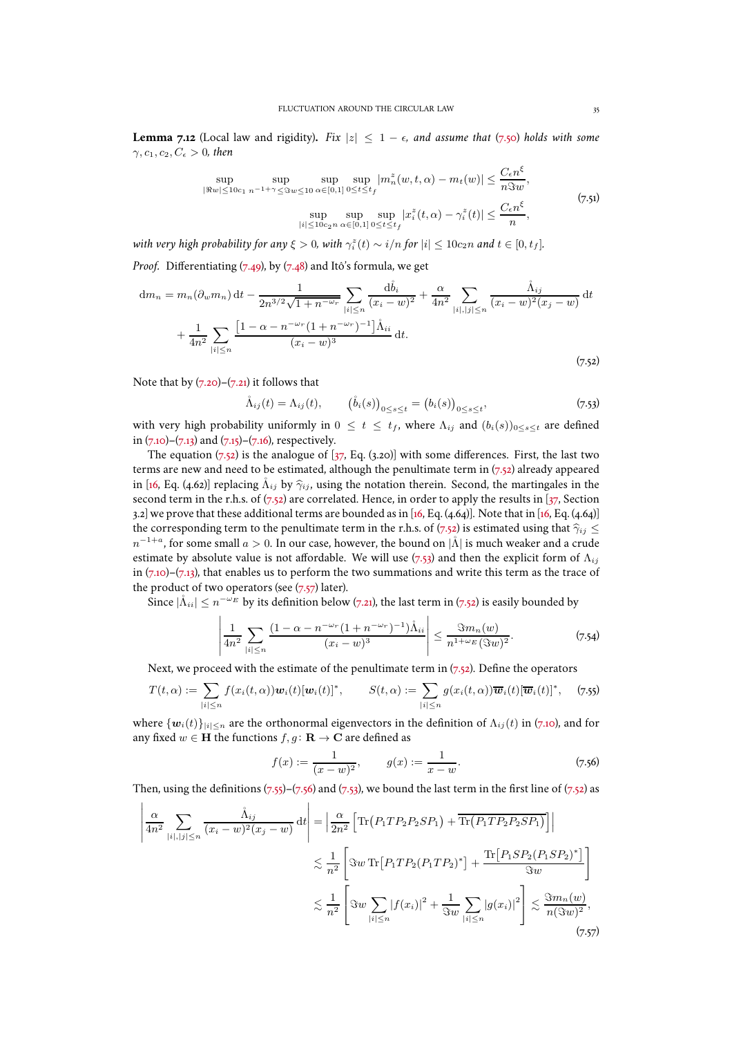**Lemma 7.12** (Local law and rigidity)**.** *Fix $|z| \le 1-\epsilon$, and assume that (7.50) holds with some $\gamma, c_1, c_2, C_\epsilon > 0$, then*

$$
\begin{aligned}
\sup_{|\Re w|\le 10c_1} \sup_{n^{-1+\gamma}\le \Im w\le 10} \sup_{\alpha\in[0,1]} \sup_{0\le t\le t_f} |m_n^z(w,t,\alpha)-m_t(w)| &\le \frac{C_\epsilon n^\xi}{n\Im w}, \\
\sup_{|i|\le 10c_2 n} \sup_{\alpha\in[0,1]} \sup_{0\le t\le t_f} |x_i^z(t,\alpha)-\gamma_i^z(t)| &\le \frac{C_\epsilon n^\xi}{n},
\end{aligned}
\tag{7.51}
$$

*with very high probability for any $\xi>0$, with $\gamma_i^z(t)\sim i/n$ for $|i|\le 10c_2 n$ and $t\in[0,t_f]$.*

*Proof.* Differentiating (7.49), by (7.48) and Itô's formula, we get

$$
\begin{aligned}
\mathrm{d}m_n &= m_n(\partial_w m_n)\,\mathrm{d}t - \frac{1}{2n^{3/2}\sqrt{1+n^{-\omega_r}}}\sum_{|i|\le n}\frac{\mathrm{d}\mathring{b}_i}{(x_i-w)^2} + \frac{\alpha}{4n^2}\sum_{|i|,|j|\le n}\frac{\mathring{\Lambda}_{ij}}{(x_i-w)^2(x_j-w)}\,\mathrm{d}t \\
&\quad + \frac{1}{4n^2}\sum_{|i|\le n}\frac{\left[1-\alpha-n^{-\omega_r}(1+n^{-\omega_r})^{-1}\right]\mathring{\Lambda}_{ii}}{(x_i-w)^3}\,\mathrm{d}t.
\end{aligned}
\tag{7.52}
$$

Note that by (7.20)–(7.21) it follows that

$$
\mathring{\Lambda}_{ij}(t)=\Lambda_{ij}(t), \qquad \big(\mathring{b}_i(s)\big)_{0\le s\le t}=\big(b_i(s)\big)_{0\le s\le t}, \tag{7.53}
$$

with very high probability uniformly in $0\le t\le t_f$, where $\Lambda_{ij}$ and $(b_i(s))_{0\le s\le t}$ are defined in (7.10)–(7.13) and (7.15)–(7.16), respectively.

The equation (7.52) is the analogue of [37, Eq. (3.20)] with some differences. First, the last two terms are new and need to be estimated, although the penultimate term in (7.52) already appeared in [16, Eq. (4.62)] replacing $\mathring{\Lambda}_{ij}$ by $\widehat{\gamma}_{ij}$, using the notation therein. Second, the martingales in the second term in the r.h.s. of (7.52) are correlated. Hence, in order to apply the results in [37, Section 3.2] we prove that these additional terms are bounded as in [16, Eq. (4.64)]. Note that in [16, Eq. (4.64)] the corresponding term to the penultimate term in the r.h.s. of (7.52) is estimated using that $\widehat{\gamma}_{ij}\le n^{-1+a}$, for some small $a>0$. In our case, however, the bound on $|\mathring{\Lambda}|$ is much weaker and a crude estimate by absolute value is not affordable. We will use (7.53) and then the explicit form of $\Lambda_{ij}$ in (7.10)–(7.13), that enables us to perform the two summations and write this term as the trace of the product of two operators (see (7.57) later).

Since $|\mathring{\Lambda}_{ii}|\le n^{-\omega_E}$ by its definition below (7.21), the last term in (7.52) is easily bounded by

$$
\left|\frac{1}{4n^2}\sum_{|i|\le n}\frac{(1-\alpha-n^{-\omega_r}(1+n^{-\omega_r})^{-1})\mathring{\Lambda}_{ii}}{(x_i-w)^3}\right| \le \frac{\Im m_n(w)}{n^{1+\omega_E}(\Im w)^2}. \tag{7.54}
$$

Next, we proceed with the estimate of the penultimate term in (7.52). Define the operators

$$
T(t,\alpha):=\sum_{|i|\le n} f(x_i(t,\alpha))\boldsymbol{w}_i(t)[\boldsymbol{w}_i(t)]^*, \qquad S(t,\alpha):=\sum_{|i|\le n} g(x_i(t,\alpha))\overline{\boldsymbol{w}}_i(t)[\overline{\boldsymbol{w}}_i(t)]^*, \tag{7.55}
$$

where $\{\boldsymbol{w}_i(t)\}_{|i|\le n}$ are the orthonormal eigenvectors in the definition of $\Lambda_{ij}(t)$ in (7.10), and for any fixed $w\in\mathbf{H}$ the functions $f,g\colon\mathbf{R}\to\mathbf{C}$ are defined as

$$
f(x):=\frac{1}{(x-w)^2}, \qquad g(x):=\frac{1}{x-w}. \tag{7.56}
$$

Then, using the definitions (7.55)–(7.56) and (7.53), we bound the last term in the first line of (7.52) as

$$
\begin{aligned}
\left|\frac{\alpha}{4n^2}\sum_{|i|,|j|\le n}\frac{\mathring{\Lambda}_{ij}}{(x_i-w)^2(x_j-w)}\,\mathrm{d}t\right| &= \left|\frac{\alpha}{2n^2}\left[\mathrm{Tr}\big(P_1TP_2P_2SP_1\big)+\overline{\mathrm{Tr}\big(P_1TP_2P_2SP_1\big)}\right]\right| \\
&\lesssim \frac{1}{n^2}\left[\Im w\,\mathrm{Tr}\big[P_1TP_2(P_1TP_2)^*\big]+\frac{\mathrm{Tr}\big[P_1SP_2(P_1SP_2)^*\big]}{\Im w}\right] \\
&\lesssim \frac{1}{n^2}\left[\Im w\sum_{|i|\le n}|f(x_i)|^2+\frac{1}{\Im w}\sum_{|i|\le n}|g(x_i)|^2\right] \lesssim \frac{\Im m_n(w)}{n(\Im w)^2},
\end{aligned}
\tag{7.57}
$$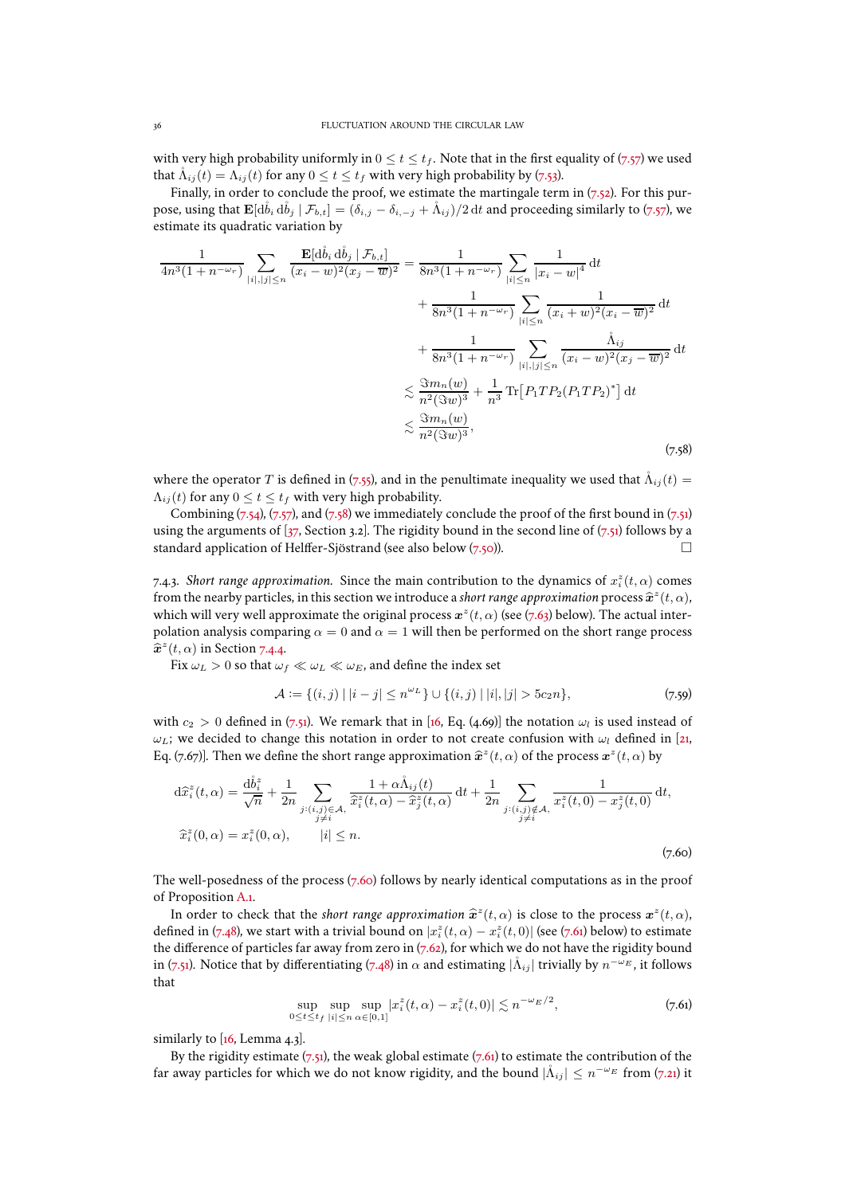with very high probability uniformly in $0 \le t \le t_f$. Note that in the first equality of (7.57) we used that $\mathring{\Lambda}_{ij}(t) = \Lambda_{ij}(t)$ for any $0 \le t \le t_f$ with very high probability by (7.53).

Finally, in order to conclude the proof, we estimate the martingale term in (7.52). For this purpose, using that $\mathbf{E}[\mathrm{d}\mathring{b}_i \, \mathrm{d}\mathring{b}_j \mid \mathcal{F}_{b,t}] = (\delta_{i,j} - \delta_{i,-j} + \mathring{\Lambda}_{ij})/2 \, \mathrm{d}t$ and proceeding similarly to (7.57), we estimate its quadratic variation by

$$
\begin{aligned}
\frac{1}{4n^3(1+n^{-\omega_r})} \sum_{|i|,|j| \le n} \frac{\mathbf{E}[\mathrm{d}\mathring{b}_i \, \mathrm{d}\mathring{b}_j \mid \mathcal{F}_{b,t}]}{(x_i - w)^2 (x_j - \overline{w})^2} &= \frac{1}{8n^3(1+n^{-\omega_r})} \sum_{|i| \le n} \frac{1}{|x_i - w|^4} \, \mathrm{d}t \\
&\quad + \frac{1}{8n^3(1+n^{-\omega_r})} \sum_{|i| \le n} \frac{1}{(x_i + w)^2 (x_i - \overline{w})^2} \, \mathrm{d}t \\
&\quad + \frac{1}{8n^3(1+n^{-\omega_r})} \sum_{|i|,|j| \le n} \frac{\mathring{\Lambda}_{ij}}{(x_i - w)^2 (x_j - \overline{w})^2} \, \mathrm{d}t \\
&\lesssim \frac{\Im m_n(w)}{n^2 (\Im w)^3} + \frac{1}{n^3} \mathrm{Tr}\big[P_1 T P_2 (P_1 T P_2)^*\big] \, \mathrm{d}t \\
&\lesssim \frac{\Im m_n(w)}{n^2 (\Im w)^3},
\end{aligned}
\tag{7.58}
$$

where the operator $T$ is defined in (7.55), and in the penultimate inequality we used that $\mathring{\Lambda}_{ij}(t) = \Lambda_{ij}(t)$ for any $0 \le t \le t_f$ with very high probability.

Combining (7.54), (7.57), and (7.58) we immediately conclude the proof of the first bound in (7.51) using the arguments of [37, Section 3.2]. The rigidity bound in the second line of (7.51) follows by a standard application of Helffer-Sjöstrand (see also below (7.50)). □

7.4.3. *Short range approximation.* Since the main contribution to the dynamics of $x_i^z(t,\alpha)$ comes from the nearby particles, in this section we introduce a *short range approximation* process $\widehat{\boldsymbol{x}}^z(t,\alpha)$, which will very well approximate the original process $\boldsymbol{x}^z(t,\alpha)$ (see (7.63) below). The actual interpolation analysis comparing $\alpha = 0$ and $\alpha = 1$ will then be performed on the short range process $\widehat{\boldsymbol{x}}^z(t,\alpha)$ in Section 7.4.4.

Fix $\omega_L > 0$ so that $\omega_f \ll \omega_L \ll \omega_E$, and define the index set

$$
\mathcal{A} := \{(i,j) \mid |i - j| \le n^{\omega_L}\} \cup \{(i,j) \mid |i|, |j| > 5c_2 n\},
\tag{7.59}
$$

with $c_2 > 0$ defined in (7.51). We remark that in [16, Eq. (4.69)] the notation $\omega_l$ is used instead of $\omega_L$; we decided to change this notation in order to not create confusion with $\omega_l$ defined in [21, Eq. (7.67)]. Then we define the short range approximation $\widehat{\boldsymbol{x}}^z(t,\alpha)$ of the process $\boldsymbol{x}^z(t,\alpha)$ by

$$
\begin{aligned}
\mathrm{d}\widehat{x}_i^z(t,\alpha) &= \frac{\mathrm{d}\mathring{b}_i^z}{\sqrt{n}} + \frac{1}{2n} \sum_{\substack{j:(i,j) \in \mathcal{A}, \\ j \ne i}} \frac{1 + \alpha \mathring{\Lambda}_{ij}(t)}{\widehat{x}_i^z(t,\alpha) - \widehat{x}_j^z(t,\alpha)} \, \mathrm{d}t + \frac{1}{2n} \sum_{\substack{j:(i,j) \notin \mathcal{A}, \\ j \ne i}} \frac{1}{x_i^z(t,0) - x_j^z(t,0)} \, \mathrm{d}t, \\
\widehat{x}_i^z(0,\alpha) &= x_i^z(0,\alpha), \qquad |i| \le n.
\end{aligned}
\tag{7.60}
$$

The well-posedness of the process (7.60) follows by nearly identical computations as in the proof of Proposition A.1.

In order to check that the *short range approximation* $\widehat{\boldsymbol{x}}^z(t,\alpha)$ is close to the process $\boldsymbol{x}^z(t,\alpha)$, defined in (7.48), we start with a trivial bound on $|x_i^z(t,\alpha) - x_i^z(t,0)|$ (see (7.61) below) to estimate the difference of particles far away from zero in (7.62), for which we do not have the rigidity bound in (7.51). Notice that by differentiating (7.48) in $\alpha$ and estimating $|\mathring{\Lambda}_{ij}|$ trivially by $n^{-\omega_E}$, it follows that

$$
\sup_{0 \le t \le t_f} \sup_{|i| \le n} \sup_{\alpha \in [0,1]} |x_i^z(t,\alpha) - x_i^z(t,0)| \lesssim n^{-\omega_E/2},
\tag{7.61}
$$

similarly to [16, Lemma 4.3].

By the rigidity estimate (7.51), the weak global estimate (7.61) to estimate the contribution of the far away particles for which we do not know rigidity, and the bound $|\mathring{\Lambda}_{ij}| \le n^{-\omega_E}$ from (7.21) it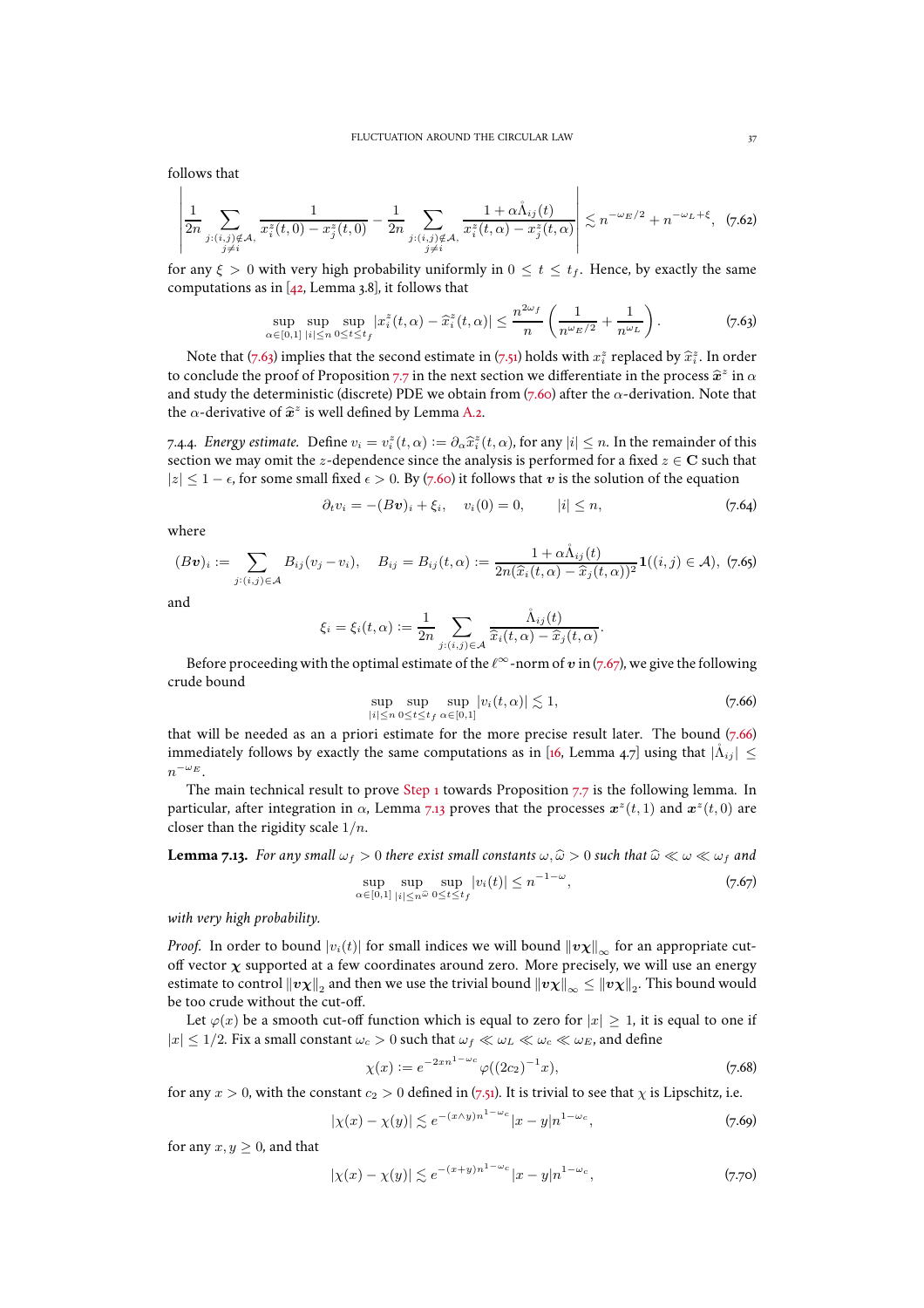follows that

$$\left| \frac{1}{2n} \sum_{\substack{j:(i,j)\notin\mathcal{A},\\ j\neq i}} \frac{1}{x_i^z(t,0)-x_j^z(t,0)} - \frac{1}{2n} \sum_{\substack{j:(i,j)\notin\mathcal{A},\\ j\neq i}} \frac{1+\alpha\mathring{\Lambda}_{ij}(t)}{x_i^z(t,\alpha)-x_j^z(t,\alpha)} \right| \lesssim n^{-\omega_E/2} + n^{-\omega_L+\xi}, \quad (7.62)$$

for any $\xi > 0$ with very high probability uniformly in $0 \le t \le t_f$. Hence, by exactly the same computations as in [42, Lemma 3.8], it follows that

$$\sup_{\alpha\in[0,1]} \sup_{|i|\le n} \sup_{0\le t\le t_f} |x_i^z(t,\alpha) - \widehat{x}_i^z(t,\alpha)| \le \frac{n^{2\omega_f}}{n}\left(\frac{1}{n^{\omega_E/2}} + \frac{1}{n^{\omega_L}}\right). \quad (7.63)$$

Note that (7.63) implies that the second estimate in (7.51) holds with $x_i^z$ replaced by $\widehat{x}_i^z$. In order to conclude the proof of Proposition 7.7 in the next section we differentiate in the process $\widehat{\boldsymbol{x}}^z$ in $\alpha$ and study the deterministic (discrete) PDE we obtain from (7.60) after the $\alpha$-derivation. Note that the $\alpha$-derivative of $\widehat{\boldsymbol{x}}^z$ is well defined by Lemma A.2.

7.4.4. *Energy estimate.* Define $v_i = v_i^z(t,\alpha) := \partial_\alpha \widehat{x}_i^z(t,\alpha)$, for any $|i| \le n$. In the remainder of this section we may omit the $z$-dependence since the analysis is performed for a fixed $z \in \mathbf{C}$ such that $|z| \le 1-\epsilon$, for some small fixed $\epsilon > 0$. By (7.60) it follows that $\boldsymbol{v}$ is the solution of the equation

$$\partial_t v_i = -(B\boldsymbol{v})_i + \xi_i, \quad v_i(0) = 0, \qquad |i| \le n, \quad (7.64)$$

where

$$(B\boldsymbol{v})_i := \sum_{j:(i,j)\in\mathcal{A}} B_{ij}(v_j - v_i), \quad B_{ij} = B_{ij}(t,\alpha) := \frac{1+\alpha\mathring{\Lambda}_{ij}(t)}{2n(\widehat{x}_i(t,\alpha)-\widehat{x}_j(t,\alpha))^2}\mathbf{1}((i,j)\in\mathcal{A}), \quad (7.65)$$

and

$$\xi_i = \xi_i(t,\alpha) := \frac{1}{2n}\sum_{j:(i,j)\in\mathcal{A}} \frac{\mathring{\Lambda}_{ij}(t)}{\widehat{x}_i(t,\alpha)-\widehat{x}_j(t,\alpha)}.$$

Before proceeding with the optimal estimate of the $\ell^\infty$-norm of $\boldsymbol{v}$ in (7.67), we give the following crude bound

$$\sup_{|i|\le n} \sup_{0\le t\le t_f} \sup_{\alpha\in[0,1]} |v_i(t,\alpha)| \lesssim 1, \quad (7.66)$$

that will be needed as an a priori estimate for the more precise result later. The bound (7.66) immediately follows by exactly the same computations as in [16, Lemma 4.7] using that $|\mathring{\Lambda}_{ij}| \le n^{-\omega_E}$.

The main technical result to prove Step 1 towards Proposition 7.7 is the following lemma. In particular, after integration in $\alpha$, Lemma 7.13 proves that the processes $\boldsymbol{x}^z(t,1)$ and $\boldsymbol{x}^z(t,0)$ are closer than the rigidity scale $1/n$.

**Lemma 7.13.** *For any small $\omega_f > 0$ there exist small constants $\omega, \widehat{\omega} > 0$ such that $\widehat{\omega} \ll \omega \ll \omega_f$ and*

$$\sup_{\alpha\in[0,1]} \sup_{|i|\le n^{\widehat{\omega}}} \sup_{0\le t\le t_f} |v_i(t)| \le n^{-1-\omega}, \quad (7.67)$$

*with very high probability.*

*Proof.* In order to bound $|v_i(t)|$ for small indices we will bound $\|\boldsymbol{v}\boldsymbol{\chi}\|_\infty$ for an appropriate cut-off vector $\boldsymbol{\chi}$ supported at a few coordinates around zero. More precisely, we will use an energy estimate to control $\|\boldsymbol{v}\boldsymbol{\chi}\|_2$ and then we use the trivial bound $\|\boldsymbol{v}\boldsymbol{\chi}\|_\infty \le \|\boldsymbol{v}\boldsymbol{\chi}\|_2$. This bound would be too crude without the cut-off.

Let $\varphi(x)$ be a smooth cut-off function which is equal to zero for $|x| \ge 1$, it is equal to one if $|x| \le 1/2$. Fix a small constant $\omega_c > 0$ such that $\omega_f \ll \omega_L \ll \omega_c \ll \omega_E$, and define

$$\chi(x) := e^{-2xn^{1-\omega_c}}\varphi((2c_2)^{-1}x), \quad (7.68)$$

for any $x > 0$, with the constant $c_2 > 0$ defined in (7.51). It is trivial to see that $\chi$ is Lipschitz, i.e.

$$|\chi(x) - \chi(y)| \lesssim e^{-(x\wedge y)n^{1-\omega_c}}|x-y|n^{1-\omega_c}, \quad (7.69)$$

for any $x, y \ge 0$, and that

$$|\chi(x) - \chi(y)| \lesssim e^{-(x+y)n^{1-\omega_c}}|x-y|n^{1-\omega_c}, \quad (7.70)$$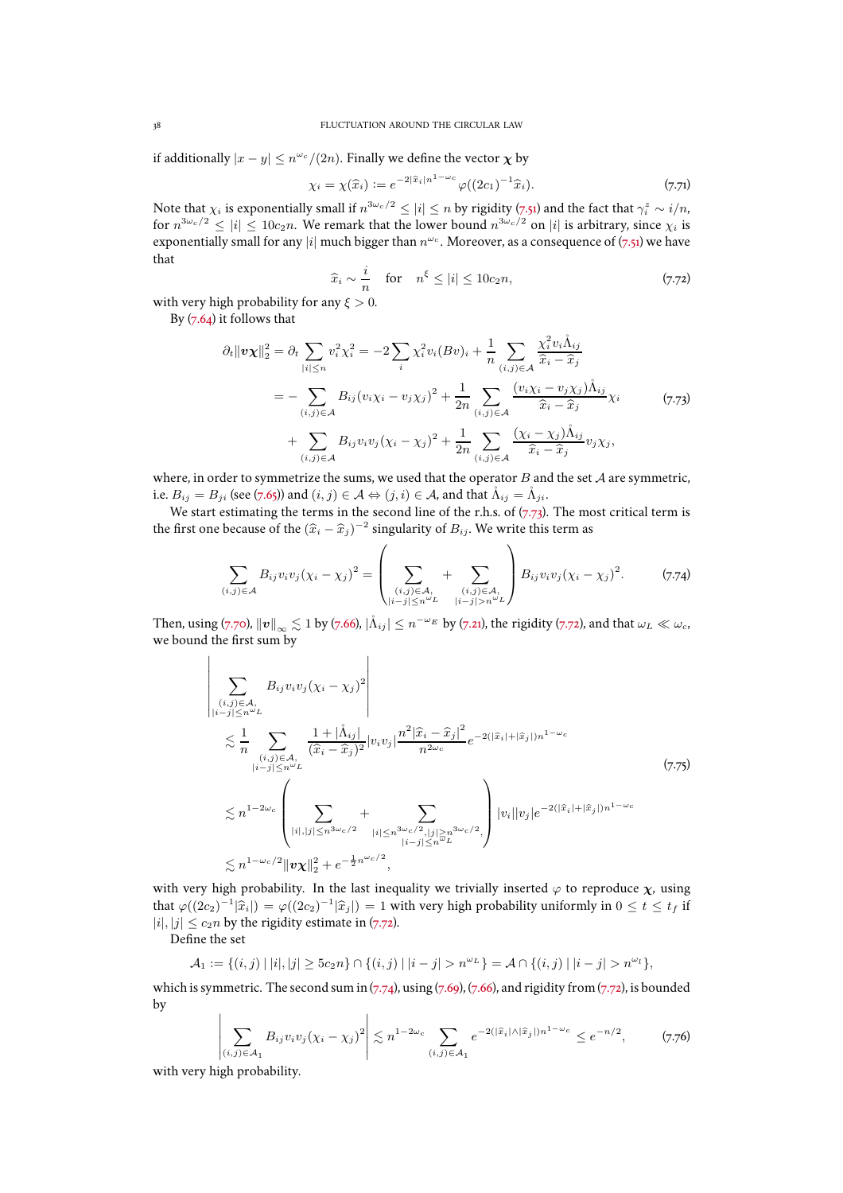if additionally $|x-y| \le n^{\omega_c}/(2n)$. Finally we define the vector $\boldsymbol{\chi}$ by

$$\chi_i = \chi(\widehat{x}_i) := e^{-2|\widehat{x}_i| n^{1-\omega_c}} \varphi((2c_1)^{-1}\widehat{x}_i). \tag{7.71}$$

Note that $\chi_i$ is exponentially small if $n^{3\omega_c/2} \le |i| \le n$ by rigidity (7.51) and the fact that $\gamma_i^z \sim i/n$, for $n^{3\omega_c/2} \le |i| \le 10c_2 n$. We remark that the lower bound $n^{3\omega_c/2}$ on $|i|$ is arbitrary, since $\chi_i$ is exponentially small for any $|i|$ much bigger than $n^{\omega_c}$. Moreover, as a consequence of (7.51) we have that

$$\widehat{x}_i \sim \frac{i}{n} \quad \text{for} \quad n^{\xi} \le |i| \le 10c_2 n, \tag{7.72}$$

with very high probability for any $\xi > 0$.

By (7.64) it follows that

$$\begin{aligned}
\partial_t \|\boldsymbol{v}\boldsymbol{\chi}\|_2^2 = \partial_t \sum_{|i|\le n} v_i^2 \chi_i^2 &= -2\sum_i \chi_i^2 v_i (Bv)_i + \frac{1}{n} \sum_{(i,j)\in\mathcal{A}} \frac{\chi_i^2 v_i \mathring{\Lambda}_{ij}}{\widehat{x}_i - \widehat{x}_j} \\
&= -\sum_{(i,j)\in\mathcal{A}} B_{ij}(v_i\chi_i - v_j\chi_j)^2 + \frac{1}{2n}\sum_{(i,j)\in\mathcal{A}} \frac{(v_i\chi_i - v_j\chi_j)\mathring{\Lambda}_{ij}}{\widehat{x}_i - \widehat{x}_j}\chi_i \\
&\quad + \sum_{(i,j)\in\mathcal{A}} B_{ij} v_i v_j (\chi_i - \chi_j)^2 + \frac{1}{2n}\sum_{(i,j)\in\mathcal{A}} \frac{(\chi_i - \chi_j)\mathring{\Lambda}_{ij}}{\widehat{x}_i - \widehat{x}_j} v_j \chi_j,
\end{aligned} \tag{7.73}$$

where, in order to symmetrize the sums, we used that the operator $B$ and the set $\mathcal{A}$ are symmetric, i.e. $B_{ij} = B_{ji}$ (see (7.65)) and $(i,j)\in\mathcal{A} \Leftrightarrow (j,i)\in\mathcal{A}$, and that $\mathring{\Lambda}_{ij} = \mathring{\Lambda}_{ji}$.

We start estimating the terms in the second line of the r.h.s. of (7.73). The most critical term is the first one because of the $(\widehat{x}_i - \widehat{x}_j)^{-2}$ singularity of $B_{ij}$. We write this term as

$$\sum_{(i,j)\in\mathcal{A}} B_{ij} v_i v_j (\chi_i - \chi_j)^2 = \left( \sum_{\substack{(i,j)\in\mathcal{A}, \\ |i-j|\le n^{\omega_L}}} + \sum_{\substack{(i,j)\in\mathcal{A}, \\ |i-j|> n^{\omega_L}}} \right) B_{ij} v_i v_j (\chi_i - \chi_j)^2. \tag{7.74}$$

Then, using (7.70), $\|\boldsymbol{v}\|_\infty \lesssim 1$ by (7.66), $|\mathring{\Lambda}_{ij}| \le n^{-\omega_E}$ by (7.21), the rigidity (7.72), and that $\omega_L \ll \omega_c$, we bound the first sum by

$$\begin{aligned}
&\left| \sum_{\substack{(i,j)\in\mathcal{A}, \\ |i-j|\le n^{\omega_L}}} B_{ij} v_i v_j (\chi_i - \chi_j)^2 \right| \\
&\quad \lesssim \frac{1}{n} \sum_{\substack{(i,j)\in\mathcal{A}, \\ |i-j|\le n^{\omega_L}}} \frac{1 + |\mathring{\Lambda}_{ij}|}{(\widehat{x}_i - \widehat{x}_j)^2} |v_i v_j| \frac{n^2 |\widehat{x}_i - \widehat{x}_j|^2}{n^{2\omega_c}} e^{-2(|\widehat{x}_i| + |\widehat{x}_j|)n^{1-\omega_c}} \\
&\quad \lesssim n^{1-2\omega_c} \left( \sum_{|i|,|j|\le n^{3\omega_c/2}} + \sum_{\substack{|i|\le n^{3\omega_c/2}, |j|\ge n^{3\omega_c/2}, \\ |i-j|\le n^{\omega_L}}} \right) |v_i||v_j| e^{-2(|\widehat{x}_i| + |\widehat{x}_j|)n^{1-\omega_c}} \\
&\quad \lesssim n^{1-\omega_c/2} \|\boldsymbol{v}\boldsymbol{\chi}\|_2^2 + e^{-\frac{1}{2}n^{\omega_c/2}},
\end{aligned} \tag{7.75}$$

with very high probability. In the last inequality we trivially inserted $\varphi$ to reproduce $\boldsymbol{\chi}$, using that $\varphi((2c_2)^{-1}|\widehat{x}_i|) = \varphi((2c_2)^{-1}|\widehat{x}_j|) = 1$ with very high probability uniformly in $0 \le t \le t_f$ if $|i|, |j| \le c_2 n$ by the rigidity estimate in (7.72).

Define the set

$$\mathcal{A}_1 := \{(i,j) \,|\, |i|, |j| \ge 5c_2 n\} \cap \{(i,j) \,|\, |i-j| > n^{\omega_L}\} = \mathcal{A} \cap \{(i,j) \,|\, |i-j| > n^{\omega_l}\},$$

which is symmetric. The second sum in (7.74), using (7.69), (7.66), and rigidity from (7.72), is bounded by

$$\left| \sum_{(i,j)\in\mathcal{A}_1} B_{ij} v_i v_j (\chi_i - \chi_j)^2 \right| \lesssim n^{1-2\omega_c} \sum_{(i,j)\in\mathcal{A}_1} e^{-2(|\widehat{x}_i| \wedge |\widehat{x}_j|)n^{1-\omega_c}} \le e^{-n/2}, \tag{7.76}$$

with very high probability.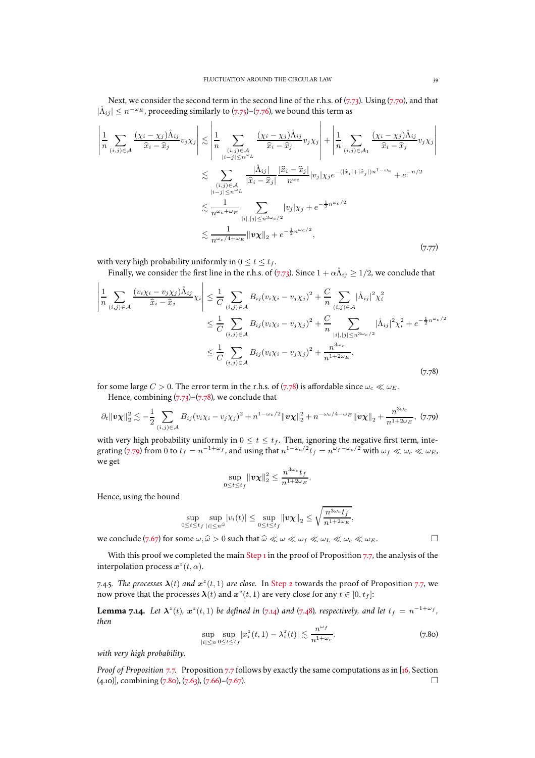Next, we consider the second term in the second line of the r.h.s. of (7.73). Using (7.70), and that $|\mathring{\Lambda}_{ij}| \le n^{-\omega_E}$, proceeding similarly to (7.75)–(7.76), we bound this term as

$$
\begin{aligned}
\left| \frac{1}{n} \sum_{(i,j)\in\mathcal{A}} \frac{(\chi_i - \chi_j)\mathring{\Lambda}_{ij}}{\widehat{x}_i - \widehat{x}_j} v_j \chi_j \right| &\lesssim \left| \frac{1}{n} \sum_{\substack{(i,j)\in\mathcal{A} \\ |i-j|\le n^{\omega_L}}} \frac{(\chi_i - \chi_j)\mathring{\Lambda}_{ij}}{\widehat{x}_i - \widehat{x}_j} v_j \chi_j \right| + \left| \frac{1}{n} \sum_{(i,j)\in\mathcal{A}_1} \frac{(\chi_i - \chi_j)\mathring{\Lambda}_{ij}}{\widehat{x}_i - \widehat{x}_j} v_j \chi_j \right| \\
&\lesssim \sum_{\substack{(i,j)\in\mathcal{A} \\ |i-j|\le n^{\omega_L}}} \frac{|\mathring{\Lambda}_{ij}|}{|\widehat{x}_i - \widehat{x}_j|} \frac{|\widehat{x}_i - \widehat{x}_j|}{n^{\omega_c}} |v_j| \chi_j e^{-(|\widehat{x}_i| + |\widehat{x}_j|) n^{1-\omega_c}} + e^{-n/2} \\
&\lesssim \frac{1}{n^{\omega_c + \omega_E}} \sum_{|i|,|j|\le n^{3\omega_c/2}} |v_j| \chi_j + e^{-\frac{1}{2} n^{\omega_c/2}} \\
&\lesssim \frac{1}{n^{\omega_c/4 + \omega_E}} \|\boldsymbol{v}\boldsymbol{\chi}\|_2 + e^{-\frac{1}{2} n^{\omega_c/2}},
\end{aligned}
\tag{7.77}
$$

with very high probability uniformly in $0 \le t \le t_f$.

Finally, we consider the first line in the r.h.s. of (7.73). Since $1 + \alpha \mathring{\Lambda}_{ij} \ge 1/2$, we conclude that

$$
\begin{aligned}
\left| \frac{1}{n} \sum_{(i,j)\in\mathcal{A}} \frac{(v_i \chi_i - v_j \chi_j)\mathring{\Lambda}_{ij}}{\widehat{x}_i - \widehat{x}_j} \chi_i \right| &\le \frac{1}{C} \sum_{(i,j)\in\mathcal{A}} B_{ij} (v_i \chi_i - v_j \chi_j)^2 + \frac{C}{n} \sum_{(i,j)\in\mathcal{A}} |\mathring{\Lambda}_{ij}|^2 \chi_i^2 \\
&\le \frac{1}{C} \sum_{(i,j)\in\mathcal{A}} B_{ij} (v_i \chi_i - v_j \chi_j)^2 + \frac{C}{n} \sum_{|i|,|j|\le n^{3\omega_c/2}} |\mathring{\Lambda}_{ij}|^2 \chi_i^2 + e^{-\frac{1}{2} n^{\omega_c/2}} \\
&\le \frac{1}{C} \sum_{(i,j)\in\mathcal{A}} B_{ij} (v_i \chi_i - v_j \chi_j)^2 + \frac{n^{3\omega_c}}{n^{1+2\omega_E}},
\end{aligned}
\tag{7.78}
$$

for some large $C > 0$. The error term in the r.h.s. of (7.78) is affordable since $\omega_c \ll \omega_E$.

Hence, combining (7.73)–(7.78), we conclude that

$$
\partial_t \|\boldsymbol{v}\boldsymbol{\chi}\|_2^2 \lesssim -\frac{1}{2} \sum_{(i,j)\in\mathcal{A}} B_{ij} (v_i \chi_i - v_j \chi_j)^2 + n^{1-\omega_c/2} \|\boldsymbol{v}\boldsymbol{\chi}\|_2^2 + n^{-\omega_c/4 - \omega_E} \|\boldsymbol{v}\boldsymbol{\chi}\|_2 + \frac{n^{3\omega_c}}{n^{1+2\omega_E}}, \tag{7.79}
$$

with very high probability uniformly in $0 \le t \le t_f$. Then, ignoring the negative first term, integrating (7.79) from 0 to $t_f = n^{-1+\omega_f}$, and using that $n^{1-\omega_c/2} t_f = n^{\omega_f - \omega_c/2}$ with $\omega_f \ll \omega_c \ll \omega_E$, we get

$$
\sup_{0\le t\le t_f} \|\boldsymbol{v}\boldsymbol{\chi}\|_2^2 \le \frac{n^{3\omega_c} t_f}{n^{1+2\omega_E}}.
$$

Hence, using the bound

$$
\sup_{0\le t\le t_f} \sup_{|i|\le n^{\widehat{\omega}}} |v_i(t)| \le \sup_{0\le t\le t_f} \|\boldsymbol{v}\boldsymbol{\chi}\|_2 \le \sqrt{\frac{n^{3\omega_c} t_f}{n^{1+2\omega_E}}},
$$

we conclude (7.67) for some $\omega, \widehat{\omega} > 0$ such that $\widehat{\omega} \ll \omega \ll \omega_f \ll \omega_L \ll \omega_c \ll \omega_E$. □

With this proof we completed the main Step 1 in the proof of Proposition 7.7, the analysis of the interpolation process $\boldsymbol{x}^z(t, \alpha)$.

7.4.5. *The processes $\boldsymbol{\lambda}(t)$ and $\boldsymbol{x}^z(t, 1)$ are close.* In Step 2 towards the proof of Proposition 7.7, we now prove that the processes $\boldsymbol{\lambda}(t)$ and $\boldsymbol{x}^z(t, 1)$ are very close for any $t \in [0, t_f]$:

**Lemma 7.14.** *Let $\boldsymbol{\lambda}^z(t)$, $\boldsymbol{x}^z(t, 1)$ be defined in (7.14) and (7.48), respectively, and let $t_f = n^{-1+\omega_f}$, then*

$$
\sup_{|i|\le n} \sup_{0\le t\le t_f} |x_i^z(t, 1) - \lambda_i^z(t)| \lesssim \frac{n^{\omega_f}}{n^{1+\omega_r}}. \tag{7.80}
$$

*with very high probability.*

*Proof of Proposition 7.7.* Proposition 7.7 follows by exactly the same computations as in [16, Section (4.10)], combining (7.80), (7.63), (7.66)–(7.67). □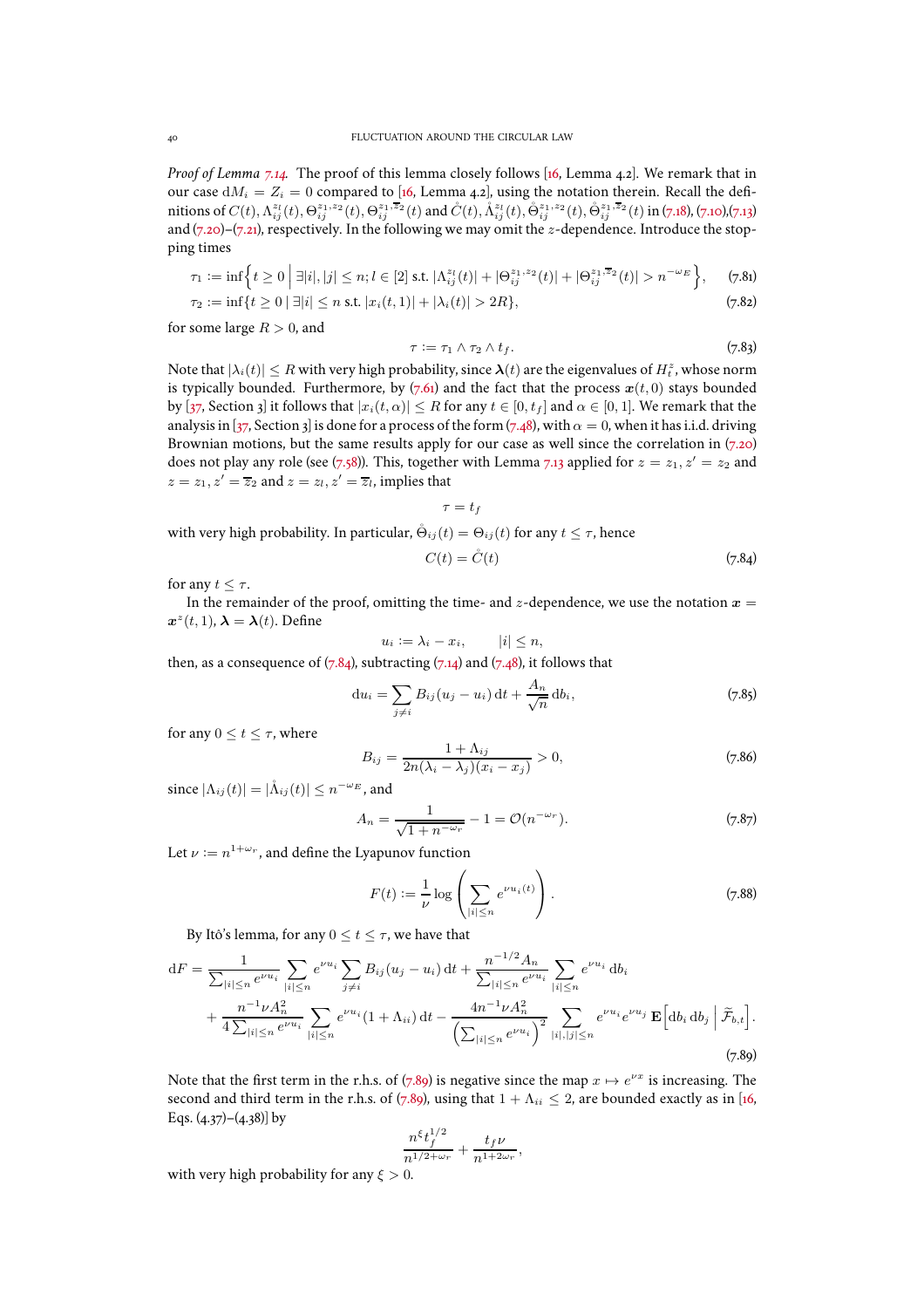*Proof of Lemma 7.14.* The proof of this lemma closely follows [16, Lemma 4.2]. We remark that in our case $\mathrm{d}M_i = Z_i = 0$ compared to [16, Lemma 4.2], using the notation therein. Recall the definitions of $C(t), \Lambda_{ij}^{z_l}(t), \Theta_{ij}^{z_1,z_2}(t), \Theta_{ij}^{z_1,\overline{z}_2}(t)$ and $\mathring{C}(t), \mathring{\Lambda}_{ij}^{z_l}(t), \mathring{\Theta}_{ij}^{z_1,z_2}(t), \mathring{\Theta}_{ij}^{z_1,\overline{z}_2}(t)$ in (7.18), (7.10),(7.13) and (7.20)–(7.21), respectively. In the following we may omit the $z$-dependence. Introduce the stopping times

$$
\tau_1 := \inf\Big\{ t \geq 0 \,\Big|\, \exists |i|, |j| \leq n; l \in [2] \text{ s.t. } |\Lambda_{ij}^{z_l}(t)| + |\Theta_{ij}^{z_1,z_2}(t)| + |\Theta_{ij}^{z_1,\overline{z}_2}(t)| > n^{-\omega_E} \Big\}, \tag{7.81}
$$

$$
\tau_2 := \inf\{ t \geq 0 \,|\, \exists |i| \leq n \text{ s.t. } |x_i(t,1)| + |\lambda_i(t)| > 2R \}, \tag{7.82}
$$

for some large $R > 0$, and

$$
\tau := \tau_1 \wedge \tau_2 \wedge t_f. \tag{7.83}
$$

Note that $|\lambda_i(t)| \leq R$ with very high probability, since $\boldsymbol{\lambda}(t)$ are the eigenvalues of $H_t^z$, whose norm is typically bounded. Furthermore, by (7.61) and the fact that the process $\boldsymbol{x}(t,0)$ stays bounded by [37, Section 3] it follows that $|x_i(t,\alpha)| \leq R$ for any $t \in [0,t_f]$ and $\alpha \in [0,1]$. We remark that the analysis in [37, Section 3] is done for a process of the form (7.48), with $\alpha = 0$, when it has i.i.d. driving Brownian motions, but the same results apply for our case as well since the correlation in (7.20) does not play any role (see (7.58)). This, together with Lemma 7.13 applied for $z = z_1, z' = z_2$ and $z = z_1, z' = \overline{z}_2$ and $z = z_l, z' = \overline{z}_l$, implies that

$$
\tau = t_f
$$

with very high probability. In particular, $\mathring{\Theta}_{ij}(t) = \Theta_{ij}(t)$ for any $t \leq \tau$, hence

$$
C(t) = \mathring{C}(t) \tag{7.84}
$$

for any $t \leq \tau$.

In the remainder of the proof, omitting the time- and $z$-dependence, we use the notation $\boldsymbol{x} = \boldsymbol{x}^z(t,1), \boldsymbol{\lambda} = \boldsymbol{\lambda}(t)$. Define

$$
u_i := \lambda_i - x_i, \qquad |i| \leq n,
$$

then, as a consequence of (7.84), subtracting (7.14) and (7.48), it follows that

$$
\mathrm{d}u_i = \sum_{j \neq i} B_{ij}(u_j - u_i)\,\mathrm{d}t + \frac{A_n}{\sqrt{n}}\,\mathrm{d}b_i, \tag{7.85}
$$

for any $0 \leq t \leq \tau$, where

$$
B_{ij} = \frac{1 + \Lambda_{ij}}{2n(\lambda_i - \lambda_j)(x_i - x_j)} > 0, \tag{7.86}
$$

since $|\Lambda_{ij}(t)| = |\mathring{\Lambda}_{ij}(t)| \leq n^{-\omega_E}$, and

$$
A_n = \frac{1}{\sqrt{1 + n^{-\omega_r}}} - 1 = \mathcal{O}(n^{-\omega_r}). \tag{7.87}
$$

Let $\nu := n^{1+\omega_r}$, and define the Lyapunov function

$$
F(t) := \frac{1}{\nu} \log\left( \sum_{|i| \leq n} e^{\nu u_i(t)} \right). \tag{7.88}
$$

By Itô's lemma, for any $0 \leq t \leq \tau$, we have that

$$
\begin{aligned}
\mathrm{d}F = {} & \frac{1}{\sum_{|i|\leq n} e^{\nu u_i}} \sum_{|i|\leq n} e^{\nu u_i} \sum_{j \neq i} B_{ij}(u_j - u_i)\,\mathrm{d}t + \frac{n^{-1/2} A_n}{\sum_{|i|\leq n} e^{\nu u_i}} \sum_{|i|\leq n} e^{\nu u_i}\,\mathrm{d}b_i \\
& + \frac{n^{-1}\nu A_n^2}{4 \sum_{|i|\leq n} e^{\nu u_i}} \sum_{|i|\leq n} e^{\nu u_i}(1 + \Lambda_{ii})\,\mathrm{d}t - \frac{4 n^{-1}\nu A_n^2}{\left(\sum_{|i|\leq n} e^{\nu u_i}\right)^2} \sum_{|i|,|j|\leq n} e^{\nu u_i} e^{\nu u_j}\, \mathbf{E}\Big[ \mathrm{d}b_i\,\mathrm{d}b_j \,\Big|\, \widetilde{\mathcal{F}}_{b,t} \Big].
\end{aligned} \tag{7.89}
$$

Note that the first term in the r.h.s. of (7.89) is negative since the map $x \mapsto e^{\nu x}$ is increasing. The second and third term in the r.h.s. of (7.89), using that $1 + \Lambda_{ii} \leq 2$, are bounded exactly as in [16, Eqs. (4.37)–(4.38)] by

$$
\frac{n^\xi t_f^{1/2}}{n^{1/2+\omega_r}} + \frac{t_f \nu}{n^{1+2\omega_r}},
$$

with very high probability for any $\xi > 0$.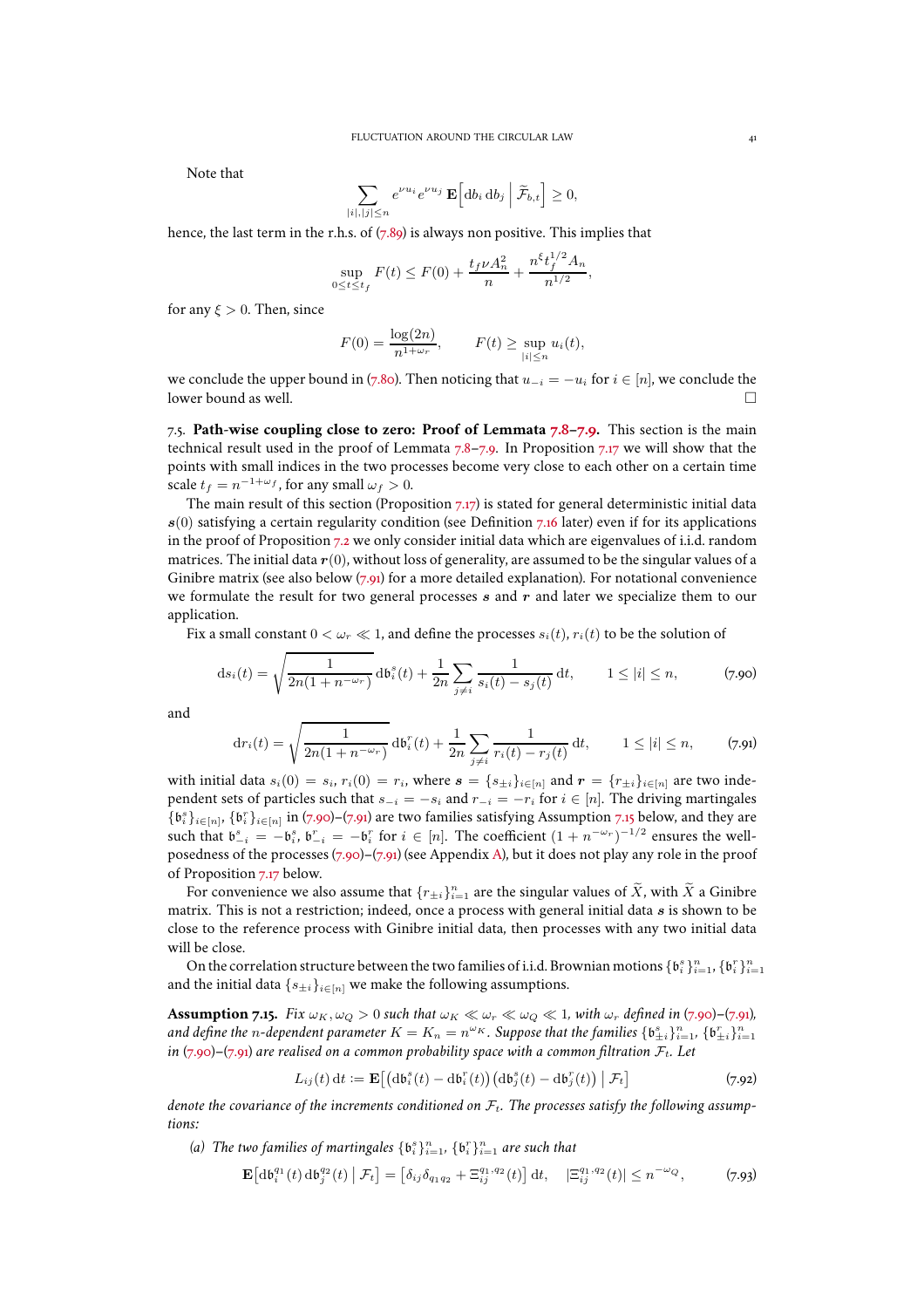Note that

$$\sum_{|i|,|j|\le n} e^{\nu u_i} e^{\nu u_j}\, \mathbf{E}\Big[\mathrm{d}b_i\, \mathrm{d}b_j \,\Big|\, \widetilde{\mathcal{F}}_{b,t}\Big] \ge 0,$$

hence, the last term in the r.h.s. of (7.89) is always non positive. This implies that

$$\sup_{0\le t\le t_f} F(t) \le F(0) + \frac{t_f \nu A_n^2}{n} + \frac{n^\xi t_f^{1/2} A_n}{n^{1/2}},$$

for any $\xi > 0$. Then, since

$$F(0) = \frac{\log(2n)}{n^{1+\omega_r}}, \qquad F(t) \ge \sup_{|i|\le n} u_i(t),$$

we conclude the upper bound in (7.80). Then noticing that $u_{-i} = -u_i$ for $i \in [n]$, we conclude the lower bound as well. □

7.5. **Path-wise coupling close to zero: Proof of Lemmata 7.8–7.9.** This section is the main technical result used in the proof of Lemmata 7.8–7.9. In Proposition 7.17 we will show that the points with small indices in the two processes become very close to each other on a certain time scale $t_f = n^{-1+\omega_f}$, for any small $\omega_f > 0$.

The main result of this section (Proposition 7.17) is stated for general deterministic initial data $\boldsymbol{s}(0)$ satisfying a certain regularity condition (see Definition 7.16 later) even if for its applications in the proof of Proposition 7.2 we only consider initial data which are eigenvalues of i.i.d. random matrices. The initial data $\boldsymbol{r}(0)$, without loss of generality, are assumed to be the singular values of a Ginibre matrix (see also below (7.91) for a more detailed explanation). For notational convenience we formulate the result for two general processes $\boldsymbol{s}$ and $\boldsymbol{r}$ and later we specialize them to our application.

Fix a small constant $0 < \omega_r \ll 1$, and define the processes $s_i(t), r_i(t)$ to be the solution of

$$\mathrm{d}s_i(t) = \sqrt{\frac{1}{2n(1+n^{-\omega_r})}}\,\mathrm{d}\mathfrak{b}_i^s(t) + \frac{1}{2n}\sum_{j\ne i}\frac{1}{s_i(t)-s_j(t)}\,\mathrm{d}t, \qquad 1\le |i|\le n, \tag{7.90}$$

and

$$\mathrm{d}r_i(t) = \sqrt{\frac{1}{2n(1+n^{-\omega_r})}}\,\mathrm{d}\mathfrak{b}_i^r(t) + \frac{1}{2n}\sum_{j\ne i}\frac{1}{r_i(t)-r_j(t)}\,\mathrm{d}t, \qquad 1\le |i|\le n, \tag{7.91}$$

with initial data $s_i(0) = s_i$, $r_i(0) = r_i$, where $\boldsymbol{s} = \{s_{\pm i}\}_{i\in[n]}$ and $\boldsymbol{r} = \{r_{\pm i}\}_{i\in[n]}$ are two independent sets of particles such that $s_{-i} = -s_i$ and $r_{-i} = -r_i$ for $i \in [n]$. The driving martingales $\{\mathfrak{b}_i^s\}_{i\in[n]}$, $\{\mathfrak{b}_i^r\}_{i\in[n]}$ in (7.90)–(7.91) are two families satisfying Assumption 7.15 below, and they are such that $\mathfrak{b}_{-i}^s = -\mathfrak{b}_i^s$, $\mathfrak{b}_{-i}^r = -\mathfrak{b}_i^r$ for $i \in [n]$. The coefficient $(1+n^{-\omega_r})^{-1/2}$ ensures the well-posedness of the processes (7.90)–(7.91) (see Appendix A), but it does not play any role in the proof of Proposition 7.17 below.

For convenience we also assume that $\{r_{\pm i}\}_{i=1}^n$ are the singular values of $\widetilde{X}$, with $\widetilde{X}$ a Ginibre matrix. This is not a restriction; indeed, once a process with general initial data $\boldsymbol{s}$ is shown to be close to the reference process with Ginibre initial data, then processes with any two initial data will be close.

On the correlation structure between the two families of i.i.d. Brownian motions $\{\mathfrak{b}_i^s\}_{i=1}^n$, $\{\mathfrak{b}_i^r\}_{i=1}^n$ and the initial data $\{s_{\pm i}\}_{i\in[n]}$ we make the following assumptions.

**Assumption 7.15.** *Fix $\omega_K, \omega_Q > 0$ such that $\omega_K \ll \omega_r \ll \omega_Q \ll 1$, with $\omega_r$ defined in (7.90)–(7.91), and define the $n$-dependent parameter $K = K_n = n^{\omega_K}$. Suppose that the families $\{\mathfrak{b}_{\pm i}^s\}_{i=1}^n$, $\{\mathfrak{b}_{\pm i}^r\}_{i=1}^n$ in (7.90)–(7.91) are realised on a common probability space with a common filtration $\mathcal{F}_t$. Let*

$$L_{ij}(t)\,\mathrm{d}t := \mathbf{E}\big[\big(\mathrm{d}\mathfrak{b}_i^s(t) - \mathrm{d}\mathfrak{b}_i^r(t)\big)\big(\mathrm{d}\mathfrak{b}_j^s(t) - \mathrm{d}\mathfrak{b}_j^r(t)\big) \,\big|\, \mathcal{F}_t\big] \tag{7.92}$$

*denote the covariance of the increments conditioned on $\mathcal{F}_t$. The processes satisfy the following assumptions:*

*(a) The two families of martingales $\{\mathfrak{b}_i^s\}_{i=1}^n$, $\{\mathfrak{b}_i^r\}_{i=1}^n$ are such that*

$$\mathbf{E}\big[\mathrm{d}\mathfrak{b}_i^{q_1}(t)\,\mathrm{d}\mathfrak{b}_j^{q_2}(t) \,\big|\, \mathcal{F}_t\big] = \big[\delta_{ij}\delta_{q_1q_2} + \Xi_{ij}^{q_1,q_2}(t)\big]\,\mathrm{d}t, \quad |\Xi_{ij}^{q_1,q_2}(t)| \le n^{-\omega_Q}, \tag{7.93}$$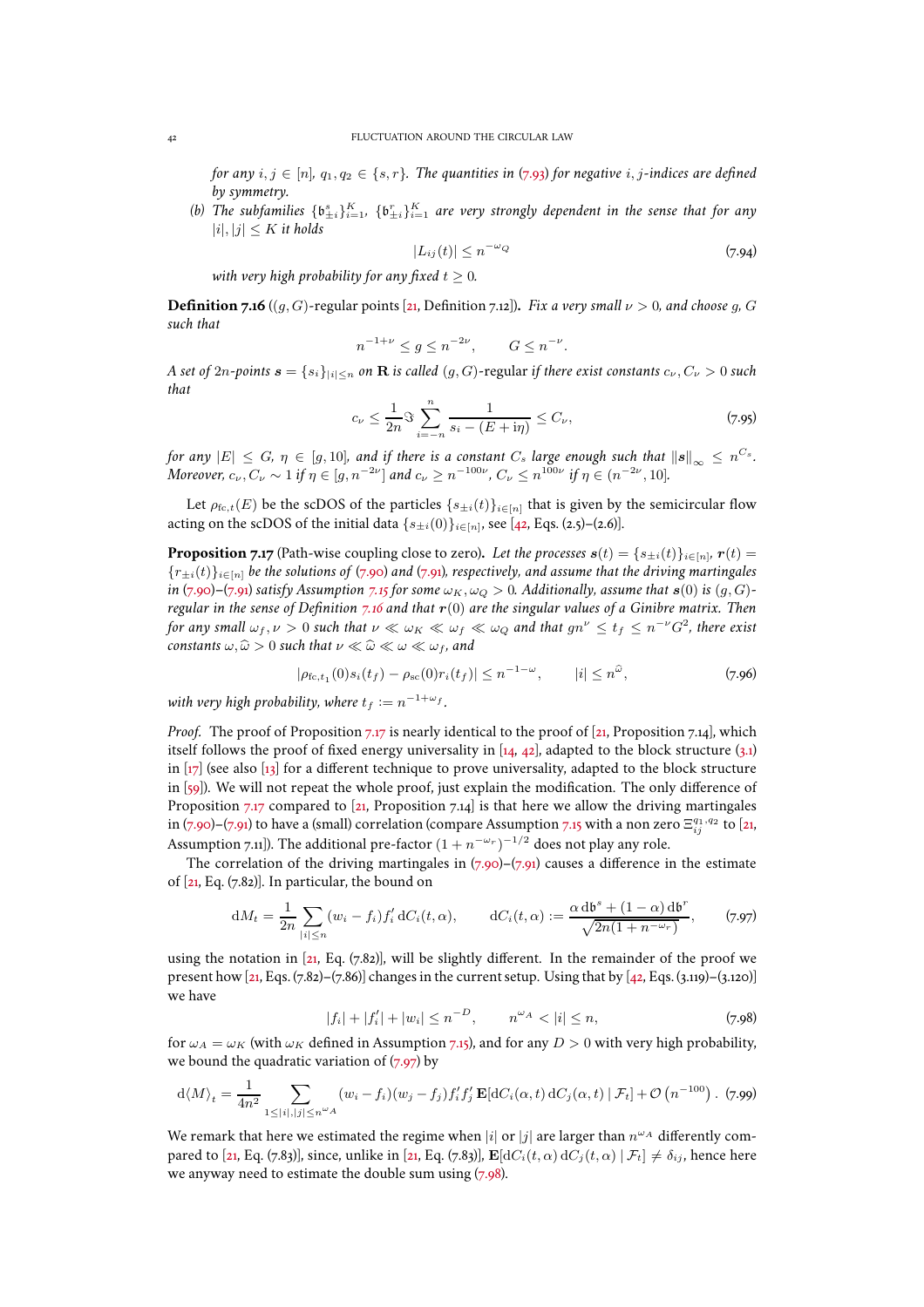*for any $i, j \in [n]$, $q_1, q_2 \in \{s, r\}$. The quantities in (7.93) for negative $i, j$-indices are defined by symmetry.*

*(b) The subfamilies $\{\mathfrak{b}^s_{\pm i}\}_{i=1}^K$, $\{\mathfrak{b}^r_{\pm i}\}_{i=1}^K$ are very strongly dependent in the sense that for any $|i|, |j| \le K$ it holds*

$$|L_{ij}(t)| \le n^{-\omega_Q} \tag{7.94}$$

*with very high probability for any fixed $t \ge 0$.*

**Definition 7.16** (**$(g, G)$-regular points** [21, Definition 7.12]). *Fix a very small $\nu > 0$, and choose $g$, $G$ such that*

$$n^{-1+\nu} \le g \le n^{-2\nu}, \qquad G \le n^{-\nu}.$$

*A set of $2n$-points $\boldsymbol{s} = \{s_i\}_{|i| \le n}$ on $\mathbf{R}$ is called $(g, G)$-regular if there exist constants $c_\nu, C_\nu > 0$ such that*

$$c_\nu \le \frac{1}{2n} \Im \sum_{i=-n}^{n} \frac{1}{s_i - (E + \mathrm{i}\eta)} \le C_\nu, \tag{7.95}$$

*for any $|E| \le G$, $\eta \in [g, 10]$, and if there is a constant $C_s$ large enough such that $\|\boldsymbol{s}\|_\infty \le n^{C_s}$. Moreover, $c_\nu, C_\nu \sim 1$ if $\eta \in [g, n^{-2\nu}]$ and $c_\nu \ge n^{-100\nu}$, $C_\nu \le n^{100\nu}$ if $\eta \in (n^{-2\nu}, 10]$.*

Let $\rho_{\mathrm{fc},t}(E)$ be the scDOS of the particles $\{s_{\pm i}(t)\}_{i \in [n]}$ that is given by the semicircular flow acting on the scDOS of the initial data $\{s_{\pm i}(0)\}_{i \in [n]}$, see [42, Eqs. (2.5)–(2.6)].

**Proposition 7.17** (Path-wise coupling close to zero)**.** *Let the processes $\boldsymbol{s}(t) = \{s_{\pm i}(t)\}_{i \in [n]}$, $\boldsymbol{r}(t) = \{r_{\pm i}(t)\}_{i \in [n]}$ be the solutions of (7.90) and (7.91), respectively, and assume that the driving martingales in (7.90)–(7.91) satisfy Assumption 7.15 for some $\omega_K, \omega_Q > 0$. Additionally, assume that $\boldsymbol{s}(0)$ is $(g, G)$-regular in the sense of Definition 7.16 and that $\boldsymbol{r}(0)$ are the singular values of a Ginibre matrix. Then for any small $\omega_f, \nu > 0$ such that $\nu \ll \omega_K \ll \omega_f \ll \omega_Q$ and that $gn^\nu \le t_f \le n^{-\nu} G^2$, there exist constants $\omega, \widehat{\omega} > 0$ such that $\nu \ll \widehat{\omega} \ll \omega \ll \omega_f$, and*

$$|\rho_{\mathrm{fc},t_1}(0) s_i(t_f) - \rho_{\mathrm{sc}}(0) r_i(t_f)| \le n^{-1-\omega}, \qquad |i| \le n^{\widehat{\omega}}, \tag{7.96}$$

*with very high probability, where $t_f := n^{-1+\omega_f}$.*

*Proof.* The proof of Proposition 7.17 is nearly identical to the proof of [21, Proposition 7.14], which itself follows the proof of fixed energy universality in [14, 42], adapted to the block structure (3.1) in [17] (see also [13] for a different technique to prove universality, adapted to the block structure in [59]). We will not repeat the whole proof, just explain the modification. The only difference of Proposition 7.17 compared to [21, Proposition 7.14] is that here we allow the driving martingales in (7.90)–(7.91) to have a (small) correlation (compare Assumption 7.15 with a non zero $\Xi_{ij}^{q_1, q_2}$ to [21, Assumption 7.11]). The additional pre-factor $(1 + n^{-\omega_r})^{-1/2}$ does not play any role.

The correlation of the driving martingales in (7.90)–(7.91) causes a difference in the estimate of [21, Eq. (7.82)]. In particular, the bound on

$$\mathrm{d}M_t = \frac{1}{2n} \sum_{|i| \le n} (w_i - f_i) f_i' \, \mathrm{d}C_i(t, \alpha), \qquad \mathrm{d}C_i(t, \alpha) := \frac{\alpha \, \mathrm{d}\mathfrak{b}^s + (1 - \alpha) \, \mathrm{d}\mathfrak{b}^r}{\sqrt{2n(1 + n^{-\omega_r})}}, \tag{7.97}$$

using the notation in [21, Eq. (7.82)], will be slightly different. In the remainder of the proof we present how [21, Eqs. (7.82)–(7.86)] changes in the current setup. Using that by [42, Eqs. (3.119)–(3.120)] we have

$$|f_i| + |f_i'| + |w_i| \le n^{-D}, \qquad n^{\omega_A} < |i| \le n, \tag{7.98}$$

for $\omega_A = \omega_K$ (with $\omega_K$ defined in Assumption 7.15), and for any $D > 0$ with very high probability, we bound the quadratic variation of (7.97) by

$$\mathrm{d}\langle M \rangle_t = \frac{1}{4n^2} \sum_{1 \le |i|, |j| \le n^{\omega_A}} (w_i - f_i)(w_j - f_j) f_i' f_j' \, \mathbf{E}[\mathrm{d}C_i(\alpha, t) \, \mathrm{d}C_j(\alpha, t) \mid \mathcal{F}_t] + \mathcal{O}\left(n^{-100}\right). \tag{7.99}$$

We remark that here we estimated the regime when $|i|$ or $|j|$ are larger than $n^{\omega_A}$ differently compared to [21, Eq. (7.83)], since, unlike in [21, Eq. (7.83)], $\mathbf{E}[\mathrm{d}C_i(t, \alpha) \, \mathrm{d}C_j(t, \alpha) \mid \mathcal{F}_t] \ne \delta_{ij}$, hence here we anyway need to estimate the double sum using (7.98).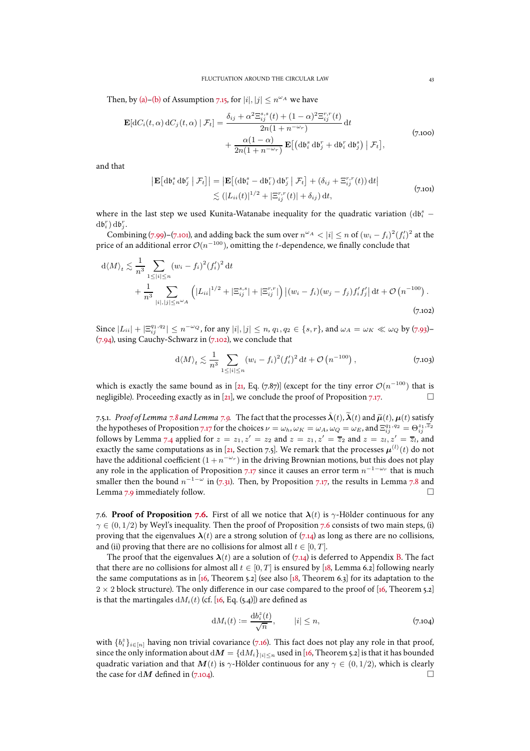Then, by (a)–(b) of Assumption 7.15, for $|i|, |j| \le n^{\omega_A}$ we have

$$
\begin{aligned}
\mathbf{E}[\mathrm{d}C_i(t,\alpha)\,\mathrm{d}C_j(t,\alpha) \mid \mathcal{F}_t] = \frac{\delta_{ij} + \alpha^2 \Xi_{ij}^{s,s}(t) + (1-\alpha)^2 \Xi_{ij}^{r,r}(t)}{2n(1+n^{-\omega_r})}\,\mathrm{d}t \\
+ \frac{\alpha(1-\alpha)}{2n(1+n^{-\omega_r})}\mathbf{E}\big[\big(\mathrm{d}\mathfrak{b}_i^s\,\mathrm{d}\mathfrak{b}_j^r + \mathrm{d}\mathfrak{b}_i^r\,\mathrm{d}\mathfrak{b}_j^s\big) \mid \mathcal{F}_t\big],
\end{aligned}
\tag{7.100}
$$

and that

$$
\begin{aligned}
\big|\mathbf{E}\big[\mathrm{d}\mathfrak{b}_i^s\,\mathrm{d}\mathfrak{b}_j^r \mid \mathcal{F}_t\big]\big| &= \big|\mathbf{E}\big[(\mathrm{d}\mathfrak{b}_i^s - \mathrm{d}\mathfrak{b}_i^r)\,\mathrm{d}\mathfrak{b}_j^r \mid \mathcal{F}_t\big] + (\delta_{ij} + \Xi_{ij}^{r,r}(t))\,\mathrm{d}t\big| \\
&\lesssim (|L_{ii}(t)|^{1/2} + |\Xi_{ij}^{r,r}(t)| + \delta_{ij})\,\mathrm{d}t,
\end{aligned}
\tag{7.101}
$$

where in the last step we used Kunita-Watanabe inequality for the quadratic variation $(\mathrm{d}\mathfrak{b}_i^s - \mathrm{d}\mathfrak{b}_i^r)\,\mathrm{d}\mathfrak{b}_j^r$.

Combining (7.99)–(7.101), and adding back the sum over $n^{\omega_A} < |i| \le n$ of $(w_i - f_i)^2 (f_i')^2$ at the price of an additional error $\mathcal{O}(n^{-100})$, omitting the $t$-dependence, we finally conclude that

$$
\begin{aligned}
\mathrm{d}\langle M\rangle_t \lesssim \frac{1}{n^3}\sum_{1\le|i|\le n} (w_i - f_i)^2 (f_i')^2\,\mathrm{d}t \\
+ \frac{1}{n^3}\sum_{|i|,|j|\le n^{\omega_A}} \Big(|L_{ii}|^{1/2} + |\Xi_{ij}^{s,s}| + |\Xi_{ij}^{r,r}|\Big)\,|(w_i - f_i)(w_j - f_j) f_i' f_j'|\,\mathrm{d}t + \mathcal{O}\left(n^{-100}\right).
\end{aligned}
\tag{7.102}
$$

Since $|L_{ii}| + |\Xi_{ij}^{q_1,q_2}| \le n^{-\omega_Q}$, for any $|i|, |j| \le n$, $q_1, q_2 \in \{s, r\}$, and $\omega_A = \omega_K \ll \omega_Q$ by (7.93)–(7.94), using Cauchy-Schwarz in (7.102), we conclude that

$$
\mathrm{d}\langle M\rangle_t \lesssim \frac{1}{n^3}\sum_{1\le|i|\le n} (w_i - f_i)^2 (f_i')^2\,\mathrm{d}t + \mathcal{O}\left(n^{-100}\right),
\tag{7.103}
$$

which is exactly the same bound as in [21, Eq. (7.87)] (except for the tiny error $\mathcal{O}(n^{-100})$ that is negligible). Proceeding exactly as in [21], we conclude the proof of Proposition 7.17. $\square$

7.5.1. *Proof of Lemma 7.8 and Lemma 7.9.* The fact that the processes $\mathring{\boldsymbol{\lambda}}(t)$, $\widetilde{\boldsymbol{\lambda}}(t)$ and $\widetilde{\boldsymbol{\mu}}(t)$, $\boldsymbol{\mu}(t)$ satisfy the hypotheses of Proposition 7.17 for the choices $\nu = \omega_h$, $\omega_K = \omega_A$, $\omega_Q = \omega_E$, and $\Xi_{ij}^{q_1,q_2} = \Theta_{ij}^{z_1,\overline{z}_2}$ follows by Lemma 7.4 applied for $z = z_1, z' = z_2$ and $z = z_1, z' = \overline{z}_2$ and $z = z_l, z' = \overline{z}_l$, and exactly the same computations as in [21, Section 7.5]. We remark that the processes $\boldsymbol{\mu}^{(l)}(t)$ do not have the additional coefficient $(1 + n^{-\omega_r})$ in the driving Brownian motions, but this does not play any role in the application of Proposition 7.17 since it causes an error term $n^{-1-\omega_r}$ that is much smaller then the bound $n^{-1-\omega}$ in (7.31). Then, by Proposition 7.17, the results in Lemma 7.8 and Lemma 7.9 immediately follow. $\square$

7.6. **Proof of Proposition 7.6.** First of all we notice that $\boldsymbol{\lambda}(t)$ is $\gamma$-Hölder continuous for any $\gamma \in (0, 1/2)$ by Weyl's inequality. Then the proof of Proposition 7.6 consists of two main steps, (i) proving that the eigenvalues $\boldsymbol{\lambda}(t)$ are a strong solution of (7.14) as long as there are no collisions, and (ii) proving that there are no collisions for almost all $t \in [0, T]$.

The proof that the eigenvalues $\boldsymbol{\lambda}(t)$ are a solution of (7.14) is deferred to Appendix B. The fact that there are no collisions for almost all $t \in [0, T]$ is ensured by [18, Lemma 6.2] following nearly the same computations as in [16, Theorem 5.2] (see also [18, Theorem 6.3] for its adaptation to the $2 \times 2$ block structure). The only difference in our case compared to the proof of [16, Theorem 5.2] is that the martingales $\mathrm{d}M_i(t)$ (cf. [16, Eq. (5.4)]) are defined as

$$
\mathrm{d}M_i(t) := \frac{\mathrm{d}b_i^z(t)}{\sqrt{n}}, \qquad |i| \le n,
\tag{7.104}
$$

with $\{b_i^z\}_{i\in[n]}$ having non trivial covariance (7.16). This fact does not play any role in that proof, since the only information about $\mathrm{d}\boldsymbol{M} = \{\mathrm{d}M_i\}_{|i|\le n}$ used in [16, Theorem 5.2] is that it has bounded quadratic variation and that $\boldsymbol{M}(t)$ is $\gamma$-Hölder continuous for any $\gamma \in (0, 1/2)$, which is clearly the case for $\mathrm{d}\boldsymbol{M}$ defined in (7.104). $\square$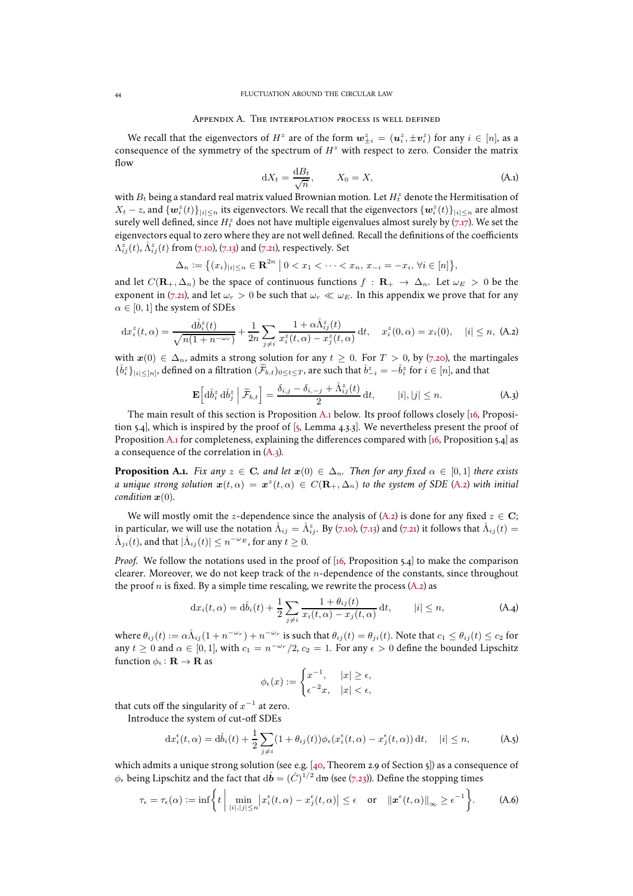## Appendix A. The interpolation process is well defined

We recall that the eigenvectors of $H^z$ are of the form $\boldsymbol{w}_{\pm i}^z = (\boldsymbol{u}_i^z, \pm \boldsymbol{v}_i^z)$ for any $i \in [n]$, as a consequence of the symmetry of the spectrum of $H^z$ with respect to zero. Consider the matrix flow

$$\mathrm{d}X_t = \frac{\mathrm{d}B_t}{\sqrt{n}}, \qquad X_0 = X, \tag{A.1}$$

with $B_t$ being a standard real matrix valued Brownian motion. Let $H_t^z$ denote the Hermitisation of $X_t - z$, and $\{\boldsymbol{w}_i^z(t)\}_{|i|\le n}$ its eigenvectors. We recall that the eigenvectors $\{\boldsymbol{w}_i^z(t)\}_{|i|\le n}$ are almost surely well defined, since $H_t^z$ does not have multiple eigenvalues almost surely by (7.17). We set the eigenvectors equal to zero where they are not well defined. Recall the definitions of the coefficients $\Lambda_{ij}^z(t), \mathring{\Lambda}_{ij}^z(t)$ from (7.10), (7.13) and (7.21), respectively. Set

$$\Delta_n := \big\{ (x_i)_{|i|\le n} \in \mathbf{R}^{2n} \,\big|\, 0 < x_1 < \dots < x_n,\ x_{-i} = -x_i,\ \forall i \in [n] \big\},$$

and let $C(\mathbf{R}_+, \Delta_n)$ be the space of continuous functions $f : \mathbf{R}_+ \to \Delta_n$. Let $\omega_E > 0$ be the exponent in (7.21), and let $\omega_r > 0$ be such that $\omega_r \ll \omega_E$. In this appendix we prove that for any $\alpha \in [0,1]$ the system of SDEs

$$\mathrm{d}x_i^z(t,\alpha) = \frac{\mathrm{d}\mathring{b}_i^z(t)}{\sqrt{n(1+n^{-\omega_r})}} + \frac{1}{2n}\sum_{j\ne i}\frac{1+\alpha\mathring{\Lambda}_{ij}^z(t)}{x_i^z(t,\alpha)-x_j^z(t,\alpha)}\,\mathrm{d}t, \quad x_i^z(0,\alpha) = x_i(0), \quad |i|\le n, \tag{A.2}$$

with $\boldsymbol{x}(0) \in \Delta_n$, admits a strong solution for any $t \ge 0$. For $T > 0$, by (7.20), the martingales $\{\mathring{b}_i^z\}_{|i|\le[n]}$, defined on a filtration $(\widetilde{\mathcal{F}}_{b,t})_{0\le t\le T}$, are such that $\mathring{b}_{-i}^z = -\mathring{b}_i^z$ for $i \in [n]$, and that

$$\mathbf{E}\Big[\mathrm{d}\mathring{b}_i^z\,\mathrm{d}\mathring{b}_j^z \,\Big|\, \widetilde{\mathcal{F}}_{b,t}\Big] = \frac{\delta_{i,j} - \delta_{i,-j} + \mathring{\Lambda}_{ij}^z(t)}{2}\,\mathrm{d}t, \qquad |i|,|j|\le n. \tag{A.3}$$

The main result of this section is Proposition A.1 below. Its proof follows closely [16, Proposition 5.4], which is inspired by the proof of [5, Lemma 4.3.3]. We nevertheless present the proof of Proposition A.1 for completeness, explaining the differences compared with [16, Proposition 5.4] as a consequence of the correlation in (A.3).

**Proposition A.1.** *Fix any $z \in \mathbf{C}$, and let $\boldsymbol{x}(0) \in \Delta_n$. Then for any fixed $\alpha \in [0,1]$ there exists a unique strong solution $\boldsymbol{x}(t,\alpha) = \boldsymbol{x}^z(t,\alpha) \in C(\mathbf{R}_+,\Delta_n)$ to the system of SDE (A.2) with initial condition $\boldsymbol{x}(0)$.*

We will mostly omit the $z$-dependence since the analysis of (A.2) is done for any fixed $z \in \mathbf{C}$; in particular, we will use the notation $\mathring{\Lambda}_{ij} = \mathring{\Lambda}_{ij}^z$. By (7.10), (7.13) and (7.21) it follows that $\mathring{\Lambda}_{ij}(t) = \mathring{\Lambda}_{ji}(t)$, and that $|\mathring{\Lambda}_{ij}(t)| \le n^{-\omega_E}$, for any $t \ge 0$.

*Proof.* We follow the notations used in the proof of [16, Proposition 5.4] to make the comparison clearer. Moreover, we do not keep track of the $n$-dependence of the constants, since throughout the proof $n$ is fixed. By a simple time rescaling, we rewrite the process (A.2) as

$$\mathrm{d}x_i(t,\alpha) = \mathrm{d}\mathring{b}_i(t) + \frac{1}{2}\sum_{j\ne i}\frac{1+\theta_{ij}(t)}{x_i(t,\alpha)-x_j(t,\alpha)}\,\mathrm{d}t, \qquad |i|\le n, \tag{A.4}$$

where $\theta_{ij}(t) := \alpha\mathring{\Lambda}_{ij}(1+n^{-\omega_r}) + n^{-\omega_r}$ is such that $\theta_{ij}(t) = \theta_{ji}(t)$. Note that $c_1 \le \theta_{ij}(t) \le c_2$ for any $t \ge 0$ and $\alpha \in [0,1]$, with $c_1 = n^{-\omega_r}/2$, $c_2 = 1$. For any $\epsilon > 0$ define the bounded Lipschitz function $\phi_\epsilon \colon \mathbf{R} \to \mathbf{R}$ as

$$\phi_\epsilon(x) := \begin{cases} x^{-1}, & |x| \ge \epsilon, \\ \epsilon^{-2}x, & |x| < \epsilon, \end{cases}$$

that cuts off the singularity of $x^{-1}$ at zero.

Introduce the system of cut-off SDEs

$$\mathrm{d}x_i^\epsilon(t,\alpha) = \mathrm{d}\mathring{b}_i(t) + \frac{1}{2}\sum_{j\ne i}(1+\theta_{ij}(t))\phi_\epsilon(x_i^\epsilon(t,\alpha)-x_j^\epsilon(t,\alpha))\,\mathrm{d}t, \quad |i|\le n, \tag{A.5}$$

which admits a unique strong solution (see e.g. [40, Theorem 2.9 of Section 5]) as a consequence of $\phi_\epsilon$ being Lipschitz and the fact that $\mathrm{d}\mathring{\boldsymbol{b}} = (\mathring{C})^{1/2}\,\mathrm{d}\mathfrak{w}$ (see (7.23)). Define the stopping times

$$\tau_\epsilon = \tau_\epsilon(\alpha) := \inf\Big\{ t \,\Big|\, \min_{|i|,|j|\le n}\big|x_i^\epsilon(t,\alpha) - x_j^\epsilon(t,\alpha)\big| \le \epsilon \quad \text{or} \quad \|\boldsymbol{x}^\epsilon(t,\alpha)\|_\infty \ge \epsilon^{-1}\Big\}. \tag{A.6}$$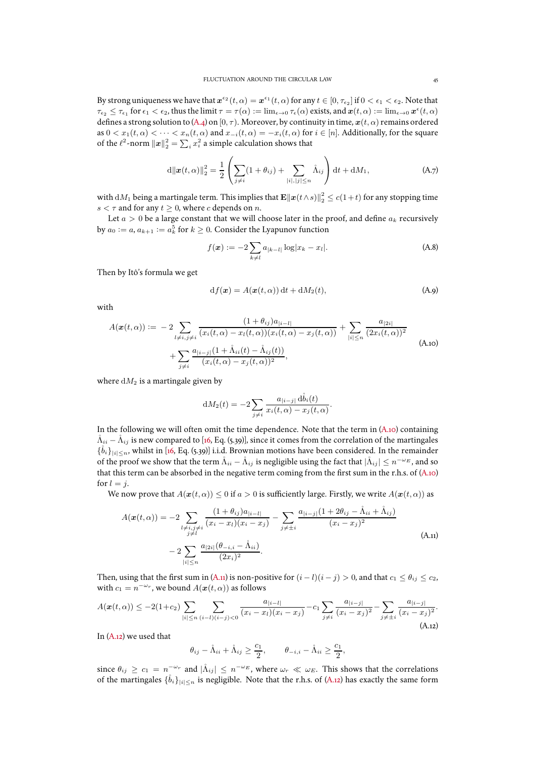By strong uniqueness we have that $\boldsymbol{x}^{\epsilon_2}(t,\alpha) = \boldsymbol{x}^{\epsilon_1}(t,\alpha)$ for any $t \in [0, \tau_{\epsilon_2}]$ if $0 < \epsilon_1 < \epsilon_2$. Note that $\tau_{\epsilon_2} \le \tau_{\epsilon_1}$ for $\epsilon_1 < \epsilon_2$, thus the limit $\tau = \tau(\alpha) := \lim_{\epsilon \to 0} \tau_\epsilon(\alpha)$ exists, and $\boldsymbol{x}(t,\alpha) := \lim_{\epsilon\to 0} \boldsymbol{x}^\epsilon(t,\alpha)$ defines a strong solution to (A.4) on $[0,\tau)$. Moreover, by continuity in time, $\boldsymbol{x}(t,\alpha)$ remains ordered as $0 < x_1(t,\alpha) < \cdots < x_n(t,\alpha)$ and $x_{-i}(t,\alpha) = -x_i(t,\alpha)$ for $i \in [n]$. Additionally, for the square of the $\ell^2$-norm $\|\boldsymbol{x}\|_2^2 = \sum_i x_i^2$ a simple calculation shows that

$$
\mathrm{d}\|\boldsymbol{x}(t,\alpha)\|_2^2 = \frac{1}{2}\left(\sum_{j\neq i}(1+\theta_{ij}) + \sum_{|i|,|j|\le n} \mathring{\Lambda}_{ij}\right)\mathrm{d}t + \mathrm{d}M_1, \tag{A.7}
$$

with $\mathrm{d}M_1$ being a martingale term. This implies that $\mathbf{E}\|\boldsymbol{x}(t\wedge s)\|_2^2 \le c(1+t)$ for any stopping time $s < \tau$ and for any $t \ge 0$, where $c$ depends on $n$.

Let $a > 0$ be a large constant that we will choose later in the proof, and define $a_k$ recursively by $a_0 := a$, $a_{k+1} := a_k^5$ for $k \ge 0$. Consider the Lyapunov function

$$
f(\boldsymbol{x}) := -2\sum_{k\neq l} a_{|k-l|}\log|x_k - x_l|. \tag{A.8}
$$

Then by Itô's formula we get

$$
\mathrm{d}f(\boldsymbol{x}) = A(\boldsymbol{x}(t,\alpha))\,\mathrm{d}t + \mathrm{d}M_2(t), \tag{A.9}
$$

with

$$
\begin{aligned}
A(\boldsymbol{x}(t,\alpha)) :=\ & -2\sum_{l\neq i, j\neq i} \frac{(1+\theta_{ij})a_{|i-l|}}{(x_i(t,\alpha)-x_l(t,\alpha))(x_i(t,\alpha)-x_j(t,\alpha))} + \sum_{|i|\le n}\frac{a_{|2i|}}{(2x_i(t,\alpha))^2} \\
& + \sum_{j\neq i}\frac{a_{|i-j|}(1+\mathring{\Lambda}_{ii}(t)-\mathring{\Lambda}_{ij}(t))}{(x_i(t,\alpha)-x_j(t,\alpha))^2},
\end{aligned} \tag{A.10}
$$

where $\mathrm{d}M_2$ is a martingale given by

$$
\mathrm{d}M_2(t) = -2\sum_{j\neq i}\frac{a_{|i-j|}\,\mathrm{d}\mathring{b}_i(t)}{x_i(t,\alpha)-x_j(t,\alpha)}.
$$

In the following we will often omit the time dependence. Note that the term in (A.10) containing $\mathring{\Lambda}_{ii} - \mathring{\Lambda}_{ij}$ is new compared to [16, Eq. (5.39)], since it comes from the correlation of the martingales $\{\mathring{b}_i\}_{|i|\le n}$, whilst in [16, Eq. (5.39)] i.i.d. Brownian motions have been considered. In the remainder of the proof we show that the term $\mathring{\Lambda}_{ii} - \mathring{\Lambda}_{ij}$ is negligible using the fact that $|\mathring{\Lambda}_{ij}| \le n^{-\omega_E}$, and so that this term can be absorbed in the negative term coming from the first sum in the r.h.s. of (A.10) for $l = j$.

We now prove that $A(\boldsymbol{x}(t,\alpha)) \le 0$ if $a > 0$ is sufficiently large. Firstly, we write $A(\boldsymbol{x}(t,\alpha))$ as

$$
\begin{aligned}
A(\boldsymbol{x}(t,\alpha)) = & -2\sum_{\substack{l\neq i, j\neq i\\ j\neq l}}\frac{(1+\theta_{ij})a_{|i-l|}}{(x_i-x_l)(x_i-x_j)} - \sum_{j\neq\pm i}\frac{a_{|i-j|}(1+2\theta_{ij}-\mathring{\Lambda}_{ii}+\mathring{\Lambda}_{ij})}{(x_i-x_j)^2} \\
& - 2\sum_{|i|\le n}\frac{a_{|2i|}(\theta_{-i,i}-\mathring{\Lambda}_{ii})}{(2x_i)^2}.
\end{aligned} \tag{A.11}
$$

Then, using that the first sum in (A.11) is non-positive for $(i-l)(i-j) > 0$, and that $c_1 \le \theta_{ij} \le c_2$, with $c_1 = n^{-\omega_r}$, we bound $A(\boldsymbol{x}(t,\alpha))$ as follows

$$
A(\boldsymbol{x}(t,\alpha)) \le -2(1+c_2)\sum_{|i|\le n}\sum_{(i-l)(i-j)<0}\frac{a_{|i-l|}}{(x_i-x_l)(x_i-x_j)} - c_1\sum_{j\neq i}\frac{a_{|i-j|}}{(x_i-x_j)^2} - \sum_{j\neq\pm i}\frac{a_{|i-j|}}{(x_i-x_j)^2}. \tag{A.12}
$$

In (A.12) we used that

$$
\theta_{ij} - \mathring{\Lambda}_{ii} + \mathring{\Lambda}_{ij} \ge \frac{c_1}{2}, \qquad \theta_{-i,i} - \mathring{\Lambda}_{ii} \ge \frac{c_1}{2},
$$

since $\theta_{ij} \ge c_1 = n^{-\omega_r}$ and $|\mathring{\Lambda}_{ij}| \le n^{-\omega_E}$, where $\omega_r \ll \omega_E$. This shows that the correlations of the martingales $\{\mathring{b}_i\}_{|i|\le n}$ is negligible. Note that the r.h.s. of (A.12) has exactly the same form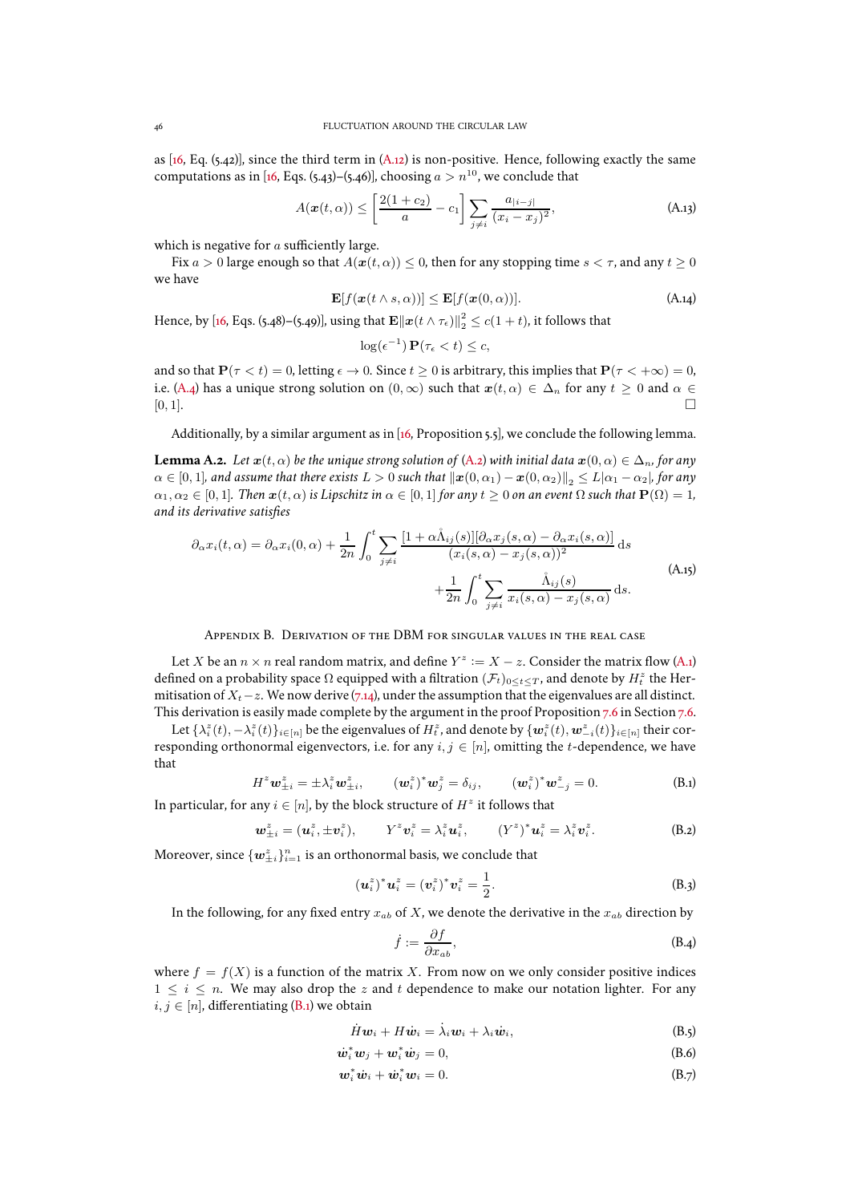as [16, Eq. (5.42)], since the third term in (A.12) is non-positive. Hence, following exactly the same computations as in [16, Eqs. (5.43)–(5.46)], choosing $a > n^{10}$, we conclude that

$$A(\boldsymbol{x}(t,\alpha)) \leq \left[\frac{2(1+c_2)}{a} - c_1\right] \sum_{j\neq i} \frac{a_{|i-j|}}{(x_i - x_j)^2}, \tag{A.13}$$

which is negative for $a$ sufficiently large.

Fix $a > 0$ large enough so that $A(\boldsymbol{x}(t,\alpha)) \leq 0$, then for any stopping time $s < \tau$, and any $t \geq 0$ we have

$$\mathbf{E}[f(\boldsymbol{x}(t \wedge s, \alpha))] \leq \mathbf{E}[f(\boldsymbol{x}(0,\alpha))]. \tag{A.14}$$

Hence, by [16, Eqs. (5.48)–(5.49)], using that $\mathbf{E}\|\boldsymbol{x}(t\wedge \tau_\epsilon)\|_2^2 \leq c(1+t)$, it follows that

$$\log(\epsilon^{-1})\,\mathbf{P}(\tau_\epsilon < t) \leq c,$$

and so that $\mathbf{P}(\tau < t) = 0$, letting $\epsilon \to 0$. Since $t \geq 0$ is arbitrary, this implies that $\mathbf{P}(\tau < +\infty) = 0$, i.e. (A.4) has a unique strong solution on $(0,\infty)$ such that $\boldsymbol{x}(t,\alpha) \in \Delta_n$ for any $t \geq 0$ and $\alpha \in [0,1]$. $\square$

Additionally, by a similar argument as in [16, Proposition 5.5], we conclude the following lemma.

**Lemma A.2.** *Let $\boldsymbol{x}(t,\alpha)$ be the unique strong solution of (A.2) with initial data $\boldsymbol{x}(0,\alpha) \in \Delta_n$, for any $\alpha \in [0,1]$, and assume that there exists $L > 0$ such that $\|\boldsymbol{x}(0,\alpha_1) - \boldsymbol{x}(0,\alpha_2)\|_2 \leq L|\alpha_1 - \alpha_2|$, for any $\alpha_1, \alpha_2 \in [0,1]$. Then $\boldsymbol{x}(t,\alpha)$ is Lipschitz in $\alpha \in [0,1]$ for any $t \geq 0$ on an event $\Omega$ such that $\mathbf{P}(\Omega) = 1$, and its derivative satisfies*

$$\begin{aligned}\partial_\alpha x_i(t,\alpha) = \partial_\alpha x_i(0,\alpha) + \frac{1}{2n}\int_0^t \sum_{j\neq i} \frac{[1+\alpha\mathring{\Lambda}_{ij}(s)][\partial_\alpha x_j(s,\alpha) - \partial_\alpha x_i(s,\alpha)]}{(x_i(s,\alpha) - x_j(s,\alpha))^2}\,\mathrm{d}s \\ + \frac{1}{2n}\int_0^t \sum_{j\neq i} \frac{\mathring{\Lambda}_{ij}(s)}{x_i(s,\alpha) - x_j(s,\alpha)}\,\mathrm{d}s.\end{aligned} \tag{A.15}$$

## Appendix B. Derivation of the DBM for singular values in the real case

Let $X$ be an $n \times n$ real random matrix, and define $Y^z := X - z$. Consider the matrix flow (A.1) defined on a probability space $\Omega$ equipped with a filtration $(\mathcal{F}_t)_{0\leq t\leq T}$, and denote by $H_t^z$ the Hermitisation of $X_t - z$. We now derive (7.14), under the assumption that the eigenvalues are all distinct. This derivation is easily made complete by the argument in the proof Proposition 7.6 in Section 7.6.

Let $\{\lambda_i^z(t), -\lambda_i^z(t)\}_{i\in[n]}$ be the eigenvalues of $H_t^z$, and denote by $\{\boldsymbol{w}_i^z(t), \boldsymbol{w}_{-i}^z(t)\}_{i\in[n]}$ their corresponding orthonormal eigenvectors, i.e. for any $i,j \in [n]$, omitting the $t$-dependence, we have that

$$H^z \boldsymbol{w}_{\pm i}^z = \pm\lambda_i^z \boldsymbol{w}_{\pm i}^z, \qquad (\boldsymbol{w}_i^z)^* \boldsymbol{w}_j^z = \delta_{ij}, \qquad (\boldsymbol{w}_i^z)^* \boldsymbol{w}_{-j}^z = 0. \tag{B.1}$$

In particular, for any $i \in [n]$, by the block structure of $H^z$ it follows that

$$\boldsymbol{w}_{\pm i}^z = (\boldsymbol{u}_i^z, \pm \boldsymbol{v}_i^z), \qquad Y^z \boldsymbol{v}_i^z = \lambda_i^z \boldsymbol{u}_i^z, \qquad (Y^z)^* \boldsymbol{u}_i^z = \lambda_i^z \boldsymbol{v}_i^z. \tag{B.2}$$

Moreover, since $\{\boldsymbol{w}_{\pm i}^z\}_{i=1}^n$ is an orthonormal basis, we conclude that

$$(\boldsymbol{u}_i^z)^* \boldsymbol{u}_i^z = (\boldsymbol{v}_i^z)^* \boldsymbol{v}_i^z = \frac{1}{2}. \tag{B.3}$$

In the following, for any fixed entry $x_{ab}$ of $X$, we denote the derivative in the $x_{ab}$ direction by

$$\dot{f} := \frac{\partial f}{\partial x_{ab}}, \tag{B.4}$$

where $f = f(X)$ is a function of the matrix $X$. From now on we only consider positive indices $1 \leq i \leq n$. We may also drop the $z$ and $t$ dependence to make our notation lighter. For any $i,j \in [n]$, differentiating (B.1) we obtain

$$\dot{H}\boldsymbol{w}_i + H\dot{\boldsymbol{w}}_i = \dot{\lambda}_i \boldsymbol{w}_i + \lambda_i \dot{\boldsymbol{w}}_i, \tag{B.5}$$

$$\dot{\boldsymbol{w}}_i^* \boldsymbol{w}_j + \boldsymbol{w}_i^* \dot{\boldsymbol{w}}_j = 0, \tag{B.6}$$

$$\boldsymbol{w}_i^* \dot{\boldsymbol{w}}_i + \dot{\boldsymbol{w}}_i^* \boldsymbol{w}_i = 0. \tag{B.7}$$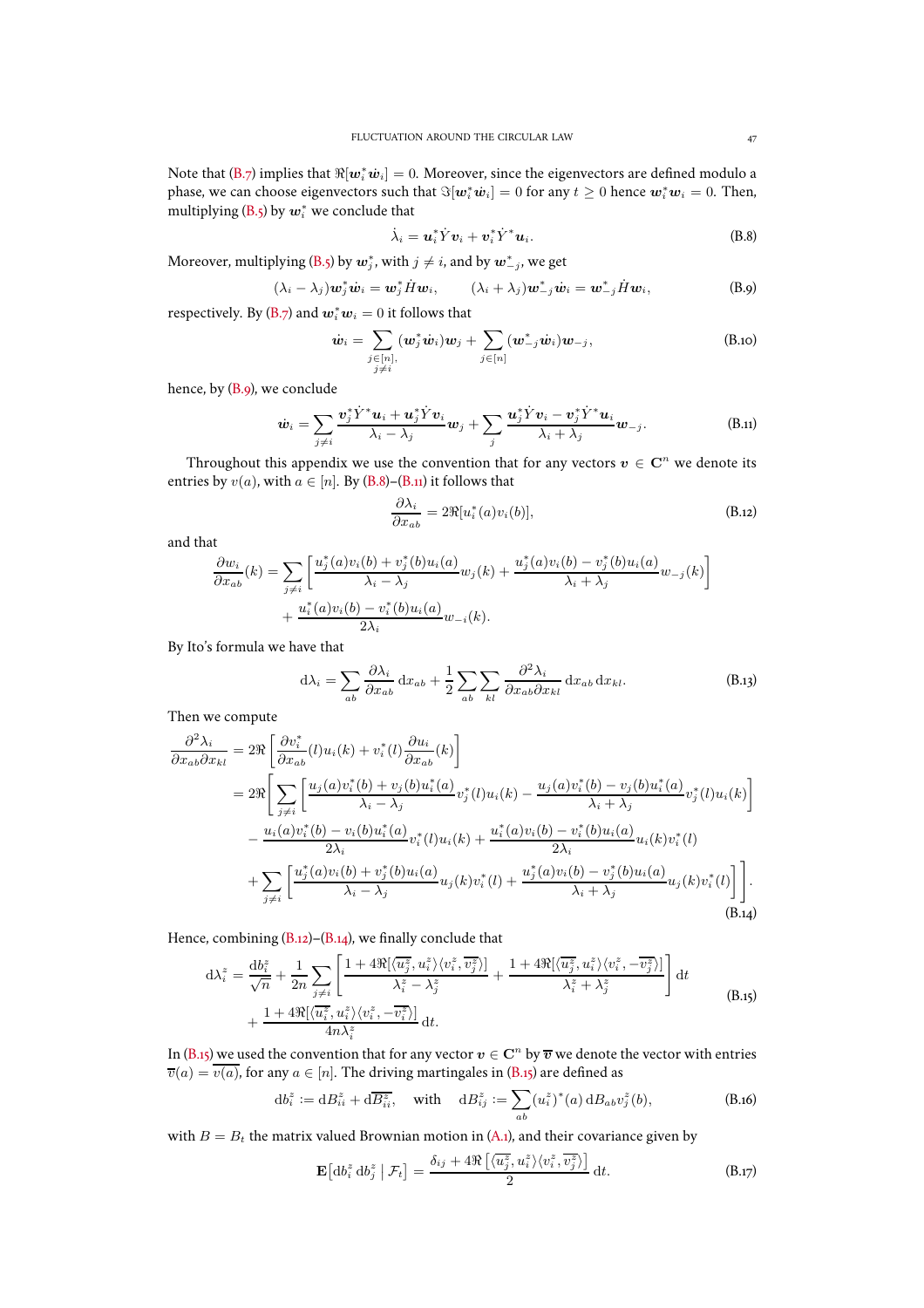Note that (B.7) implies that $\Re[\boldsymbol{w}_i^* \dot{\boldsymbol{w}}_i] = 0$. Moreover, since the eigenvectors are defined modulo a phase, we can choose eigenvectors such that $\Im[\boldsymbol{w}_i^* \dot{\boldsymbol{w}}_i] = 0$ for any $t \geq 0$ hence $\boldsymbol{w}_i^* \dot{\boldsymbol{w}}_i = 0$. Then, multiplying (B.5) by $\boldsymbol{w}_i^*$ we conclude that

$$\dot{\lambda}_i = \boldsymbol{u}_i^* \dot{Y} \boldsymbol{v}_i + \boldsymbol{v}_i^* \dot{Y}^* \boldsymbol{u}_i. \tag{B.8}$$

Moreover, multiplying (B.5) by $\boldsymbol{w}_j^*$, with $j \neq i$, and by $\boldsymbol{w}_{-j}^*$, we get

$$(\lambda_i - \lambda_j) \boldsymbol{w}_j^* \dot{\boldsymbol{w}}_i = \boldsymbol{w}_j^* \dot{H} \boldsymbol{w}_i, \qquad (\lambda_i + \lambda_j) \boldsymbol{w}_{-j}^* \dot{\boldsymbol{w}}_i = \boldsymbol{w}_{-j}^* \dot{H} \boldsymbol{w}_i, \tag{B.9}$$

respectively. By (B.7) and $\boldsymbol{w}_i^* \boldsymbol{w}_i = 0$ it follows that

$$\dot{\boldsymbol{w}}_i = \sum_{\substack{j \in [n], \\ j \neq i}} (\boldsymbol{w}_j^* \dot{\boldsymbol{w}}_i) \boldsymbol{w}_j + \sum_{j \in [n]} (\boldsymbol{w}_{-j}^* \dot{\boldsymbol{w}}_i) \boldsymbol{w}_{-j}, \tag{B.10}$$

hence, by (B.9), we conclude

$$\dot{\boldsymbol{w}}_i = \sum_{j \neq i} \frac{\boldsymbol{v}_j^* \dot{Y}^* \boldsymbol{u}_i + \boldsymbol{u}_j^* \dot{Y} \boldsymbol{v}_i}{\lambda_i - \lambda_j} \boldsymbol{w}_j + \sum_j \frac{\boldsymbol{u}_j^* \dot{Y} \boldsymbol{v}_i - \boldsymbol{v}_j^* \dot{Y}^* \boldsymbol{u}_i}{\lambda_i + \lambda_j} \boldsymbol{w}_{-j}. \tag{B.11}$$

Throughout this appendix we use the convention that for any vectors $\boldsymbol{v} \in \mathbf{C}^n$ we denote its entries by $v(a)$, with $a \in [n]$. By (B.8)–(B.11) it follows that

$$\frac{\partial \lambda_i}{\partial x_{ab}} = 2\Re[u_i^*(a) v_i(b)], \tag{B.12}$$

and that

$$\begin{aligned}
\frac{\partial w_i}{\partial x_{ab}}(k) = &\sum_{j \neq i} \left[ \frac{u_j^*(a) v_i(b) + v_j^*(b) u_i(a)}{\lambda_i - \lambda_j} w_j(k) + \frac{u_j^*(a) v_i(b) - v_j^*(b) u_i(a)}{\lambda_i + \lambda_j} w_{-j}(k) \right] \\
&+ \frac{u_i^*(a) v_i(b) - v_i^*(b) u_i(a)}{2\lambda_i} w_{-i}(k).
\end{aligned}$$

By Ito's formula we have that

$$\mathrm{d}\lambda_i = \sum_{ab} \frac{\partial \lambda_i}{\partial x_{ab}} \, \mathrm{d}x_{ab} + \frac{1}{2} \sum_{ab} \sum_{kl} \frac{\partial^2 \lambda_i}{\partial x_{ab} \partial x_{kl}} \, \mathrm{d}x_{ab} \, \mathrm{d}x_{kl}. \tag{B.13}$$

Then we compute

$$\begin{aligned}
\frac{\partial^2 \lambda_i}{\partial x_{ab} \partial x_{kl}} &= 2\Re \left[ \frac{\partial v_i^*}{\partial x_{ab}}(l) u_i(k) + v_i^*(l) \frac{\partial u_i}{\partial x_{ab}}(k) \right] \\
&= 2\Re \Bigg[ \sum_{j \neq i} \left[ \frac{u_j(a) v_i^*(b) + v_j(b) u_i^*(a)}{\lambda_i - \lambda_j} v_j^*(l) u_i(k) - \frac{u_j(a) v_i^*(b) - v_j(b) u_i^*(a)}{\lambda_i + \lambda_j} v_j^*(l) u_i(k) \right] \\
&\quad - \frac{u_i(a) v_i^*(b) - v_i(b) u_i^*(a)}{2\lambda_i} v_i^*(l) u_i(k) + \frac{u_i^*(a) v_i(b) - v_i^*(b) u_i(a)}{2\lambda_i} u_i(k) v_i^*(l) \\
&\quad + \sum_{j \neq i} \left[ \frac{u_j^*(a) v_i(b) + v_j^*(b) u_i(a)}{\lambda_i - \lambda_j} u_j(k) v_i^*(l) + \frac{u_j^*(a) v_i(b) - v_j^*(b) u_i(a)}{\lambda_i + \lambda_j} u_j(k) v_i^*(l) \right] \Bigg].
\end{aligned} \tag{B.14}$$

Hence, combining (B.12)–(B.14), we finally conclude that

$$\begin{aligned}
\mathrm{d}\lambda_i^z = &\frac{\mathrm{d}b_i^z}{\sqrt{n}} + \frac{1}{2n} \sum_{j \neq i} \left[ \frac{1 + 4\Re[\langle \overline{u_j^z}, u_i^z \rangle \langle v_i^z, \overline{v_j^z} \rangle]}{\lambda_i^z - \lambda_j^z} + \frac{1 + 4\Re[\langle \overline{u_j^z}, u_i^z \rangle \langle v_i^z, -\overline{v_j^z} \rangle]}{\lambda_i^z + \lambda_j^z} \right] \mathrm{d}t \\
&+ \frac{1 + 4\Re[\langle \overline{u_i^z}, u_i^z \rangle \langle v_i^z, -\overline{v_i^z} \rangle]}{4n\lambda_i^z} \, \mathrm{d}t.
\end{aligned} \tag{B.15}$$

In (B.15) we used the convention that for any vector $\boldsymbol{v} \in \mathbf{C}^n$ by $\overline{\boldsymbol{v}}$ we denote the vector with entries $\overline{v}(a) = \overline{v(a)}$, for any $a \in [n]$. The driving martingales in (B.15) are defined as

$$\mathrm{d}b_i^z := \mathrm{d}B_{ii}^z + \mathrm{d}\overline{B_{ii}^z}, \quad \text{with} \quad \mathrm{d}B_{ij}^z := \sum_{ab} (u_i^z)^*(a) \, \mathrm{d}B_{ab} v_j^z(b), \tag{B.16}$$

with $B = B_t$ the matrix valued Brownian motion in (A.1), and their covariance given by

$$\mathbf{E}\left[ \mathrm{d}b_i^z \, \mathrm{d}b_j^z \mid \mathcal{F}_t \right] = \frac{\delta_{ij} + 4\Re\left[ \langle \overline{u_j^z}, u_i^z \rangle \langle v_i^z, \overline{v_j^z} \rangle \right]}{2} \, \mathrm{d}t. \tag{B.17}$$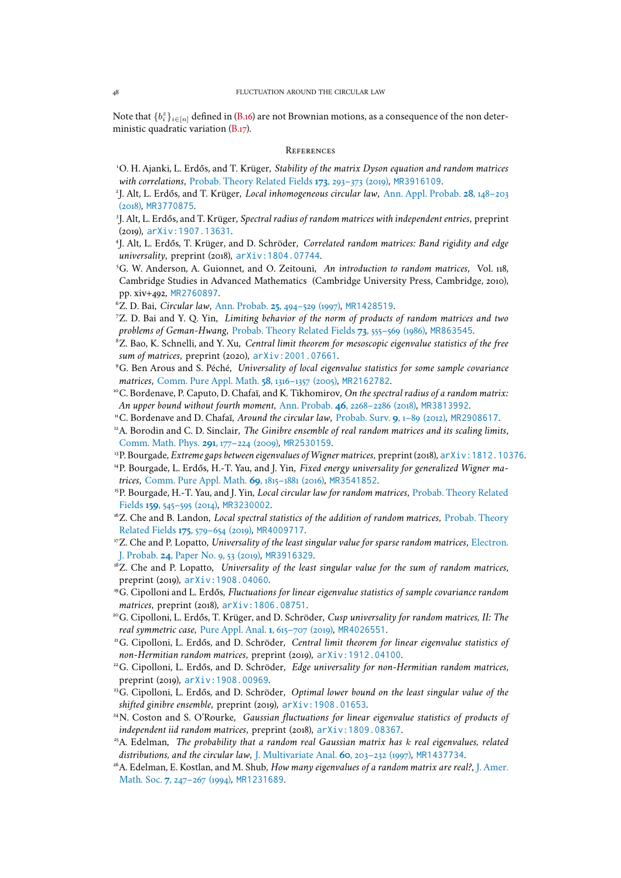Note that $\{b_i^z\}_{i\in[n]}$ defined in (B.16) are not Brownian motions, as a consequence of the non deterministic quadratic variation (B.17).

## References

[1] O. H. Ajanki, L. Erdős, and T. Krüger, *Stability of the matrix Dyson equation and random matrices with correlations*, Probab. Theory Related Fields **173**, 293–373 (2019), MR3916109.

[2] J. Alt, L. Erdős, and T. Krüger, *Local inhomogeneous circular law*, Ann. Appl. Probab. **28**, 148–203 (2018), MR3770875.

[3] J. Alt, L. Erdős, and T. Krüger, *Spectral radius of random matrices with independent entries*, preprint (2019), arXiv:1907.13631.

[4] J. Alt, L. Erdős, T. Krüger, and D. Schröder, *Correlated random matrices: Band rigidity and edge universality*, preprint (2018), arXiv:1804.07744.

[5] G. W. Anderson, A. Guionnet, and O. Zeitouni, *An introduction to random matrices*, Vol. 118, Cambridge Studies in Advanced Mathematics (Cambridge University Press, Cambridge, 2010), pp. xiv+492, MR2760897.

[6] Z. D. Bai, *Circular law*, Ann. Probab. **25**, 494–529 (1997), MR1428519.

[7] Z. D. Bai and Y. Q. Yin, *Limiting behavior of the norm of products of random matrices and two problems of Geman-Hwang*, Probab. Theory Related Fields **73**, 555–569 (1986), MR863545.

[8] Z. Bao, K. Schnelli, and Y. Xu, *Central limit theorem for mesoscopic eigenvalue statistics of the free sum of matrices*, preprint (2020), arXiv:2001.07661.

[9] G. Ben Arous and S. Péché, *Universality of local eigenvalue statistics for some sample covariance matrices*, Comm. Pure Appl. Math. **58**, 1316–1357 (2005), MR2162782.

[10] C. Bordenave, P. Caputo, D. Chafaï, and K. Tikhomirov, *On the spectral radius of a random matrix: An upper bound without fourth moment*, Ann. Probab. **46**, 2268–2286 (2018), MR3813992.

[11] C. Bordenave and D. Chafaï, *Around the circular law*, Probab. Surv. **9**, 1–89 (2012), MR2908617.

[12] A. Borodin and C. D. Sinclair, *The Ginibre ensemble of real random matrices and its scaling limits*, Comm. Math. Phys. **291**, 177–224 (2009), MR2530159.

[13] P. Bourgade, *Extreme gaps between eigenvalues of Wigner matrices*, preprint (2018), arXiv:1812.10376.

[14] P. Bourgade, L. Erdős, H.-T. Yau, and J. Yin, *Fixed energy universality for generalized Wigner matrices*, Comm. Pure Appl. Math. **69**, 1815–1881 (2016), MR3541852.

[15] P. Bourgade, H.-T. Yau, and J. Yin, *Local circular law for random matrices*, Probab. Theory Related Fields **159**, 545–595 (2014), MR3230002.

[16] Z. Che and B. Landon, *Local spectral statistics of the addition of random matrices*, Probab. Theory Related Fields **175**, 579–654 (2019), MR4009717.

[17] Z. Che and P. Lopatto, *Universality of the least singular value for sparse random matrices*, Electron. J. Probab. **24**, Paper No. 9, 53 (2019), MR3916329.

[18] Z. Che and P. Lopatto, *Universality of the least singular value for the sum of random matrices*, preprint (2019), arXiv:1908.04060.

[19] G. Cipolloni and L. Erdős, *Fluctuations for linear eigenvalue statistics of sample covariance random matrices*, preprint (2018), arXiv:1806.08751.

[20] G. Cipolloni, L. Erdős, T. Krüger, and D. Schröder, *Cusp universality for random matrices, II: The real symmetric case*, Pure Appl. Anal. **1**, 615–707 (2019), MR4026551.

[21] G. Cipolloni, L. Erdős, and D. Schröder, *Central limit theorem for linear eigenvalue statistics of non-Hermitian random matrices*, preprint (2019), arXiv:1912.04100.

[22] G. Cipolloni, L. Erdős, and D. Schröder, *Edge universality for non-Hermitian random matrices*, preprint (2019), arXiv:1908.00969.

[23] G. Cipolloni, L. Erdős, and D. Schröder, *Optimal lower bound on the least singular value of the shifted ginibre ensemble*, preprint (2019), arXiv:1908.01653.

[24] N. Coston and S. O'Rourke, *Gaussian fluctuations for linear eigenvalue statistics of products of independent iid random matrices*, preprint (2018), arXiv:1809.08367.

[25] A. Edelman, *The probability that a random real Gaussian matrix has $k$ real eigenvalues, related distributions, and the circular law*, J. Multivariate Anal. **60**, 203–232 (1997), MR1437734.

[26] A. Edelman, E. Kostlan, and M. Shub, *How many eigenvalues of a random matrix are real?*, J. Amer. Math. Soc. **7**, 247–267 (1994), MR1231689.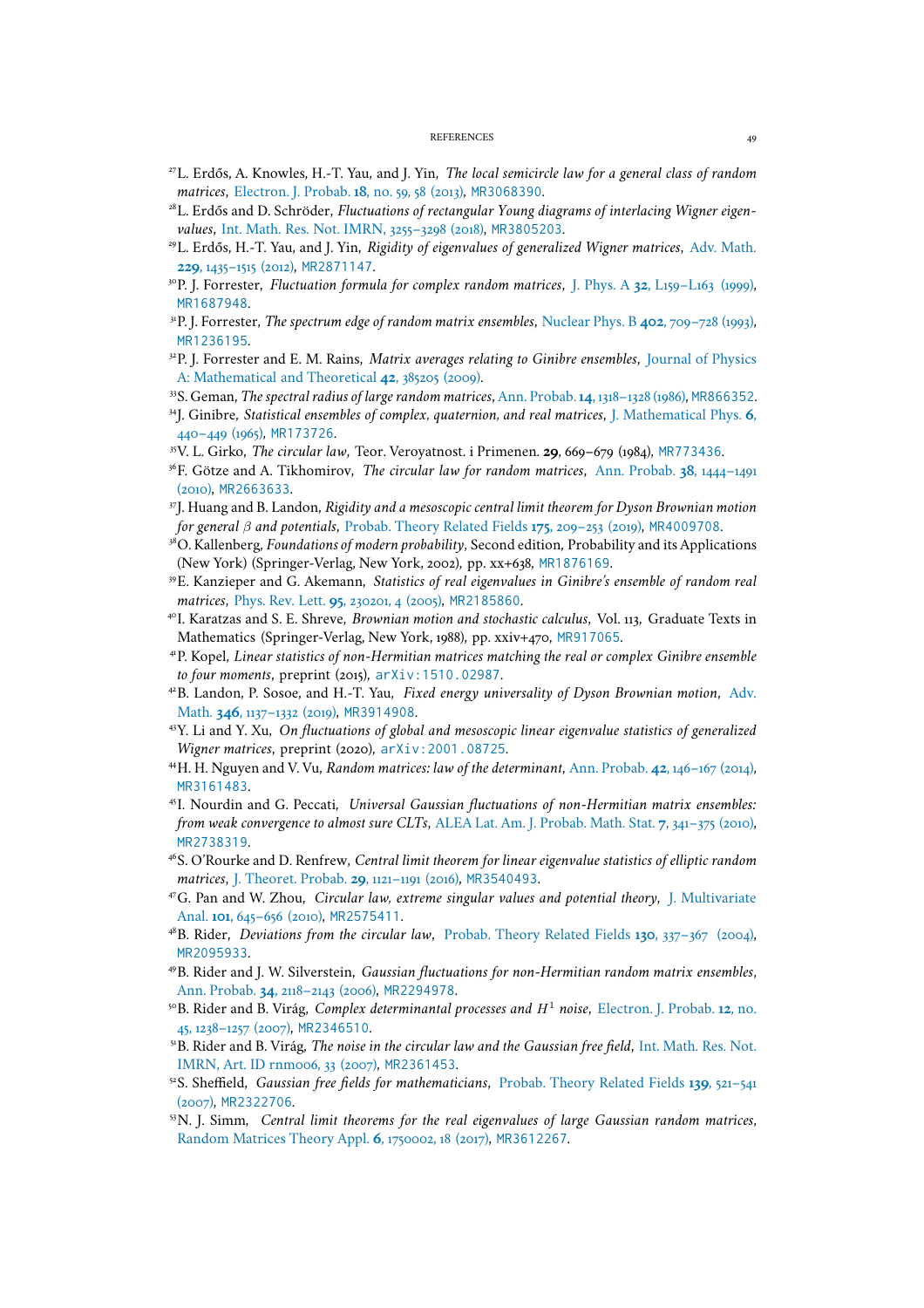[27] L. Erdős, A. Knowles, H.-T. Yau, and J. Yin, *The local semicircle law for a general class of random matrices*, Electron. J. Probab. **18**, no. 59, 58 (2013), MR3068390.

[28] L. Erdős and D. Schröder, *Fluctuations of rectangular Young diagrams of interlacing Wigner eigenvalues*, Int. Math. Res. Not. IMRN, 3255–3298 (2018), MR3805203.

[29] L. Erdős, H.-T. Yau, and J. Yin, *Rigidity of eigenvalues of generalized Wigner matrices*, Adv. Math. **229**, 1435–1515 (2012), MR2871147.

[30] P. J. Forrester, *Fluctuation formula for complex random matrices*, J. Phys. A **32**, L159–L163 (1999), MR1687948.

[31] P. J. Forrester, *The spectrum edge of random matrix ensembles*, Nuclear Phys. B **402**, 709–728 (1993), MR1236195.

[32] P. J. Forrester and E. M. Rains, *Matrix averages relating to Ginibre ensembles*, Journal of Physics A: Mathematical and Theoretical **42**, 385205 (2009).

[33] S. Geman, *The spectral radius of large random matrices*, Ann. Probab. **14**, 1318–1328 (1986), MR866352.

[34] J. Ginibre, *Statistical ensembles of complex, quaternion, and real matrices*, J. Mathematical Phys. **6**, 440–449 (1965), MR173726.

[35] V. L. Girko, *The circular law*, Teor. Veroyatnost. i Primenen. **29**, 669–679 (1984), MR773436.

[36] F. Götze and A. Tikhomirov, *The circular law for random matrices*, Ann. Probab. **38**, 1444–1491 (2010), MR2663633.

[37] J. Huang and B. Landon, *Rigidity and a mesoscopic central limit theorem for Dyson Brownian motion for general $\beta$ and potentials*, Probab. Theory Related Fields **175**, 209–253 (2019), MR4009708.

[38] O. Kallenberg, *Foundations of modern probability*, Second edition, Probability and its Applications (New York) (Springer-Verlag, New York, 2002), pp. xx+638, MR1876169.

[39] E. Kanzieper and G. Akemann, *Statistics of real eigenvalues in Ginibre's ensemble of random real matrices*, Phys. Rev. Lett. **95**, 230201, 4 (2005), MR2185860.

[40] I. Karatzas and S. E. Shreve, *Brownian motion and stochastic calculus*, Vol. 113, Graduate Texts in Mathematics (Springer-Verlag, New York, 1988), pp. xxiv+470, MR917065.

[41] P. Kopel, *Linear statistics of non-Hermitian matrices matching the real or complex Ginibre ensemble to four moments*, preprint (2015), arXiv:1510.02987.

[42] B. Landon, P. Sosoe, and H.-T. Yau, *Fixed energy universality of Dyson Brownian motion*, Adv. Math. **346**, 1137–1332 (2019), MR3914908.

[43] Y. Li and Y. Xu, *On fluctuations of global and mesoscopic linear eigenvalue statistics of generalized Wigner matrices*, preprint (2020), arXiv:2001.08725.

[44] H. H. Nguyen and V. Vu, *Random matrices: law of the determinant*, Ann. Probab. **42**, 146–167 (2014), MR3161483.

[45] I. Nourdin and G. Peccati, *Universal Gaussian fluctuations of non-Hermitian matrix ensembles: from weak convergence to almost sure CLTs*, ALEA Lat. Am. J. Probab. Math. Stat. **7**, 341–375 (2010), MR2738319.

[46] S. O'Rourke and D. Renfrew, *Central limit theorem for linear eigenvalue statistics of elliptic random matrices*, J. Theoret. Probab. **29**, 1121–1191 (2016), MR3540493.

[47] G. Pan and W. Zhou, *Circular law, extreme singular values and potential theory*, J. Multivariate Anal. **101**, 645–656 (2010), MR2575411.

[48] B. Rider, *Deviations from the circular law*, Probab. Theory Related Fields **130**, 337–367 (2004), MR2095933.

[49] B. Rider and J. W. Silverstein, *Gaussian fluctuations for non-Hermitian random matrix ensembles*, Ann. Probab. **34**, 2118–2143 (2006), MR2294978.

[50] B. Rider and B. Virág, *Complex determinantal processes and $H^1$ noise*, Electron. J. Probab. **12**, no. 45, 1238–1257 (2007), MR2346510.

[51] B. Rider and B. Virág, *The noise in the circular law and the Gaussian free field*, Int. Math. Res. Not. IMRN, Art. ID rnm006, 33 (2007), MR2361453.

[52] S. Sheffield, *Gaussian free fields for mathematicians*, Probab. Theory Related Fields **139**, 521–541 (2007), MR2322706.

[53] N. J. Simm, *Central limit theorems for the real eigenvalues of large Gaussian random matrices*, Random Matrices Theory Appl. **6**, 1750002, 18 (2017), MR3612267.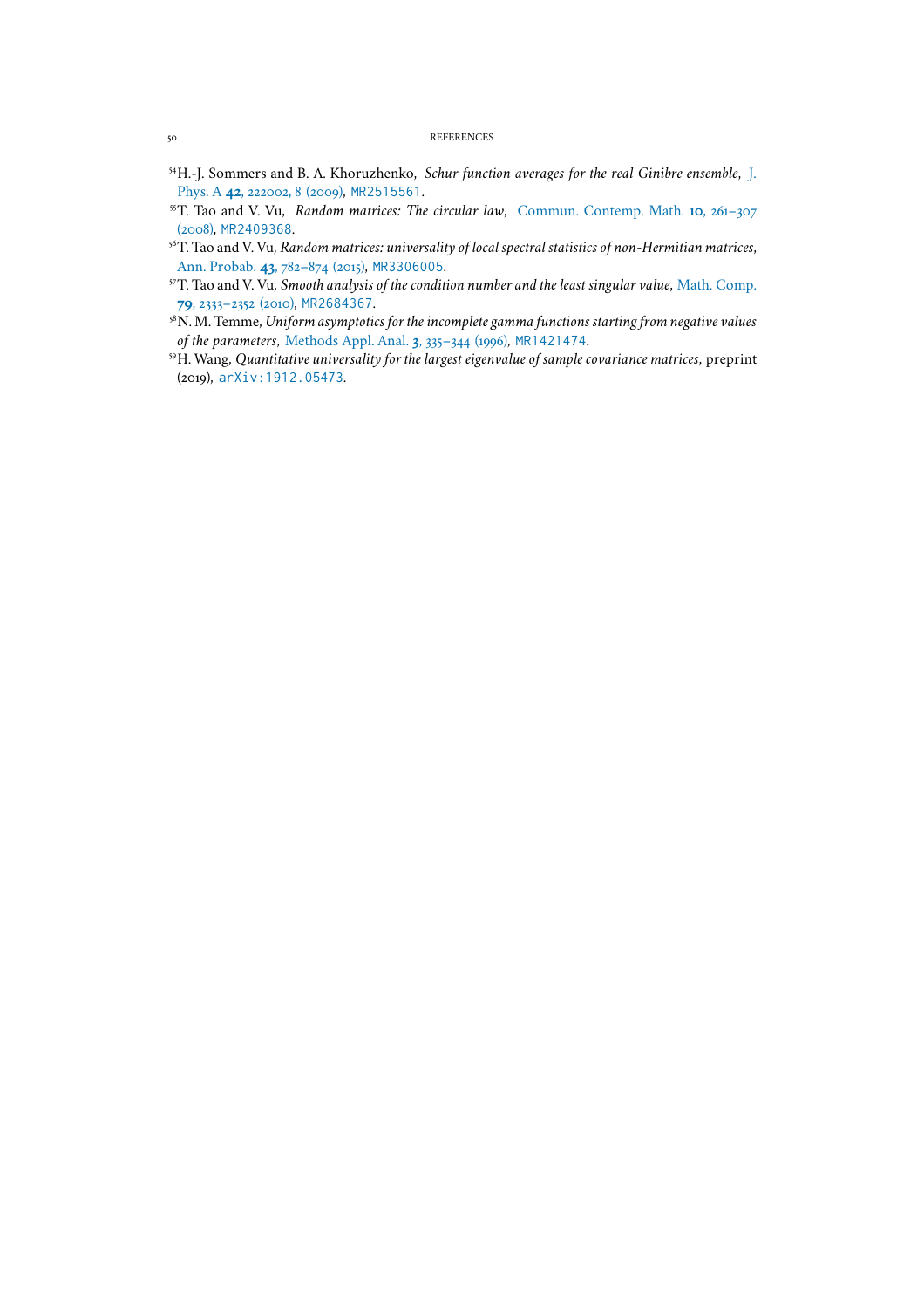[54]H.-J. Sommers and B. A. Khoruzhenko, *Schur function averages for the real Ginibre ensemble*, J. Phys. A **42**, 222002, 8 (2009), MR2515561.

[55]T. Tao and V. Vu, *Random matrices: The circular law*, Commun. Contemp. Math. **10**, 261–307 (2008), MR2409368.

[56]T. Tao and V. Vu, *Random matrices: universality of local spectral statistics of non-Hermitian matrices*, Ann. Probab. **43**, 782–874 (2015), MR3306005.

[57]T. Tao and V. Vu, *Smooth analysis of the condition number and the least singular value*, Math. Comp. **79**, 2333–2352 (2010), MR2684367.

[58]N. M. Temme, *Uniform asymptotics for the incomplete gamma functions starting from negative values of the parameters*, Methods Appl. Anal. **3**, 335–344 (1996), MR1421474.

[59]H. Wang, *Quantitative universality for the largest eigenvalue of sample covariance matrices*, preprint (2019), arXiv:1912.05473.